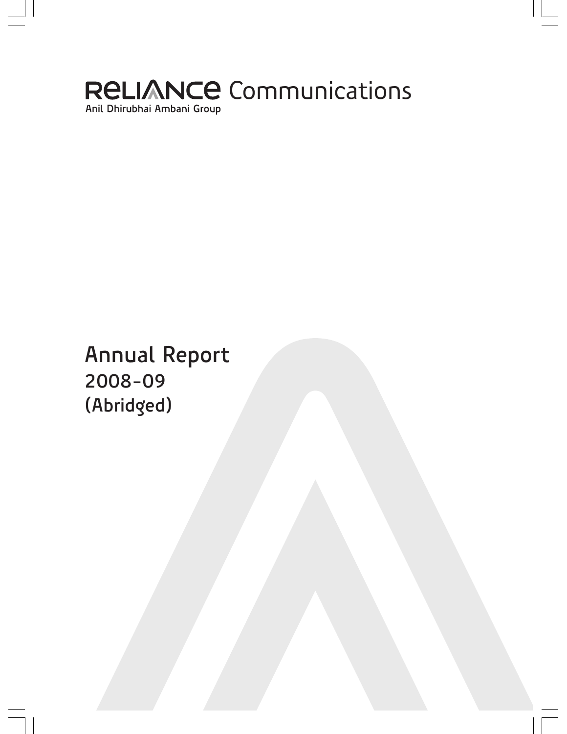RELIANCE Communications

Anil Dhirubhai Ambani Group

# Annual Report 2008-09 (Abridged)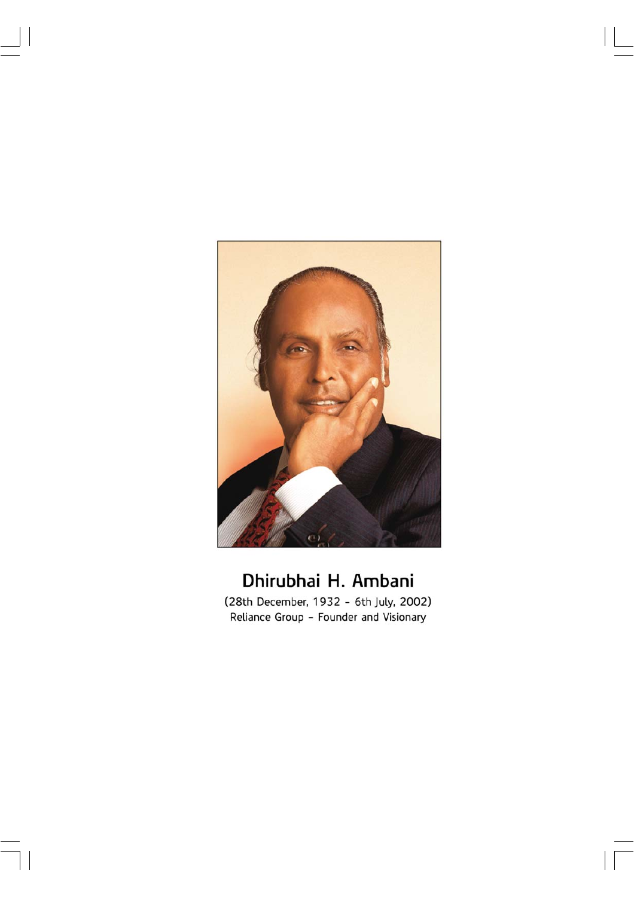**Dhirubhai H. Ambani**

(28th December, 1932 - 6th July, 2002)

Reliance Group - Founder and Visionary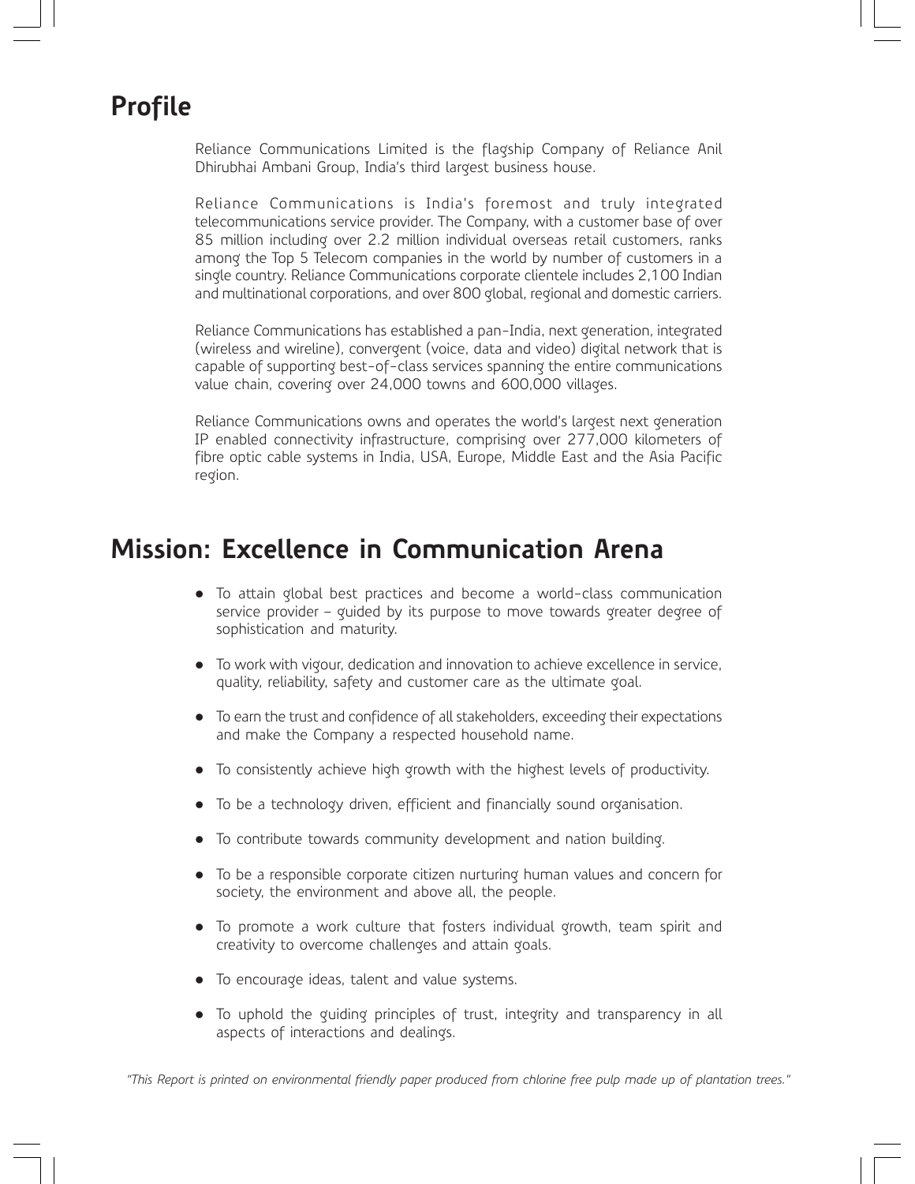# Profile

Reliance Communications Limited is the flagship Company of Reliance Anil Dhirubhai Ambani Group, India's third largest business house.

Reliance Communications is India's foremost and truly integrated telecommunications service provider. The Company, with a customer base of over 85 million including over 2.2 million individual overseas retail customers, ranks among the Top 5 Telecom companies in the world by number of customers in a single country. Reliance Communications corporate clientele includes 2,100 Indian and multinational corporations, and over 800 global, regional and domestic carriers.

Reliance Communications has established a pan-India, next generation, integrated (wireless and wireline), convergent (voice, data and video) digital network that is capable of supporting best-of-class services spanning the entire communications value chain, covering over 24,000 towns and 600,000 villages.

Reliance Communications owns and operates the world's largest next generation IP enabled connectivity infrastructure, comprising over 277,000 kilometers of fibre optic cable systems in India, USA, Europe, Middle East and the Asia Pacific region.

# Mission: Excellence in Communication Arena

- To attain global best practices and become a world-class communication service provider – guided by its purpose to move towards greater degree of sophistication and maturity.
- To work with vigour, dedication and innovation to achieve excellence in service, quality, reliability, safety and customer care as the ultimate goal.
- To earn the trust and confidence of all stakeholders, exceeding their expectations and make the Company a respected household name.
- To consistently achieve high growth with the highest levels of productivity.
- To be a technology driven, efficient and financially sound organisation.
- To contribute towards community development and nation building.
- To be a responsible corporate citizen nurturing human values and concern for society, the environment and above all, the people.
- To promote a work culture that fosters individual growth, team spirit and creativity to overcome challenges and attain goals.
- To encourage ideas, talent and value systems.
- To uphold the guiding principles of trust, integrity and transparency in all aspects of interactions and dealings.

*"This Report is printed on environmental friendly paper produced from chlorine free pulp made up of plantation trees."*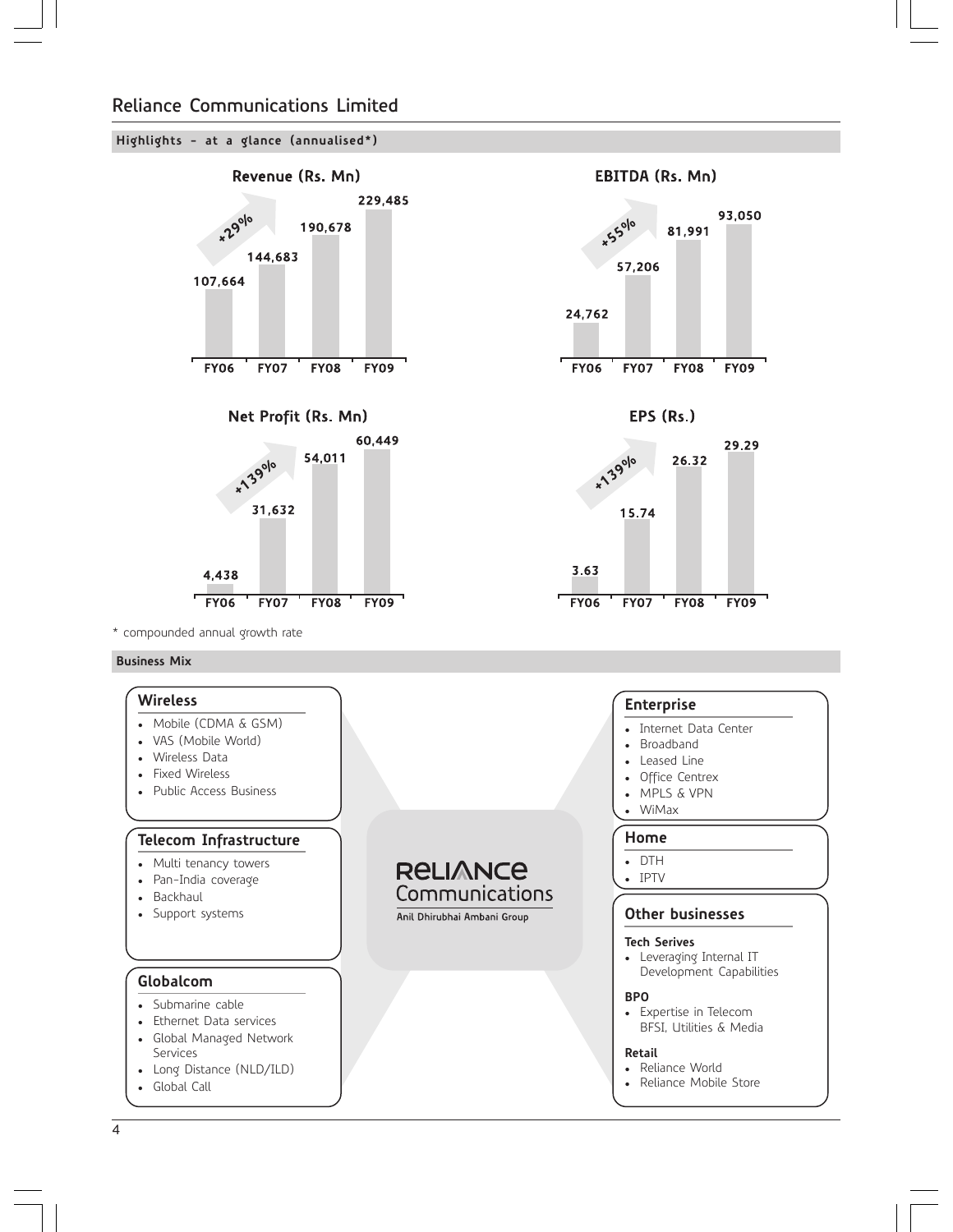## Reliance Communications Limited

### Highlights - at a glance (annualised*)

**Revenue (Rs. Mn)**

+29%

107,664
144,683
190,678
229,485

FY06 FY07 FY08 FY09

**EBITDA (Rs. Mn)**

+55%

24,762
57,206
81,991
93,050

FY06 FY07 FY08 FY09

**Net Profit (Rs. Mn)**

+139%

4,438
31,632
54,011
60,449

FY06 FY07 FY08 FY09

**EPS (Rs.)**

+139%

3.63
15.74
26.32
29.29

FY06 FY07 FY08 FY09

\* compounded annual growth rate

### Business Mix

RELIANCE Communications
Anil Dhirubhai Ambani Group

**Wireless**

- Mobile (CDMA & GSM)
- VAS (Mobile World)
- Wireless Data
- Fixed Wireless
- Public Access Business

**Telecom Infrastructure**

- Multi tenancy towers
- Pan-India coverage
- Backhaul
- Support systems

**Globalcom**

- Submarine cable
- Ethernet Data services
- Global Managed Network Services
- Long Distance (NLD/ILD)
- Global Call

**Enterprise**

- Internet Data Center
- Broadband
- Leased Line
- Office Centrex
- MPLS & VPN
- WiMax

**Home**

- DTH
- IPTV

**Other businesses**

**Tech Serives**

- Leveraging Internal IT Development Capabilities

**BPO**

- Expertise in Telecom BFSI, Utilities & Media

**Retail**

- Reliance World
- Reliance Mobile Store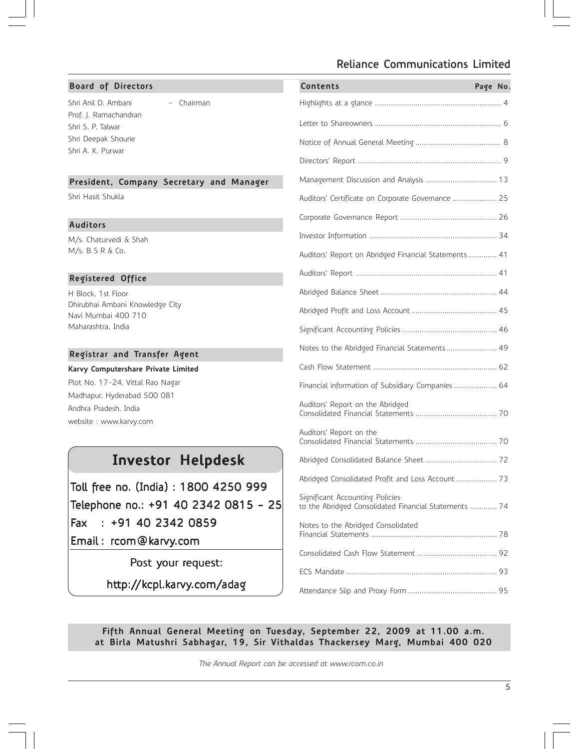# Reliance Communications Limited

## Board of Directors

Shri Anil D. Ambani – Chairman
Prof. J. Ramachandran
Shri S. P. Talwar
Shri Deepak Shourie
Shri A. K. Purwar

## President, Company Secretary and Manager

Shri Hasit Shukla

## Auditors

M/s. Chaturvedi & Shah
M/s. B S R & Co.

## Registered Office

H Block, 1st Floor
Dhirubhai Ambani Knowledge City
Navi Mumbai 400 710
Maharashtra, India

## Registrar and Transfer Agent

**Karvy Computershare Private Limited**
Plot No. 17-24, Vittal Rao Nagar
Madhapur, Hyderabad 500 081
Andhra Pradesh, India
website : www.karvy.com

## Investor Helpdesk

Toll free no. (India) : 1800 4250 999
Telephone no.: +91 40 2342 0815 - 25
Fax : +91 40 2342 0859
Email : rcom@karvy.com

Post your request:

http://kcpl.karvy.com/adag

## Contents

| Contents | Page No. |
|---|---|
| Highlights at a glance | 4 |
| Letter to Shareowners | 6 |
| Notice of Annual General Meeting | 8 |
| Directors' Report | 9 |
| Management Discussion and Analysis | 13 |
| Auditors' Certificate on Corporate Governance | 25 |
| Corporate Governance Report | 26 |
| Investor Information | 34 |
| Auditors' Report on Abridged Financial Statements | 41 |
| Auditors' Report | 41 |
| Abridged Balance Sheet | 44 |
| Abridged Profit and Loss Account | 45 |
| Significant Accounting Policies | 46 |
| Notes to the Abridged Financial Statements | 49 |
| Cash Flow Statement | 62 |
| Financial information of Subsidiary Companies | 64 |
| Auditors' Report on the Abridged Consolidated Financial Statements | 70 |
| Auditors' Report on the Consolidated Financial Statements | 70 |
| Abridged Consolidated Balance Sheet | 72 |
| Abridged Consolidated Profit and Loss Account | 73 |
| Significant Accounting Policies to the Abridged Consolidated Financial Statements | 74 |
| Notes to the Abridged Consolidated Financial Statements | 78 |
| Consolidated Cash Flow Statement | 92 |
| ECS Mandate | 93 |
| Attendance Slip and Proxy Form | 95 |

**Fifth Annual General Meeting on Tuesday, September 22, 2009 at 11.00 a.m. at Birla Matushri Sabhagar, 19, Sir Vithaldas Thackersey Marg, Mumbai 400 020**

*The Annual Report can be accessed at www.rcom.co.in*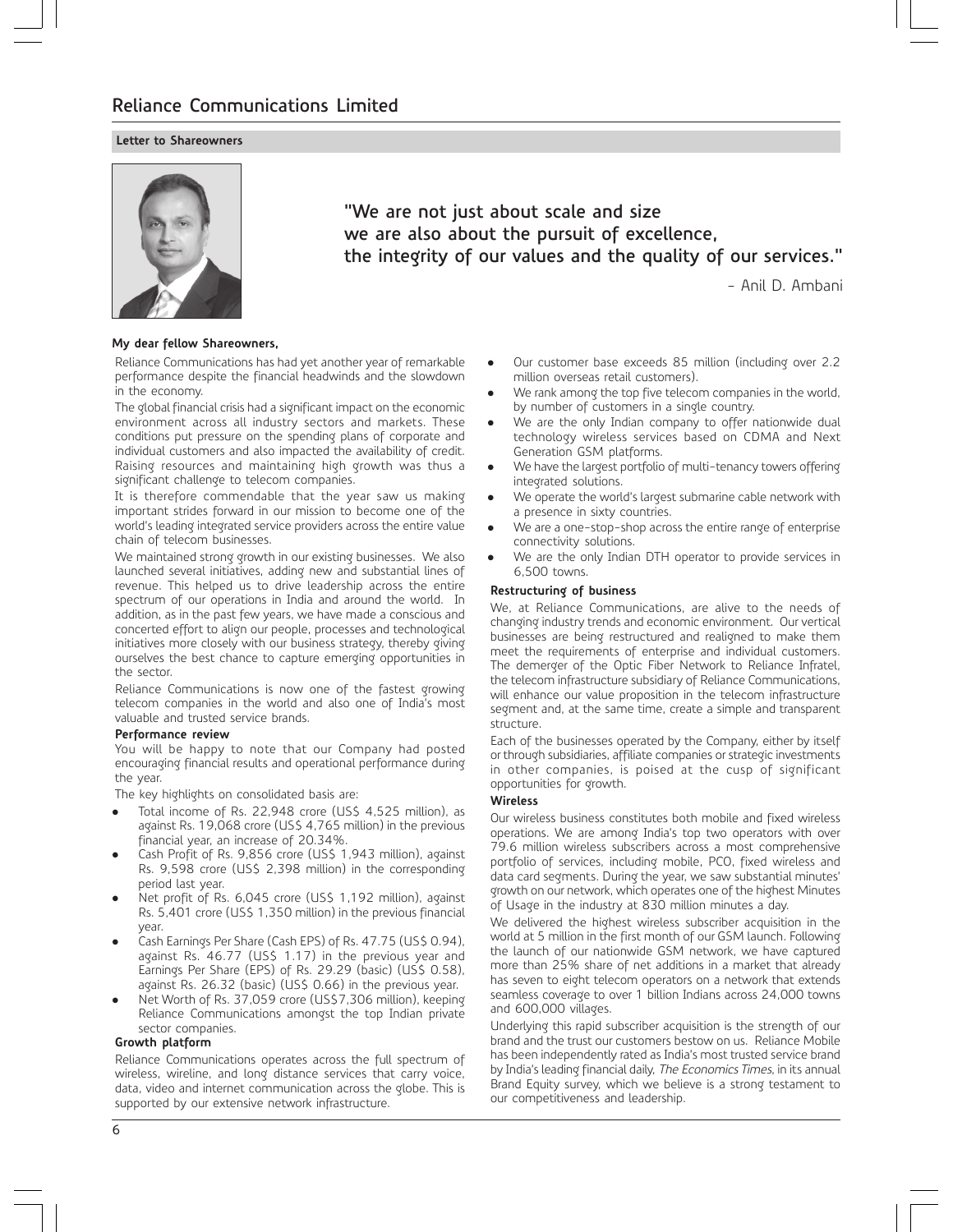## Letter to Shareowners

"We are not just about scale and size we are also about the pursuit of excellence, the integrity of our values and the quality of our services."

\- Anil D. Ambani

**My dear fellow Shareowners,**

Reliance Communications has had yet another year of remarkable performance despite the financial headwinds and the slowdown in the economy.

The global financial crisis had a significant impact on the economic environment across all industry sectors and markets. These conditions put pressure on the spending plans of corporate and individual customers and also impacted the availability of credit. Raising resources and maintaining high growth was thus a significant challenge to telecom companies.

It is therefore commendable that the year saw us making important strides forward in our mission to become one of the world's leading integrated service providers across the entire value chain of telecom businesses.

We maintained strong growth in our existing businesses. We also launched several initiatives, adding new and substantial lines of revenue. This helped us to drive leadership across the entire spectrum of our operations in India and around the world. In addition, as in the past few years, we have made a conscious and concerted effort to align our people, processes and technological initiatives more closely with our business strategy, thereby giving ourselves the best chance to capture emerging opportunities in the sector.

Reliance Communications is now one of the fastest growing telecom companies in the world and also one of India's most valuable and trusted service brands.

**Performance review**

You will be happy to note that our Company had posted encouraging financial results and operational performance during the year.

The key highlights on consolidated basis are:

- Total income of Rs. 22,948 crore (US$ 4,525 million), as against Rs. 19,068 crore (US$ 4,765 million) in the previous financial year, an increase of 20.34%.
- Cash Profit of Rs. 9,856 crore (US$ 1,943 million), against Rs. 9,598 crore (US$ 2,398 million) in the corresponding period last year.
- Net profit of Rs. 6,045 crore (US$ 1,192 million), against Rs. 5,401 crore (US$ 1,350 million) in the previous financial year.
- Cash Earnings Per Share (Cash EPS) of Rs. 47.75 (US$ 0.94), against Rs. 46.77 (US$ 1.17) in the previous year and Earnings Per Share (EPS) of Rs. 29.29 (basic) (US$ 0.58), against Rs. 26.32 (basic) (US$ 0.66) in the previous year.
- Net Worth of Rs. 37,059 crore (US$7,306 million), keeping Reliance Communications amongst the top Indian private sector companies.

**Growth platform**

Reliance Communications operates across the full spectrum of wireless, wireline, and long distance services that carry voice, data, video and internet communication across the globe. This is supported by our extensive network infrastructure.

- Our customer base exceeds 85 million (including over 2.2 million overseas retail customers).
- We rank among the top five telecom companies in the world, by number of customers in a single country.
- We are the only Indian company to offer nationwide dual technology wireless services based on CDMA and Next Generation GSM platforms.
- We have the largest portfolio of multi-tenancy towers offering integrated solutions.
- We operate the world's largest submarine cable network with a presence in sixty countries.
- We are a one-stop-shop across the entire range of enterprise connectivity solutions.
- We are the only Indian DTH operator to provide services in 6,500 towns.

**Restructuring of business**

We, at Reliance Communications, are alive to the needs of changing industry trends and economic environment. Our vertical businesses are being restructured and realigned to make them meet the requirements of enterprise and individual customers. The demerger of the Optic Fiber Network to Reliance Infratel, the telecom infrastructure subsidiary of Reliance Communications, will enhance our value proposition in the telecom infrastructure segment and, at the same time, create a simple and transparent structure.

Each of the businesses operated by the Company, either by itself or through subsidiaries, affiliate companies or strategic investments in other companies, is poised at the cusp of significant opportunities for growth.

**Wireless**

Our wireless business constitutes both mobile and fixed wireless operations. We are among India's top two operators with over 79.6 million wireless subscribers across a most comprehensive portfolio of services, including mobile, PCO, fixed wireless and data card segments. During the year, we saw substantial minutes' growth on our network, which operates one of the highest Minutes of Usage in the industry at 830 million minutes a day.

We delivered the highest wireless subscriber acquisition in the world at 5 million in the first month of our GSM launch. Following the launch of our nationwide GSM network, we have captured more than 25% share of net additions in a market that already has seven to eight telecom operators on a network that extends seamless coverage to over 1 billion Indians across 24,000 towns and 600,000 villages.

Underlying this rapid subscriber acquisition is the strength of our brand and the trust our customers bestow on us. Reliance Mobile has been independently rated as India's most trusted service brand by India's leading financial daily, *The Economics Times*, in its annual Brand Equity survey, which we believe is a strong testament to our competitiveness and leadership.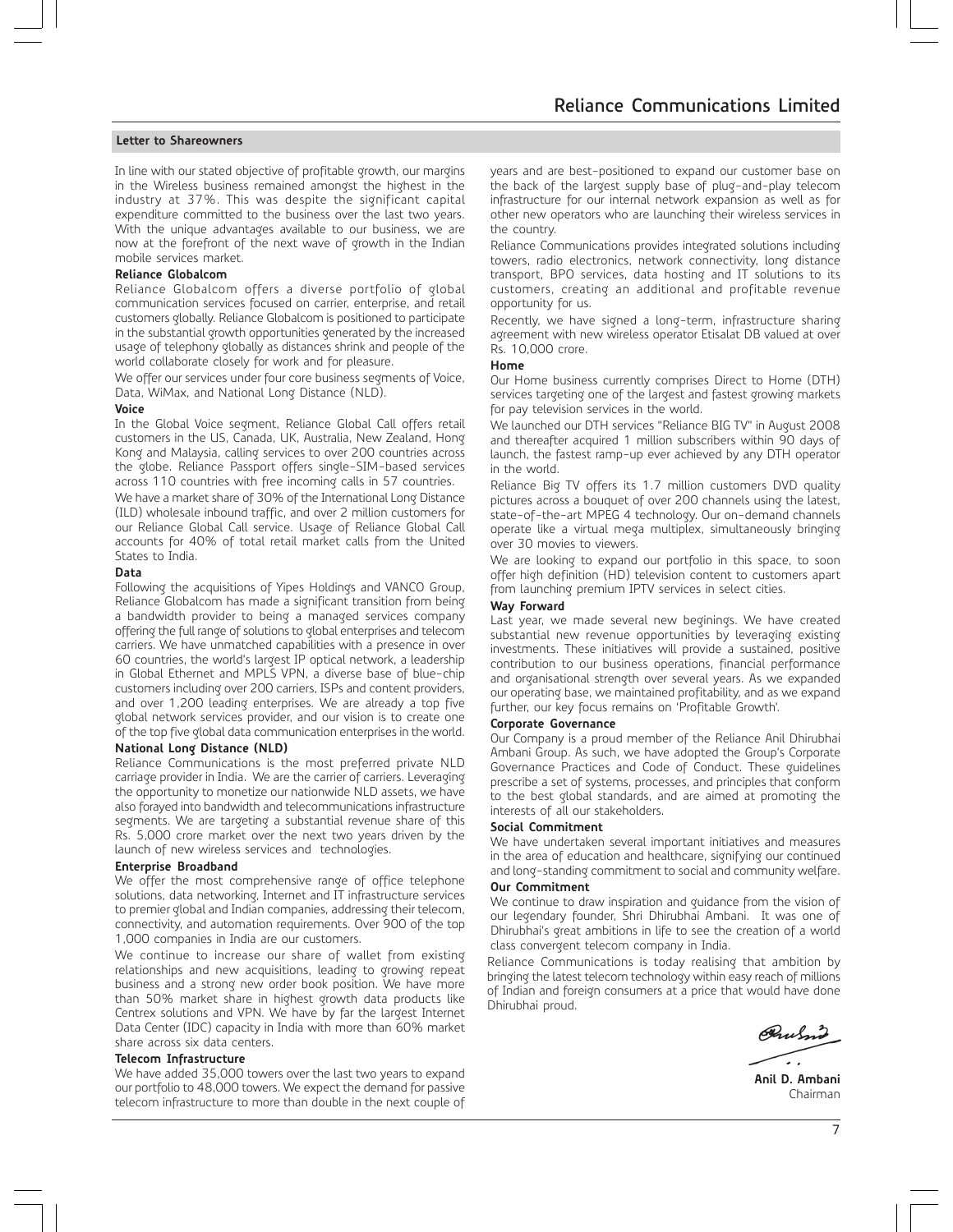## Letter to Shareowners

In line with our stated objective of profitable growth, our margins in the Wireless business remained amongst the highest in the industry at 37%. This was despite the significant capital expenditure committed to the business over the last two years. With the unique advantages available to our business, we are now at the forefront of the next wave of growth in the Indian mobile services market.

### Reliance Globalcom

Reliance Globalcom offers a diverse portfolio of global communication services focused on carrier, enterprise, and retail customers globally. Reliance Globalcom is positioned to participate in the substantial growth opportunities generated by the increased usage of telephony globally as distances shrink and people of the world collaborate closely for work and for pleasure.

We offer our services under four core business segments of Voice, Data, WiMax, and National Long Distance (NLD).

### Voice

In the Global Voice segment, Reliance Global Call offers retail customers in the US, Canada, UK, Australia, New Zealand, Hong Kong and Malaysia, calling services to over 200 countries across the globe. Reliance Passport offers single-SIM-based services across 110 countries with free incoming calls in 57 countries.

We have a market share of 30% of the International Long Distance (ILD) wholesale inbound traffic, and over 2 million customers for our Reliance Global Call service. Usage of Reliance Global Call accounts for 40% of total retail market calls from the United States to India.

### Data

Following the acquisitions of Yipes Holdings and VANCO Group, Reliance Globalcom has made a significant transition from being a bandwidth provider to being a managed services company offering the full range of solutions to global enterprises and telecom carriers. We have unmatched capabilities with a presence in over 60 countries, the world's largest IP optical network, a leadership in Global Ethernet and MPLS VPN, a diverse base of blue-chip customers including over 200 carriers, ISPs and content providers, and over 1,200 leading enterprises. We are already a top five global network services provider, and our vision is to create one of the top five global data communication enterprises in the world.

### National Long Distance (NLD)

Reliance Communications is the most preferred private NLD carriage provider in India. We are the carrier of carriers. Leveraging the opportunity to monetize our nationwide NLD assets, we have also forayed into bandwidth and telecommunications infrastructure segments. We are targeting a substantial revenue share of this Rs. 5,000 crore market over the next two years driven by the launch of new wireless services and technologies.

### Enterprise Broadband

We offer the most comprehensive range of office telephone solutions, data networking, Internet and IT infrastructure services to premier global and Indian companies, addressing their telecom, connectivity, and automation requirements. Over 900 of the top 1,000 companies in India are our customers.

We continue to increase our share of wallet from existing relationships and new acquisitions, leading to growing repeat business and a strong new order book position. We have more than 50% market share in highest growth data products like Centrex solutions and VPN. We have by far the largest Internet Data Center (IDC) capacity in India with more than 60% market share across six data centers.

### Telecom Infrastructure

We have added 35,000 towers over the last two years to expand our portfolio to 48,000 towers. We expect the demand for passive telecom infrastructure to more than double in the next couple of years and are best-positioned to expand our customer base on the back of the largest supply base of plug-and-play telecom infrastructure for our internal network expansion as well as for other new operators who are launching their wireless services in the country.

Reliance Communications provides integrated solutions including towers, radio electronics, network connectivity, long distance transport, BPO services, data hosting and IT solutions to its customers, creating an additional and profitable revenue opportunity for us.

Recently, we have signed a long-term, infrastructure sharing agreement with new wireless operator Etisalat DB valued at over Rs. 10,000 crore.

### Home

Our Home business currently comprises Direct to Home (DTH) services targeting one of the largest and fastest growing markets for pay television services in the world.

We launched our DTH services "Reliance BIG TV" in August 2008 and thereafter acquired 1 million subscribers within 90 days of launch, the fastest ramp-up ever achieved by any DTH operator in the world.

Reliance Big TV offers its 1.7 million customers DVD quality pictures across a bouquet of over 200 channels using the latest, state-of-the-art MPEG 4 technology. Our on-demand channels operate like a virtual mega multiplex, simultaneously bringing over 30 movies to viewers.

We are looking to expand our portfolio in this space, to soon offer high definition (HD) television content to customers apart from launching premium IPTV services in select cities.

### Way Forward

Last year, we made several new beginings. We have created substantial new revenue opportunities by leveraging existing investments. These initiatives will provide a sustained, positive contribution to our business operations, financial performance and organisational strength over several years. As we expanded our operating base, we maintained profitability, and as we expand further, our key focus remains on 'Profitable Growth'.

### Corporate Governance

Our Company is a proud member of the Reliance Anil Dhirubhai Ambani Group. As such, we have adopted the Group's Corporate Governance Practices and Code of Conduct. These guidelines prescribe a set of systems, processes, and principles that conform to the best global standards, and are aimed at promoting the interests of all our stakeholders.

### Social Commitment

We have undertaken several important initiatives and measures in the area of education and healthcare, signifying our continued and long-standing commitment to social and community welfare.

### Our Commitment

We continue to draw inspiration and guidance from the vision of our legendary founder, Shri Dhirubhai Ambani. It was one of Dhirubhai's great ambitions in life to see the creation of a world class convergent telecom company in India.

Reliance Communications is today realising that ambition by bringing the latest telecom technology within easy reach of millions of Indian and foreign consumers at a price that would have done Dhirubhai proud.

**Anil D. Ambani**
Chairman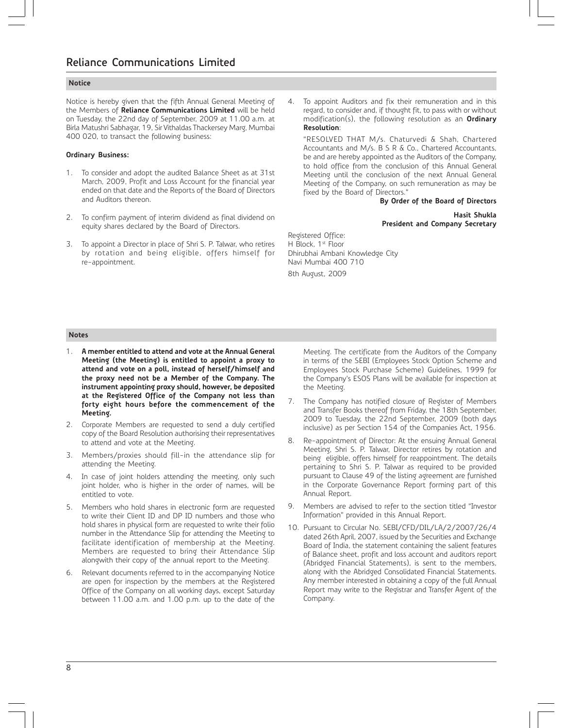## Notice

Notice is hereby given that the fifth Annual General Meeting of the Members of **Reliance Communications Limited** will be held on Tuesday, the 22nd day of September, 2009 at 11.00 a.m. at Birla Matushri Sabhagar, 19, Sir Vithaldas Thackersey Marg, Mumbai 400 020, to transact the following business:

**Ordinary Business:**

1. To consider and adopt the audited Balance Sheet as at 31st March, 2009, Profit and Loss Account for the financial year ended on that date and the Reports of the Board of Directors and Auditors thereon.
2. To confirm payment of interim dividend as final dividend on equity shares declared by the Board of Directors.
3. To appoint a Director in place of Shri S. P. Talwar, who retires by rotation and being eligible, offers himself for re-appointment.
4. To appoint Auditors and fix their remuneration and in this regard, to consider and, if thought fit, to pass with or without modification(s), the following resolution as an **Ordinary Resolution**:

   "RESOLVED THAT M/s. Chaturvedi & Shah, Chartered Accountants and M/s. B S R & Co., Chartered Accountants, be and are hereby appointed as the Auditors of the Company, to hold office from the conclusion of this Annual General Meeting until the conclusion of the next Annual General Meeting of the Company, on such remuneration as may be fixed by the Board of Directors."

**By Order of the Board of Directors**

**Hasit Shukla**
**President and Company Secretary**

Registered Office:
H Block, 1st Floor
Dhirubhai Ambani Knowledge City
Navi Mumbai 400 710

8th August, 2009

## Notes

1. **A member entitled to attend and vote at the Annual General Meeting (the Meeting) is entitled to appoint a proxy to attend and vote on a poll, instead of herself/himself and the proxy need not be a Member of the Company. The instrument appointing proxy should, however, be deposited at the Registered Office of the Company not less than forty eight hours before the commencement of the Meeting.**
2. Corporate Members are requested to send a duly certified copy of the Board Resolution authorising their representatives to attend and vote at the Meeting.
3. Members/proxies should fill-in the attendance slip for attending the Meeting.
4. In case of joint holders attending the meeting, only such joint holder, who is higher in the order of names, will be entitled to vote.
5. Members who hold shares in electronic form are requested to write their Client ID and DP ID numbers and those who hold shares in physical form are requested to write their folio number in the Attendance Slip for attending the Meeting to facilitate identification of membership at the Meeting. Members are requested to bring their Attendance Slip alongwith their copy of the annual report to the Meeting.
6. Relevant documents referred to in the accompanying Notice are open for inspection by the members at the Registered Office of the Company on all working days, except Saturday between 11.00 a.m. and 1.00 p.m. up to the date of the Meeting. The certificate from the Auditors of the Company in terms of the SEBI (Employees Stock Option Scheme and Employees Stock Purchase Scheme) Guidelines, 1999 for the Company's ESOS Plans will be available for inspection at the Meeting.
7. The Company has notified closure of Register of Members and Transfer Books thereof from Friday, the 18th September, 2009 to Tuesday, the 22nd September, 2009 (both days inclusive) as per Section 154 of the Companies Act, 1956.
8. Re-appointment of Director: At the ensuing Annual General Meeting, Shri S. P. Talwar, Director retires by rotation and being eligible, offers himself for reappointment. The details pertaining to Shri S. P. Talwar as required to be provided pursuant to Clause 49 of the listing agreement are furnished in the Corporate Governance Report forming part of this Annual Report.
9. Members are advised to refer to the section titled "Investor Information" provided in this Annual Report.
10. Pursuant to Circular No. SEBI/CFD/DIL/LA/2/2007/26/4 dated 26th April, 2007, issued by the Securities and Exchange Board of India, the statement containing the salient features of Balance sheet, profit and loss account and auditors report (Abridged Financial Statements), is sent to the members, along with the Abridged Consolidated Financial Statements. Any member interested in obtaining a copy of the full Annual Report may write to the Registrar and Transfer Agent of the Company.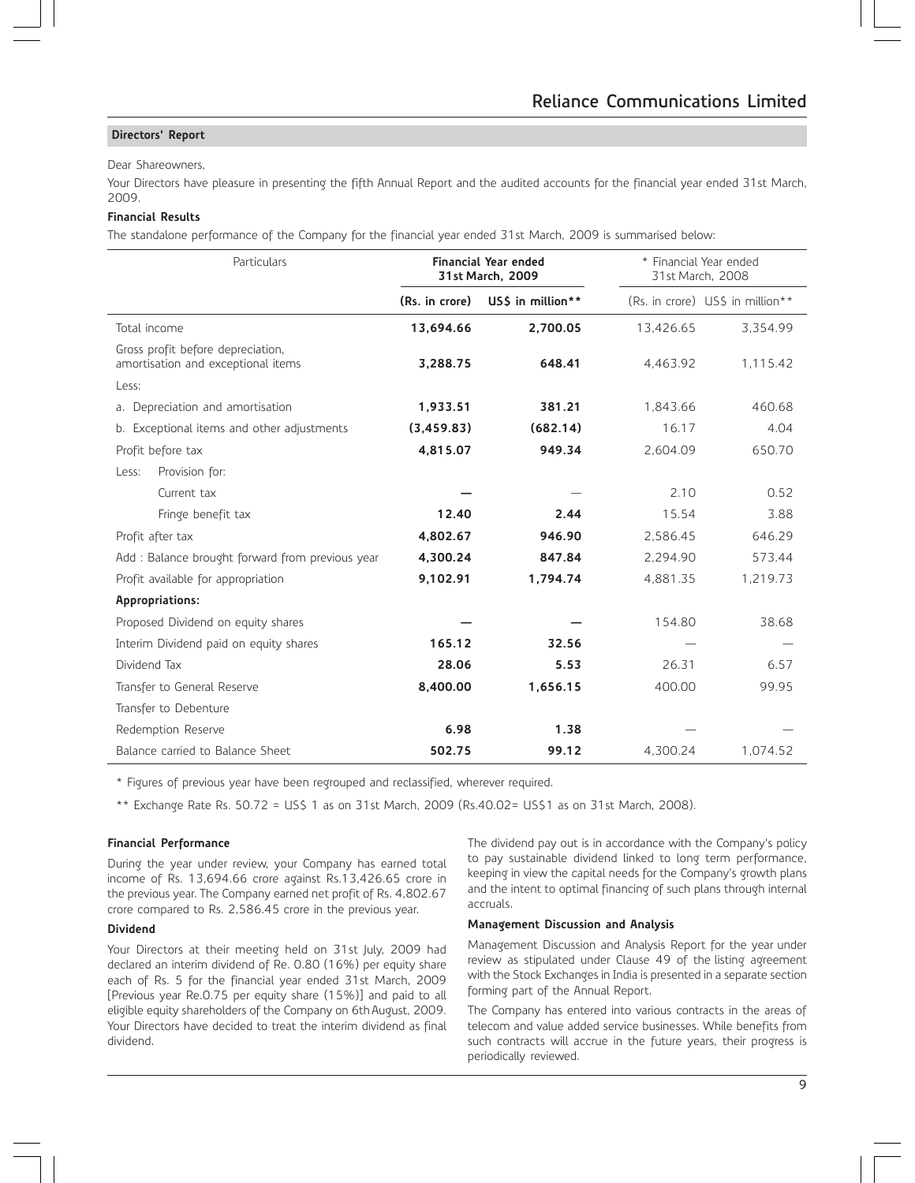## Directors' Report

Dear Shareowners,

Your Directors have pleasure in presenting the fifth Annual Report and the audited accounts for the financial year ended 31st March, 2009.

### Financial Results

The standalone performance of the Company for the financial year ended 31st March, 2009 is summarised below:

| Particulars | **Financial Year ended 31st March, 2009** | | * Financial Year ended 31st March, 2008 | |
|---|---|---|---|---|
| | **(Rs. in crore)** | **US$ in million**** | (Rs. in crore) | US$ in million** |
| Total income | **13,694.66** | **2,700.05** | 13,426.65 | 3,354.99 |
| Gross profit before depreciation, amortisation and exceptional items | **3,288.75** | **648.41** | 4,463.92 | 1,115.42 |
| Less: | | | | |
| a. Depreciation and amortisation | **1,933.51** | **381.21** | 1,843.66 | 460.68 |
| b. Exceptional items and other adjustments | **(3,459.83)** | **(682.14)** | 16.17 | 4.04 |
| Profit before tax | **4,815.07** | **949.34** | 2,604.09 | 650.70 |
| Less: Provision for: | | | | |
| Current tax | **—** | — | 2.10 | 0.52 |
| Fringe benefit tax | **12.40** | **2.44** | 15.54 | 3.88 |
| Profit after tax | **4,802.67** | **946.90** | 2,586.45 | 646.29 |
| Add : Balance brought forward from previous year | **4,300.24** | **847.84** | 2,294.90 | 573.44 |
| Profit available for appropriation | **9,102.91** | **1,794.74** | 4,881.35 | 1,219.73 |
| **Appropriations:** | | | | |
| Proposed Dividend on equity shares | **—** | **—** | 154.80 | 38.68 |
| Interim Dividend paid on equity shares | **165.12** | **32.56** | — | — |
| Dividend Tax | **28.06** | **5.53** | 26.31 | 6.57 |
| Transfer to General Reserve | **8,400.00** | **1,656.15** | 400.00 | 99.95 |
| Transfer to Debenture Redemption Reserve | **6.98** | **1.38** | — | — |
| Balance carried to Balance Sheet | **502.75** | **99.12** | 4,300.24 | 1,074.52 |

\* Figures of previous year have been regrouped and reclassified, wherever required.

** Exchange Rate Rs. 50.72 = US$ 1 as on 31st March, 2009 (Rs.40.02= US$1 as on 31st March, 2008).

### Financial Performance

During the year under review, your Company has earned total income of Rs. 13,694.66 crore against Rs.13,426.65 crore in the previous year. The Company earned net profit of Rs. 4,802.67 crore compared to Rs. 2,586.45 crore in the previous year.

### Dividend

Your Directors at their meeting held on 31st July, 2009 had declared an interim dividend of Re. 0.80 (16%) per equity share each of Rs. 5 for the financial year ended 31st March, 2009 [Previous year Re.0.75 per equity share (15%)] and paid to all eligible equity shareholders of the Company on 6th August, 2009. Your Directors have decided to treat the interim dividend as final dividend.

The dividend pay out is in accordance with the Company's policy to pay sustainable dividend linked to long term performance, keeping in view the capital needs for the Company's growth plans and the intent to optimal financing of such plans through internal accruals.

### Management Discussion and Analysis

Management Discussion and Analysis Report for the year under review as stipulated under Clause 49 of the listing agreement with the Stock Exchanges in India is presented in a separate section forming part of the Annual Report.

The Company has entered into various contracts in the areas of telecom and value added service businesses. While benefits from such contracts will accrue in the future years, their progress is periodically reviewed.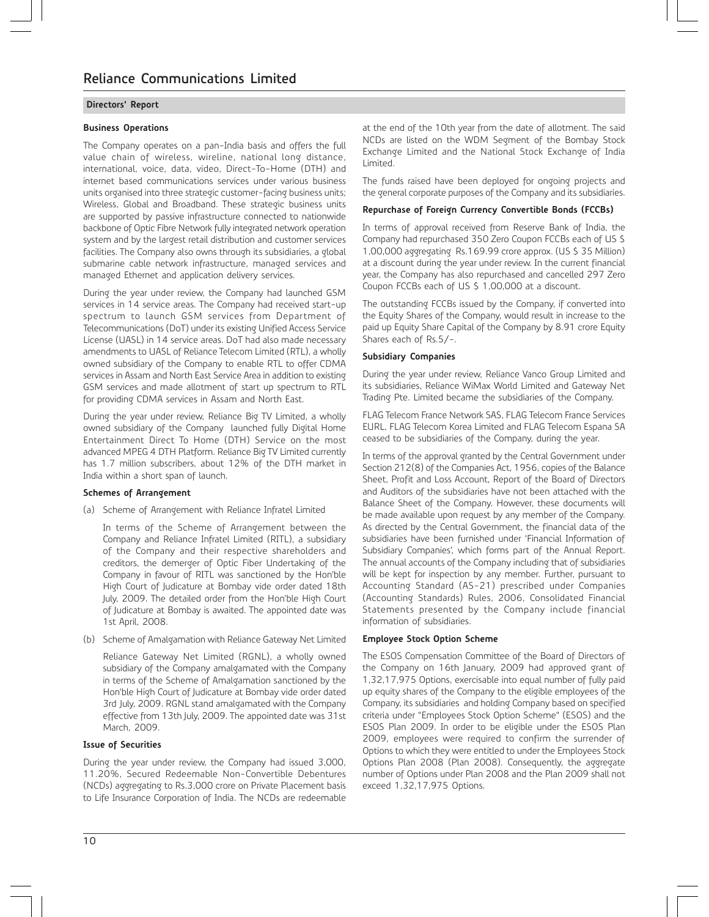## Directors' Report

### Business Operations

The Company operates on a pan-India basis and offers the full value chain of wireless, wireline, national long distance, international, voice, data, video, Direct-To-Home (DTH) and internet based communications services under various business units organised into three strategic customer-facing business units; Wireless, Global and Broadband. These strategic business units are supported by passive infrastructure connected to nationwide backbone of Optic Fibre Network fully integrated network operation system and by the largest retail distribution and customer services facilities. The Company also owns through its subsidiaries, a global submarine cable network infrastructure, managed services and managed Ethernet and application delivery services.

During the year under review, the Company had launched GSM services in 14 service areas. The Company had received start-up spectrum to launch GSM services from Department of Telecommunications (DoT) under its existing Unified Access Service License (UASL) in 14 service areas. DoT had also made necessary amendments to UASL of Reliance Telecom Limited (RTL), a wholly owned subsidiary of the Company to enable RTL to offer CDMA services in Assam and North East Service Area in addition to existing GSM services and made allotment of start up spectrum to RTL for providing CDMA services in Assam and North East.

During the year under review, Reliance Big TV Limited, a wholly owned subsidiary of the Company launched fully Digital Home Entertainment Direct To Home (DTH) Service on the most advanced MPEG 4 DTH Platform. Reliance Big TV Limited currently has 1.7 million subscribers, about 12% of the DTH market in India within a short span of launch.

### Schemes of Arrangement

(a) Scheme of Arrangement with Reliance Infratel Limited

In terms of the Scheme of Arrangement between the Company and Reliance Infratel Limited (RITL), a subsidiary of the Company and their respective shareholders and creditors, the demerger of Optic Fiber Undertaking of the Company in favour of RITL was sanctioned by the Hon'ble High Court of Judicature at Bombay vide order dated 18th July, 2009. The detailed order from the Hon'ble High Court of Judicature at Bombay is awaited. The appointed date was 1st April, 2008.

(b) Scheme of Amalgamation with Reliance Gateway Net Limited

Reliance Gateway Net Limited (RGNL), a wholly owned subsidiary of the Company amalgamated with the Company in terms of the Scheme of Amalgamation sanctioned by the Hon'ble High Court of Judicature at Bombay vide order dated 3rd July, 2009. RGNL stand amalgamated with the Company effective from 13th July, 2009. The appointed date was 31st March, 2009.

### Issue of Securities

During the year under review, the Company had issued 3,000, 11.20%, Secured Redeemable Non-Convertible Debentures (NCDs) aggregating to Rs.3,000 crore on Private Placement basis to Life Insurance Corporation of India. The NCDs are redeemable at the end of the 10th year from the date of allotment. The said NCDs are listed on the WDM Segment of the Bombay Stock Exchange Limited and the National Stock Exchange of India Limited.

The funds raised have been deployed for ongoing projects and the general corporate purposes of the Company and its subsidiaries.

### Repurchase of Foreign Currency Convertible Bonds (FCCBs)

In terms of approval received from Reserve Bank of India, the Company had repurchased 350 Zero Coupon FCCBs each of US $ 1,00,000 aggregating Rs.169.99 crore approx. (US $ 35 Million) at a discount during the year under review. In the current financial year, the Company has also repurchased and cancelled 297 Zero Coupon FCCBs each of US $ 1,00,000 at a discount.

The outstanding FCCBs issued by the Company, if converted into the Equity Shares of the Company, would result in increase to the paid up Equity Share Capital of the Company by 8.91 crore Equity Shares each of Rs.5/-.

### Subsidiary Companies

During the year under review, Reliance Vanco Group Limited and its subsidiaries, Reliance WiMax World Limited and Gateway Net Trading Pte. Limited became the subsidiaries of the Company.

FLAG Telecom France Network SAS, FLAG Telecom France Services EURL, FLAG Telecom Korea Limited and FLAG Telecom Espana SA ceased to be subsidiaries of the Company, during the year.

In terms of the approval granted by the Central Government under Section 212(8) of the Companies Act, 1956, copies of the Balance Sheet, Profit and Loss Account, Report of the Board of Directors and Auditors of the subsidiaries have not been attached with the Balance Sheet of the Company. However, these documents will be made available upon request by any member of the Company. As directed by the Central Government, the financial data of the subsidiaries have been furnished under 'Financial Information of Subsidiary Companies', which forms part of the Annual Report. The annual accounts of the Company including that of subsidiaries will be kept for inspection by any member. Further, pursuant to Accounting Standard (AS-21) prescribed under Companies (Accounting Standards) Rules, 2006, Consolidated Financial Statements presented by the Company include financial information of subsidiaries.

### Employee Stock Option Scheme

The ESOS Compensation Committee of the Board of Directors of the Company on 16th January, 2009 had approved grant of 1,32,17,975 Options, exercisable into equal number of fully paid up equity shares of the Company to the eligible employees of the Company, its subsidiaries and holding Company based on specified criteria under "Employees Stock Option Scheme" (ESOS) and the ESOS Plan 2009. In order to be eligible under the ESOS Plan 2009, employees were required to confirm the surrender of Options to which they were entitled to under the Employees Stock Options Plan 2008 (Plan 2008). Consequently, the aggregate number of Options under Plan 2008 and the Plan 2009 shall not exceed 1,32,17,975 Options.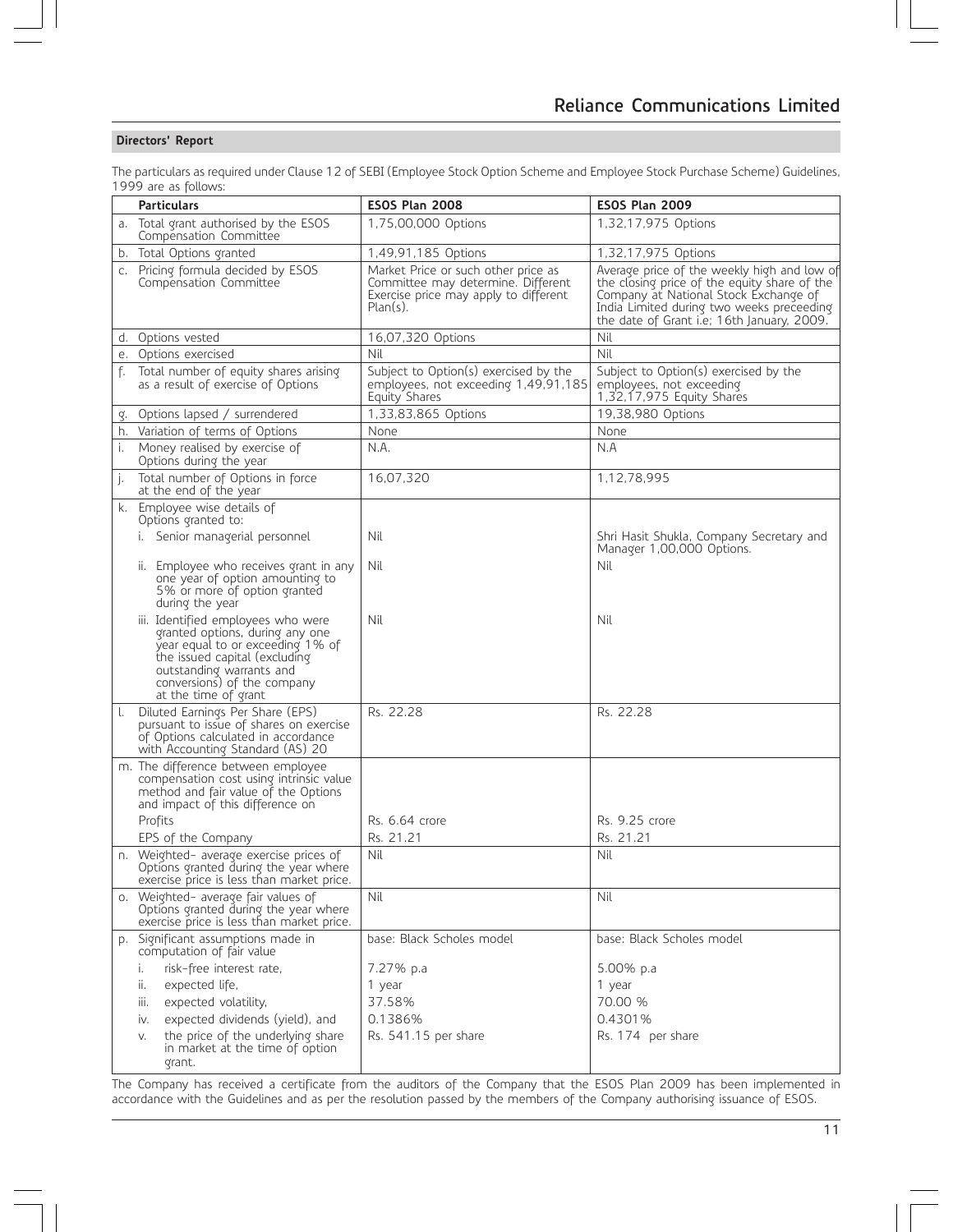## Directors' Report

The particulars as required under Clause 12 of SEBI (Employee Stock Option Scheme and Employee Stock Purchase Scheme) Guidelines, 1999 are as follows:

| Particulars | ESOS Plan 2008 | ESOS Plan 2009 |
|---|---|---|
| a. Total grant authorised by the ESOS Compensation Committee | 1,75,00,000 Options | 1,32,17,975 Options |
| b. Total Options granted | 1,49,91,185 Options | 1,32,17,975 Options |
| c. Pricing formula decided by ESOS Compensation Committee | Market Price or such other price as Committee may determine. Different Exercise price may apply to different Plan(s). | Average price of the weekly high and low of the closing price of the equity share of the Company at National Stock Exchange of India Limited during two weeks preceeding the date of Grant i.e; 16th January, 2009. |
| d. Options vested | 16,07,320 Options | Nil |
| e. Options exercised | Nil | Nil |
| f. Total number of equity shares arising as a result of exercise of Options | Subject to Option(s) exercised by the employees, not exceeding 1,49,91,185 Equity Shares | Subject to Option(s) exercised by the employees, not exceeding 1,32,17,975 Equity Shares |
| g. Options lapsed / surrendered | 1,33,83,865 Options | 19,38,980 Options |
| h. Variation of terms of Options | None | None |
| i. Money realised by exercise of Options during the year | N.A. | N.A |
| j. Total number of Options in force at the end of the year | 16,07,320 | 1,12,78,995 |
| k. Employee wise details of Options granted to: | | |
| i. Senior managerial personnel | Nil | Shri Hasit Shukla, Company Secretary and Manager 1,00,000 Options. |
| ii. Employee who receives grant in any one year of option amounting to 5% or more of option granted during the year | Nil | Nil |
| iii. Identified employees who were granted options, during any one year equal to or exceeding 1% of the issued capital (excluding outstanding warrants and conversions) of the company at the time of grant | Nil | Nil |
| l. Diluted Earnings Per Share (EPS) pursuant to issue of shares on exercise of Options calculated in accordance with Accounting Standard (AS) 20 | Rs. 22.28 | Rs. 22.28 |
| m. The difference between employee compensation cost using intrinsic value method and fair value of the Options and impact of this difference on | | |
| Profits | Rs. 6.64 crore | Rs. 9.25 crore |
| EPS of the Company | Rs. 21.21 | Rs. 21.21 |
| n. Weighted- average exercise prices of Options granted during the year where exercise price is less than market price. | Nil | Nil |
| o. Weighted- average fair values of Options granted during the year where exercise price is less than market price. | Nil | Nil |
| p. Significant assumptions made in computation of fair value | base: Black Scholes model | base: Black Scholes model |
| i. risk-free interest rate, | 7.27% p.a | 5.00% p.a |
| ii. expected life, | 1 year | 1 year |
| iii. expected volatility, | 37.58% | 70.00 % |
| iv. expected dividends (yield), and | 0.1386% | 0.4301% |
| v. the price of the underlying share in market at the time of option grant. | Rs. 541.15 per share | Rs. 174 per share |

The Company has received a certificate from the auditors of the Company that the ESOS Plan 2009 has been implemented in accordance with the Guidelines and as per the resolution passed by the members of the Company authorising issuance of ESOS.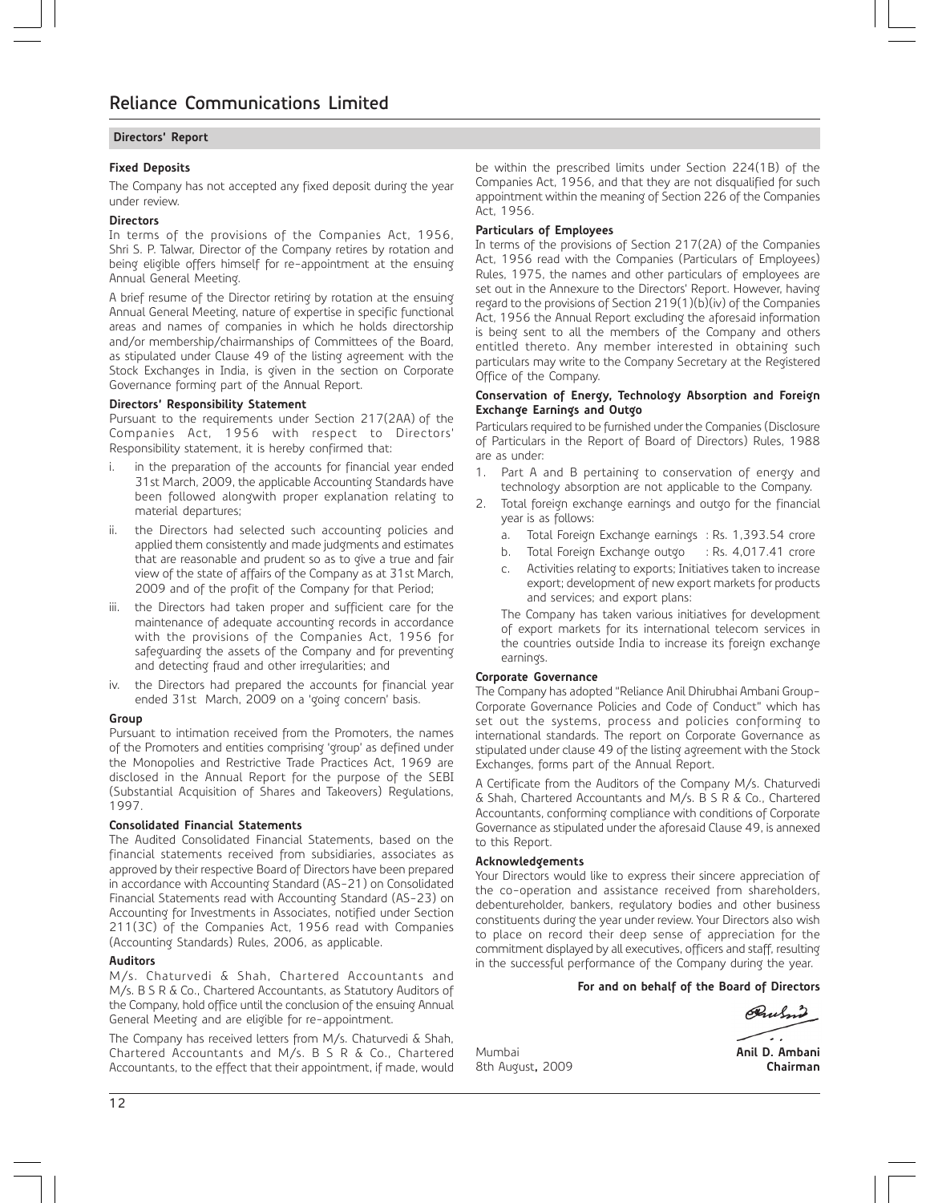## Directors' Report

### Fixed Deposits

The Company has not accepted any fixed deposit during the year under review.

### Directors

In terms of the provisions of the Companies Act, 1956, Shri S. P. Talwar, Director of the Company retires by rotation and being eligible offers himself for re-appointment at the ensuing Annual General Meeting.

A brief resume of the Director retiring by rotation at the ensuing Annual General Meeting, nature of expertise in specific functional areas and names of companies in which he holds directorship and/or membership/chairmanships of Committees of the Board, as stipulated under Clause 49 of the listing agreement with the Stock Exchanges in India, is given in the section on Corporate Governance forming part of the Annual Report.

### Directors' Responsibility Statement

Pursuant to the requirements under Section 217(2AA) of the Companies Act, 1956 with respect to Directors' Responsibility statement, it is hereby confirmed that:

i. in the preparation of the accounts for financial year ended 31st March, 2009, the applicable Accounting Standards have been followed alongwith proper explanation relating to material departures;

ii. the Directors had selected such accounting policies and applied them consistently and made judgments and estimates that are reasonable and prudent so as to give a true and fair view of the state of affairs of the Company as at 31st March, 2009 and of the profit of the Company for that Period;

iii. the Directors had taken proper and sufficient care for the maintenance of adequate accounting records in accordance with the provisions of the Companies Act, 1956 for safeguarding the assets of the Company and for preventing and detecting fraud and other irregularities; and

iv. the Directors had prepared the accounts for financial year ended 31st March, 2009 on a 'going concern' basis.

### Group

Pursuant to intimation received from the Promoters, the names of the Promoters and entities comprising 'group' as defined under the Monopolies and Restrictive Trade Practices Act, 1969 are disclosed in the Annual Report for the purpose of the SEBI (Substantial Acquisition of Shares and Takeovers) Regulations, 1997.

### Consolidated Financial Statements

The Audited Consolidated Financial Statements, based on the financial statements received from subsidiaries, associates as approved by their respective Board of Directors have been prepared in accordance with Accounting Standard (AS-21) on Consolidated Financial Statements read with Accounting Standard (AS-23) on Accounting for Investments in Associates, notified under Section 211(3C) of the Companies Act, 1956 read with Companies (Accounting Standards) Rules, 2006, as applicable.

### Auditors

M/s. Chaturvedi & Shah, Chartered Accountants and M/s. B S R & Co., Chartered Accountants, as Statutory Auditors of the Company, hold office until the conclusion of the ensuing Annual General Meeting and are eligible for re-appointment.

The Company has received letters from M/s. Chaturvedi & Shah, Chartered Accountants and M/s. B S R & Co., Chartered Accountants, to the effect that their appointment, if made, would be within the prescribed limits under Section 224(1B) of the Companies Act, 1956, and that they are not disqualified for such appointment within the meaning of Section 226 of the Companies Act, 1956.

### Particulars of Employees

In terms of the provisions of Section 217(2A) of the Companies Act, 1956 read with the Companies (Particulars of Employees) Rules, 1975, the names and other particulars of employees are set out in the Annexure to the Directors' Report. However, having regard to the provisions of Section 219(1)(b)(iv) of the Companies Act, 1956 the Annual Report excluding the aforesaid information is being sent to all the members of the Company and others entitled thereto. Any member interested in obtaining such particulars may write to the Company Secretary at the Registered Office of the Company.

### Conservation of Energy, Technology Absorption and Foreign Exchange Earnings and Outgo

Particulars required to be furnished under the Companies (Disclosure of Particulars in the Report of Board of Directors) Rules, 1988 are as under:

1. Part A and B pertaining to conservation of energy and technology absorption are not applicable to the Company.
2. Total foreign exchange earnings and outgo for the financial year is as follows:
   a. Total Foreign Exchange earnings : Rs. 1,393.54 crore
   b. Total Foreign Exchange outgo : Rs. 4,017.41 crore
   c. Activities relating to exports; Initiatives taken to increase export; development of new export markets for products and services; and export plans:

   The Company has taken various initiatives for development of export markets for its international telecom services in the countries outside India to increase its foreign exchange earnings.

### Corporate Governance

The Company has adopted "Reliance Anil Dhirubhai Ambani Group-Corporate Governance Policies and Code of Conduct" which has set out the systems, process and policies conforming to international standards. The report on Corporate Governance as stipulated under clause 49 of the listing agreement with the Stock Exchanges, forms part of the Annual Report.

A Certificate from the Auditors of the Company M/s. Chaturvedi & Shah, Chartered Accountants and M/s. B S R & Co., Chartered Accountants, conforming compliance with conditions of Corporate Governance as stipulated under the aforesaid Clause 49, is annexed to this Report.

### Acknowledgements

Your Directors would like to express their sincere appreciation of the co-operation and assistance received from shareholders, debentureholder, bankers, regulatory bodies and other business constituents during the year under review. Your Directors also wish to place on record their deep sense of appreciation for the commitment displayed by all executives, officers and staff, resulting in the successful performance of the Company during the year.

**For and on behalf of the Board of Directors**

Mumbai
8th August, 2009

**Anil D. Ambani**
**Chairman**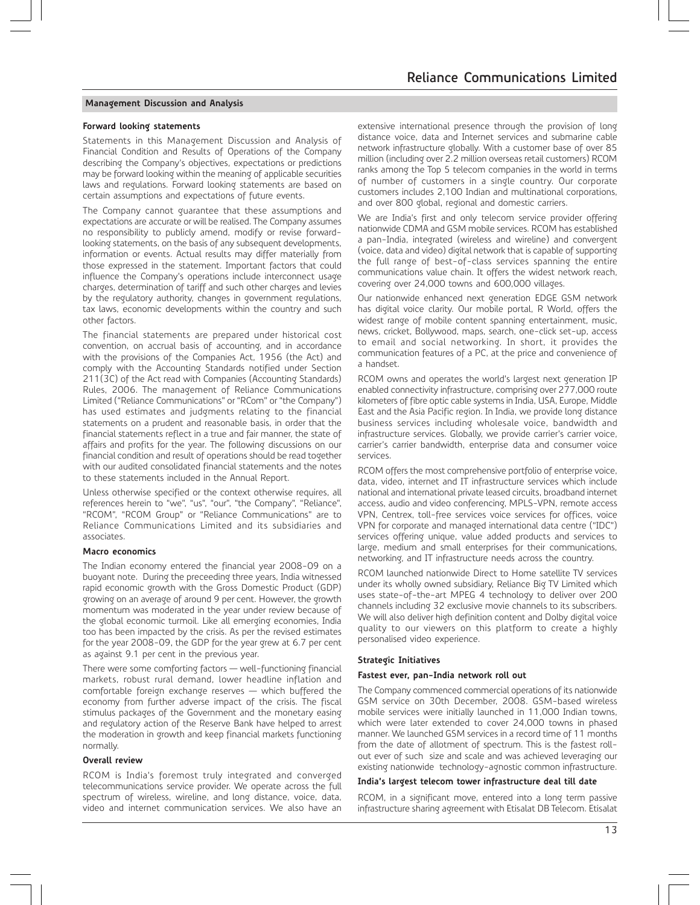## Management Discussion and Analysis

### Forward looking statements

Statements in this Management Discussion and Analysis of Financial Condition and Results of Operations of the Company describing the Company's objectives, expectations or predictions may be forward looking within the meaning of applicable securities laws and regulations. Forward looking statements are based on certain assumptions and expectations of future events.

The Company cannot guarantee that these assumptions and expectations are accurate or will be realised. The Company assumes no responsibility to publicly amend, modify or revise forward-looking statements, on the basis of any subsequent developments, information or events. Actual results may differ materially from those expressed in the statement. Important factors that could influence the Company's operations include interconnect usage charges, determination of tariff and such other charges and levies by the regulatory authority, changes in government regulations, tax laws, economic developments within the country and such other factors.

The financial statements are prepared under historical cost convention, on accrual basis of accounting, and in accordance with the provisions of the Companies Act, 1956 (the Act) and comply with the Accounting Standards notified under Section 211(3C) of the Act read with Companies (Accounting Standards) Rules, 2006. The management of Reliance Communications Limited ("Reliance Communications" or "RCom" or "the Company") has used estimates and judgments relating to the financial statements on a prudent and reasonable basis, in order that the financial statements reflect in a true and fair manner, the state of affairs and profits for the year. The following discussions on our financial condition and result of operations should be read together with our audited consolidated financial statements and the notes to these statements included in the Annual Report.

Unless otherwise specified or the context otherwise requires, all references herein to "we", "us", "our", "the Company", "Reliance", "RCOM", "RCOM Group" or "Reliance Communications" are to Reliance Communications Limited and its subsidiaries and associates.

### Macro economics

The Indian economy entered the financial year 2008-09 on a buoyant note. During the preceeding three years, India witnessed rapid economic growth with the Gross Domestic Product (GDP) growing on an average of around 9 per cent. However, the growth momentum was moderated in the year under review because of the global economic turmoil. Like all emerging economies, India too has been impacted by the crisis. As per the revised estimates for the year 2008-09, the GDP for the year grew at 6.7 per cent as against 9.1 per cent in the previous year.

There were some comforting factors — well-functioning financial markets, robust rural demand, lower headline inflation and comfortable foreign exchange reserves — which buffered the economy from further adverse impact of the crisis. The fiscal stimulus packages of the Government and the monetary easing and regulatory action of the Reserve Bank have helped to arrest the moderation in growth and keep financial markets functioning normally.

### Overall review

RCOM is India's foremost truly integrated and converged telecommunications service provider. We operate across the full spectrum of wireless, wireline, and long distance, voice, data, video and internet communication services. We also have an extensive international presence through the provision of long distance voice, data and Internet services and submarine cable network infrastructure globally. With a customer base of over 85 million (including over 2.2 million overseas retail customers) RCOM ranks among the Top 5 telecom companies in the world in terms of number of customers in a single country. Our corporate customers includes 2,100 Indian and multinational corporations, and over 800 global, regional and domestic carriers.

We are India's first and only telecom service provider offering nationwide CDMA and GSM mobile services. RCOM has established a pan-India, integrated (wireless and wireline) and convergent (voice, data and video) digital network that is capable of supporting the full range of best-of-class services spanning the entire communications value chain. It offers the widest network reach, covering over 24,000 towns and 600,000 villages.

Our nationwide enhanced next generation EDGE GSM network has digital voice clarity. Our mobile portal, R World, offers the widest range of mobile content spanning entertainment, music, news, cricket, Bollywood, maps, search, one-click set-up, access to email and social networking. In short, it provides the communication features of a PC, at the price and convenience of a handset.

RCOM owns and operates the world's largest next generation IP enabled connectivity infrastructure, comprising over 277,000 route kilometers of fibre optic cable systems in India, USA, Europe, Middle East and the Asia Pacific region. In India, we provide long distance business services including wholesale voice, bandwidth and infrastructure services. Globally, we provide carrier's carrier voice, carrier's carrier bandwidth, enterprise data and consumer voice services.

RCOM offers the most comprehensive portfolio of enterprise voice, data, video, internet and IT infrastructure services which include national and international private leased circuits, broadband internet access, audio and video conferencing, MPLS-VPN, remote access VPN, Centrex, toll-free services voice services for offices, voice VPN for corporate and managed international data centre ("IDC") services offering unique, value added products and services to large, medium and small enterprises for their communications, networking, and IT infrastructure needs across the country.

RCOM launched nationwide Direct to Home satellite TV services under its wholly owned subsidiary, Reliance Big TV Limited which uses state-of-the-art MPEG 4 technology to deliver over 200 channels including 32 exclusive movie channels to its subscribers. We will also deliver high definition content and Dolby digital voice quality to our viewers on this platform to create a highly personalised video experience.

### Strategic Initiatives

#### Fastest ever, pan-India network roll out

The Company commenced commercial operations of its nationwide GSM service on 30th December, 2008. GSM-based wireless mobile services were initially launched in 11,000 Indian towns, which were later extended to cover 24,000 towns in phased manner. We launched GSM services in a record time of 11 months from the date of allotment of spectrum. This is the fastest roll-out ever of such size and scale and was achieved leveraging our existing nationwide technology-agnostic common infrastructure.

#### India's largest telecom tower infrastructure deal till date

RCOM, in a significant move, entered into a long term passive infrastructure sharing agreement with Etisalat DB Telecom. Etisalat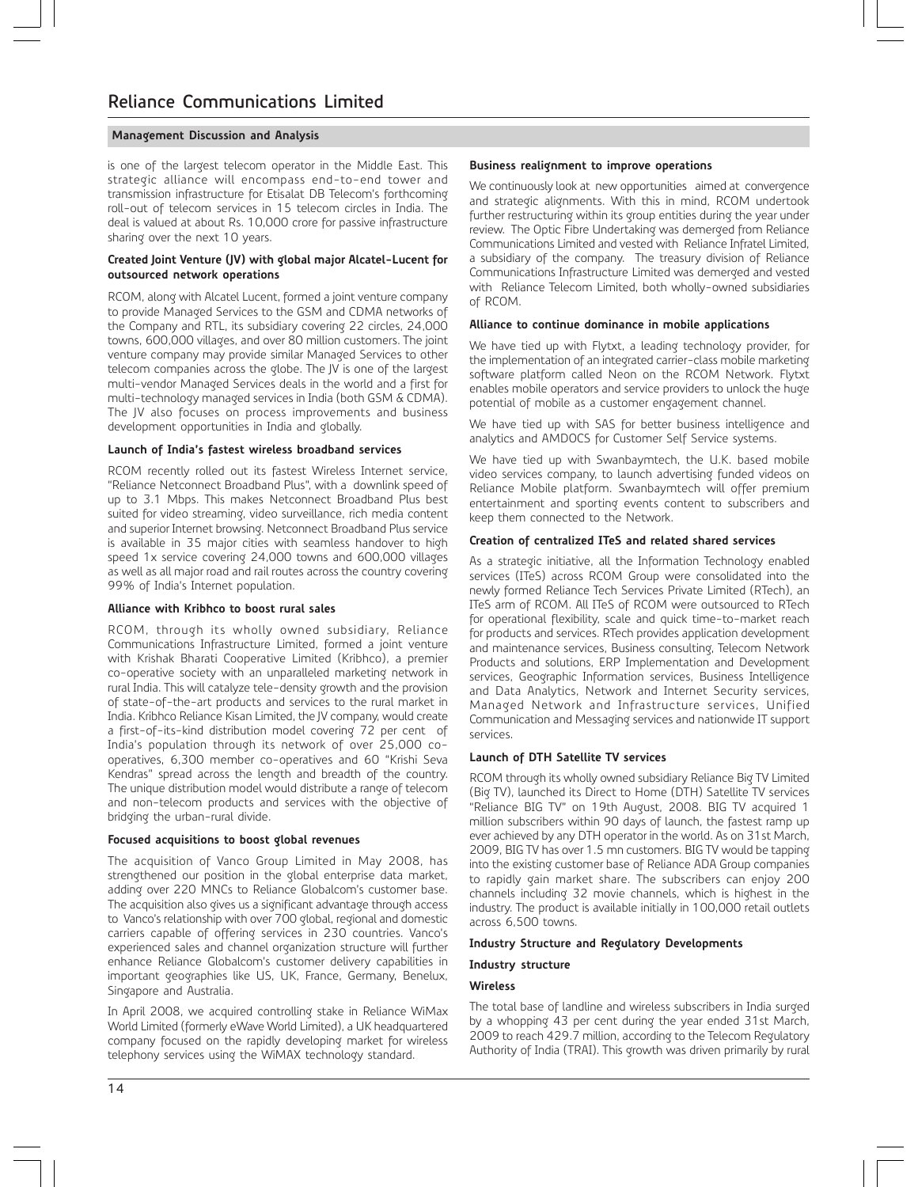is one of the largest telecom operator in the Middle East. This strategic alliance will encompass end-to-end tower and transmission infrastructure for Etisalat DB Telecom's forthcoming roll-out of telecom services in 15 telecom circles in India. The deal is valued at about Rs. 10,000 crore for passive infrastructure sharing over the next 10 years.

**Created Joint Venture (JV) with global major Alcatel-Lucent for outsourced network operations**

RCOM, along with Alcatel Lucent, formed a joint venture company to provide Managed Services to the GSM and CDMA networks of the Company and RTL, its subsidiary covering 22 circles, 24,000 towns, 600,000 villages, and over 80 million customers. The joint venture company may provide similar Managed Services to other telecom companies across the globe. The JV is one of the largest multi-vendor Managed Services deals in the world and a first for multi-technology managed services in India (both GSM & CDMA). The JV also focuses on process improvements and business development opportunities in India and globally.

**Launch of India's fastest wireless broadband services**

RCOM recently rolled out its fastest Wireless Internet service, "Reliance Netconnect Broadband Plus", with a downlink speed of up to 3.1 Mbps. This makes Netconnect Broadband Plus best suited for video streaming, video surveillance, rich media content and superior Internet browsing. Netconnect Broadband Plus service is available in 35 major cities with seamless handover to high speed 1x service covering 24,000 towns and 600,000 villages as well as all major road and rail routes across the country covering 99% of India's Internet population.

**Alliance with Kribhco to boost rural sales**

RCOM, through its wholly owned subsidiary, Reliance Communications Infrastructure Limited, formed a joint venture with Krishak Bharati Cooperative Limited (Kribhco), a premier co-operative society with an unparalleled marketing network in rural India. This will catalyze tele-density growth and the provision of state-of-the-art products and services to the rural market in India. Kribhco Reliance Kisan Limited, the JV company, would create a first-of-its-kind distribution model covering 72 per cent of India's population through its network of over 25,000 co-operatives, 6,300 member co-operatives and 60 "Krishi Seva Kendras" spread across the length and breadth of the country. The unique distribution model would distribute a range of telecom and non-telecom products and services with the objective of bridging the urban-rural divide.

**Focused acquisitions to boost global revenues**

The acquisition of Vanco Group Limited in May 2008, has strengthened our position in the global enterprise data market, adding over 220 MNCs to Reliance Globalcom's customer base. The acquisition also gives us a significant advantage through access to Vanco's relationship with over 700 global, regional and domestic carriers capable of offering services in 230 countries. Vanco's experienced sales and channel organization structure will further enhance Reliance Globalcom's customer delivery capabilities in important geographies like US, UK, France, Germany, Benelux, Singapore and Australia.

In April 2008, we acquired controlling stake in Reliance WiMax World Limited (formerly eWave World Limited), a UK headquartered company focused on the rapidly developing market for wireless telephony services using the WiMAX technology standard.

**Business realignment to improve operations**

We continuously look at new opportunities aimed at convergence and strategic alignments. With this in mind, RCOM undertook further restructuring within its group entities during the year under review. The Optic Fibre Undertaking was demerged from Reliance Communications Limited and vested with Reliance Infratel Limited, a subsidiary of the company. The treasury division of Reliance Communications Infrastructure Limited was demerged and vested with Reliance Telecom Limited, both wholly-owned subsidiaries of RCOM.

**Alliance to continue dominance in mobile applications**

We have tied up with Flytxt, a leading technology provider, for the implementation of an integrated carrier-class mobile marketing software platform called Neon on the RCOM Network. Flytxt enables mobile operators and service providers to unlock the huge potential of mobile as a customer engagement channel.

We have tied up with SAS for better business intelligence and analytics and AMDOCS for Customer Self Service systems.

We have tied up with Swanbaymtech, the U.K. based mobile video services company, to launch advertising funded videos on Reliance Mobile platform. Swanbaymtech will offer premium entertainment and sporting events content to subscribers and keep them connected to the Network.

**Creation of centralized ITeS and related shared services**

As a strategic initiative, all the Information Technology enabled services (ITeS) across RCOM Group were consolidated into the newly formed Reliance Tech Services Private Limited (RTech), an ITeS arm of RCOM. All ITeS of RCOM were outsourced to RTech for operational flexibility, scale and quick time-to-market reach for products and services. RTech provides application development and maintenance services, Business consulting, Telecom Network Products and solutions, ERP Implementation and Development services, Geographic Information services, Business Intelligence and Data Analytics, Network and Internet Security services, Managed Network and Infrastructure services, Unified Communication and Messaging services and nationwide IT support services.

**Launch of DTH Satellite TV services**

RCOM through its wholly owned subsidiary Reliance Big TV Limited (Big TV), launched its Direct to Home (DTH) Satellite TV services "Reliance BIG TV" on 19th August, 2008. BIG TV acquired 1 million subscribers within 90 days of launch, the fastest ramp up ever achieved by any DTH operator in the world. As on 31st March, 2009, BIG TV has over 1.5 mn customers. BIG TV would be tapping into the existing customer base of Reliance ADA Group companies to rapidly gain market share. The subscribers can enjoy 200 channels including 32 movie channels, which is highest in the industry. The product is available initially in 100,000 retail outlets across 6,500 towns.

**Industry Structure and Regulatory Developments**

**Industry structure**

**Wireless**

The total base of landline and wireless subscribers in India surged by a whopping 43 per cent during the year ended 31st March, 2009 to reach 429.7 million, according to the Telecom Regulatory Authority of India (TRAI). This growth was driven primarily by rural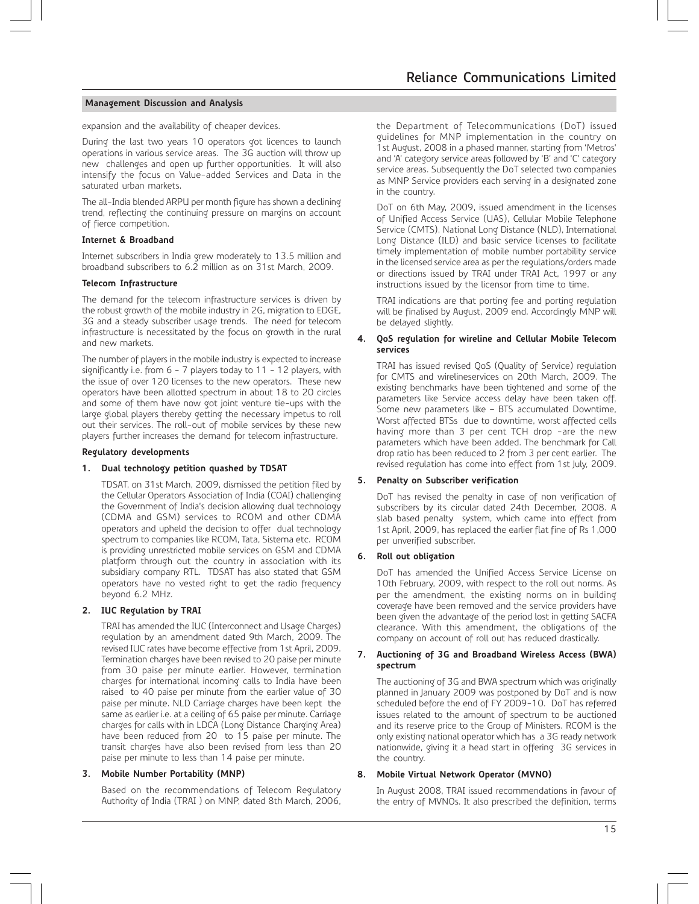## Management Discussion and Analysis

expansion and the availability of cheaper devices.

During the last two years 10 operators got licences to launch operations in various service areas. The 3G auction will throw up new challenges and open up further opportunities. It will also intensify the focus on Value-added Services and Data in the saturated urban markets.

The all-India blended ARPU per month figure has shown a declining trend, reflecting the continuing pressure on margins on account of fierce competition.

### Internet & Broadband

Internet subscribers in India grew moderately to 13.5 million and broadband subscribers to 6.2 million as on 31st March, 2009.

### Telecom Infrastructure

The demand for the telecom infrastructure services is driven by the robust growth of the mobile industry in 2G, migration to EDGE, 3G and a steady subscriber usage trends. The need for telecom infrastructure is necessitated by the focus on growth in the rural and new markets.

The number of players in the mobile industry is expected to increase significantly i.e. from 6 - 7 players today to 11 - 12 players, with the issue of over 120 licenses to the new operators. These new operators have been allotted spectrum in about 18 to 20 circles and some of them have now got joint venture tie-ups with the large global players thereby getting the necessary impetus to roll out their services. The roll-out of mobile services by these new players further increases the demand for telecom infrastructure.

### Regulatory developments

**1. Dual technology petition quashed by TDSAT**

TDSAT, on 31st March, 2009, dismissed the petition filed by the Cellular Operators Association of India (COAI) challenging the Government of India's decision allowing dual technology (CDMA and GSM) services to RCOM and other CDMA operators and upheld the decision to offer dual technology spectrum to companies like RCOM, Tata, Sistema etc. RCOM is providing unrestricted mobile services on GSM and CDMA platform through out the country in association with its subsidiary company RTL. TDSAT has also stated that GSM operators have no vested right to get the radio frequency beyond 6.2 MHz.

**2. IUC Regulation by TRAI**

TRAI has amended the IUC (Interconnect and Usage Charges) regulation by an amendment dated 9th March, 2009. The revised IUC rates have become effective from 1st April, 2009. Termination charges have been revised to 20 paise per minute from 30 paise per minute earlier. However, termination charges for international incoming calls to India have been raised to 40 paise per minute from the earlier value of 30 paise per minute. NLD Carriage charges have been kept the same as earlier i.e. at a ceiling of 65 paise per minute. Carriage charges for calls with in LDCA (Long Distance Charging Area) have been reduced from 20 to 15 paise per minute. The transit charges have also been revised from less than 20 paise per minute to less than 14 paise per minute.

**3. Mobile Number Portability (MNP)**

Based on the recommendations of Telecom Regulatory Authority of India (TRAI ) on MNP, dated 8th March, 2006, the Department of Telecommunications (DoT) issued guidelines for MNP implementation in the country on 1st August, 2008 in a phased manner, starting from 'Metros' and 'A' category service areas followed by 'B' and 'C' category service areas. Subsequently the DoT selected two companies as MNP Service providers each serving in a designated zone in the country.

DoT on 6th May, 2009, issued amendment in the licenses of Unified Access Service (UAS), Cellular Mobile Telephone Service (CMTS), National Long Distance (NLD), International Long Distance (ILD) and basic service licenses to facilitate timely implementation of mobile number portability service in the licensed service area as per the regulations/orders made or directions issued by TRAI under TRAI Act, 1997 or any instructions issued by the licensor from time to time.

TRAI indications are that porting fee and porting regulation will be finalised by August, 2009 end. Accordingly MNP will be delayed slightly.

**4. QoS regulation for wireline and Cellular Mobile Telecom services**

TRAI has issued revised QoS (Quality of Service) regulation for CMTS and wirelineservices on 20th March, 2009. The existing benchmarks have been tightened and some of the parameters like Service access delay have been taken off. Some new parameters like – BTS accumulated Downtime, Worst affected BTSs due to downtime, worst affected cells having more than 3 per cent TCH drop -are the new parameters which have been added. The benchmark for Call drop ratio has been reduced to 2 from 3 per cent earlier. The revised regulation has come into effect from 1st July, 2009.

**5. Penalty on Subscriber verification**

DoT has revised the penalty in case of non verification of subscribers by its circular dated 24th December, 2008. A slab based penalty system, which came into effect from 1st April, 2009, has replaced the earlier flat fine of Rs 1,000 per unverified subscriber.

**6. Roll out obligation**

DoT has amended the Unified Access Service License on 10th February, 2009, with respect to the roll out norms. As per the amendment, the existing norms on in building coverage have been removed and the service providers have been given the advantage of the period lost in getting SACFA clearance. With this amendment, the obligations of the company on account of roll out has reduced drastically.

**7. Auctioning of 3G and Broadband Wireless Access (BWA) spectrum**

The auctioning of 3G and BWA spectrum which was originally planned in January 2009 was postponed by DoT and is now scheduled before the end of FY 2009-10. DoT has referred issues related to the amount of spectrum to be auctioned and its reserve price to the Group of Ministers. RCOM is the only existing national operator which has a 3G ready network nationwide, giving it a head start in offering 3G services in the country.

**8. Mobile Virtual Network Operator (MVNO)**

In August 2008, TRAI issued recommendations in favour of the entry of MVNOs. It also prescribed the definition, terms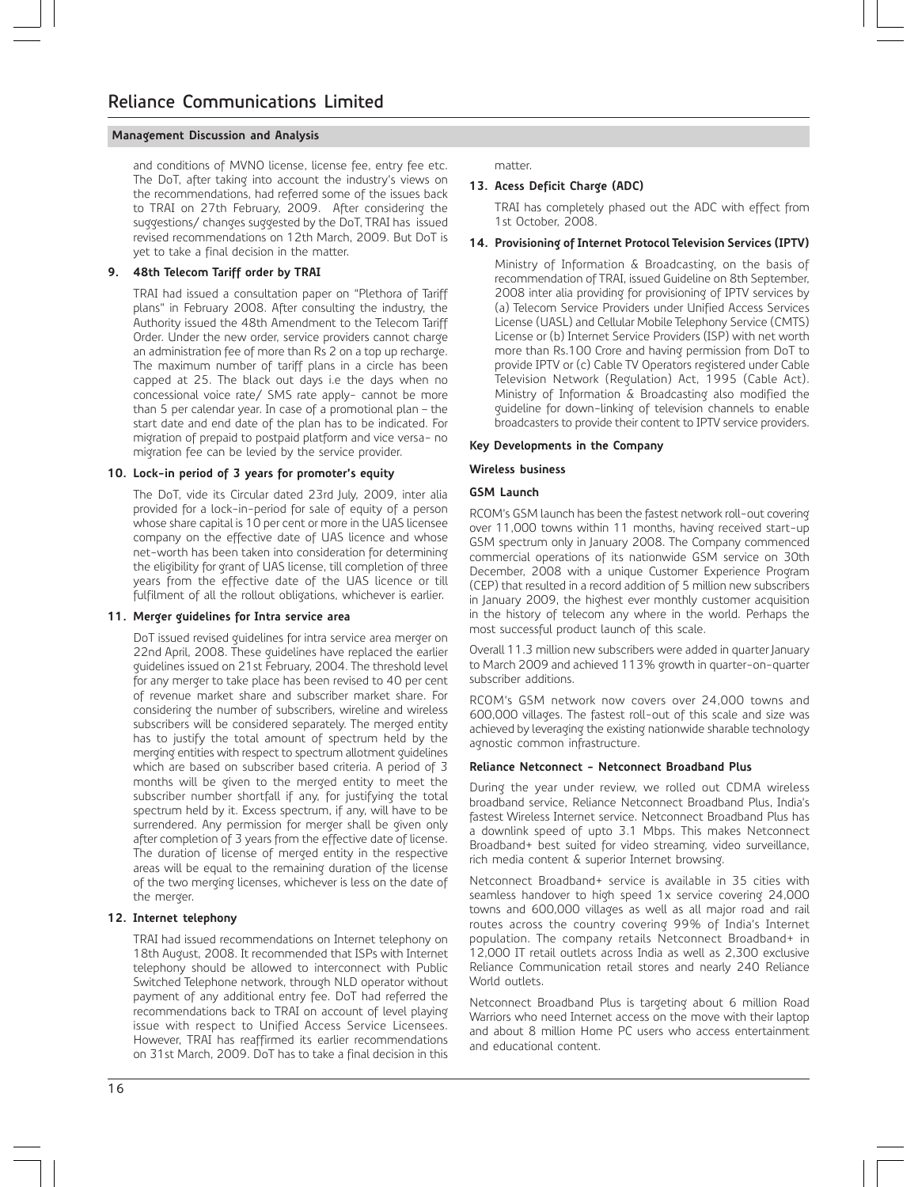and conditions of MVNO license, license fee, entry fee etc. The DoT, after taking into account the industry's views on the recommendations, had referred some of the issues back to TRAI on 27th February, 2009. After considering the suggestions/ changes suggested by the DoT, TRAI has issued revised recommendations on 12th March, 2009. But DoT is yet to take a final decision in the matter.

### 9. 48th Telecom Tariff order by TRAI

TRAI had issued a consultation paper on "Plethora of Tariff plans" in February 2008. After consulting the industry, the Authority issued the 48th Amendment to the Telecom Tariff Order. Under the new order, service providers cannot charge an administration fee of more than Rs 2 on a top up recharge. The maximum number of tariff plans in a circle has been capped at 25. The black out days i.e the days when no concessional voice rate/ SMS rate apply- cannot be more than 5 per calendar year. In case of a promotional plan – the start date and end date of the plan has to be indicated. For migration of prepaid to postpaid platform and vice versa- no migration fee can be levied by the service provider.

### 10. Lock-in period of 3 years for promoter's equity

The DoT, vide its Circular dated 23rd July, 2009, inter alia provided for a lock-in-period for sale of equity of a person whose share capital is 10 per cent or more in the UAS licensee company on the effective date of UAS licence and whose net-worth has been taken into consideration for determining the eligibility for grant of UAS license, till completion of three years from the effective date of the UAS licence or till fulfilment of all the rollout obligations, whichever is earlier.

### 11. Merger guidelines for Intra service area

DoT issued revised guidelines for intra service area merger on 22nd April, 2008. These guidelines have replaced the earlier guidelines issued on 21st February, 2004. The threshold level for any merger to take place has been revised to 40 per cent of revenue market share and subscriber market share. For considering the number of subscribers, wireline and wireless subscribers will be considered separately. The merged entity has to justify the total amount of spectrum held by the merging entities with respect to spectrum allotment guidelines which are based on subscriber based criteria. A period of 3 months will be given to the merged entity to meet the subscriber number shortfall if any, for justifying the total spectrum held by it. Excess spectrum, if any, will have to be surrendered. Any permission for merger shall be given only after completion of 3 years from the effective date of license. The duration of license of merged entity in the respective areas will be equal to the remaining duration of the license of the two merging licenses, whichever is less on the date of the merger.

### 12. Internet telephony

TRAI had issued recommendations on Internet telephony on 18th August, 2008. It recommended that ISPs with Internet telephony should be allowed to interconnect with Public Switched Telephone network, through NLD operator without payment of any additional entry fee. DoT had referred the recommendations back to TRAI on account of level playing issue with respect to Unified Access Service Licensees. However, TRAI has reaffirmed its earlier recommendations on 31st March, 2009. DoT has to take a final decision in this matter.

### 13. Acess Deficit Charge (ADC)

TRAI has completely phased out the ADC with effect from 1st October, 2008.

### 14. Provisioning of Internet Protocol Television Services (IPTV)

Ministry of Information & Broadcasting, on the basis of recommendation of TRAI, issued Guideline on 8th September, 2008 inter alia providing for provisioning of IPTV services by (a) Telecom Service Providers under Unified Access Services License (UASL) and Cellular Mobile Telephony Service (CMTS) License or (b) Internet Service Providers (ISP) with net worth more than Rs.100 Crore and having permission from DoT to provide IPTV or (c) Cable TV Operators registered under Cable Television Network (Regulation) Act, 1995 (Cable Act). Ministry of Information & Broadcasting also modified the guideline for down-linking of television channels to enable broadcasters to provide their content to IPTV service providers.

## Key Developments in the Company

### Wireless business

#### GSM Launch

RCOM's GSM launch has been the fastest network roll-out covering over 11,000 towns within 11 months, having received start-up GSM spectrum only in January 2008. The Company commenced commercial operations of its nationwide GSM service on 30th December, 2008 with a unique Customer Experience Program (CEP) that resulted in a record addition of 5 million new subscribers in January 2009, the highest ever monthly customer acquisition in the history of telecom any where in the world. Perhaps the most successful product launch of this scale.

Overall 11.3 million new subscribers were added in quarter January to March 2009 and achieved 113% growth in quarter-on-quarter subscriber additions.

RCOM's GSM network now covers over 24,000 towns and 600,000 villages. The fastest roll-out of this scale and size was achieved by leveraging the existing nationwide sharable technology agnostic common infrastructure.

#### Reliance Netconnect - Netconnect Broadband Plus

During the year under review, we rolled out CDMA wireless broadband service, Reliance Netconnect Broadband Plus, India's fastest Wireless Internet service. Netconnect Broadband Plus has a downlink speed of upto 3.1 Mbps. This makes Netconnect Broadband+ best suited for video streaming, video surveillance, rich media content & superior Internet browsing.

Netconnect Broadband+ service is available in 35 cities with seamless handover to high speed 1x service covering 24,000 towns and 600,000 villages as well as all major road and rail routes across the country covering 99% of India's Internet population. The company retails Netconnect Broadband+ in 12,000 IT retail outlets across India as well as 2,300 exclusive Reliance Communication retail stores and nearly 240 Reliance World outlets.

Netconnect Broadband Plus is targeting about 6 million Road Warriors who need Internet access on the move with their laptop and about 8 million Home PC users who access entertainment and educational content.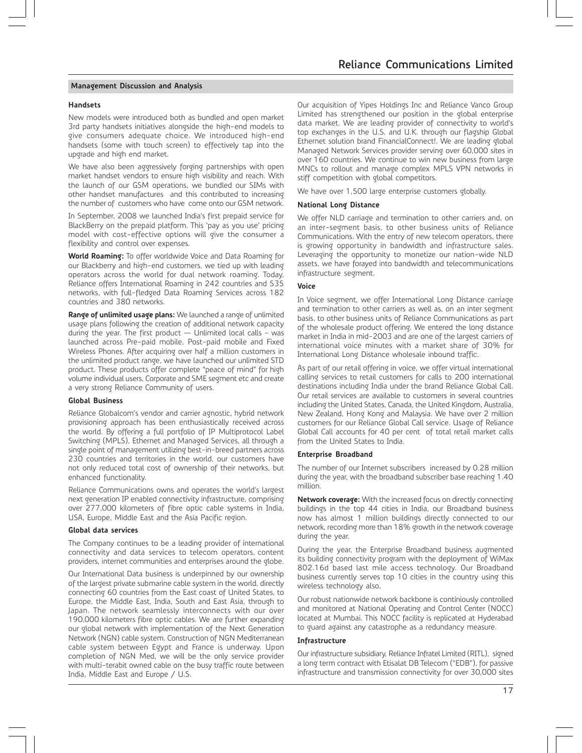## Management Discussion and Analysis

### Handsets

New models were introduced both as bundled and open market 3rd party handsets initiatives alongside the high-end models to give consumers adequate choice. We introduced high-end handsets (some with touch screen) to effectively tap into the upgrade and high end market.

We have also been aggressively forging partnerships with open market handset vendors to ensure high visibility and reach. With the launch of our GSM operations, we bundled our SIMs with other handset manufactures and this contributed to increasing the number of customers who have come onto our GSM network.

In September, 2008 we launched India's first prepaid service for BlackBerry on the prepaid platform. This 'pay as you use' pricing model with cost-effective options will give the consumer a flexibility and control over expenses.

**World Roaming:** To offer worldwide Voice and Data Roaming for our Blackberry and high-end customers, we tied up with leading operators across the world for dual network roaming. Today, Reliance offers International Roaming in 242 countries and 535 networks, with full-fledged Data Roaming Services across 182 countries and 380 networks.

**Range of unlimited usage plans:** We launched a range of unlimited usage plans following the creation of additional network capacity during the year. The first product — Unlimited local calls – was launched across Pre-paid mobile, Post-paid mobile and Fixed Wireless Phones. After acquiring over half a million customers in the unlimited product range, we have launched our unlimited STD product. These products offer complete "peace of mind" for high volume individual users, Corporate and SME segment etc and create a very strong Reliance Community of users.

### Global Business

Reliance Globalcom's vendor and carrier agnostic, hybrid network provisioning approach has been enthusiastically received across the world. By offering a full portfolio of IP Multiprotocol Label Switching (MPLS), Ethernet and Managed Services, all through a single point of management utilizing best-in-breed partners across 230 countries and territories in the world, our customers have not only reduced total cost of ownership of their networks, but enhanced functionality.

Reliance Communications owns and operates the world's largest next generation IP enabled connectivity infrastructure, comprising over 277,000 kilometers of fibre optic cable systems in India, USA, Europe, Middle East and the Asia Pacific region.

### Global data services

The Company continues to be a leading provider of international connectivity and data services to telecom operators, content providers, internet communities and enterprises around the globe.

Our International Data business is underpinned by our ownership of the largest private submarine cable system in the world, directly connecting 60 countries from the East coast of United States, to Europe, the Middle East, India, South and East Asia, through to Japan. The network seamlessly interconnects with our over 190,000 kilometers fibre optic cables. We are further expanding our global network with implementation of the Next Generation Network (NGN) cable system. Construction of NGN Mediterranean cable system between Egypt and France is underway. Upon completion of NGN Med, we will be the only service provider with multi-terabit owned cable on the busy traffic route between India, Middle East and Europe / U.S.

Our acquisition of Yipes Holdings Inc and Reliance Vanco Group Limited has strengthened our position in the global enterprise data market. We are leading provider of connectivity to world's top exchanges in the U.S. and U.K. through our flagship Global Ethernet solution brand FinancialConnect!. We are leading global Managed Network Services provider serving over 60,000 sites in over 160 countries. We continue to win new business from large MNCs to rollout and manage complex MPLS VPN networks in stiff competition with global competitors.

We have over 1,500 large enterprise customers globally.

### National Long Distance

We offer NLD carriage and termination to other carriers and, on an inter-segment basis, to other business units of Reliance Communications. With the entry of new telecom operators, there is growing opportunity in bandwidth and infrastructure sales. Leveraging the opportunity to monetize our nation-wide NLD assets, we have forayed into bandwidth and telecommunications infrastructure segment.

### Voice

In Voice segment, we offer International Long Distance carriage and termination to other carriers as well as, on an inter segment basis, to other business units of Reliance Communications as part of the wholesale product offering. We entered the long distance market in India in mid-2003 and are one of the largest carriers of international voice minutes with a market share of 30% for International Long Distance wholesale inbound traffic.

As part of our retail offering in voice, we offer virtual international calling services to retail customers for calls to 200 international destinations including India under the brand Reliance Global Call. Our retail services are available to customers in several countries including the United States, Canada, the United Kingdom, Australia, New Zealand, Hong Kong and Malaysia. We have over 2 million customers for our Reliance Global Call service. Usage of Reliance Global Call accounts for 40 per cent of total retail market calls from the United States to India.

### Enterprise Broadband

The number of our Internet subscribers increased by 0.28 million during the year, with the broadband subscriber base reaching 1.40 million.

**Network coverage:** With the increased focus on directly connecting buildings in the top 44 cities in India, our Broadband business now has almost 1 million buildings directly connected to our network, recording more than 18% growth in the network coverage during the year.

During the year, the Enterprise Broadband business augmented its building connectivity program with the deployment of WiMax 802.16d based last mile access technology. Our Broadband business currently serves top 10 cities in the country using this wireless technology also.

Our robust nationwide network backbone is continiously controlled and monitored at National Operating and Control Center (NOCC) located at Mumbai. This NOCC facility is replicated at Hyderabad to guard against any catastrophe as a redundancy measure.

### Infrastructure

Our infrastructure subsidiary, Reliance Infratel Limited (RITL), signed a long term contract with Etisalat DB Telecom ("EDB"), for passive infrastructure and transmission connectivity for over 30,000 sites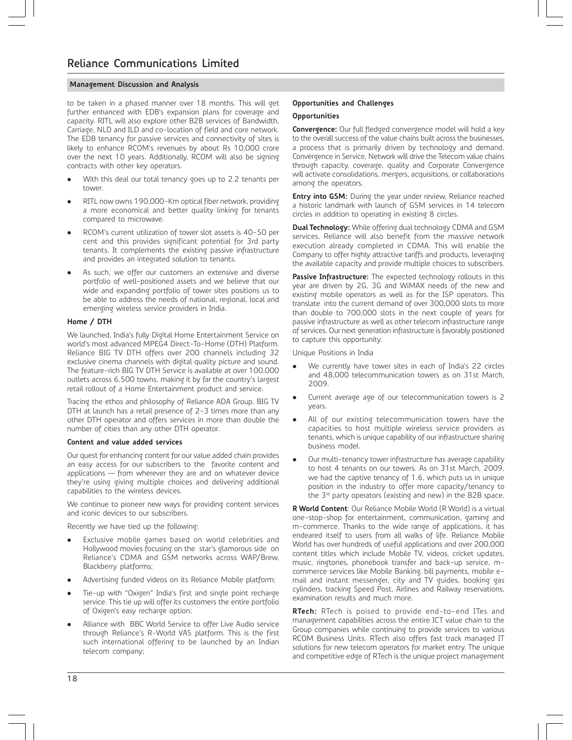## Management Discussion and Analysis

to be taken in a phased manner over 18 months. This will get further enhanced with EDB's expansion plans for coverage and capacity. RITL will also explore other B2B services of Bandwidth, Carriage, NLD and ILD and co-location of field and core network. The EDB tenancy for passive services and connectivity of sites is likely to enhance RCOM's revenues by about Rs 10,000 crore over the next 10 years. Additionally, RCOM will also be signing contracts with other key operators.

- With this deal our total tenancy goes up to 2.2 tenants per tower.
- RITL now owns 190,000-Km optical fiber network, providing a more economical and better quality linking for tenants compared to microwave.
- RCOM's current utilization of tower slot assets is 40-50 per cent and this provides significant potential for 3rd party tenants. It complements the existing passive infrastructure and provides an integrated solution to tenants.
- As such, we offer our customers an extensive and diverse portfolio of well-positioned assets and we believe that our wide and expanding portfolio of tower sites positions us to be able to address the needs of national, regional, local and emerging wireless service providers in India.

### Home / DTH

We launched, India's fully Digital Home Entertainment Service on world's most advanced MPEG4 Direct-To-Home (DTH) Platform. Reliance BIG TV DTH offers over 200 channels including 32 exclusive cinema channels with digital quality picture and sound. The feature-rich BIG TV DTH Service is available at over 100,000 outlets across 6,500 towns, making it by far the country's largest retail rollout of a Home Entertainment product and service.

Tracing the ethos and philosophy of Reliance ADA Group, BIG TV DTH at launch has a retail presence of 2-3 times more than any other DTH operator and offers services in more than double the number of cities than any other DTH operator.

### Content and value added services

Our quest for enhancing content for our value added chain provides an easy access for our subscribers to the favorite content and applications — from wherever they are and on whatever device they're using giving multiple choices and delivering additional capabilities to the wireless devices.

We continue to pioneer new ways for providing content services and iconic devices to our subscribers.

Recently we have tied up the following:

- Exclusive mobile games based on world celebrities and Hollywood movies focusing on the star's glamorous side on Reliance's CDMA and GSM networks across WAP/Brew, Blackberry platforms;
- Advertising funded videos on its Reliance Mobile platform;
- Tie-up with "Oxigen" India's first and single point recharge service. This tie up will offer its customers the entire portfolio of Oxigen's easy recharge option;
- Alliance with BBC World Service to offer Live Audio service through Reliance's R-World VAS platform. This is the first such international offering to be launched by an Indian telecom company;

### Opportunities and Challenges

#### Opportunities

**Convergence:** Our full fledged convergence model will hold a key to the overall success of the value chains built across the businesses, a process that is primarily driven by technology and demand. Convergence in Service, Network will drive the Telecom value chains through capacity, coverage, quality and Corporate Convergence will activate consolidations, mergers, acquisitions, or collaborations among the operators.

**Entry into GSM:** During the year under review, Reliance reached a historic landmark with launch of GSM services in 14 telecom circles in addition to operating in existing 8 circles.

**Dual Technology:** While offering dual technology CDMA and GSM services, Reliance will also benefit from the massive network execution already completed in CDMA. This will enable the Company to offer highly attractive tariffs and products, leveraging the available capacity and provide multiple choices to subscribers.

**Passive Infrastructure:** The expected technology rollouts in this year are driven by 2G, 3G and WiMAX needs of the new and existing mobile operators as well as for the ISP operators. This translate into the current demand of over 300,000 slots to more than double to 700,000 slots in the next couple of years for passive infrastructure as well as other telecom infrastructure range of services. Our next generation infrastructure is favorably positioned to capture this opportunity.

Unique Positions in India

- We currently have tower sites in each of India's 22 circles and 48,000 telecommunication towers as on 31st March, 2009.
- Current average age of our telecommunication towers is 2 years.
- All of our existing telecommunication towers have the capacities to host multiple wireless service providers as tenants, which is unique capability of our infrastructure sharing business model.
- Our multi-tenancy tower infrastructure has average capability to host 4 tenants on our towers. As on 31st March, 2009, we had the captive tenancy of 1.6, which puts us in unique position in the industry to offer more capacity/tenancy to the 3rd party operators (existing and new) in the B2B space.

**R World Content**: Our Reliance Mobile World (R World) is a virtual one-stop-shop for entertainment, communication, gaming and m-commerce. Thanks to the wide range of applications, it has endeared itself to users from all walks of life. Reliance Mobile World has over hundreds of useful applications and over 200,000 content titles which include Mobile TV, videos, cricket updates, music, ringtones, phonebook transfer and back-up service, m-commerce services like Mobile Banking, bill payments, mobile e-mail and instant messenger, city and TV guides, booking gas cylinders, tracking Speed Post, Airlines and Railway reservations, examination results and much more.

**RTech:** RTech is poised to provide end-to-end ITes and management capabilities across the entire ICT value chain to the Group companies while continuing to provide services to various RCOM Business Units. RTech also offers fast track managed IT solutions for new telecom operators for market entry. The unique and competitive edge of RTech is the unique project management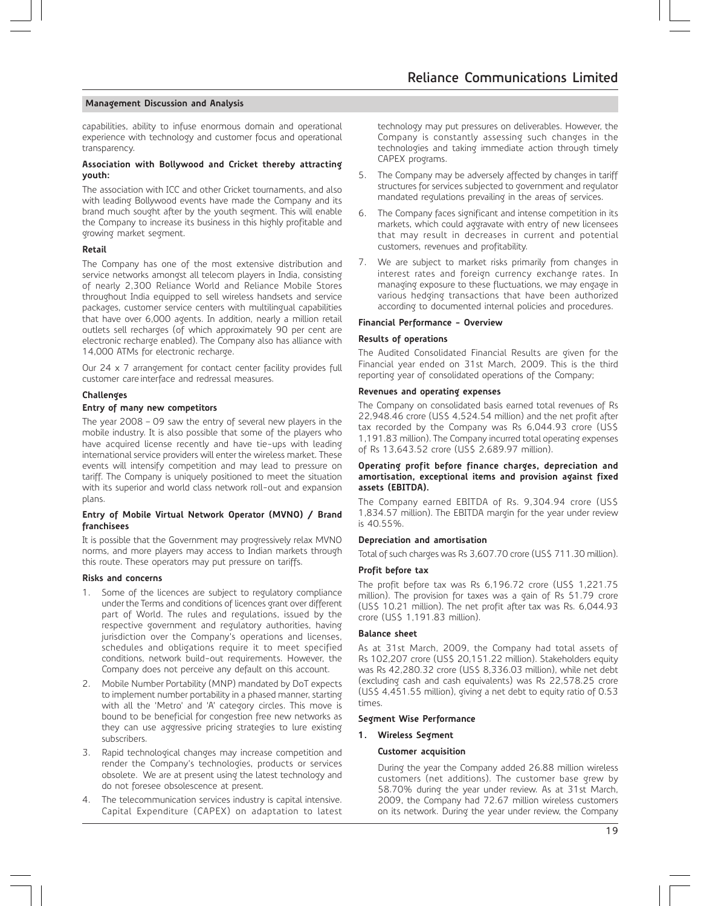capabilities, ability to infuse enormous domain and operational experience with technology and customer focus and operational transparency.

**Association with Bollywood and Cricket thereby attracting youth:**

The association with ICC and other Cricket tournaments, and also with leading Bollywood events have made the Company and its brand much sought after by the youth segment. This will enable the Company to increase its business in this highly profitable and growing market segment.

**Retail**

The Company has one of the most extensive distribution and service networks amongst all telecom players in India, consisting of nearly 2,300 Reliance World and Reliance Mobile Stores throughout India equipped to sell wireless handsets and service packages, customer service centers with multilingual capabilities that have over 6,000 agents. In addition, nearly a million retail outlets sell recharges (of which approximately 90 per cent are electronic recharge enabled). The Company also has alliance with 14,000 ATMs for electronic recharge.

Our 24 x 7 arrangement for contact center facility provides full customer care interface and redressal measures.

### Challenges

**Entry of many new competitors**

The year 2008 – 09 saw the entry of several new players in the mobile industry. It is also possible that some of the players who have acquired license recently and have tie-ups with leading international service providers will enter the wireless market. These events will intensify competition and may lead to pressure on tariff. The Company is uniquely positioned to meet the situation with its superior and world class network roll-out and expansion plans.

**Entry of Mobile Virtual Network Operator (MVNO) / Brand franchisees**

It is possible that the Government may progressively relax MVNO norms, and more players may access to Indian markets through this route. These operators may put pressure on tariffs.

### Risks and concerns

1. Some of the licences are subject to regulatory compliance under the Terms and conditions of licences grant over different part of World. The rules and regulations, issued by the respective government and regulatory authorities, having jurisdiction over the Company's operations and licenses, schedules and obligations require it to meet specified conditions, network build-out requirements. However, the Company does not perceive any default on this account.
2. Mobile Number Portability (MNP) mandated by DoT expects to implement number portability in a phased manner, starting with all the 'Metro' and 'A' category circles. This move is bound to be beneficial for congestion free new networks as they can use aggressive pricing strategies to lure existing subscribers.
3. Rapid technological changes may increase competition and render the Company's technologies, products or services obsolete. We are at present using the latest technology and do not foresee obsolescence at present.
4. The telecommunication services industry is capital intensive. Capital Expenditure (CAPEX) on adaptation to latest technology may put pressures on deliverables. However, the Company is constantly assessing such changes in the technologies and taking immediate action through timely CAPEX programs.
5. The Company may be adversely affected by changes in tariff structures for services subjected to government and regulator mandated regulations prevailing in the areas of services.
6. The Company faces significant and intense competition in its markets, which could aggravate with entry of new licensees that may result in decreases in current and potential customers, revenues and profitability.
7. We are subject to market risks primarily from changes in interest rates and foreign currency exchange rates. In managing exposure to these fluctuations, we may engage in various hedging transactions that have been authorized according to documented internal policies and procedures.

### Financial Performance - Overview

**Results of operations**

The Audited Consolidated Financial Results are given for the Financial year ended on 31st March, 2009. This is the third reporting year of consolidated operations of the Company;

**Revenues and operating expenses**

The Company on consolidated basis earned total revenues of Rs 22,948.46 crore (US$ 4,524.54 million) and the net profit after tax recorded by the Company was Rs 6,044.93 crore (US$ 1,191.83 million). The Company incurred total operating expenses of Rs 13,643.52 crore (US$ 2,689.97 million).

**Operating profit before finance charges, depreciation and amortisation, exceptional items and provision against fixed assets (EBITDA).**

The Company earned EBITDA of Rs. 9,304.94 crore (US$ 1,834.57 million). The EBITDA margin for the year under review is 40.55%.

**Depreciation and amortisation**

Total of such charges was Rs 3,607.70 crore (US$ 711.30 million).

**Profit before tax**

The profit before tax was Rs 6,196.72 crore (US$ 1,221.75 million). The provision for taxes was a gain of Rs 51.79 crore (US$ 10.21 million). The net profit after tax was Rs. 6,044.93 crore (US$ 1,191.83 million).

**Balance sheet**

As at 31st March, 2009, the Company had total assets of Rs 102,207 crore (US$ 20,151.22 million). Stakeholders equity was Rs 42,280.32 crore (US$ 8,336.03 million), while net debt (excluding cash and cash equivalents) was Rs 22,578.25 crore (US$ 4,451.55 million), giving a net debt to equity ratio of 0.53 times.

### Segment Wise Performance

**1. Wireless Segment**

**Customer acquisition**

During the year the Company added 26.88 million wireless customers (net additions). The customer base grew by 58.70% during the year under review. As at 31st March, 2009, the Company had 72.67 million wireless customers on its network. During the year under review, the Company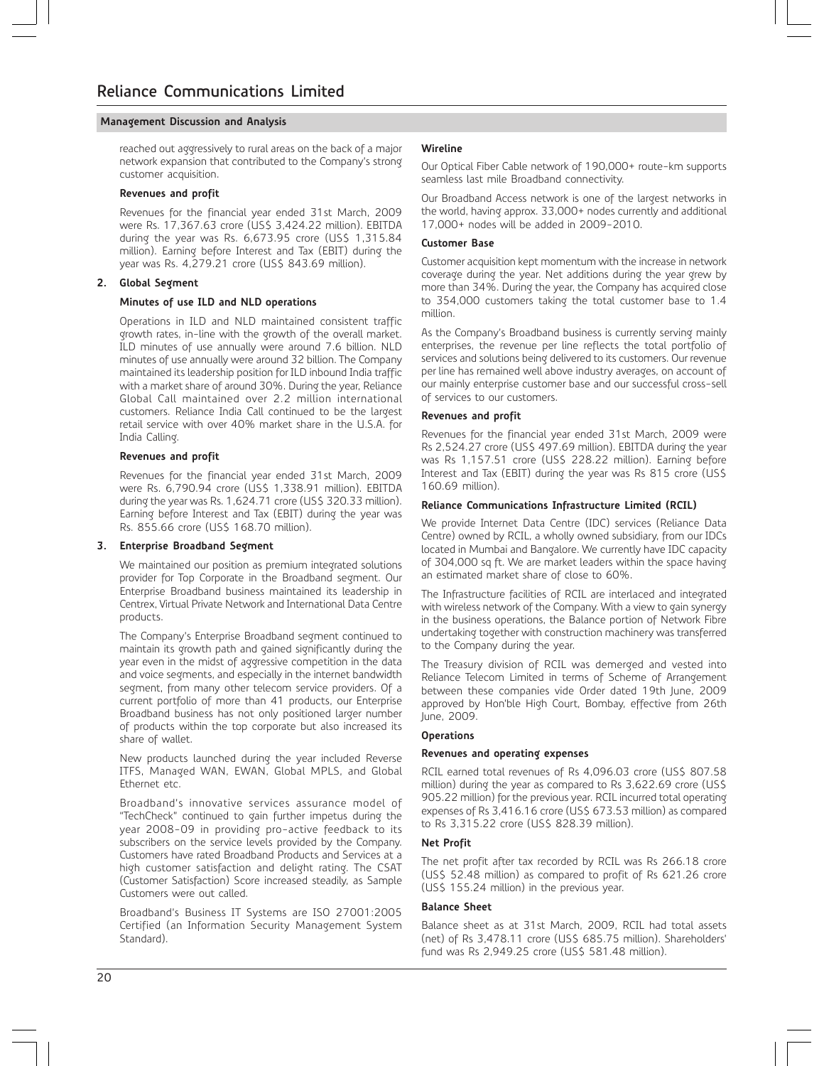## Management Discussion and Analysis

reached out aggressively to rural areas on the back of a major network expansion that contributed to the Company's strong customer acquisition.

**Revenues and profit**

Revenues for the financial year ended 31st March, 2009 were Rs. 17,367.63 crore (US$ 3,424.22 million). EBITDA during the year was Rs. 6,673.95 crore (US$ 1,315.84 million). Earning before Interest and Tax (EBIT) during the year was Rs. 4,279.21 crore (US$ 843.69 million).

### 2. Global Segment

**Minutes of use ILD and NLD operations**

Operations in ILD and NLD maintained consistent traffic growth rates, in-line with the growth of the overall market. ILD minutes of use annually were around 7.6 billion. NLD minutes of use annually were around 32 billion. The Company maintained its leadership position for ILD inbound India traffic with a market share of around 30%. During the year, Reliance Global Call maintained over 2.2 million international customers. Reliance India Call continued to be the largest retail service with over 40% market share in the U.S.A. for India Calling.

**Revenues and profit**

Revenues for the financial year ended 31st March, 2009 were Rs. 6,790.94 crore (US$ 1,338.91 million). EBITDA during the year was Rs. 1,624.71 crore (US$ 320.33 million). Earning before Interest and Tax (EBIT) during the year was Rs. 855.66 crore (US$ 168.70 million).

### 3. Enterprise Broadband Segment

We maintained our position as premium integrated solutions provider for Top Corporate in the Broadband segment. Our Enterprise Broadband business maintained its leadership in Centrex, Virtual Private Network and International Data Centre products.

The Company's Enterprise Broadband segment continued to maintain its growth path and gained significantly during the year even in the midst of aggressive competition in the data and voice segments, and especially in the internet bandwidth segment, from many other telecom service providers. Of a current portfolio of more than 41 products, our Enterprise Broadband business has not only positioned larger number of products within the top corporate but also increased its share of wallet.

New products launched during the year included Reverse ITFS, Managed WAN, EWAN, Global MPLS, and Global Ethernet etc.

Broadband's innovative services assurance model of "TechCheck" continued to gain further impetus during the year 2008-09 in providing pro-active feedback to its subscribers on the service levels provided by the Company. Customers have rated Broadband Products and Services at a high customer satisfaction and delight rating. The CSAT (Customer Satisfaction) Score increased steadily, as Sample Customers were out called.

Broadband's Business IT Systems are ISO 27001:2005 Certified (an Information Security Management System Standard).

**Wireline**

Our Optical Fiber Cable network of 190,000+ route-km supports seamless last mile Broadband connectivity.

Our Broadband Access network is one of the largest networks in the world, having approx. 33,000+ nodes currently and additional 17,000+ nodes will be added in 2009-2010.

**Customer Base**

Customer acquisition kept momentum with the increase in network coverage during the year. Net additions during the year grew by more than 34%. During the year, the Company has acquired close to 354,000 customers taking the total customer base to 1.4 million.

As the Company's Broadband business is currently serving mainly enterprises, the revenue per line reflects the total portfolio of services and solutions being delivered to its customers. Our revenue per line has remained well above industry averages, on account of our mainly enterprise customer base and our successful cross-sell of services to our customers.

**Revenues and profit**

Revenues for the financial year ended 31st March, 2009 were Rs 2,524.27 crore (US$ 497.69 million). EBITDA during the year was Rs 1,157.51 crore (US$ 228.22 million). Earning before Interest and Tax (EBIT) during the year was Rs 815 crore (US$ 160.69 million).

**Reliance Communications Infrastructure Limited (RCIL)**

We provide Internet Data Centre (IDC) services (Reliance Data Centre) owned by RCIL, a wholly owned subsidiary, from our IDCs located in Mumbai and Bangalore. We currently have IDC capacity of 304,000 sq ft. We are market leaders within the space having an estimated market share of close to 60%.

The Infrastructure facilities of RCIL are interlaced and integrated with wireless network of the Company. With a view to gain synergy in the business operations, the Balance portion of Network Fibre undertaking together with construction machinery was transferred to the Company during the year.

The Treasury division of RCIL was demerged and vested into Reliance Telecom Limited in terms of Scheme of Arrangement between these companies vide Order dated 19th June, 2009 approved by Hon'ble High Court, Bombay, effective from 26th June, 2009.

**Operations**

**Revenues and operating expenses**

RCIL earned total revenues of Rs 4,096.03 crore (US$ 807.58 million) during the year as compared to Rs 3,622.69 crore (US$ 905.22 million) for the previous year. RCIL incurred total operating expenses of Rs 3,416.16 crore (US$ 673.53 million) as compared to Rs 3,315.22 crore (US$ 828.39 million).

**Net Profit**

The net profit after tax recorded by RCIL was Rs 266.18 crore (US$ 52.48 million) as compared to profit of Rs 621.26 crore (US$ 155.24 million) in the previous year.

**Balance Sheet**

Balance sheet as at 31st March, 2009, RCIL had total assets (net) of Rs 3,478.11 crore (US$ 685.75 million). Shareholders' fund was Rs 2,949.25 crore (US$ 581.48 million).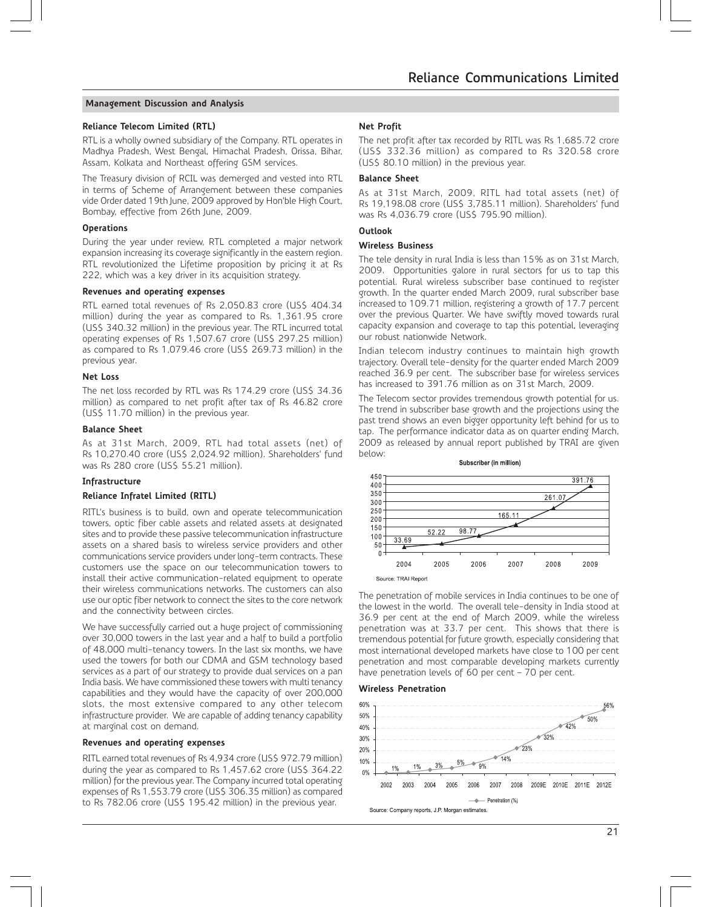## Management Discussion and Analysis

### Reliance Telecom Limited (RTL)

RTL is a wholly owned subsidiary of the Company. RTL operates in Madhya Pradesh, West Bengal, Himachal Pradesh, Orissa, Bihar, Assam, Kolkata and Northeast offering GSM services.

The Treasury division of RCIL was demerged and vested into RTL in terms of Scheme of Arrangement between these companies vide Order dated 19th June, 2009 approved by Hon'ble High Court, Bombay, effective from 26th June, 2009.

**Operations**

During the year under review, RTL completed a major network expansion increasing its coverage significantly in the eastern region. RTL revolutionized the Lifetime proposition by pricing it at Rs 222, which was a key driver in its acquisition strategy.

**Revenues and operating expenses**

RTL earned total revenues of Rs 2,050.83 crore (US$ 404.34 million) during the year as compared to Rs. 1,361.95 crore (US$ 340.32 million) in the previous year. The RTL incurred total operating expenses of Rs 1,507.67 crore (US$ 297.25 million) as compared to Rs 1,079.46 crore (US$ 269.73 million) in the previous year.

**Net Loss**

The net loss recorded by RTL was Rs 174.29 crore (US$ 34.36 million) as compared to net profit after tax of Rs 46.82 crore (US$ 11.70 million) in the previous year.

**Balance Sheet**

As at 31st March, 2009, RTL had total assets (net) of Rs 10,270.40 crore (US$ 2,024.92 million). Shareholders' fund was Rs 280 crore (US$ 55.21 million).

### Infrastructure

### Reliance Infratel Limited (RITL)

RITL's business is to build, own and operate telecommunication towers, optic fiber cable assets and related assets at designated sites and to provide these passive telecommunication infrastructure assets on a shared basis to wireless service providers and other communications service providers under long-term contracts. These customers use the space on our telecommunication towers to install their active communication-related equipment to operate their wireless communications networks. The customers can also use our optic fiber network to connect the sites to the core network and the connectivity between circles.

We have successfully carried out a huge project of commissioning over 30,000 towers in the last year and a half to build a portfolio of 48,000 multi-tenancy towers. In the last six months, we have used the towers for both our CDMA and GSM technology based services as a part of our strategy to provide dual services on a pan India basis. We have commissioned these towers with multi tenancy capabilities and they would have the capacity of over 200,000 slots, the most extensive compared to any other telecom infrastructure provider. We are capable of adding tenancy capability at marginal cost on demand.

**Revenues and operating expenses**

RITL earned total revenues of Rs 4,934 crore (US$ 972.79 million) during the year as compared to Rs 1,457.62 crore (US$ 364.22 million) for the previous year. The Company incurred total operating expenses of Rs 1,553.79 crore (US$ 306.35 million) as compared to Rs 782.06 crore (US$ 195.42 million) in the previous year.

**Net Profit**

The net profit after tax recorded by RITL was Rs 1,685.72 crore (US$ 332.36 million) as compared to Rs 320.58 crore (US$ 80.10 million) in the previous year.

**Balance Sheet**

As at 31st March, 2009, RITL had total assets (net) of Rs 19,198.08 crore (US$ 3,785.11 million). Shareholders' fund was Rs 4,036.79 crore (US$ 795.90 million).

### Outlook

**Wireless Business**

The tele density in rural India is less than 15% as on 31st March, 2009. Opportunities galore in rural sectors for us to tap this potential. Rural wireless subscriber base continued to register growth. In the quarter ended March 2009, rural subscriber base increased to 109.71 million, registering a growth of 17.7 percent over the previous Quarter. We have swiftly moved towards rural capacity expansion and coverage to tap this potential, leveraging our robust nationwide Network.

Indian telecom industry continues to maintain high growth trajectory. Overall tele-density for the quarter ended March 2009 reached 36.9 per cent. The subscriber base for wireless services has increased to 391.76 million as on 31st March, 2009.

The Telecom sector provides tremendous growth potential for us. The trend in subscriber base growth and the projections using the past trend shows an even bigger opportunity left behind for us to tap. The performance indicator data as on quarter ending March, 2009 as released by annual report published by TRAI are given below:

Subscriber (in million)

33.69, 52.22, 98.77, 165.11, 261.07, 391.76

2004, 2005, 2006, 2007, 2008, 2009

Source: TRAI Report

The penetration of mobile services in India continues to be one of the lowest in the world. The overall tele-density in India stood at 36.9 per cent at the end of March 2009, while the wireless penetration was at 33.7 per cent. This shows that there is tremendous potential for future growth, especially considering that most international developed markets have close to 100 per cent penetration and most comparable developing markets currently have penetration levels of 60 per cent – 70 per cent.

**Wireless Penetration**

1%, 1%, 3%, 5%, 9%, 14%, 23%, 32%, 42%, 50%, 56%

2002, 2003, 2004, 2005, 2006, 2007, 2008, 2009E, 2010E, 2011E, 2012E

Penetration (%)

Source: Company reports, J.P. Morgan estimates.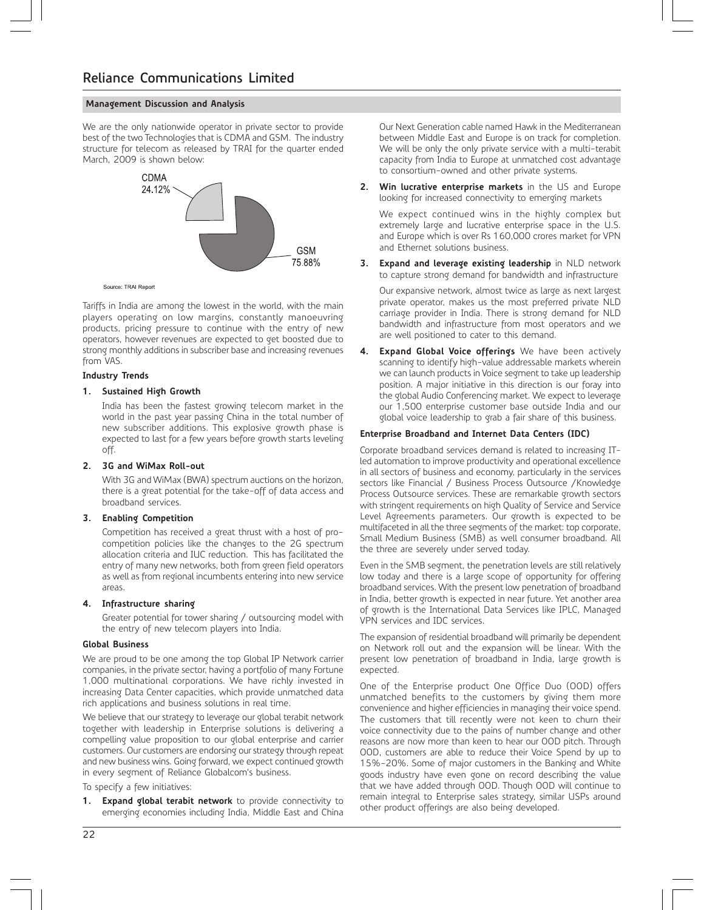## Management Discussion and Analysis

We are the only nationwide operator in private sector to provide best of the two Technologies that is CDMA and GSM. The industry structure for telecom as released by TRAI for the quarter ended March, 2009 is shown below:

CDMA
24.12%

GSM
75.88%

Source: TRAI Report

Tariffs in India are among the lowest in the world, with the main players operating on low margins, constantly manoeuvring products, pricing pressure to continue with the entry of new operators, however revenues are expected to get boosted due to strong monthly additions in subscriber base and increasing revenues from VAS.

### Industry Trends

1. **Sustained High Growth**

   India has been the fastest growing telecom market in the world in the past year passing China in the total number of new subscriber additions. This explosive growth phase is expected to last for a few years before growth starts leveling off.

2. **3G and WiMax Roll-out**

   With 3G and WiMax (BWA) spectrum auctions on the horizon, there is a great potential for the take-off of data access and broadband services.

3. **Enabling Competition**

   Competition has received a great thrust with a host of pro-competition policies like the changes to the 2G spectrum allocation criteria and IUC reduction. This has facilitated the entry of many new networks, both from green field operators as well as from regional incumbents entering into new service areas.

4. **Infrastructure sharing**

   Greater potential for tower sharing / outsourcing model with the entry of new telecom players into India.

### Global Business

We are proud to be one among the top Global IP Network carrier companies, in the private sector, having a portfolio of many Fortune 1,000 multinational corporations. We have richly invested in increasing Data Center capacities, which provide unmatched data rich applications and business solutions in real time.

We believe that our strategy to leverage our global terabit network together with leadership in Enterprise solutions is delivering a compelling value proposition to our global enterprise and carrier customers. Our customers are endorsing our strategy through repeat and new business wins. Going forward, we expect continued growth in every segment of Reliance Globalcom's business.

To specify a few initiatives:

1. **Expand global terabit network** to provide connectivity to emerging economies including India, Middle East and China

   Our Next Generation cable named Hawk in the Mediterranean between Middle East and Europe is on track for completion. We will be only the only private service with a multi-terabit capacity from India to Europe at unmatched cost advantage to consortium-owned and other private systems.

2. **Win lucrative enterprise markets** in the US and Europe looking for increased connectivity to emerging markets

   We expect continued wins in the highly complex but extremely large and lucrative enterprise space in the U.S. and Europe which is over Rs 160,000 crores market for VPN and Ethernet solutions business.

3. **Expand and leverage existing leadership** in NLD network to capture strong demand for bandwidth and infrastructure

   Our expansive network, almost twice as large as next largest private operator, makes us the most preferred private NLD carriage provider in India. There is strong demand for NLD bandwidth and infrastructure from most operators and we are well positioned to cater to this demand.

4. **Expand Global Voice offerings** We have been actively scanning to identify high-value addressable markets wherein we can launch products in Voice segment to take up leadership position. A major initiative in this direction is our foray into the global Audio Conferencing market. We expect to leverage our 1,500 enterprise customer base outside India and our global voice leadership to grab a fair share of this business.

### Enterprise Broadband and Internet Data Centers (IDC)

Corporate broadband services demand is related to increasing IT-led automation to improve productivity and operational excellence in all sectors of business and economy, particularly in the services sectors like Financial / Business Process Outsource /Knowledge Process Outsource services. These are remarkable growth sectors with stringent requirements on high Quality of Service and Service Level Agreements parameters. Our growth is expected to be multifaceted in all the three segments of the market: top corporate, Small Medium Business (SMB) as well consumer broadband. All the three are severely under served today.

Even in the SMB segment, the penetration levels are still relatively low today and there is a large scope of opportunity for offering broadband services. With the present low penetration of broadband in India, better growth is expected in near future. Yet another area of growth is the International Data Services like IPLC, Managed VPN services and IDC services.

The expansion of residential broadband will primarily be dependent on Network roll out and the expansion will be linear. With the present low penetration of broadband in India, large growth is expected.

One of the Enterprise product One Office Duo (OOD) offers unmatched benefits to the customers by giving them more convenience and higher efficiencies in managing their voice spend. The customers that till recently were not keen to churn their voice connectivity due to the pains of number change and other reasons are now more than keen to hear our OOD pitch. Through OOD, customers are able to reduce their Voice Spend by up to 15%-20%. Some of major customers in the Banking and White goods industry have even gone on record describing the value that we have added through OOD. Though OOD will continue to remain integral to Enterprise sales strategy, similar USPs around other product offerings are also being developed.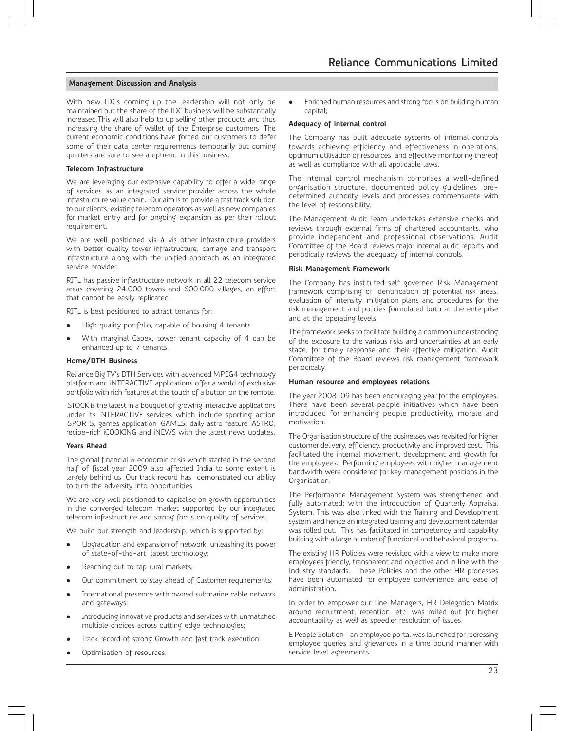## Management Discussion and Analysis

With new IDCs coming up the leadership will not only be maintained but the share of the IDC business will be substantially increased.This will also help to up selling other products and thus increasing the share of wallet of the Enterprise customers. The current economic conditions have forced our customers to defer some of their data center requirements temporarily but coming quarters are sure to see a uptrend in this business.

### Telecom Infrastructure

We are leveraging our extensive capability to offer a wide range of services as an integrated service provider across the whole infrastructure value chain. Our aim is to provide a fast track solution to our clients, existing telecom operators as well as new companies for market entry and for ongoing expansion as per their rollout requirement.

We are well-positioned vis-à-vis other infrastructure providers with better quality tower infrastructure, carriage and transport infrastructure along with the unified approach as an integrated service provider.

RITL has passive infrastructure network in all 22 telecom service areas covering 24,000 towns and 600,000 villages, an effort that cannot be easily replicated.

RITL is best positioned to attract tenants for:

- High quality portfolio, capable of housing 4 tenants
- With marginal Capex, tower tenant capacity of 4 can be enhanced up to 7 tenants.

### Home/DTH Business

Reliance Big TV's DTH Services with advanced MPEG4 technology platform and iNTERACTIVE applications offer a world of exclusive portfolio with rich features at the touch of a button on the remote.

iSTOCK is the latest in a bouquet of growing interactive applications under its iNTERACTIVE services which include sporting action iSPORTS, games application iGAMES, daily astro feature iASTRO, recipe-rich iCOOKING and iNEWS with the latest news updates.

### Years Ahead

The global financial & economic crisis which started in the second half of fiscal year 2009 also affected India to some extent is largely behind us. Our track record has demonstrated our ability to turn the adversity into opportunities.

We are very well positioned to capitalise on growth opportunities in the converged telecom market supported by our integrated telecom infrastructure and strong focus on quality of services.

We build our strength and leadership, which is supported by:

- Upgradation and expansion of network, unleashing its power of state-of-the-art, latest technology;
- Reaching out to tap rural markets;
- Our commitment to stay ahead of Customer requirements;
- International presence with owned submarine cable network and gateways;
- Introducing innovative products and services with unmatched multiple choices across cutting edge technologies;
- Track record of strong Growth and fast track execution;
- Optimisation of resources;
- Enriched human resources and strong focus on building human capital;

### Adequacy of internal control

The Company has built adequate systems of internal controls towards achieving efficiency and effectiveness in operations, optimum utilisation of resources, and effective monitoring thereof as well as compliance with all applicable laws.

The internal control mechanism comprises a well-defined organisation structure, documented policy guidelines, pre-determined authority levels and processes commensurate with the level of responsibility.

The Management Audit Team undertakes extensive checks and reviews through external firms of chartered accountants, who provide independent and professional observations. Audit Committee of the Board reviews major internal audit reports and periodically reviews the adequacy of internal controls.

### Risk Management Framework

The Company has instituted self governed Risk Management framework comprising of identification of potential risk areas, evaluation of intensity, mitigation plans and procedures for the risk management and policies formulated both at the enterprise and at the operating levels.

The framework seeks to facilitate building a common understanding of the exposure to the various risks and uncertainties at an early stage, for timely response and their effective mitigation. Audit Committee of the Board reviews risk management framework periodically.

### Human resource and employees relations

The year 2008-09 has been encouraging year for the employees. There have been several people initiatives which have been introduced for enhancing people productivity, morale and motivation.

The Organisation structure of the businesses was revisited for higher customer delivery, efficiency, productivity and improved cost. This facilitated the internal movement, development and growth for the employees. Performing employees with higher management bandwidth were considered for key management positions in the Organisation.

The Performance Management System was strengthened and fully automated; with the introduction of Quarterly Appraisal System. This was also linked with the Training and Development system and hence an integrated training and development calendar was rolled out. This has facilitated in competency and capability building with a large number of functional and behavioral programs.

The existing HR Policies were revisited with a view to make more employees friendly, transparent and objective and in line with the Industry standards. These Policies and the other HR processes have been automated for employee convenience and ease of administration.

In order to empower our Line Managers, HR Delegation Matrix around recruitment, retention, etc. was rolled out for higher accountability as well as speedier resolution of issues.

E People Solution – an employee portal was launched for redressing employee queries and grievances in a time bound manner with service level agreements.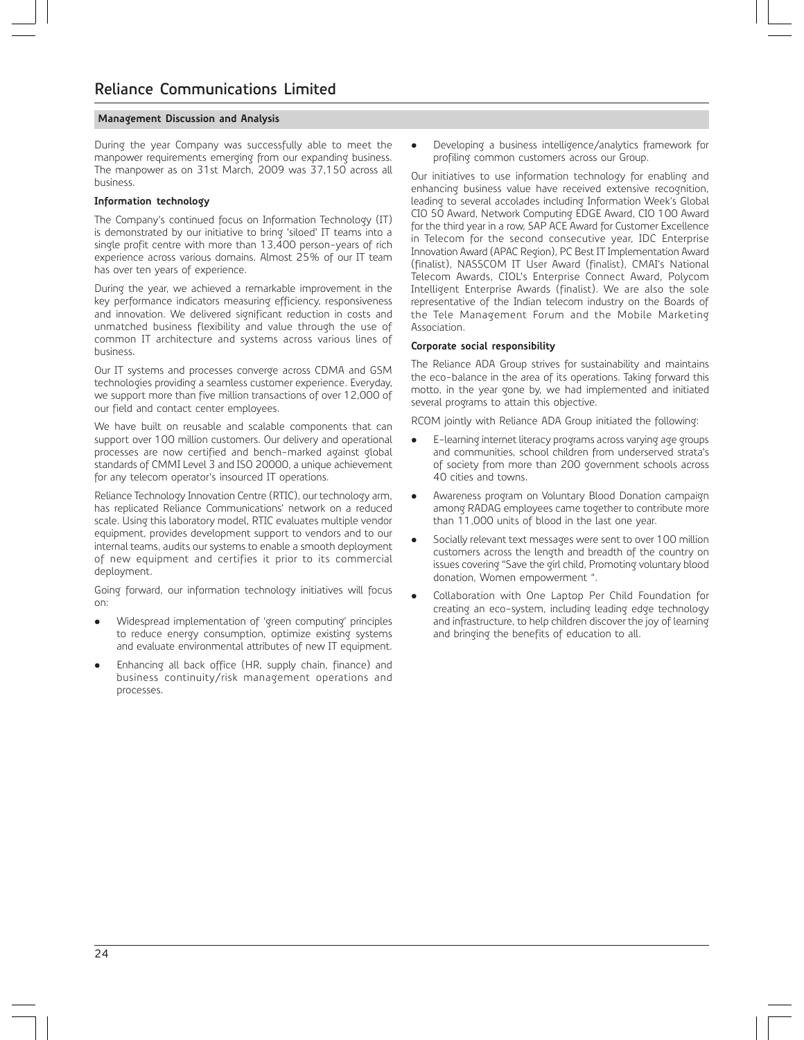## Management Discussion and Analysis

During the year Company was successfully able to meet the manpower requirements emerging from our expanding business. The manpower as on 31st March, 2009 was 37,150 across all business.

**Information technology**

The Company's continued focus on Information Technology (IT) is demonstrated by our initiative to bring 'siloed' IT teams into a single profit centre with more than 13,400 person-years of rich experience across various domains. Almost 25% of our IT team has over ten years of experience.

During the year, we achieved a remarkable improvement in the key performance indicators measuring efficiency, responsiveness and innovation. We delivered significant reduction in costs and unmatched business flexibility and value through the use of common IT architecture and systems across various lines of business.

Our IT systems and processes converge across CDMA and GSM technologies providing a seamless customer experience. Everyday, we support more than five million transactions of over 12,000 of our field and contact center employees.

We have built on reusable and scalable components that can support over 100 million customers. Our delivery and operational processes are now certified and bench-marked against global standards of CMMI Level 3 and ISO 20000, a unique achievement for any telecom operator's insourced IT operations.

Reliance Technology Innovation Centre (RTIC), our technology arm, has replicated Reliance Communications' network on a reduced scale. Using this laboratory model, RTIC evaluates multiple vendor equipment, provides development support to vendors and to our internal teams, audits our systems to enable a smooth deployment of new equipment and certifies it prior to its commercial deployment.

Going forward, our information technology initiatives will focus on:

- Widespread implementation of 'green computing' principles to reduce energy consumption, optimize existing systems and evaluate environmental attributes of new IT equipment.
- Enhancing all back office (HR, supply chain, finance) and business continuity/risk management operations and processes.
- Developing a business intelligence/analytics framework for profiling common customers across our Group.

Our initiatives to use information technology for enabling and enhancing business value have received extensive recognition, leading to several accolades including Information Week's Global CIO 50 Award, Network Computing EDGE Award, CIO 100 Award for the third year in a row, SAP ACE Award for Customer Excellence in Telecom for the second consecutive year, IDC Enterprise Innovation Award (APAC Region), PC Best IT Implementation Award (finalist), NASSCOM IT User Award (finalist), CMAI's National Telecom Awards, CIOL's Enterprise Connect Award, Polycom Intelligent Enterprise Awards (finalist). We are also the sole representative of the Indian telecom industry on the Boards of the Tele Management Forum and the Mobile Marketing Association.

**Corporate social responsibility**

The Reliance ADA Group strives for sustainability and maintains the eco-balance in the area of its operations. Taking forward this motto, in the year gone by, we had implemented and initiated several programs to attain this objective.

RCOM jointly with Reliance ADA Group initiated the following:

- E-learning internet literacy programs across varying age groups and communities, school children from underserved strata's of society from more than 200 government schools across 40 cities and towns.
- Awareness program on Voluntary Blood Donation campaign among RADAG employees came together to contribute more than 11,000 units of blood in the last one year.
- Socially relevant text messages were sent to over 100 million customers across the length and breadth of the country on issues covering "Save the girl child, Promoting voluntary blood donation, Women empowerment ".
- Collaboration with One Laptop Per Child Foundation for creating an eco-system, including leading edge technology and infrastructure, to help children discover the joy of learning and bringing the benefits of education to all.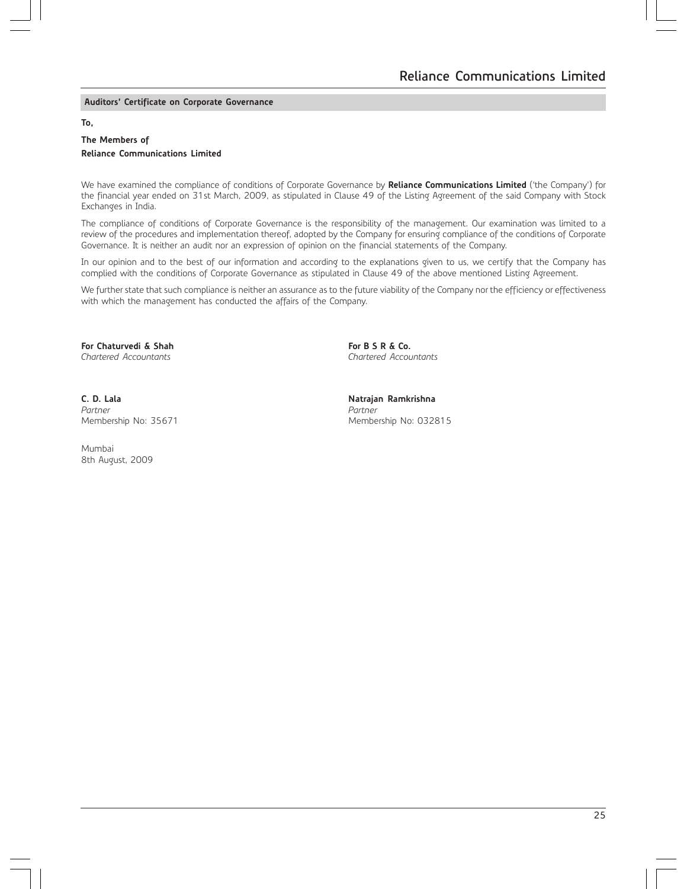## Auditors' Certificate on Corporate Governance

**To,**

**The Members of**
**Reliance Communications Limited**

We have examined the compliance of conditions of Corporate Governance by **Reliance Communications Limited** ('the Company') for the financial year ended on 31st March, 2009, as stipulated in Clause 49 of the Listing Agreement of the said Company with Stock Exchanges in India.

The compliance of conditions of Corporate Governance is the responsibility of the management. Our examination was limited to a review of the procedures and implementation thereof, adopted by the Company for ensuring compliance of the conditions of Corporate Governance. It is neither an audit nor an expression of opinion on the financial statements of the Company.

In our opinion and to the best of our information and according to the explanations given to us, we certify that the Company has complied with the conditions of Corporate Governance as stipulated in Clause 49 of the above mentioned Listing Agreement.

We further state that such compliance is neither an assurance as to the future viability of the Company nor the efficiency or effectiveness with which the management has conducted the affairs of the Company.

**For Chaturvedi & Shah**
*Chartered Accountants*

**C. D. Lala**
*Partner*
Membership No: 35671

**For B S R & Co.**
*Chartered Accountants*

**Natrajan Ramkrishna**
*Partner*
Membership No: 032815

Mumbai
8th August, 2009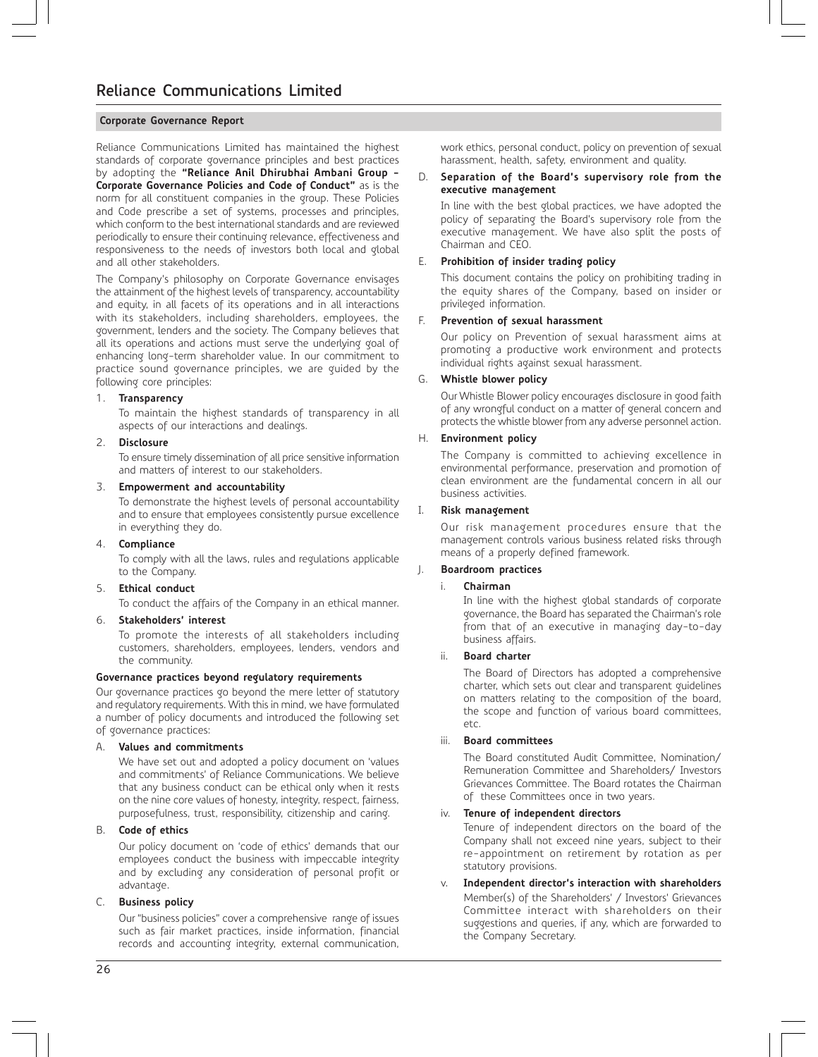## Corporate Governance Report

Reliance Communications Limited has maintained the highest standards of corporate governance principles and best practices by adopting the **"Reliance Anil Dhirubhai Ambani Group – Corporate Governance Policies and Code of Conduct"** as is the norm for all constituent companies in the group. These Policies and Code prescribe a set of systems, processes and principles, which conform to the best international standards and are reviewed periodically to ensure their continuing relevance, effectiveness and responsiveness to the needs of investors both local and global and all other stakeholders.

The Company's philosophy on Corporate Governance envisages the attainment of the highest levels of transparency, accountability and equity, in all facets of its operations and in all interactions with its stakeholders, including shareholders, employees, the government, lenders and the society. The Company believes that all its operations and actions must serve the underlying goal of enhancing long-term shareholder value. In our commitment to practice sound governance principles, we are guided by the following core principles:

1. **Transparency**

   To maintain the highest standards of transparency in all aspects of our interactions and dealings.

2. **Disclosure**

   To ensure timely dissemination of all price sensitive information and matters of interest to our stakeholders.

3. **Empowerment and accountability**

   To demonstrate the highest levels of personal accountability and to ensure that employees consistently pursue excellence in everything they do.

4. **Compliance**

   To comply with all the laws, rules and regulations applicable to the Company.

5. **Ethical conduct**

   To conduct the affairs of the Company in an ethical manner.

6. **Stakeholders' interest**

   To promote the interests of all stakeholders including customers, shareholders, employees, lenders, vendors and the community.

**Governance practices beyond regulatory requirements**

Our governance practices go beyond the mere letter of statutory and regulatory requirements. With this in mind, we have formulated a number of policy documents and introduced the following set of governance practices:

A. **Values and commitments**

   We have set out and adopted a policy document on 'values and commitments' of Reliance Communications. We believe that any business conduct can be ethical only when it rests on the nine core values of honesty, integrity, respect, fairness, purposefulness, trust, responsibility, citizenship and caring.

B. **Code of ethics**

   Our policy document on 'code of ethics' demands that our employees conduct the business with impeccable integrity and by excluding any consideration of personal profit or advantage.

C. **Business policy**

   Our "business policies" cover a comprehensive range of issues such as fair market practices, inside information, financial records and accounting integrity, external communication, work ethics, personal conduct, policy on prevention of sexual harassment, health, safety, environment and quality.

D. **Separation of the Board's supervisory role from the executive management**

   In line with the best global practices, we have adopted the policy of separating the Board's supervisory role from the executive management. We have also split the posts of Chairman and CEO.

E. **Prohibition of insider trading policy**

   This document contains the policy on prohibiting trading in the equity shares of the Company, based on insider or privileged information.

F. **Prevention of sexual harassment**

   Our policy on Prevention of sexual harassment aims at promoting a productive work environment and protects individual rights against sexual harassment.

G. **Whistle blower policy**

   Our Whistle Blower policy encourages disclosure in good faith of any wrongful conduct on a matter of general concern and protects the whistle blower from any adverse personnel action.

H. **Environment policy**

   The Company is committed to achieving excellence in environmental performance, preservation and promotion of clean environment are the fundamental concern in all our business activities.

I. **Risk management**

   Our risk management procedures ensure that the management controls various business related risks through means of a properly defined framework.

J. **Boardroom practices**

   i. **Chairman**

      In line with the highest global standards of corporate governance, the Board has separated the Chairman's role from that of an executive in managing day-to-day business affairs.

   ii. **Board charter**

      The Board of Directors has adopted a comprehensive charter, which sets out clear and transparent guidelines on matters relating to the composition of the board, the scope and function of various board committees, etc.

   iii. **Board committees**

      The Board constituted Audit Committee, Nomination/ Remuneration Committee and Shareholders/ Investors Grievances Committee. The Board rotates the Chairman of these Committees once in two years.

   iv. **Tenure of independent directors**

      Tenure of independent directors on the board of the Company shall not exceed nine years, subject to their re-appointment on retirement by rotation as per statutory provisions.

   v. **Independent director's interaction with shareholders**

      Member(s) of the Shareholders' / Investors' Grievances Committee interact with shareholders on their suggestions and queries, if any, which are forwarded to the Company Secretary.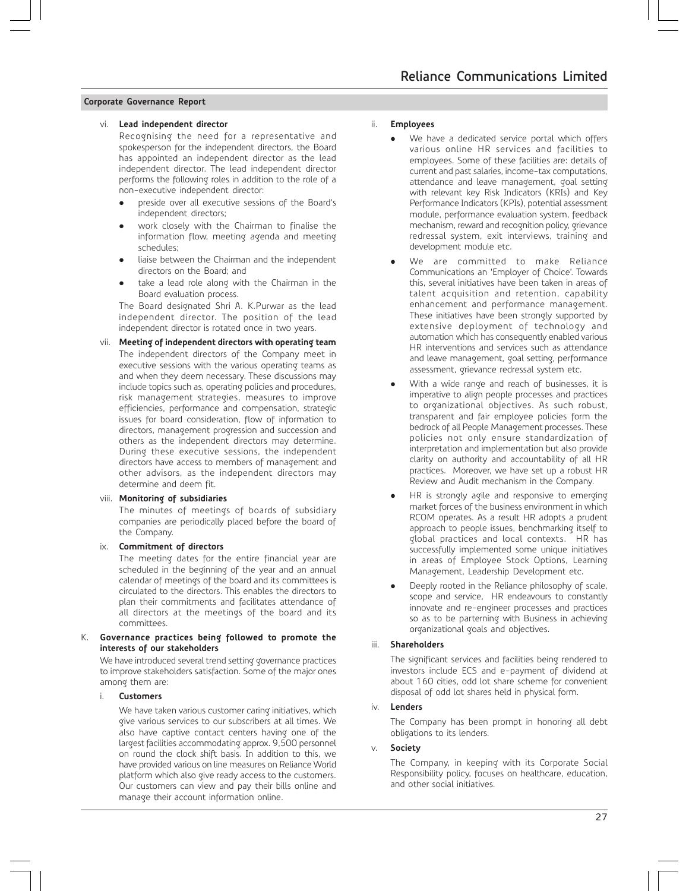**Corporate Governance Report**

vi. **Lead independent director**

Recognising the need for a representative and spokesperson for the independent directors, the Board has appointed an independent director as the lead independent director. The lead independent director performs the following roles in addition to the role of a non-executive independent director:

- preside over all executive sessions of the Board's independent directors;
- work closely with the Chairman to finalise the information flow, meeting agenda and meeting schedules;
- liaise between the Chairman and the independent directors on the Board; and
- take a lead role along with the Chairman in the Board evaluation process.

The Board designated Shri A. K.Purwar as the lead independent director. The position of the lead independent director is rotated once in two years.

vii. **Meeting of independent directors with operating team**

The independent directors of the Company meet in executive sessions with the various operating teams as and when they deem necessary. These discussions may include topics such as, operating policies and procedures, risk management strategies, measures to improve efficiencies, performance and compensation, strategic issues for board consideration, flow of information to directors, management progression and succession and others as the independent directors may determine. During these executive sessions, the independent directors have access to members of management and other advisors, as the independent directors may determine and deem fit.

viii. **Monitoring of subsidiaries**

The minutes of meetings of boards of subsidiary companies are periodically placed before the board of the Company.

ix. **Commitment of directors**

The meeting dates for the entire financial year are scheduled in the beginning of the year and an annual calendar of meetings of the board and its committees is circulated to the directors. This enables the directors to plan their commitments and facilitates attendance of all directors at the meetings of the board and its committees.

K. **Governance practices being followed to promote the interests of our stakeholders**

We have introduced several trend setting governance practices to improve stakeholders satisfaction. Some of the major ones among them are:

i. **Customers**

We have taken various customer caring initiatives, which give various services to our subscribers at all times. We also have captive contact centers having one of the largest facilities accommodating approx. 9,500 personnel on round the clock shift basis. In addition to this, we have provided various on line measures on Reliance World platform which also give ready access to the customers. Our customers can view and pay their bills online and manage their account information online.

ii. **Employees**

- We have a dedicated service portal which offers various online HR services and facilities to employees. Some of these facilities are: details of current and past salaries, income-tax computations, attendance and leave management, goal setting with relevant key Risk Indicators (KRIs) and Key Performance Indicators (KPIs), potential assessment module, performance evaluation system, feedback mechanism, reward and recognition policy, grievance redressal system, exit interviews, training and development module etc.
- We are committed to make Reliance Communications an 'Employer of Choice'. Towards this, several initiatives have been taken in areas of talent acquisition and retention, capability enhancement and performance management. These initiatives have been strongly supported by extensive deployment of technology and automation which has consequently enabled various HR interventions and services such as attendance and leave management, goal setting, performance assessment, grievance redressal system etc.
- With a wide range and reach of businesses, it is imperative to align people processes and practices to organizational objectives. As such robust, transparent and fair employee policies form the bedrock of all People Management processes. These policies not only ensure standardization of interpretation and implementation but also provide clarity on authority and accountability of all HR practices. Moreover, we have set up a robust HR Review and Audit mechanism in the Company.
- HR is strongly agile and responsive to emerging market forces of the business environment in which RCOM operates. As a result HR adopts a prudent approach to people issues, benchmarking itself to global practices and local contexts. HR has successfully implemented some unique initiatives in areas of Employee Stock Options, Learning Management, Leadership Development etc.
- Deeply rooted in the Reliance philosophy of scale, scope and service, HR endeavours to constantly innovate and re-engineer processes and practices so as to be parterning with Business in achieving organizational goals and objectives.

iii. **Shareholders**

The significant services and facilities being rendered to investors include ECS and e-payment of dividend at about 160 cities, odd lot share scheme for convenient disposal of odd lot shares held in physical form.

iv. **Lenders**

The Company has been prompt in honoring all debt obligations to its lenders.

v. **Society**

The Company, in keeping with its Corporate Social Responsibility policy, focuses on healthcare, education, and other social initiatives.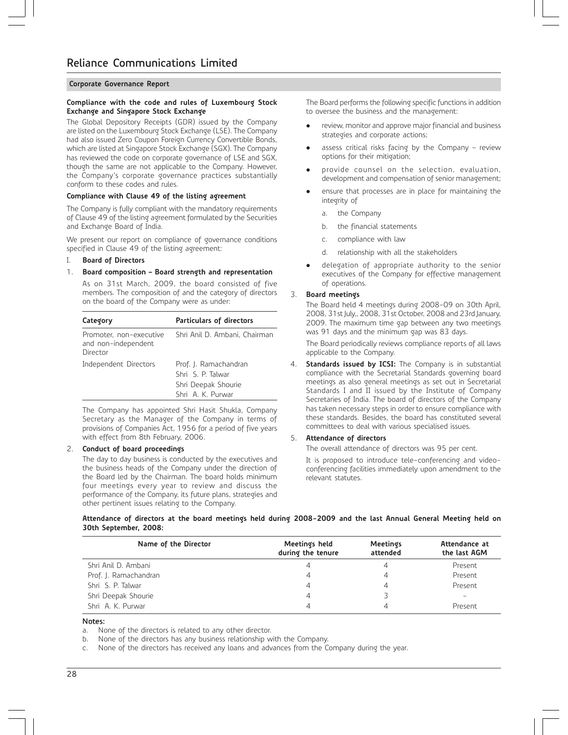## Corporate Governance Report

**Compliance with the code and rules of Luxembourg Stock Exchange and Singapore Stock Exchange**

The Global Depository Receipts (GDR) issued by the Company are listed on the Luxembourg Stock Exchange (LSE). The Company had also issued Zero Coupon Foreign Currency Convertible Bonds, which are listed at Singapore Stock Exchange (SGX). The Company has reviewed the code on corporate governance of LSE and SGX, though the same are not applicable to the Company. However, the Company's corporate governance practices substantially conform to these codes and rules.

**Compliance with Clause 49 of the listing agreement**

The Company is fully compliant with the mandatory requirements of Clause 49 of the listing agreement formulated by the Securities and Exchange Board of India.

We present our report on compliance of governance conditions specified in Clause 49 of the listing agreement:

### I. Board of Directors

**1. Board composition – Board strength and representation**

As on 31st March, 2009, the board consisted of five members. The composition of and the category of directors on the board of the Company were as under:

| Category | Particulars of directors |
|---|---|
| Promoter, non-executive and non-independent Director | Shri Anil D. Ambani, Chairman |
| Independent Directors | Prof. J. Ramachandran<br>Shri S. P. Talwar<br>Shri Deepak Shourie<br>Shri A. K. Purwar |

The Company has appointed Shri Hasit Shukla, Company Secretary as the Manager of the Company in terms of provisions of Companies Act, 1956 for a period of five years with effect from 8th February, 2006.

**2. Conduct of board proceedings**

The day to day business is conducted by the executives and the business heads of the Company under the direction of the Board led by the Chairman. The board holds minimum four meetings every year to review and discuss the performance of the Company, its future plans, strategies and other pertinent issues relating to the Company.

The Board performs the following specific functions in addition to oversee the business and the management:

- review, monitor and approve major financial and business strategies and corporate actions;
- assess critical risks facing by the Company – review options for their mitigation;
- provide counsel on the selection, evaluation, development and compensation of senior management;
- ensure that processes are in place for maintaining the integrity of
  a. the Company
  b. the financial statements
  c. compliance with law
  d. relationship with all the stakeholders
- delegation of appropriate authority to the senior executives of the Company for effective management of operations.

**3. Board meetings**

The Board held 4 meetings during 2008-09 on 30th April, 2008, 31st July,, 2008, 31st October, 2008 and 23rd January, 2009. The maximum time gap between any two meetings was 91 days and the minimum gap was 83 days.

The Board periodically reviews compliance reports of all laws applicable to the Company.

**4. Standards issued by ICSI:** The Company is in substantial compliance with the Secretarial Standards governing board meetings as also general meetings as set out in Secretarial Standards I and II issued by the Institute of Company Secretaries of India. The board of directors of the Company has taken necessary steps in order to ensure compliance with these standards. Besides, the board has constituted several committees to deal with various specialised issues.

**5. Attendance of directors**

The overall attendance of directors was 95 per cent.

It is proposed to introduce tele-conferencing and video-conferencing facilities immediately upon amendment to the relevant statutes.

**Attendance of directors at the board meetings held during 2008-2009 and the last Annual General Meeting held on 30th September, 2008:**

| Name of the Director | Meetings held during the tenure | Meetings attended | Attendance at the last AGM |
|---|---|---|---|
| Shri Anil D. Ambani | 4 | 4 | Present |
| Prof. J. Ramachandran | 4 | 4 | Present |
| Shri S. P. Talwar | 4 | 4 | Present |
| Shri Deepak Shourie | 4 | 3 | – |
| Shri A. K. Purwar | 4 | 4 | Present |

**Notes:**

a. None of the directors is related to any other director.

b. None of the directors has any business relationship with the Company.

c. None of the directors has received any loans and advances from the Company during the year.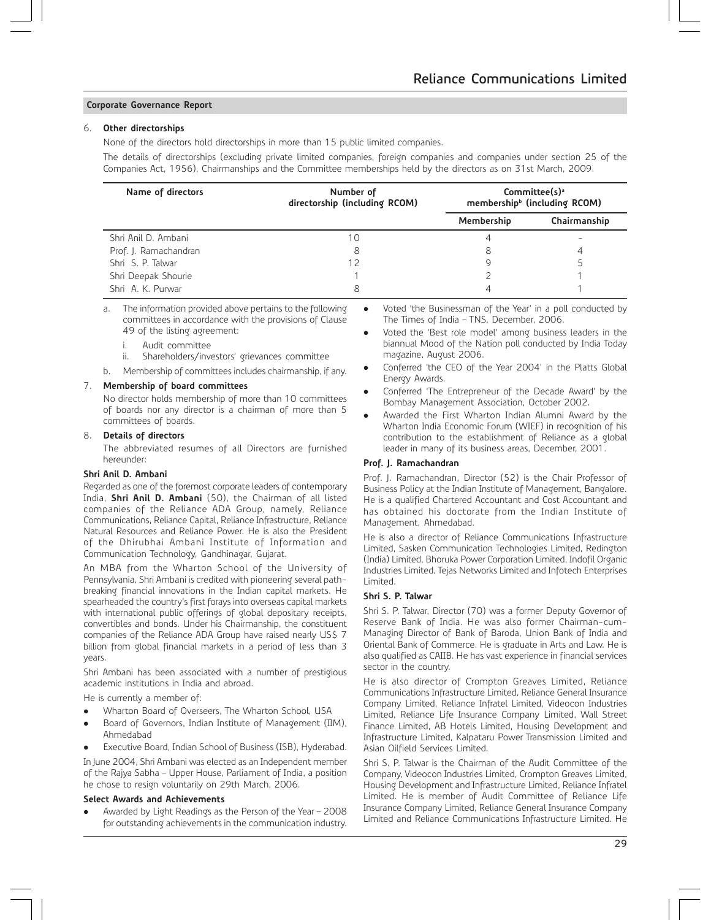## Corporate Governance Report

### 6. Other directorships

None of the directors hold directorships in more than 15 public limited companies.

The details of directorships (excluding private limited companies, foreign companies and companies under section 25 of the Companies Act, 1956), Chairmanships and the Committee memberships held by the directors as on 31st March, 2009.

| Name of directors | Number of directorship (including RCOM) | Committee(s)[a] membership[b] (including RCOM) | |
|---|---|---|---|
| | | Membership | Chairmanship |
| Shri Anil D. Ambani | 10 | 4 | - |
| Prof. J. Ramachandran | 8 | 8 | 4 |
| Shri S. P. Talwar | 12 | 9 | 5 |
| Shri Deepak Shourie | 1 | 2 | 1 |
| Shri A. K. Purwar | 8 | 4 | 1 |

a. The information provided above pertains to the following committees in accordance with the provisions of Clause 49 of the listing agreement:

   i. Audit committee

   ii. Shareholders/investors' grievances committee

b. Membership of committees includes chairmanship, if any.

### 7. Membership of board committees

No director holds membership of more than 10 committees of boards nor any director is a chairman of more than 5 committees of boards.

### 8. Details of directors

The abbreviated resumes of all Directors are furnished hereunder:

#### Shri Anil D. Ambani

Regarded as one of the foremost corporate leaders of contemporary India, **Shri Anil D. Ambani** (50), the Chairman of all listed companies of the Reliance ADA Group, namely, Reliance Communications, Reliance Capital, Reliance Infrastructure, Reliance Natural Resources and Reliance Power. He is also the President of the Dhirubhai Ambani Institute of Information and Communication Technology, Gandhinagar, Gujarat.

An MBA from the Wharton School of the University of Pennsylvania, Shri Ambani is credited with pioneering several path-breaking financial innovations in the Indian capital markets. He spearheaded the country's first forays into overseas capital markets with international public offerings of global depositary receipts, convertibles and bonds. Under his Chairmanship, the constituent companies of the Reliance ADA Group have raised nearly US$ 7 billion from global financial markets in a period of less than 3 years.

Shri Ambani has been associated with a number of prestigious academic institutions in India and abroad.

He is currently a member of:

- Wharton Board of Overseers, The Wharton School, USA
- Board of Governors, Indian Institute of Management (IIM), Ahmedabad
- Executive Board, Indian School of Business (ISB), Hyderabad.

In June 2004, Shri Ambani was elected as an Independent member of the Rajya Sabha – Upper House, Parliament of India, a position he chose to resign voluntarily on 29th March, 2006.

**Select Awards and Achievements**

- Awarded by Light Readings as the Person of the Year – 2008 for outstanding achievements in the communication industry.
- Voted 'the Businessman of the Year' in a poll conducted by The Times of India – TNS, December, 2006.
- Voted the 'Best role model' among business leaders in the biannual Mood of the Nation poll conducted by India Today magazine, August 2006.
- Conferred 'the CEO of the Year 2004' in the Platts Global Energy Awards.
- Conferred 'The Entrepreneur of the Decade Award' by the Bombay Management Association, October 2002.
- Awarded the First Wharton Indian Alumni Award by the Wharton India Economic Forum (WIEF) in recognition of his contribution to the establishment of Reliance as a global leader in many of its business areas, December, 2001.

#### Prof. J. Ramachandran

Prof. J. Ramachandran, Director (52) is the Chair Professor of Business Policy at the Indian Institute of Management, Bangalore. He is a qualified Chartered Accountant and Cost Accountant and has obtained his doctorate from the Indian Institute of Management, Ahmedabad.

He is also a director of Reliance Communications Infrastructure Limited, Sasken Communication Technologies Limited, Redington (India) Limited, Bhoruka Power Corporation Limited, Indofil Organic Industries Limited, Tejas Networks Limited and Infotech Enterprises Limited.

#### Shri S. P. Talwar

Shri S. P. Talwar, Director (70) was a former Deputy Governor of Reserve Bank of India. He was also former Chairman-cum-Managing Director of Bank of Baroda, Union Bank of India and Oriental Bank of Commerce. He is graduate in Arts and Law. He is also qualified as CAIIB. He has vast experience in financial services sector in the country.

He is also director of Crompton Greaves Limited, Reliance Communications Infrastructure Limited, Reliance General Insurance Company Limited, Reliance Infratel Limited, Videocon Industries Limited, Reliance Life Insurance Company Limited, Wall Street Finance Limited, AB Hotels Limited, Housing Development and Infrastructure Limited, Kalpataru Power Transmission Limited and Asian Oilfield Services Limited.

Shri S. P. Talwar is the Chairman of the Audit Committee of the Company, Videocon Industries Limited, Crompton Greaves Limited, Housing Development and Infrastructure Limited, Reliance Infratel Limited. He is member of Audit Committee of Reliance Life Insurance Company Limited, Reliance General Insurance Company Limited and Reliance Communications Infrastructure Limited. He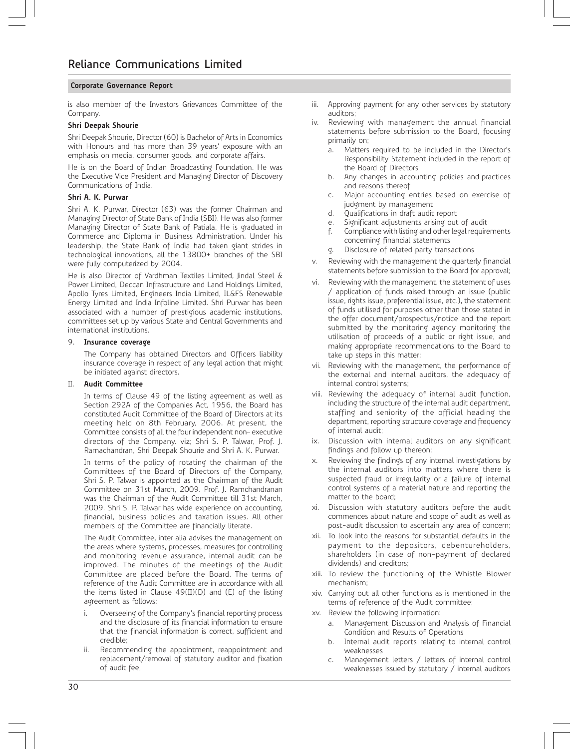## Corporate Governance Report

is also member of the Investors Grievances Committee of the Company.

**Shri Deepak Shourie**

Shri Deepak Shourie, Director (60) is Bachelor of Arts in Economics with Honours and has more than 39 years' exposure with an emphasis on media, consumer goods, and corporate affairs.

He is on the Board of Indian Broadcasting Foundation. He was the Executive Vice President and Managing Director of Discovery Communications of India.

**Shri A. K. Purwar**

Shri A. K. Purwar, Director (63) was the former Chairman and Managing Director of State Bank of India (SBI). He was also former Managing Director of State Bank of Patiala. He is graduated in Commerce and Diploma in Business Administration. Under his leadership, the State Bank of India had taken giant strides in technological innovations, all the 13800+ branches of the SBI were fully computerized by 2004.

He is also Director of Vardhman Textiles Limited, Jindal Steel & Power Limited, Deccan Infrastructure and Land Holdings Limited, Apollo Tyres Limited, Engineers India Limited, IL&FS Renewable Energy Limited and India Infoline Limited. Shri Purwar has been associated with a number of prestigious academic institutions, committees set up by various State and Central Governments and international institutions.

9. **Insurance coverage**

   The Company has obtained Directors and Officers liability insurance coverage in respect of any legal action that might be initiated against directors.

II. **Audit Committee**

   In terms of Clause 49 of the listing agreement as well as Section 292A of the Companies Act, 1956, the Board has constituted Audit Committee of the Board of Directors at its meeting held on 8th February, 2006. At present, the Committee consists of all the four independent non- executive directors of the Company. viz; Shri S. P. Talwar, Prof. J. Ramachandran, Shri Deepak Shourie and Shri A. K. Purwar.

   In terms of the policy of rotating the chairman of the Committees of the Board of Directors of the Company, Shri S. P. Talwar is appointed as the Chairman of the Audit Committee on 31st March, 2009. Prof. J. Ramchandranan was the Chairman of the Audit Committee till 31st March, 2009. Shri S. P. Talwar has wide experience on accounting, financial, business policies and taxation issues. All other members of the Committee are financially literate.

   The Audit Committee, inter alia advises the management on the areas where systems, processes, measures for controlling and monitoring revenue assurance, internal audit can be improved. The minutes of the meetings of the Audit Committee are placed before the Board. The terms of reference of the Audit Committee are in accordance with all the items listed in Clause 49(II)(D) and (E) of the listing agreement as follows:

   i. Overseeing of the Company's financial reporting process and the disclosure of its financial information to ensure that the financial information is correct, sufficient and credible;
   ii. Recommending the appointment, reappointment and replacement/removal of statutory auditor and fixation of audit fee;
   iii. Approving payment for any other services by statutory auditors;
   iv. Reviewing with management the annual financial statements before submission to the Board, focusing primarily on;
      a. Matters required to be included in the Director's Responsibility Statement included in the report of the Board of Directors
      b. Any changes in accounting policies and practices and reasons thereof
      c. Major accounting entries based on exercise of judgment by management
      d. Qualifications in draft audit report
      e. Significant adjustments arising out of audit
      f. Compliance with listing and other legal requirements concerning financial statements
      g. Disclosure of related party transactions
   v. Reviewing with the management the quarterly financial statements before submission to the Board for approval;
   vi. Reviewing with the management, the statement of uses / application of funds raised through an issue (public issue, rights issue, preferential issue, etc.), the statement of funds utilised for purposes other than those stated in the offer document/prospectus/notice and the report submitted by the monitoring agency monitoring the utilisation of proceeds of a public or right issue, and making appropriate recommendations to the Board to take up steps in this matter;
   vii. Reviewing with the management, the performance of the external and internal auditors, the adequacy of internal control systems;
   viii. Reviewing the adequacy of internal audit function, including the structure of the internal audit department, staffing and seniority of the official heading the department, reporting structure coverage and frequency of internal audit;
   ix. Discussion with internal auditors on any significant findings and follow up thereon;
   x. Reviewing the findings of any internal investigations by the internal auditors into matters where there is suspected fraud or irregularity or a failure of internal control systems of a material nature and reporting the matter to the board;
   xi. Discussion with statutory auditors before the audit commences about nature and scope of audit as well as post-audit discussion to ascertain any area of concern;
   xii. To look into the reasons for substantial defaults in the payment to the depositors, debentureholders, shareholders (in case of non-payment of declared dividends) and creditors;
   xiii. To review the functioning of the Whistle Blower mechanism;
   xiv. Carrying out all other functions as is mentioned in the terms of reference of the Audit committee;
   xv. Review the following information:
      a. Management Discussion and Analysis of Financial Condition and Results of Operations
      b. Internal audit reports relating to internal control weaknesses
      c. Management letters / letters of internal control weaknesses issued by statutory / internal auditors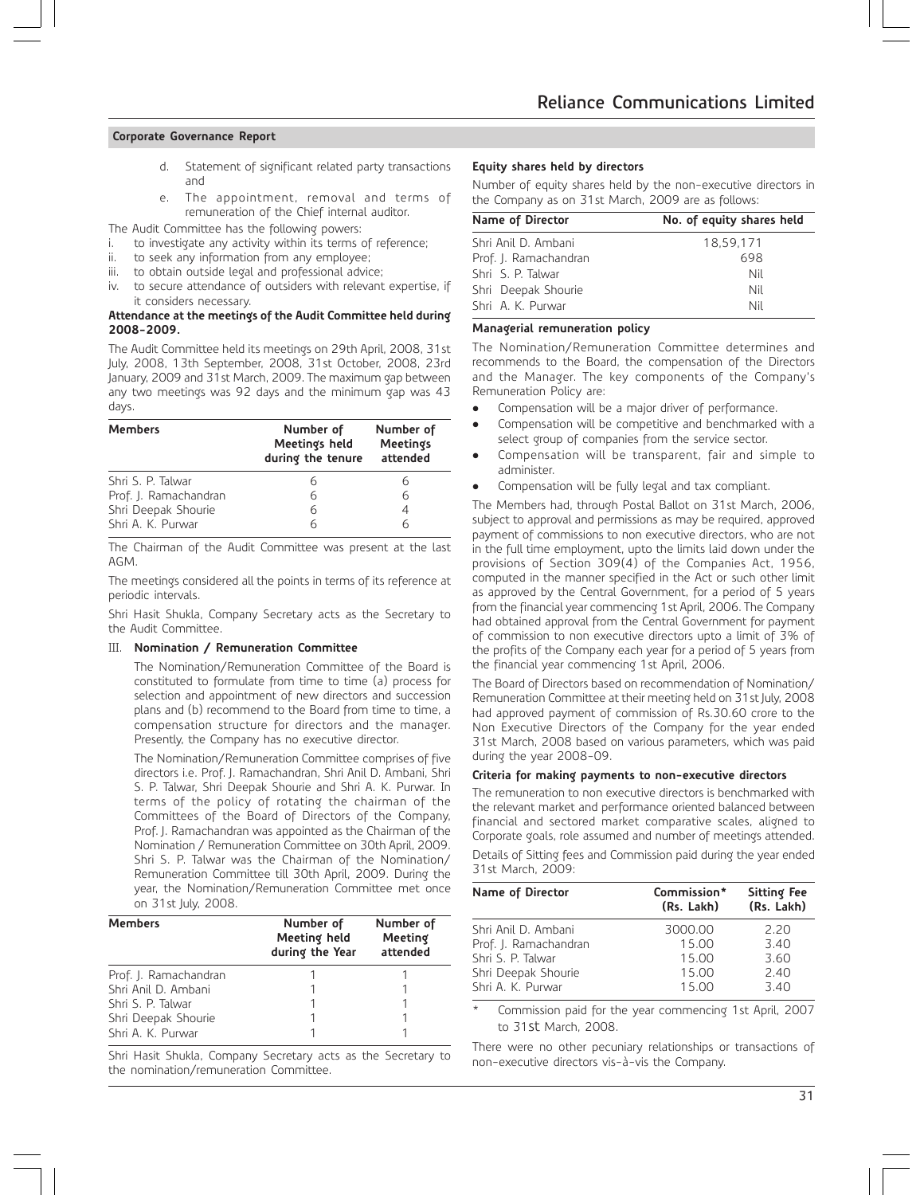d. Statement of significant related party transactions and

e. The appointment, removal and terms of remuneration of the Chief internal auditor.

The Audit Committee has the following powers:

i. to investigate any activity within its terms of reference;
ii. to seek any information from any employee;
iii. to obtain outside legal and professional advice;
iv. to secure attendance of outsiders with relevant expertise, if it considers necessary.

**Attendance at the meetings of the Audit Committee held during 2008-2009.**

The Audit Committee held its meetings on 29th April, 2008, 31st July, 2008, 13th September, 2008, 31st October, 2008, 23rd January, 2009 and 31st March, 2009. The maximum gap between any two meetings was 92 days and the minimum gap was 43 days.

| Members | Number of Meetings held during the tenure | Number of Meetings attended |
|---|---|---|
| Shri S. P. Talwar | 6 | 6 |
| Prof. J. Ramachandran | 6 | 6 |
| Shri Deepak Shourie | 6 | 4 |
| Shri A. K. Purwar | 6 | 6 |

The Chairman of the Audit Committee was present at the last AGM.

The meetings considered all the points in terms of its reference at periodic intervals.

Shri Hasit Shukla, Company Secretary acts as the Secretary to the Audit Committee.

### III. Nomination / Remuneration Committee

The Nomination/Remuneration Committee of the Board is constituted to formulate from time to time (a) process for selection and appointment of new directors and succession plans and (b) recommend to the Board from time to time, a compensation structure for directors and the manager. Presently, the Company has no executive director.

The Nomination/Remuneration Committee comprises of five directors i.e. Prof. J. Ramachandran, Shri Anil D. Ambani, Shri S. P. Talwar, Shri Deepak Shourie and Shri A. K. Purwar. In terms of the policy of rotating the chairman of the Committees of the Board of Directors of the Company, Prof. J. Ramachandran was appointed as the Chairman of the Nomination / Remuneration Committee on 30th April, 2009. Shri S. P. Talwar was the Chairman of the Nomination/ Remuneration Committee till 30th April, 2009. During the year, the Nomination/Remuneration Committee met once on 31st July, 2008.

| Members | Number of Meeting held during the Year | Number of Meeting attended |
|---|---|---|
| Prof. J. Ramachandran | 1 | 1 |
| Shri Anil D. Ambani | 1 | 1 |
| Shri S. P. Talwar | 1 | 1 |
| Shri Deepak Shourie | 1 | 1 |
| Shri A. K. Purwar | 1 | 1 |

Shri Hasit Shukla, Company Secretary acts as the Secretary to the nomination/remuneration Committee.

**Equity shares held by directors**

Number of equity shares held by the non-executive directors in the Company as on 31st March, 2009 are as follows:

| Name of Director | No. of equity shares held |
|---|---|
| Shri Anil D. Ambani | 18,59,171 |
| Prof. J. Ramachandran | 698 |
| Shri S. P. Talwar | Nil |
| Shri Deepak Shourie | Nil |
| Shri A. K. Purwar | Nil |

**Managerial remuneration policy**

The Nomination/Remuneration Committee determines and recommends to the Board, the compensation of the Directors and the Manager. The key components of the Company's Remuneration Policy are:

- Compensation will be a major driver of performance.
- Compensation will be competitive and benchmarked with a select group of companies from the service sector.
- Compensation will be transparent, fair and simple to administer.
- Compensation will be fully legal and tax compliant.

The Members had, through Postal Ballot on 31st March, 2006, subject to approval and permissions as may be required, approved payment of commissions to non executive directors, who are not in the full time employment, upto the limits laid down under the provisions of Section 309(4) of the Companies Act, 1956, computed in the manner specified in the Act or such other limit as approved by the Central Government, for a period of 5 years from the financial year commencing 1st April, 2006. The Company had obtained approval from the Central Government for payment of commission to non executive directors upto a limit of 3% of the profits of the Company each year for a period of 5 years from the financial year commencing 1st April, 2006.

The Board of Directors based on recommendation of Nomination/ Remuneration Committee at their meeting held on 31st July, 2008 had approved payment of commission of Rs.30.60 crore to the Non Executive Directors of the Company for the year ended 31st March, 2008 based on various parameters, which was paid during the year 2008-09.

**Criteria for making payments to non-executive directors**

The remuneration to non executive directors is benchmarked with the relevant market and performance oriented balanced between financial and sectored market comparative scales, aligned to Corporate goals, role assumed and number of meetings attended.

Details of Sitting fees and Commission paid during the year ended 31st March, 2009:

| Name of Director | Commission* (Rs. Lakh) | Sitting Fee (Rs. Lakh) |
|---|---|---|
| Shri Anil D. Ambani | 3000.00 | 2.20 |
| Prof. J. Ramachandran | 15.00 | 3.40 |
| Shri S. P. Talwar | 15.00 | 3.60 |
| Shri Deepak Shourie | 15.00 | 2.40 |
| Shri A. K. Purwar | 15.00 | 3.40 |

\* Commission paid for the year commencing 1st April, 2007 to 31st March, 2008.

There were no other pecuniary relationships or transactions of non-executive directors vis-à-vis the Company.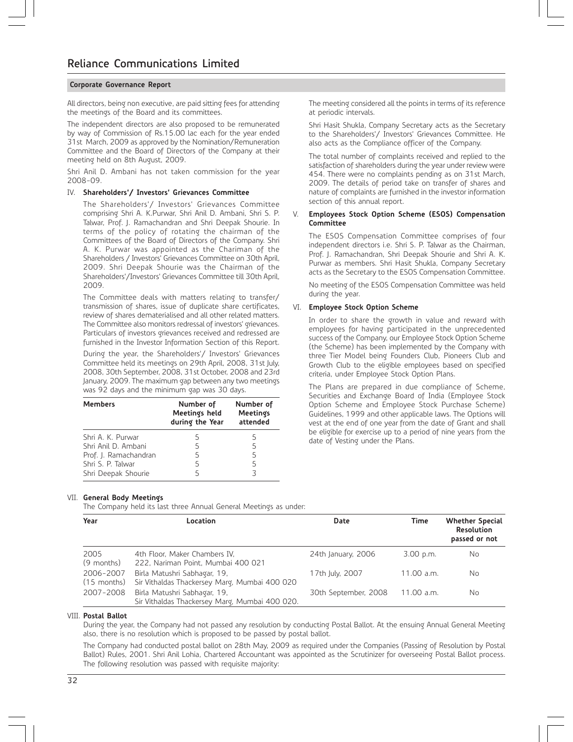## Corporate Governance Report

All directors, being non executive, are paid sitting fees for attending the meetings of the Board and its committees.

The independent directors are also proposed to be remunerated by way of Commission of Rs.15.00 lac each for the year ended 31st March, 2009 as approved by the Nomination/Remuneration Committee and the Board of Directors of the Company at their meeting held on 8th August, 2009.

Shri Anil D. Ambani has not taken commission for the year 2008-09.

### IV. Shareholders'/ Investors' Grievances Committee

The Shareholders'/ Investors' Grievances Committee comprising Shri A. K.Purwar, Shri Anil D. Ambani, Shri S. P. Talwar, Prof. J. Ramachandran and Shri Deepak Shourie. In terms of the policy of rotating the chairman of the Committees of the Board of Directors of the Company. Shri A. K. Purwar was appointed as the Chariman of the Shareholders / Investors' Grievances Committee on 30th April, 2009. Shri Deepak Shourie was the Chairman of the Shareholders'/Investors' Grievances Committee till 30th April, 2009.

The Committee deals with matters relating to transfer/ transmission of shares, issue of duplicate share certificates, review of shares dematerialised and all other related matters. The Committee also monitors redressal of investors' grievances. Particulars of investors grievances received and redressed are furnished in the Investor Information Section of this Report.

During the year, the Shareholders'/ Investors' Grievances Committee held its meetings on 29th April, 2008, 31st July, 2008, 30th September, 2008, 31st October, 2008 and 23rd January, 2009. The maximum gap between any two meetings was 92 days and the minimum gap was 30 days.

| Members | Number of Meetings held during the Year | Number of Meetings attended |
|---|---|---|
| Shri A. K. Purwar | 5 | 5 |
| Shri Anil D. Ambani | 5 | 5 |
| Prof. J. Ramachandran | 5 | 5 |
| Shri S. P. Talwar | 5 | 5 |
| Shri Deepak Shourie | 5 | 3 |

The meeting considered all the points in terms of its reference at periodic intervals.

Shri Hasit Shukla, Company Secretary acts as the Secretary to the Shareholders'/ Investors' Grievances Committee. He also acts as the Compliance officer of the Company.

The total number of complaints received and replied to the satisfaction of shareholders during the year under review were 454. There were no complaints pending as on 31st March, 2009. The details of period take on transfer of shares and nature of complaints are furnished in the investor information section of this annual report.

### V. Employees Stock Option Scheme (ESOS) Compensation Committee

The ESOS Compensation Committee comprises of four independent directors i.e. Shri S. P. Talwar as the Chairman, Prof. J. Ramachandran, Shri Deepak Shourie and Shri A. K. Purwar as members. Shri Hasit Shukla, Company Secretary acts as the Secretary to the ESOS Compensation Committee.

No meeting of the ESOS Compensation Committee was held during the year.

### VI. Employee Stock Option Scheme

In order to share the growth in value and reward with employees for having participated in the unprecedented success of the Company, our Employee Stock Option Scheme (the Scheme) has been implemented by the Company with three Tier Model being Founders Club, Pioneers Club and Growth Club to the eligible employees based on specified criteria, under Employee Stock Option Plans.

The Plans are prepared in due compliance of Scheme, Securities and Exchange Board of India (Employee Stock Option Scheme and Employee Stock Purchase Scheme) Guidelines, 1999 and other applicable laws. The Options will vest at the end of one year from the date of Grant and shall be eligible for exercise up to a period of nine years from the date of Vesting under the Plans.

### VII. General Body Meetings

The Company held its last three Annual General Meetings as under:

| Year | Location | Date | Time | Whether Special Resolution passed or not |
|---|---|---|---|---|
| 2005 (9 months) | 4th Floor, Maker Chambers IV, 222, Nariman Point, Mumbai 400 021 | 24th January, 2006 | 3.00 p.m. | No |
| 2006-2007 (15 months) | Birla Matushri Sabhagar, 19, Sir Vithaldas Thackersey Marg, Mumbai 400 020 | 17th July, 2007 | 11.00 a.m. | No |
| 2007-2008 | Birla Matushri Sabhagar, 19, Sir Vithaldas Thackersey Marg, Mumbai 400 020. | 30th September, 2008 | 11.00 a.m. | No |

### VIII. Postal Ballot

During the year, the Company had not passed any resolution by conducting Postal Ballot. At the ensuing Annual General Meeting also, there is no resolution which is proposed to be passed by postal ballot.

The Company had conducted postal ballot on 28th May, 2009 as required under the Companies (Passing of Resolution by Postal Ballot) Rules, 2001. Shri Anil Lohia, Chartered Accountant was appointed as the Scrutinizer for overseeing Postal Ballot process. The following resolution was passed with requisite majority: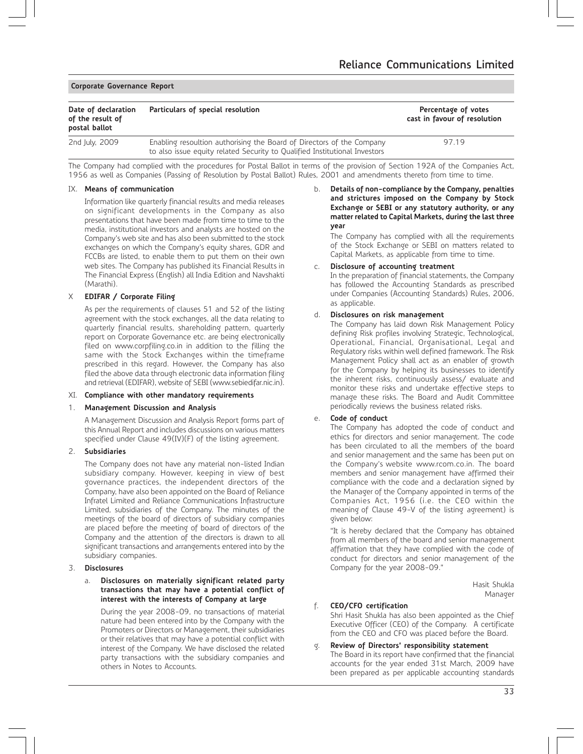**Corporate Governance Report**

| Date of declaration of the result of postal ballot | Particulars of special resolution | Percentage of votes cast in favour of resolution |
| --- | --- | --- |
| 2nd July, 2009 | Enabling resoultion authorising the Board of Directors of the Company to also issue equity related Security to Qualified Institutional Investors | 97.19 |

The Company had complied with the procedures for Postal Ballot in terms of the provision of Section 192A of the Companies Act, 1956 as well as Companies (Passing of Resolution by Postal Ballot) Rules, 2001 and amendments thereto from time to time.

## IX. Means of communication

Information like quarterly financial results and media releases on significant developments in the Company as also presentations that have been made from time to time to the media, institutional investors and analysts are hosted on the Company's web site and has also been submitted to the stock exchanges on which the Company's equity shares, GDR and FCCBs are listed, to enable them to put them on their own web sites. The Company has published its Financial Results in The Financial Express (English) all India Edition and Navshakti (Marathi).

## X EDIFAR / Corporate Filing

As per the requirements of clauses 51 and 52 of the listing agreement with the stock exchanges, all the data relating to quarterly financial results, shareholding pattern, quarterly report on Corporate Governance etc. are being electronically filed on www.corpfiling.co.in in addition to the filling the same with the Stock Exchanges within the timeframe prescribed in this regard. However, the Company has also filed the above data through electronic data information filing and retrieval (EDIFAR), website of SEBI (www.sebiedifar.nic.in).

## XI. Compliance with other mandatory requirements

### 1. Management Discussion and Analysis

A Management Discussion and Analysis Report forms part of this Annual Report and includes discussions on various matters specified under Clause 49(IV)(F) of the listing agreement.

### 2. Subsidiaries

The Company does not have any material non-listed Indian subsidiary company. However, keeping in view of best governance practices, the independent directors of the Company, have also been appointed on the Board of Reliance Infratel Limited and Reliance Communications Infrastructure Limited, subsidiaries of the Company. The minutes of the meetings of the board of directors of subsidiary companies are placed before the meeting of board of directors of the Company and the attention of the directors is drawn to all significant transactions and arrangements entered into by the subsidiary companies.

### 3. Disclosures

a. **Disclosures on materially significant related party transactions that may have a potential conflict of interest with the interests of Company at large**

During the year 2008-09, no transactions of material nature had been entered into by the Company with the Promoters or Directors or Management, their subsidiaries or their relatives that may have a potential conflict with interest of the Company. We have disclosed the related party transactions with the subsidiary companies and others in Notes to Accounts.

b. **Details of non-compliance by the Company, penalties and strictures imposed on the Company by Stock Exchange or SEBI or any statutory authority, or any matter related to Capital Markets, during the last three year**

The Company has complied with all the requirements of the Stock Exchange or SEBI on matters related to Capital Markets, as applicable from time to time.

c. **Disclosure of accounting treatment**

In the preparation of financial statements, the Company has followed the Accounting Standards as prescribed under Companies (Accounting Standards) Rules, 2006, as applicable.

d. **Disclosures on risk management**

The Company has laid down Risk Management Policy defining Risk profiles involving Strategic, Technological, Operational, Financial, Organisational, Legal and Regulatory risks within well defined framework. The Risk Management Policy shall act as an enabler of growth for the Company by helping its businesses to identify the inherent risks, continuously assess/ evaluate and monitor these risks and undertake effective steps to manage these risks. The Board and Audit Committee periodically reviews the business related risks.

e. **Code of conduct**

The Company has adopted the code of conduct and ethics for directors and senior management. The code has been circulated to all the members of the board and senior management and the same has been put on the Company's website www.rcom.co.in. The board members and senior management have affirmed their compliance with the code and a declaration signed by the Manager of the Company appointed in terms of the Companies Act, 1956 (i.e. the CEO within the meaning of Clause 49-V of the listing agreement) is given below:

"It is hereby declared that the Company has obtained from all members of the board and senior management affirmation that they have complied with the code of conduct for directors and senior management of the Company for the year 2008-09."

Hasit Shukla
Manager

f. **CEO/CFO certification**

Shri Hasit Shukla has also been appointed as the Chief Executive Officer (CEO) of the Company. A certificate from the CEO and CFO was placed before the Board.

g. **Review of Directors' responsibility statement**

The Board in its report have confirmed that the financial accounts for the year ended 31st March, 2009 have been prepared as per applicable accounting standards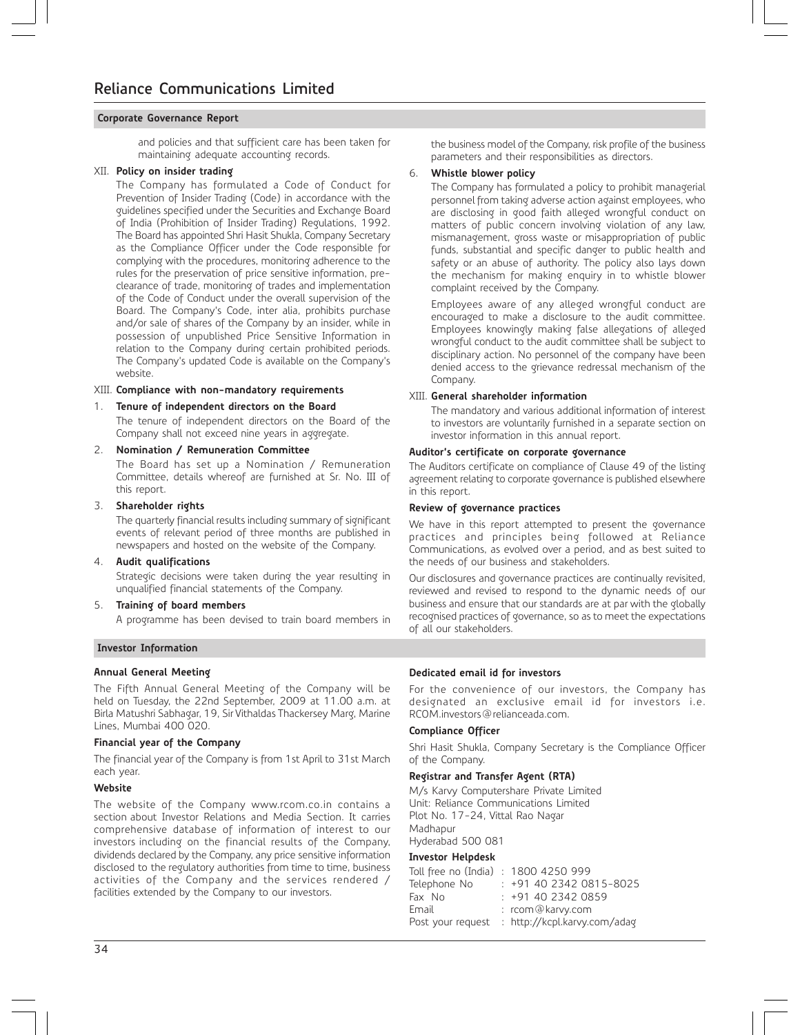## Corporate Governance Report

and policies and that sufficient care has been taken for maintaining adequate accounting records.

XII. **Policy on insider trading**

The Company has formulated a Code of Conduct for Prevention of Insider Trading (Code) in accordance with the guidelines specified under the Securities and Exchange Board of India (Prohibition of Insider Trading) Regulations, 1992. The Board has appointed Shri Hasit Shukla, Company Secretary as the Compliance Officer under the Code responsible for complying with the procedures, monitoring adherence to the rules for the preservation of price sensitive information, pre-clearance of trade, monitoring of trades and implementation of the Code of Conduct under the overall supervision of the Board. The Company's Code, inter alia, prohibits purchase and/or sale of shares of the Company by an insider, while in possession of unpublished Price Sensitive Information in relation to the Company during certain prohibited periods. The Company's updated Code is available on the Company's website.

XIII. **Compliance with non-mandatory requirements**

1. **Tenure of independent directors on the Board**

   The tenure of independent directors on the Board of the Company shall not exceed nine years in aggregate.

2. **Nomination / Remuneration Committee**

   The Board has set up a Nomination / Remuneration Committee, details whereof are furnished at Sr. No. III of this report.

3. **Shareholder rights**

   The quarterly financial results including summary of significant events of relevant period of three months are published in newspapers and hosted on the website of the Company.

4. **Audit qualifications**

   Strategic decisions were taken during the year resulting in unqualified financial statements of the Company.

5. **Training of board members**

   A programme has been devised to train board members in the business model of the Company, risk profile of the business parameters and their responsibilities as directors.

6. **Whistle blower policy**

   The Company has formulated a policy to prohibit managerial personnel from taking adverse action against employees, who are disclosing in good faith alleged wrongful conduct on matters of public concern involving violation of any law, mismanagement, gross waste or misappropriation of public funds, substantial and specific danger to public health and safety or an abuse of authority. The policy also lays down the mechanism for making enquiry in to whistle blower complaint received by the Company.

   Employees aware of any alleged wrongful conduct are encouraged to make a disclosure to the audit committee. Employees knowingly making false allegations of alleged wrongful conduct to the audit committee shall be subject to disciplinary action. No personnel of the company have been denied access to the grievance redressal mechanism of the Company.

XIII. **General shareholder information**

The mandatory and various additional information of interest to investors are voluntarily furnished in a separate section on investor information in this annual report.

### Auditor's certificate on corporate governance

The Auditors certificate on compliance of Clause 49 of the listing agreement relating to corporate governance is published elsewhere in this report.

### Review of governance practices

We have in this report attempted to present the governance practices and principles being followed at Reliance Communications, as evolved over a period, and as best suited to the needs of our business and stakeholders.

Our disclosures and governance practices are continually revisited, reviewed and revised to respond to the dynamic needs of our business and ensure that our standards are at par with the globally recognised practices of governance, so as to meet the expectations of all our stakeholders.

## Investor Information

### Annual General Meeting

The Fifth Annual General Meeting of the Company will be held on Tuesday, the 22nd September, 2009 at 11.00 a.m. at Birla Matushri Sabhagar, 19, Sir Vithaldas Thackersey Marg, Marine Lines, Mumbai 400 020.

### Financial year of the Company

The financial year of the Company is from 1st April to 31st March each year.

### Website

The website of the Company www.rcom.co.in contains a section about Investor Relations and Media Section. It carries comprehensive database of information of interest to our investors including on the financial results of the Company, dividends declared by the Company, any price sensitive information disclosed to the regulatory authorities from time to time, business activities of the Company and the services rendered / facilities extended by the Company to our investors.

### Dedicated email id for investors

For the convenience of our investors, the Company has designated an exclusive email id for investors i.e. RCOM.investors@relianceada.com.

### Compliance Officer

Shri Hasit Shukla, Company Secretary is the Compliance Officer of the Company.

### Registrar and Transfer Agent (RTA)

M/s Karvy Computershare Private Limited
Unit: Reliance Communications Limited
Plot No. 17-24, Vittal Rao Nagar
Madhapur
Hyderabad 500 081

### Investor Helpdesk

| | |
|---|---|
| Toll free no (India) | : 1800 4250 999 |
| Telephone No | : +91 40 2342 0815-8025 |
| Fax No | : +91 40 2342 0859 |
| Email | : rcom@karvy.com |
| Post your request | : http://kcpl.karvy.com/adag |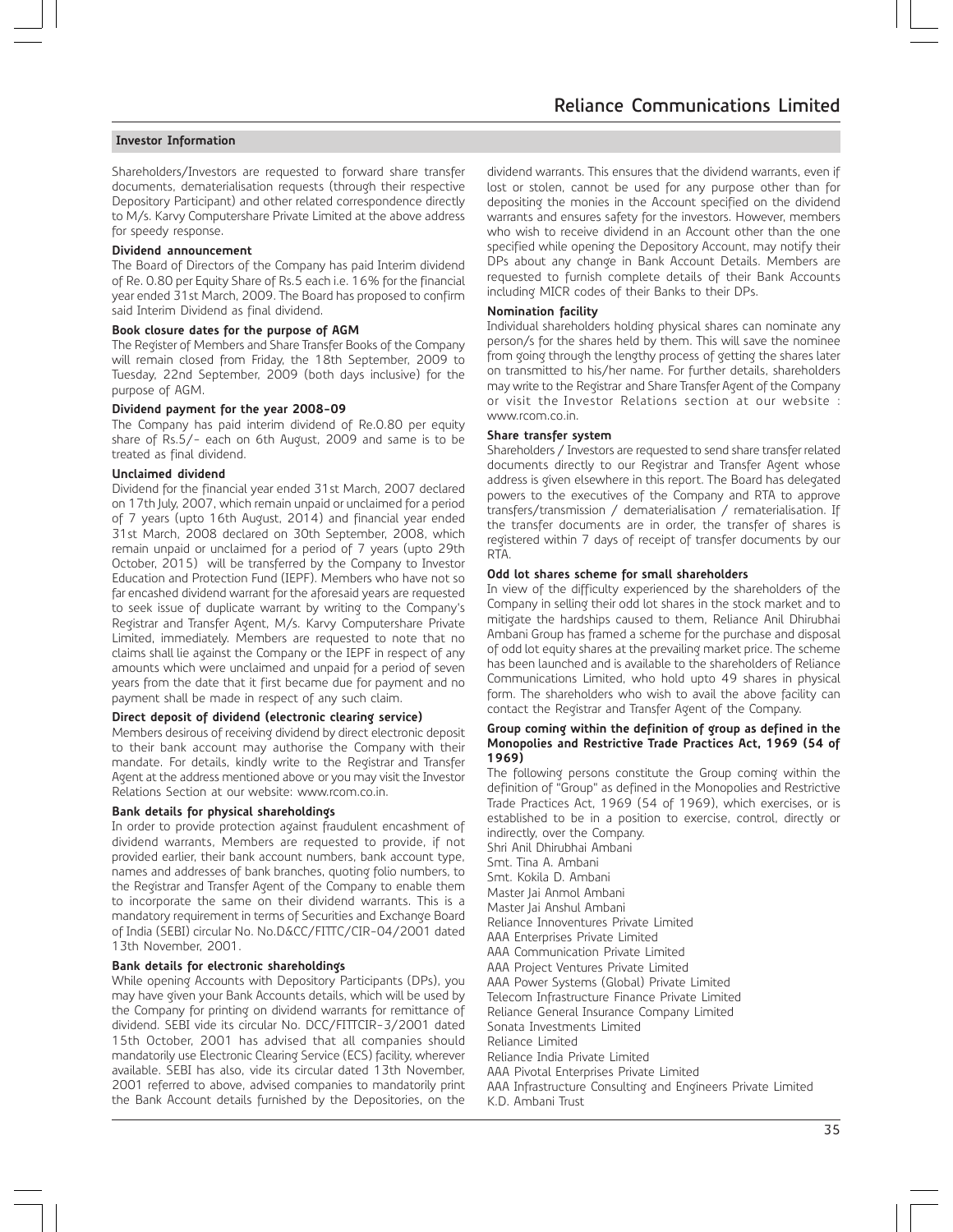## Investor Information

Shareholders/Investors are requested to forward share transfer documents, dematerialisation requests (through their respective Depository Participant) and other related correspondence directly to M/s. Karvy Computershare Private Limited at the above address for speedy response.

### Dividend announcement

The Board of Directors of the Company has paid Interim dividend of Re. 0.80 per Equity Share of Rs.5 each i.e. 16% for the financial year ended 31st March, 2009. The Board has proposed to confirm said Interim Dividend as final dividend.

### Book closure dates for the purpose of AGM

The Register of Members and Share Transfer Books of the Company will remain closed from Friday, the 18th September, 2009 to Tuesday, 22nd September, 2009 (both days inclusive) for the purpose of AGM.

### Dividend payment for the year 2008-09

The Company has paid interim dividend of Re.0.80 per equity share of Rs.5/- each on 6th August, 2009 and same is to be treated as final dividend.

### Unclaimed dividend

Dividend for the financial year ended 31st March, 2007 declared on 17th July, 2007, which remain unpaid or unclaimed for a period of 7 years (upto 16th August, 2014) and financial year ended 31st March, 2008 declared on 30th September, 2008, which remain unpaid or unclaimed for a period of 7 years (upto 29th October, 2015) will be transferred by the Company to Investor Education and Protection Fund (IEPF). Members who have not so far encashed dividend warrant for the aforesaid years are requested to seek issue of duplicate warrant by writing to the Company's Registrar and Transfer Agent, M/s. Karvy Computershare Private Limited, immediately. Members are requested to note that no claims shall lie against the Company or the IEPF in respect of any amounts which were unclaimed and unpaid for a period of seven years from the date that it first became due for payment and no payment shall be made in respect of any such claim.

### Direct deposit of dividend (electronic clearing service)

Members desirous of receiving dividend by direct electronic deposit to their bank account may authorise the Company with their mandate. For details, kindly write to the Registrar and Transfer Agent at the address mentioned above or you may visit the Investor Relations Section at our website: www.rcom.co.in.

### Bank details for physical shareholdings

In order to provide protection against fraudulent encashment of dividend warrants, Members are requested to provide, if not provided earlier, their bank account numbers, bank account type, names and addresses of bank branches, quoting folio numbers, to the Registrar and Transfer Agent of the Company to enable them to incorporate the same on their dividend warrants. This is a mandatory requirement in terms of Securities and Exchange Board of India (SEBI) circular No. No.D&CC/FITTC/CIR-04/2001 dated 13th November, 2001.

### Bank details for electronic shareholdings

While opening Accounts with Depository Participants (DPs), you may have given your Bank Accounts details, which will be used by the Company for printing on dividend warrants for remittance of dividend. SEBI vide its circular No. DCC/FITTCIR-3/2001 dated 15th October, 2001 has advised that all companies should mandatorily use Electronic Clearing Service (ECS) facility, wherever available. SEBI has also, vide its circular dated 13th November, 2001 referred to above, advised companies to mandatorily print the Bank Account details furnished by the Depositories, on the dividend warrants. This ensures that the dividend warrants, even if lost or stolen, cannot be used for any purpose other than for depositing the monies in the Account specified on the dividend warrants and ensures safety for the investors. However, members who wish to receive dividend in an Account other than the one specified while opening the Depository Account, may notify their DPs about any change in Bank Account Details. Members are requested to furnish complete details of their Bank Accounts including MICR codes of their Banks to their DPs.

### Nomination facility

Individual shareholders holding physical shares can nominate any person/s for the shares held by them. This will save the nominee from going through the lengthy process of getting the shares later on transmitted to his/her name. For further details, shareholders may write to the Registrar and Share Transfer Agent of the Company or visit the Investor Relations section at our website : www.rcom.co.in.

### Share transfer system

Shareholders / Investors are requested to send share transfer related documents directly to our Registrar and Transfer Agent whose address is given elsewhere in this report. The Board has delegated powers to the executives of the Company and RTA to approve transfers/transmission / dematerialisation / rematerialisation. If the transfer documents are in order, the transfer of shares is registered within 7 days of receipt of transfer documents by our RTA.

### Odd lot shares scheme for small shareholders

In view of the difficulty experienced by the shareholders of the Company in selling their odd lot shares in the stock market and to mitigate the hardships caused to them, Reliance Anil Dhirubhai Ambani Group has framed a scheme for the purchase and disposal of odd lot equity shares at the prevailing market price. The scheme has been launched and is available to the shareholders of Reliance Communications Limited, who hold upto 49 shares in physical form. The shareholders who wish to avail the above facility can contact the Registrar and Transfer Agent of the Company.

### Group coming within the definition of group as defined in the Monopolies and Restrictive Trade Practices Act, 1969 (54 of 1969)

The following persons constitute the Group coming within the definition of "Group" as defined in the Monopolies and Restrictive Trade Practices Act, 1969 (54 of 1969), which exercises, or is established to be in a position to exercise, control, directly or indirectly, over the Company.

Shri Anil Dhirubhai Ambani
Smt. Tina A. Ambani
Smt. Kokila D. Ambani
Master Jai Anmol Ambani
Master Jai Anshul Ambani
Reliance Innoventures Private Limited
AAA Enterprises Private Limited
AAA Communication Private Limited
AAA Project Ventures Private Limited
AAA Power Systems (Global) Private Limited
Telecom Infrastructure Finance Private Limited
Reliance General Insurance Company Limited
Sonata Investments Limited
Reliance Limited
Reliance India Private Limited
AAA Pivotal Enterprises Private Limited
AAA Infrastructure Consulting and Engineers Private Limited
K.D. Ambani Trust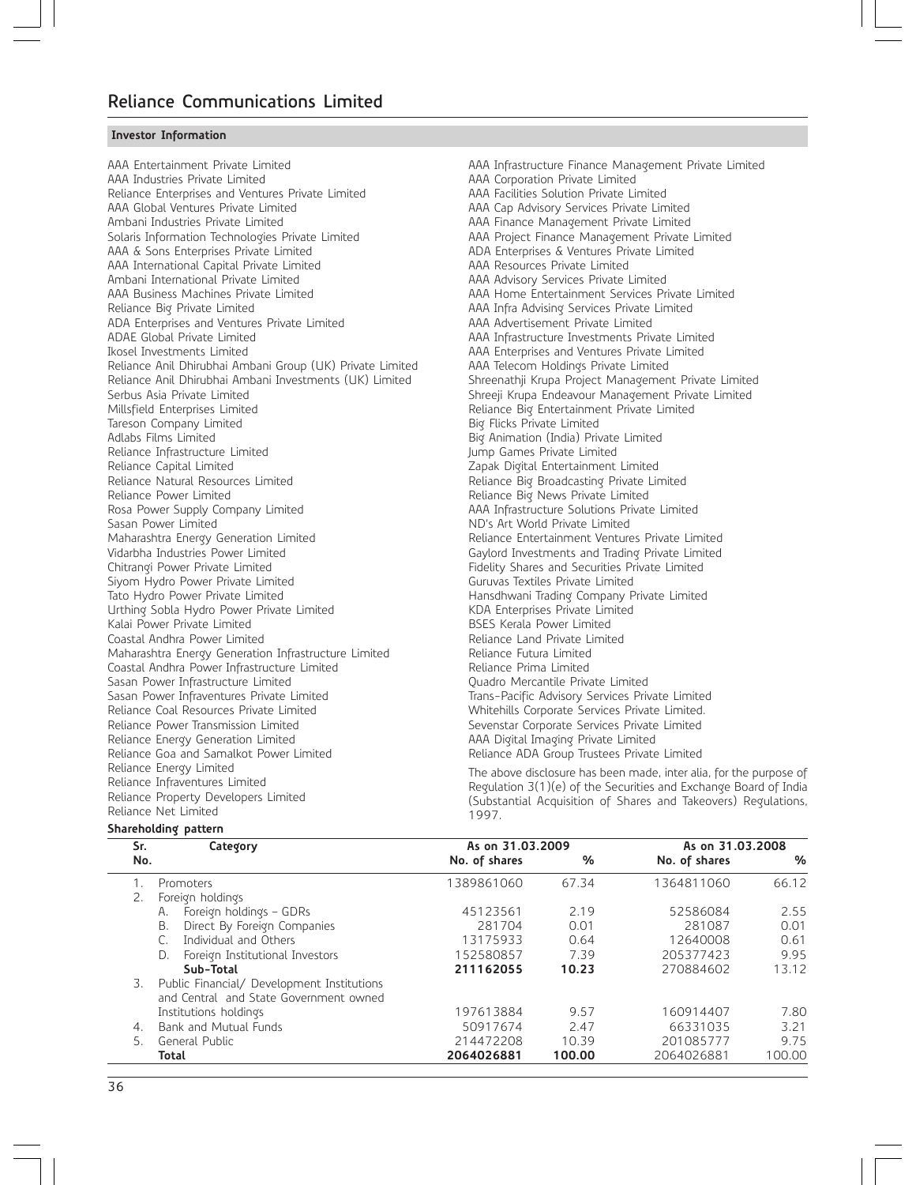## Investor Information

AAA Entertainment Private Limited
AAA Industries Private Limited
Reliance Enterprises and Ventures Private Limited
AAA Global Ventures Private Limited
Ambani Industries Private Limited
Solaris Information Technologies Private Limited
AAA & Sons Enterprises Private Limited
AAA International Capital Private Limited
Ambani International Private Limited
AAA Business Machines Private Limited
Reliance Big Private Limited
ADA Enterprises and Ventures Private Limited
ADAE Global Private Limited
Ikosel Investments Limited
Reliance Anil Dhirubhai Ambani Group (UK) Private Limited
Reliance Anil Dhirubhai Ambani Investments (UK) Limited
Serbus Asia Private Limited
Millsfield Enterprises Limited
Tareson Company Limited
Adlabs Films Limited
Reliance Infrastructure Limited
Reliance Capital Limited
Reliance Natural Resources Limited
Reliance Power Limited
Rosa Power Supply Company Limited
Sasan Power Limited
Maharashtra Energy Generation Limited
Vidarbha Industries Power Limited
Chitrangi Power Private Limited
Siyom Hydro Power Private Limited
Tato Hydro Power Private Limited
Urthing Sobla Hydro Power Private Limited
Kalai Power Private Limited
Coastal Andhra Power Limited
Maharashtra Energy Generation Infrastructure Limited
Coastal Andhra Power Infrastructure Limited
Sasan Power Infrastructure Limited
Sasan Power Infraventures Private Limited
Reliance Coal Resources Private Limited
Reliance Power Transmission Limited
Reliance Energy Generation Limited
Reliance Goa and Samalkot Power Limited
Reliance Energy Limited
Reliance Infraventures Limited
Reliance Property Developers Limited
Reliance Net Limited
AAA Infrastructure Finance Management Private Limited
AAA Corporation Private Limited
AAA Facilities Solution Private Limited
AAA Cap Advisory Services Private Limited
AAA Finance Management Private Limited
AAA Project Finance Management Private Limited
ADA Enterprises & Ventures Private Limited
AAA Resources Private Limited
AAA Advisory Services Private Limited
AAA Home Entertainment Services Private Limited
AAA Infra Advising Services Private Limited
AAA Advertisement Private Limited
AAA Infrastructure Investments Private Limited
AAA Enterprises and Ventures Private Limited
AAA Telecom Holdings Private Limited
Shreenathji Krupa Project Management Private Limited
Shreeji Krupa Endeavour Management Private Limited
Reliance Big Entertainment Private Limited
Big Flicks Private Limited
Big Animation (India) Private Limited
Jump Games Private Limited
Zapak Digital Entertainment Limited
Reliance Big Broadcasting Private Limited
Reliance Big News Private Limited
AAA Infrastructure Solutions Private Limited
ND's Art World Private Limited
Reliance Entertainment Ventures Private Limited
Gaylord Investments and Trading Private Limited
Fidelity Shares and Securities Private Limited
Guruvas Textiles Private Limited
Hansdhwani Trading Company Private Limited
KDA Enterprises Private Limited
BSES Kerala Power Limited
Reliance Land Private Limited
Reliance Futura Limited
Reliance Prima Limited
Quadro Mercantile Private Limited
Trans-Pacific Advisory Services Private Limited
Whitehills Corporate Services Private Limited.
Sevenstar Corporate Services Private Limited
AAA Digital Imaging Private Limited
Reliance ADA Group Trustees Private Limited

The above disclosure has been made, inter alia, for the purpose of Regulation 3(1)(e) of the Securities and Exchange Board of India (Substantial Acquisition of Shares and Takeovers) Regulations, 1997.

**Shareholding pattern**

| Sr. No. | Category | As on 31.03.2009 | | As on 31.03.2008 | |
|---|---|---|---|---|---|
| | | No. of shares | % | No. of shares | % |
| 1. | Promoters | 1389861060 | 67.34 | 1364811060 | 66.12 |
| 2. | Foreign holdings | | | | |
| | A. Foreign holdings – GDRs | 45123561 | 2.19 | 52586084 | 2.55 |
| | B. Direct By Foreign Companies | 281704 | 0.01 | 281087 | 0.01 |
| | C. Individual and Others | 13175933 | 0.64 | 12640008 | 0.61 |
| | D. Foreign Institutional Investors | 152580857 | 7.39 | 205377423 | 9.95 |
| | **Sub-Total** | **211162055** | **10.23** | 270884602 | 13.12 |
| 3. | Public Financial/ Development Institutions and Central and State Government owned Institutions holdings | 197613884 | 9.57 | 160914407 | 7.80 |
| 4. | Bank and Mutual Funds | 50917674 | 2.47 | 66331035 | 3.21 |
| 5. | General Public | 214472208 | 10.39 | 201085777 | 9.75 |
| | **Total** | **2064026881** | **100.00** | 2064026881 | 100.00 |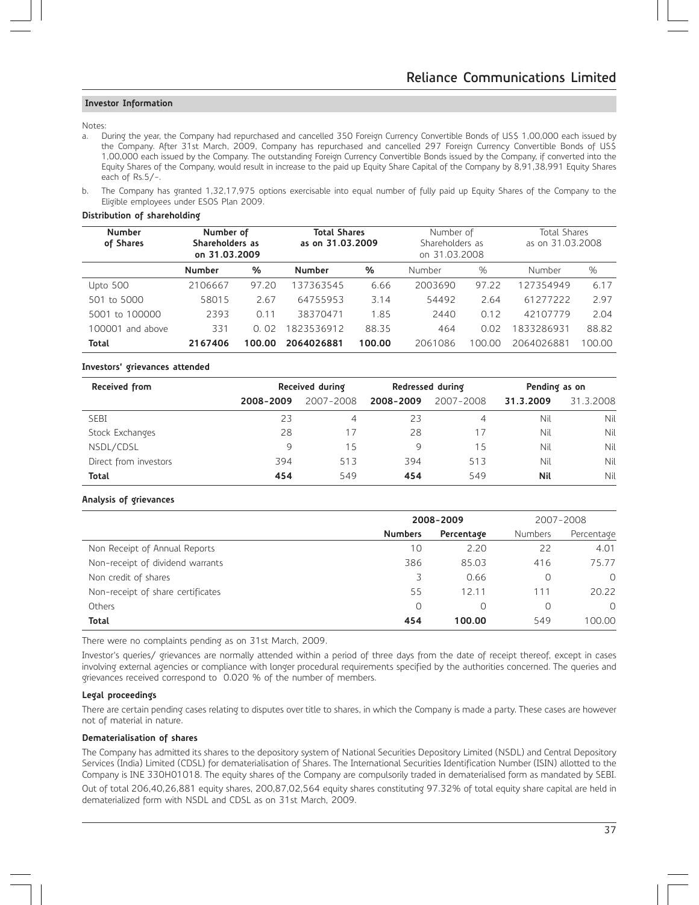## Investor Information

Notes:

a. During the year, the Company had repurchased and cancelled 350 Foreign Currency Convertible Bonds of US$ 1,00,000 each issued by the Company. After 31st March, 2009, Company has repurchased and cancelled 297 Foreign Currency Convertible Bonds of US$ 1,00,000 each issued by the Company. The outstanding Foreign Currency Convertible Bonds issued by the Company, if converted into the Equity Shares of the Company, would result in increase to the paid up Equity Share Capital of the Company by 8,91,38,991 Equity Shares each of Rs.5/-.

b. The Company has granted 1,32,17,975 options exercisable into equal number of fully paid up Equity Shares of the Company to the Eligible employees under ESOS Plan 2009.

**Distribution of shareholding**

| Number of Shares | Number of Shareholders as on 31.03.2009 | | Total Shares as on 31.03.2009 | | Number of Shareholders as on 31.03.2008 | | Total Shares as on 31.03.2008 | |
|---|---|---|---|---|---|---|---|---|
| | Number | % | Number | % | Number | % | Number | % |
| Upto 500 | 2106667 | 97.20 | 137363545 | 6.66 | 2003690 | 97.22 | 127354949 | 6.17 |
| 501 to 5000 | 58015 | 2.67 | 64755953 | 3.14 | 54492 | 2.64 | 61277222 | 2.97 |
| 5001 to 100000 | 2393 | 0.11 | 38370471 | 1.85 | 2440 | 0.12 | 42107779 | 2.04 |
| 100001 and above | 331 | 0. 02 | 1823536912 | 88.35 | 464 | 0.02 | 1833286931 | 88.82 |
| **Total** | **2167406** | **100.00** | **2064026881** | **100.00** | 2061086 | 100.00 | 2064026881 | 100.00 |

**Investors' grievances attended**

| Received from | Received during | | Redressed during | | Pending as on | |
|---|---|---|---|---|---|---|
| | **2008-2009** | 2007-2008 | **2008-2009** | 2007-2008 | **31.3.2009** | 31.3.2008 |
| SEBI | 23 | 4 | 23 | 4 | Nil | Nil |
| Stock Exchanges | 28 | 17 | 28 | 17 | Nil | Nil |
| NSDL/CDSL | 9 | 15 | 9 | 15 | Nil | Nil |
| Direct from investors | 394 | 513 | 394 | 513 | Nil | Nil |
| **Total** | **454** | 549 | **454** | 549 | **Nil** | Nil |

**Analysis of grievances**

| | 2008-2009 | | 2007-2008 | |
|---|---|---|---|---|
| | **Numbers** | **Percentage** | Numbers | Percentage |
| Non Receipt of Annual Reports | 10 | 2.20 | 22 | 4.01 |
| Non-receipt of dividend warrants | 386 | 85.03 | 416 | 75.77 |
| Non credit of shares | 3 | 0.66 | 0 | 0 |
| Non-receipt of share certificates | 55 | 12.11 | 111 | 20.22 |
| Others | 0 | 0 | 0 | 0 |
| **Total** | **454** | **100.00** | 549 | 100.00 |

There were no complaints pending as on 31st March, 2009.

Investor's queries/ grievances are normally attended within a period of three days from the date of receipt thereof, except in cases involving external agencies or compliance with longer procedural requirements specified by the authorities concerned. The queries and grievances received correspond to 0.020 % of the number of members.

**Legal proceedings**

There are certain pending cases relating to disputes over title to shares, in which the Company is made a party. These cases are however not of material in nature.

**Dematerialisation of shares**

The Company has admitted its shares to the depository system of National Securities Depository Limited (NSDL) and Central Depository Services (India) Limited (CDSL) for dematerialisation of Shares. The International Securities Identification Number (ISIN) allotted to the Company is INE 330H01018. The equity shares of the Company are compulsorily traded in dematerialised form as mandated by SEBI.

Out of total 206,40,26,881 equity shares, 200,87,02,564 equity shares constituting 97.32% of total equity share capital are held in dematerialized form with NSDL and CDSL as on 31st March, 2009.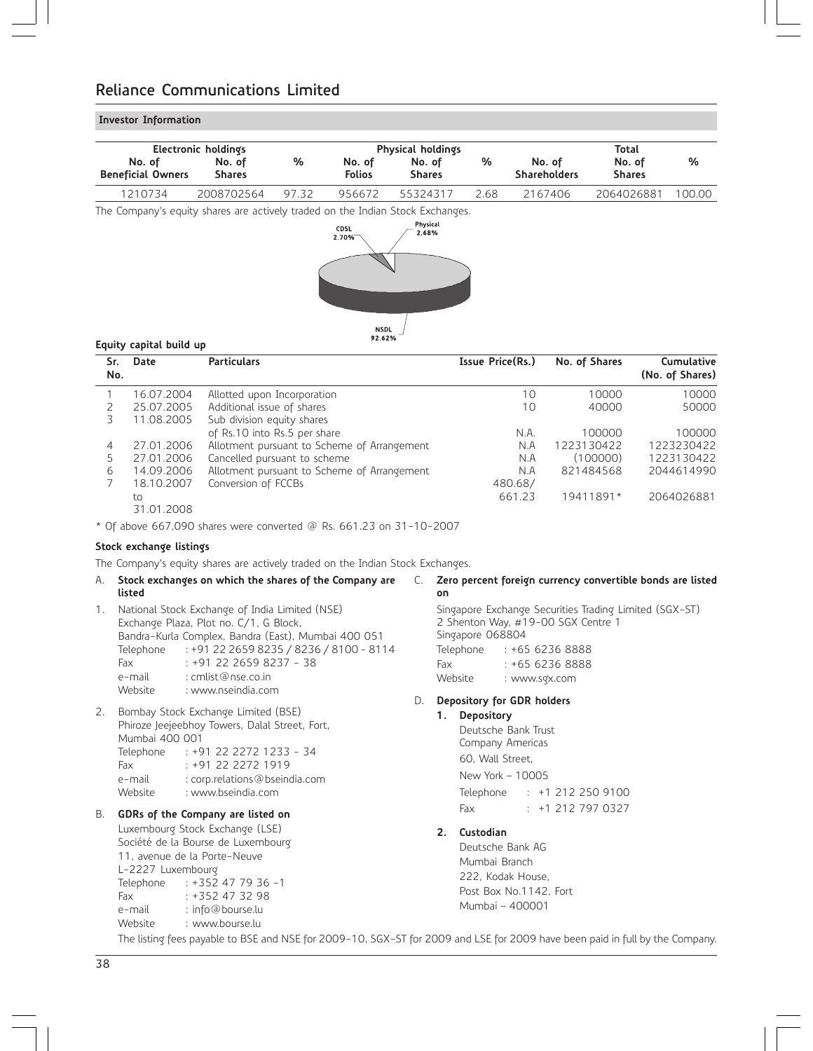## Investor Information

| Electronic holdings | | | Physical holdings | | | Total | | |
|---|---|---|---|---|---|---|---|---|
| No. of Beneficial Owners | No. of Shares | % | No. of Folios | No. of Shares | % | No. of Shareholders | No. of Shares | % |
| 1210734 | 2008702564 | 97.32 | 956672 | 55324317 | 2.68 | 2167406 | 2064026881 | 100.00 |

The Company's equity shares are actively traded on the Indian Stock Exchanges.

CDSL 2.70%

Physical 2.68%

NSDL 92.62%

### Equity capital build up

| Sr. No. | Date | Particulars | Issue Price(Rs.) | No. of Shares | Cumulative (No. of Shares) |
|---|---|---|---|---|---|
| 1 | 16.07.2004 | Allotted upon Incorporation | 10 | 10000 | 10000 |
| 2 | 25.07.2005 | Additional issue of shares | 10 | 40000 | 50000 |
| 3 | 11.08.2005 | Sub division equity shares of Rs.10 into Rs.5 per share | N.A. | 100000 | 100000 |
| 4 | 27.01.2006 | Allotment pursuant to Scheme of Arrangement | N.A | 1223130422 | 1223230422 |
| 5 | 27.01.2006 | Cancelled pursuant to scheme | N.A | (100000) | 1223130422 |
| 6 | 14.09.2006 | Allotment pursuant to Scheme of Arrangement | N.A | 821484568 | 2044614990 |
| 7 | 18.10.2007 to 31.01.2008 | Conversion of FCCBs | 480.68/ 661.23 | 19411891* | 2064026881 |

\* Of above 667,090 shares were converted @ Rs. 661.23 on 31-10-2007

### Stock exchange listings

The Company's equity shares are actively traded on the Indian Stock Exchanges.

**A. Stock exchanges on which the shares of the Company are listed**

1. National Stock Exchange of India Limited (NSE)
   Exchange Plaza, Plot no. C/1, G Block,
   Bandra-Kurla Complex, Bandra (East), Mumbai 400 051
   Telephone : +91 22 2659 8235 / 8236 / 8100 - 8114
   Fax : +91 22 2659 8237 - 38
   e-mail : cmlist@nse.co.in
   Website : www.nseindia.com

2. Bombay Stock Exchange Limited (BSE)
   Phiroze Jeejeebhoy Towers, Dalal Street, Fort,
   Mumbai 400 001
   Telephone : +91 22 2272 1233 - 34
   Fax : +91 22 2272 1919
   e-mail : corp.relations@bseindia.com
   Website : www.bseindia.com

**B. GDRs of the Company are listed on**

Luxembourg Stock Exchange (LSE)
Société de la Bourse de Luxembourg
11, avenue de la Porte-Neuve
L-2227 Luxembourg
Telephone : +352 47 79 36 -1
Fax : +352 47 32 98
e-mail : info@bourse.lu
Website : www.bourse.lu

**C. Zero percent foreign currency convertible bonds are listed on**

Singapore Exchange Securities Trading Limited (SGX-ST)
2 Shenton Way, #19-00 SGX Centre 1
Singapore 068804
Telephone : +65 6236 8888
Fax : +65 6236 8888
Website : www.sgx.com

**D. Depository for GDR holders**

**1. Depository**

Deutsche Bank Trust
Company Americas
60, Wall Street,
New York – 10005
Telephone : +1 212 250 9100
Fax : +1 212 797 0327

**2. Custodian**

Deutsche Bank AG
Mumbai Branch
222, Kodak House,
Post Box No.1142, Fort
Mumbai – 400001

The listing fees payable to BSE and NSE for 2009-10, SGX-ST for 2009 and LSE for 2009 have been paid in full by the Company.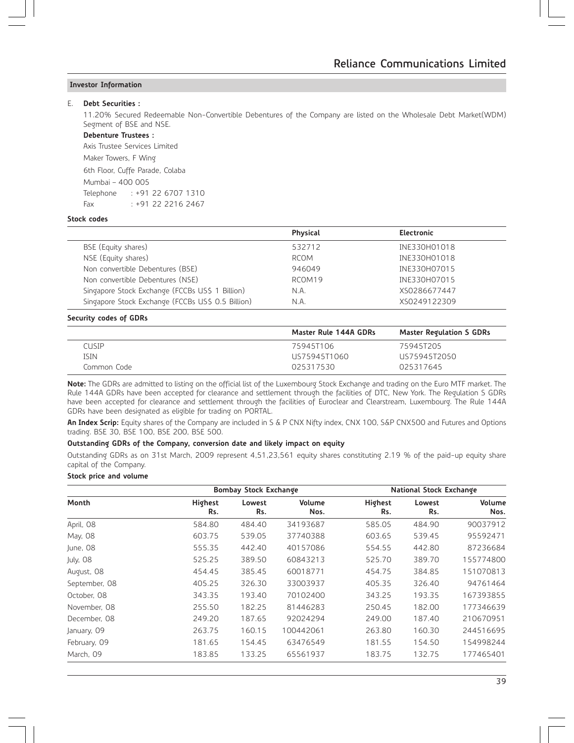## Investor Information

E. **Debt Securities :**

11.20% Secured Redeemable Non-Convertible Debentures of the Company are listed on the Wholesale Debt Market(WDM) Segment of BSE and NSE.

**Debenture Trustees :**

Axis Trustee Services Limited

Maker Towers, F Wing

6th Floor, Cuffe Parade, Colaba

Mumbai – 400 005

Telephone : +91 22 6707 1310

Fax : +91 22 2216 2467

**Stock codes**

| | Physical | Electronic |
|---|---|---|
| BSE (Equity shares) | 532712 | INE330H01018 |
| NSE (Equity shares) | RCOM | INE330H01018 |
| Non convertible Debentures (BSE) | 946049 | INE330H07015 |
| Non convertible Debentures (NSE) | RCOM19 | INE330H07015 |
| Singapore Stock Exchange (FCCBs US$ 1 Billion) | N.A. | XS0286677447 |
| Singapore Stock Exchange (FCCBs US$ 0.5 Billion) | N.A. | XS0249122309 |

**Security codes of GDRs**

| | Master Rule 144A GDRs | Master Regulation S GDRs |
|---|---|---|
| CUSIP | 75945T106 | 75945T205 |
| ISIN | US75945T1060 | US75945T2050 |
| Common Code | 025317530 | 025317645 |

**Note:** The GDRs are admitted to listing on the official list of the Luxembourg Stock Exchange and trading on the Euro MTF market. The Rule 144A GDRs have been accepted for clearance and settlement through the facilities of DTC, New York. The Regulation S GDRs have been accepted for clearance and settlement through the facilities of Euroclear and Clearstream, Luxembourg. The Rule 144A GDRs have been designated as eligible for trading on PORTAL.

**An Index Scrip:** Equity shares of the Company are included in S & P CNX Nifty index, CNX 100, S&P CNX500 and Futures and Options trading. BSE 30, BSE 100, BSE 200, BSE 500.

**Outstanding GDRs of the Company, conversion date and likely impact on equity**

Outstanding GDRs as on 31st March, 2009 represent 4,51,23,561 equity shares constituting 2.19 % of the paid-up equity share capital of the Company.

**Stock price and volume**

| | Bombay Stock Exchange | | | National Stock Exchange | | |
|---|---|---|---|---|---|---|
| Month | Highest Rs. | Lowest Rs. | Volume Nos. | Highest Rs. | Lowest Rs. | Volume Nos. |
| April, 08 | 584.80 | 484.40 | 34193687 | 585.05 | 484.90 | 90037912 |
| May, 08 | 603.75 | 539.05 | 37740388 | 603.65 | 539.45 | 95592471 |
| June, 08 | 555.35 | 442.40 | 40157086 | 554.55 | 442.80 | 87236684 |
| July, 08 | 525.25 | 389.50 | 60843213 | 525.70 | 389.70 | 155774800 |
| August, 08 | 454.45 | 385.45 | 60018771 | 454.75 | 384.85 | 151070813 |
| September, 08 | 405.25 | 326.30 | 33003937 | 405.35 | 326.40 | 94761464 |
| October, 08 | 343.35 | 193.40 | 70102400 | 343.25 | 193.35 | 167393855 |
| November, 08 | 255.50 | 182.25 | 81446283 | 250.45 | 182.00 | 177346639 |
| December, 08 | 249.20 | 187.65 | 92024294 | 249.00 | 187.40 | 210670951 |
| January, 09 | 263.75 | 160.15 | 100442061 | 263.80 | 160.30 | 244516695 |
| February, 09 | 181.65 | 154.45 | 63476549 | 181.55 | 154.50 | 154998244 |
| March, 09 | 183.85 | 133.25 | 65561937 | 183.75 | 132.75 | 177465401 |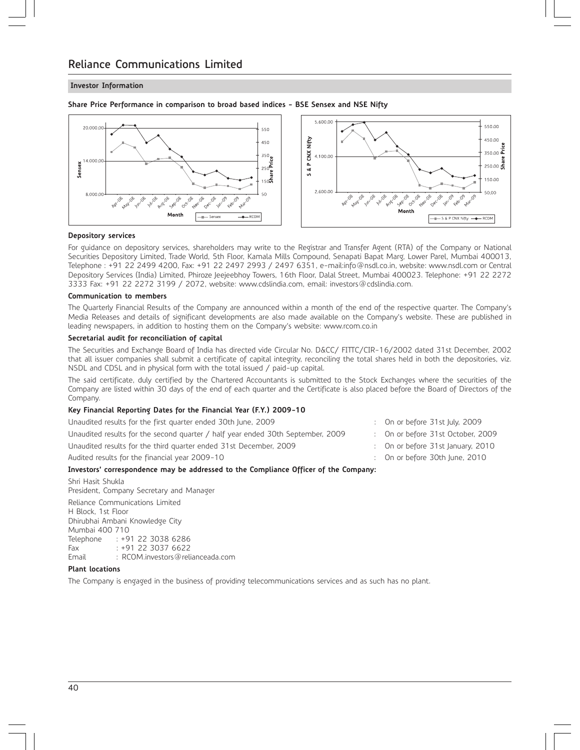# Reliance Communications Limited

## Investor Information

**Share Price Performance in comparison to broad based indices - BSE Sensex and NSE Nifty**

Sensex
20,000.00
14,000.00
8,000.00
Share Price
550
450
350
250
150
50
Apr-08 May-08 Jun-08 Jul-08 Aug-08 Sep-08 Oct-08 Nov-08 Dec-08 Jan-09 Feb-09 Mar-09
Month
Sensex RCOM

S & P CNX Nifty
5,600.00
4,100.00
2,600.00
Share Price
550.00
450.00
350.00
250.00
150.00
50.00
Apr-08 May-08 Jun-08 Jul-08 Aug-08 Sep-08 Oct-08 Nov-08 Dec-08 Jan-09 Feb-09 Mar-09
Month
S & P CNX Nifty RCOM

**Depository services**

For guidance on depository services, shareholders may write to the Registrar and Transfer Agent (RTA) of the Company or National Securities Depository Limited, Trade World, 5th Floor, Kamala Mills Compound, Senapati Bapat Marg, Lower Parel, Mumbai 400013, Telephone : +91 22 2499 4200, Fax: +91 22 2497 2993 / 2497 6351, e-mail:info@nsdl.co.in, website: www.nsdl.com or Central Depository Services (India) Limited, Phiroze Jeejeebhoy Towers, 16th Floor, Dalal Street, Mumbai 400023. Telephone: +91 22 2272 3333 Fax: +91 22 2272 3199 / 2072, website: www.cdslindia.com, email: investors@cdslindia.com.

**Communication to members**

The Quarterly Financial Results of the Company are announced within a month of the end of the respective quarter. The Company's Media Releases and details of significant developments are also made available on the Company's website. These are published in leading newspapers, in addition to hosting them on the Company's website: www.rcom.co.in

**Secretarial audit for reconciliation of capital**

The Securities and Exchange Board of India has directed vide Circular No. D&CC/ FITTC/CIR-16/2002 dated 31st December, 2002 that all issuer companies shall submit a certificate of capital integrity, reconciling the total shares held in both the depositories, viz. NSDL and CDSL and in physical form with the total issued / paid-up capital.

The said certificate, duly certified by the Chartered Accountants is submitted to the Stock Exchanges where the securities of the Company are listed within 30 days of the end of each quarter and the Certificate is also placed before the Board of Directors of the Company.

**Key Financial Reporting Dates for the Financial Year (F.Y.) 2009-10**

| | |
|---|---|
| Unaudited results for the first quarter ended 30th June, 2009 | : On or before 31st July, 2009 |
| Unaudited results for the second quarter / half year ended 30th September, 2009 | : On or before 31st October, 2009 |
| Unaudited results for the third quarter ended 31st December, 2009 | : On or before 31st January, 2010 |
| Audited results for the financial year 2009-10 | : On or before 30th June, 2010 |

**Investors' correspondence may be addressed to the Compliance Officer of the Company:**

Shri Hasit Shukla
President, Company Secretary and Manager

Reliance Communications Limited
H Block, 1st Floor
Dhirubhai Ambani Knowledge City
Mumbai 400 710
Telephone : +91 22 3038 6286
Fax : +91 22 3037 6622
Email : RCOM.investors@relianceada.com

**Plant locations**

The Company is engaged in the business of providing telecommunications services and as such has no plant.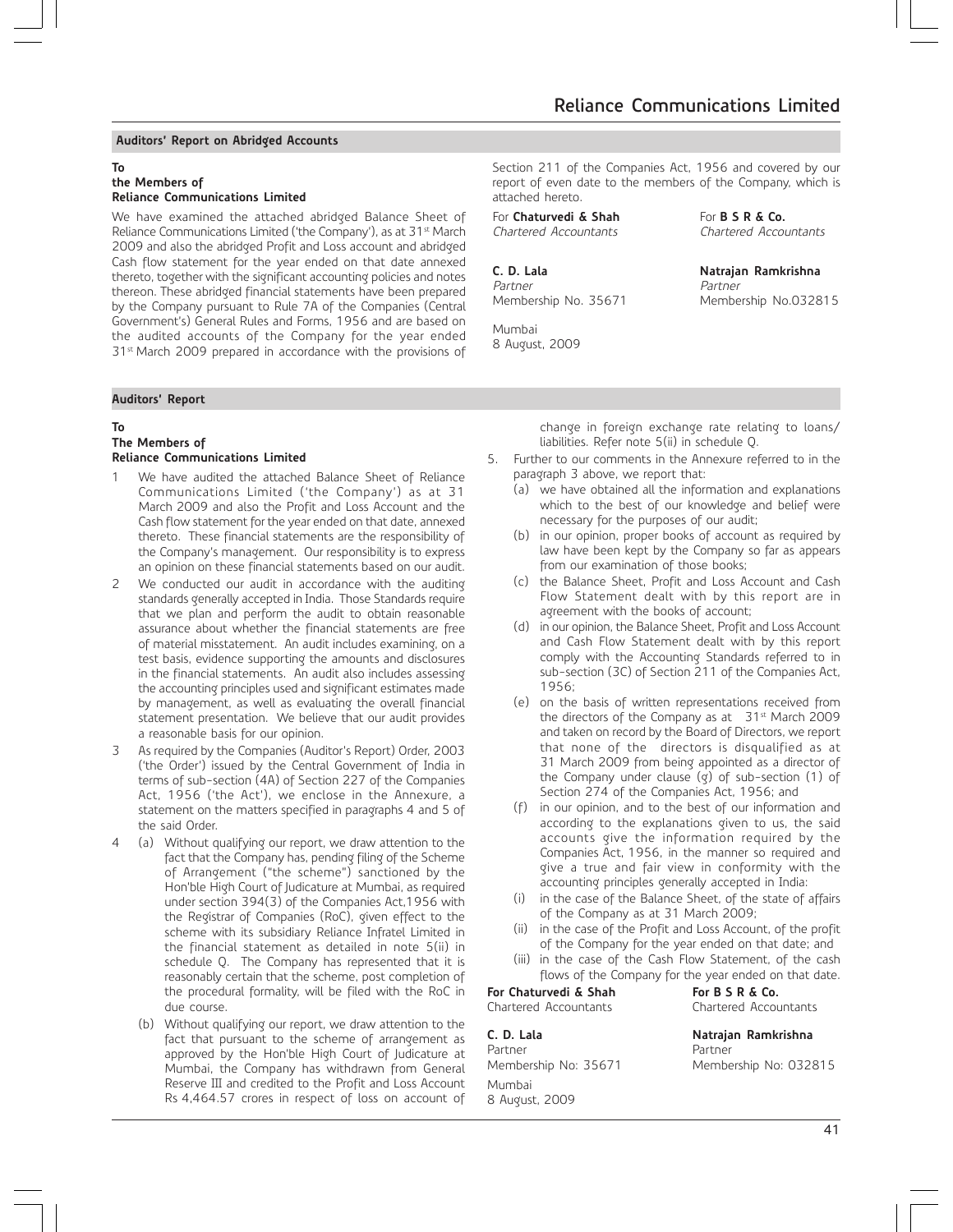## Auditors' Report on Abridged Accounts

**To**
**the Members of**
**Reliance Communications Limited**

We have examined the attached abridged Balance Sheet of Reliance Communications Limited ('the Company'), as at 31st March 2009 and also the abridged Profit and Loss account and abridged Cash flow statement for the year ended on that date annexed thereto, together with the significant accounting policies and notes thereon. These abridged financial statements have been prepared by the Company pursuant to Rule 7A of the Companies (Central Government's) General Rules and Forms, 1956 and are based on the audited accounts of the Company for the year ended 31st March 2009 prepared in accordance with the provisions of Section 211 of the Companies Act, 1956 and covered by our report of even date to the members of the Company, which is attached hereto.

| | |
|---|---|
| For **Chaturvedi & Shah** | For **B S R & Co.** |
| *Chartered Accountants* | *Chartered Accountants* |
| **C. D. Lala** | **Natrajan Ramkrishna** |
| *Partner* | *Partner* |
| Membership No. 35671 | Membership No.032815 |

Mumbai
8 August, 2009

## Auditors' Report

**To**
**The Members of**
**Reliance Communications Limited**

1 We have audited the attached Balance Sheet of Reliance Communications Limited ('the Company') as at 31 March 2009 and also the Profit and Loss Account and the Cash flow statement for the year ended on that date, annexed thereto. These financial statements are the responsibility of the Company's management. Our responsibility is to express an opinion on these financial statements based on our audit.

2 We conducted our audit in accordance with the auditing standards generally accepted in India. Those Standards require that we plan and perform the audit to obtain reasonable assurance about whether the financial statements are free of material misstatement. An audit includes examining, on a test basis, evidence supporting the amounts and disclosures in the financial statements. An audit also includes assessing the accounting principles used and significant estimates made by management, as well as evaluating the overall financial statement presentation. We believe that our audit provides a reasonable basis for our opinion.

3 As required by the Companies (Auditor's Report) Order, 2003 ('the Order') issued by the Central Government of India in terms of sub-section (4A) of Section 227 of the Companies Act, 1956 ('the Act'), we enclose in the Annexure, a statement on the matters specified in paragraphs 4 and 5 of the said Order.

4 (a) Without qualifying our report, we draw attention to the fact that the Company has, pending filing of the Scheme of Arrangement ("the scheme") sanctioned by the Hon'ble High Court of Judicature at Mumbai, as required under section 394(3) of the Companies Act,1956 with the Registrar of Companies (RoC), given effect to the scheme with its subsidiary Reliance Infratel Limited in the financial statement as detailed in note 5(ii) in schedule Q. The Company has represented that it is reasonably certain that the scheme, post completion of the procedural formality, will be filed with the RoC in due course.

(b) Without qualifying our report, we draw attention to the fact that pursuant to the scheme of arrangement as approved by the Hon'ble High Court of Judicature at Mumbai, the Company has withdrawn from General Reserve III and credited to the Profit and Loss Account Rs 4,464.57 crores in respect of loss on account of change in foreign exchange rate relating to loans/ liabilities. Refer note 5(ii) in schedule Q.

5. Further to our comments in the Annexure referred to in the paragraph 3 above, we report that:

(a) we have obtained all the information and explanations which to the best of our knowledge and belief were necessary for the purposes of our audit;

(b) in our opinion, proper books of account as required by law have been kept by the Company so far as appears from our examination of those books;

(c) the Balance Sheet, Profit and Loss Account and Cash Flow Statement dealt with by this report are in agreement with the books of account;

(d) in our opinion, the Balance Sheet, Profit and Loss Account and Cash Flow Statement dealt with by this report comply with the Accounting Standards referred to in sub-section (3C) of Section 211 of the Companies Act, 1956;

(e) on the basis of written representations received from the directors of the Company as at 31st March 2009 and taken on record by the Board of Directors, we report that none of the directors is disqualified as at 31 March 2009 from being appointed as a director of the Company under clause (g) of sub-section (1) of Section 274 of the Companies Act, 1956; and

(f) in our opinion, and to the best of our information and according to the explanations given to us, the said accounts give the information required by the Companies Act, 1956, in the manner so required and give a true and fair view in conformity with the accounting principles generally accepted in India:

(i) in the case of the Balance Sheet, of the state of affairs of the Company as at 31 March 2009;

(ii) in the case of the Profit and Loss Account, of the profit of the Company for the year ended on that date; and

(iii) in the case of the Cash Flow Statement, of the cash flows of the Company for the year ended on that date.

| | |
|---|---|
| **For Chaturvedi & Shah** | **For B S R & Co.** |
| Chartered Accountants | Chartered Accountants |
| **C. D. Lala** | **Natrajan Ramkrishna** |
| Partner | Partner |
| Membership No: 35671 | Membership No: 032815 |

Mumbai
8 August, 2009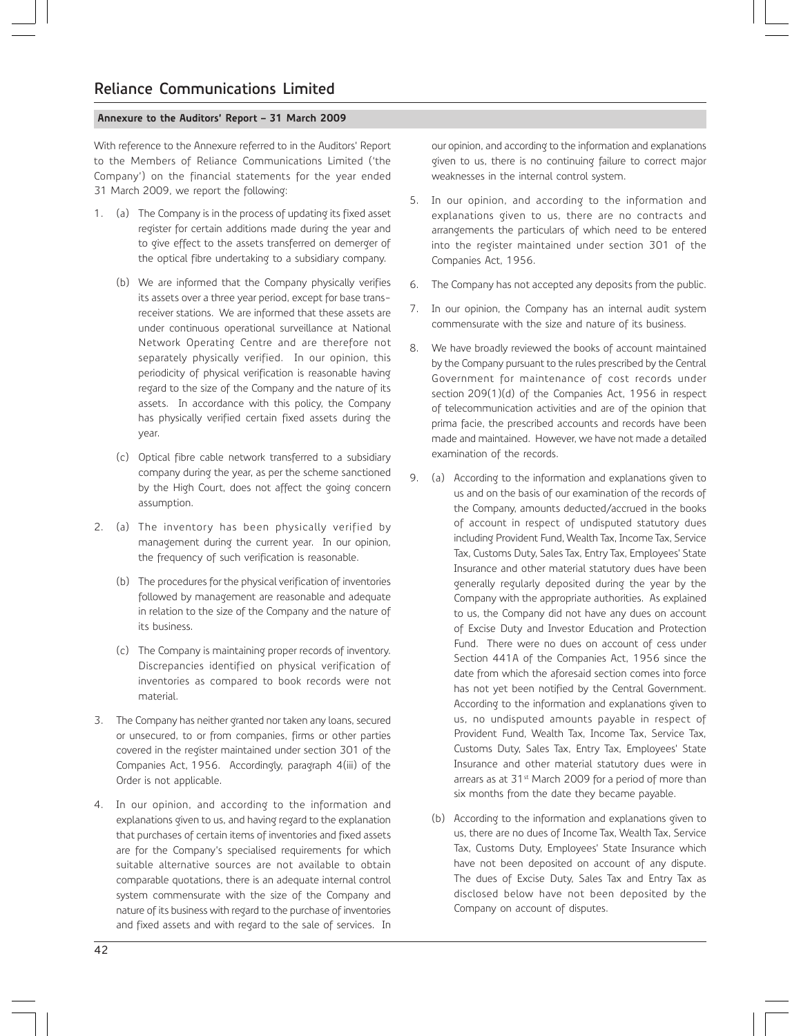## Annexure to the Auditors' Report – 31 March 2009

With reference to the Annexure referred to in the Auditors' Report to the Members of Reliance Communications Limited ('the Company') on the financial statements for the year ended 31 March 2009, we report the following:

1. (a) The Company is in the process of updating its fixed asset register for certain additions made during the year and to give effect to the assets transferred on demerger of the optical fibre undertaking to a subsidiary company.

   (b) We are informed that the Company physically verifies its assets over a three year period, except for base trans-receiver stations. We are informed that these assets are under continuous operational surveillance at National Network Operating Centre and are therefore not separately physically verified. In our opinion, this periodicity of physical verification is reasonable having regard to the size of the Company and the nature of its assets. In accordance with this policy, the Company has physically verified certain fixed assets during the year.

   (c) Optical fibre cable network transferred to a subsidiary company during the year, as per the scheme sanctioned by the High Court, does not affect the going concern assumption.

2. (a) The inventory has been physically verified by management during the current year. In our opinion, the frequency of such verification is reasonable.

   (b) The procedures for the physical verification of inventories followed by management are reasonable and adequate in relation to the size of the Company and the nature of its business.

   (c) The Company is maintaining proper records of inventory. Discrepancies identified on physical verification of inventories as compared to book records were not material.

3. The Company has neither granted nor taken any loans, secured or unsecured, to or from companies, firms or other parties covered in the register maintained under section 301 of the Companies Act, 1956. Accordingly, paragraph 4(iii) of the Order is not applicable.

4. In our opinion, and according to the information and explanations given to us, and having regard to the explanation that purchases of certain items of inventories and fixed assets are for the Company's specialised requirements for which suitable alternative sources are not available to obtain comparable quotations, there is an adequate internal control system commensurate with the size of the Company and nature of its business with regard to the purchase of inventories and fixed assets and with regard to the sale of services. In our opinion, and according to the information and explanations given to us, there is no continuing failure to correct major weaknesses in the internal control system.

5. In our opinion, and according to the information and explanations given to us, there are no contracts and arrangements the particulars of which need to be entered into the register maintained under section 301 of the Companies Act, 1956.

6. The Company has not accepted any deposits from the public.

7. In our opinion, the Company has an internal audit system commensurate with the size and nature of its business.

8. We have broadly reviewed the books of account maintained by the Company pursuant to the rules prescribed by the Central Government for maintenance of cost records under section 209(1)(d) of the Companies Act, 1956 in respect of telecommunication activities and are of the opinion that prima facie, the prescribed accounts and records have been made and maintained. However, we have not made a detailed examination of the records.

9. (a) According to the information and explanations given to us and on the basis of our examination of the records of the Company, amounts deducted/accrued in the books of account in respect of undisputed statutory dues including Provident Fund, Wealth Tax, Income Tax, Service Tax, Customs Duty, Sales Tax, Entry Tax, Employees' State Insurance and other material statutory dues have been generally regularly deposited during the year by the Company with the appropriate authorities. As explained to us, the Company did not have any dues on account of Excise Duty and Investor Education and Protection Fund. There were no dues on account of cess under Section 441A of the Companies Act, 1956 since the date from which the aforesaid section comes into force has not yet been notified by the Central Government. According to the information and explanations given to us, no undisputed amounts payable in respect of Provident Fund, Wealth Tax, Income Tax, Service Tax, Customs Duty, Sales Tax, Entry Tax, Employees' State Insurance and other material statutory dues were in arrears as at 31st March 2009 for a period of more than six months from the date they became payable.

   (b) According to the information and explanations given to us, there are no dues of Income Tax, Wealth Tax, Service Tax, Customs Duty, Employees' State Insurance which have not been deposited on account of any dispute. The dues of Excise Duty, Sales Tax and Entry Tax as disclosed below have not been deposited by the Company on account of disputes.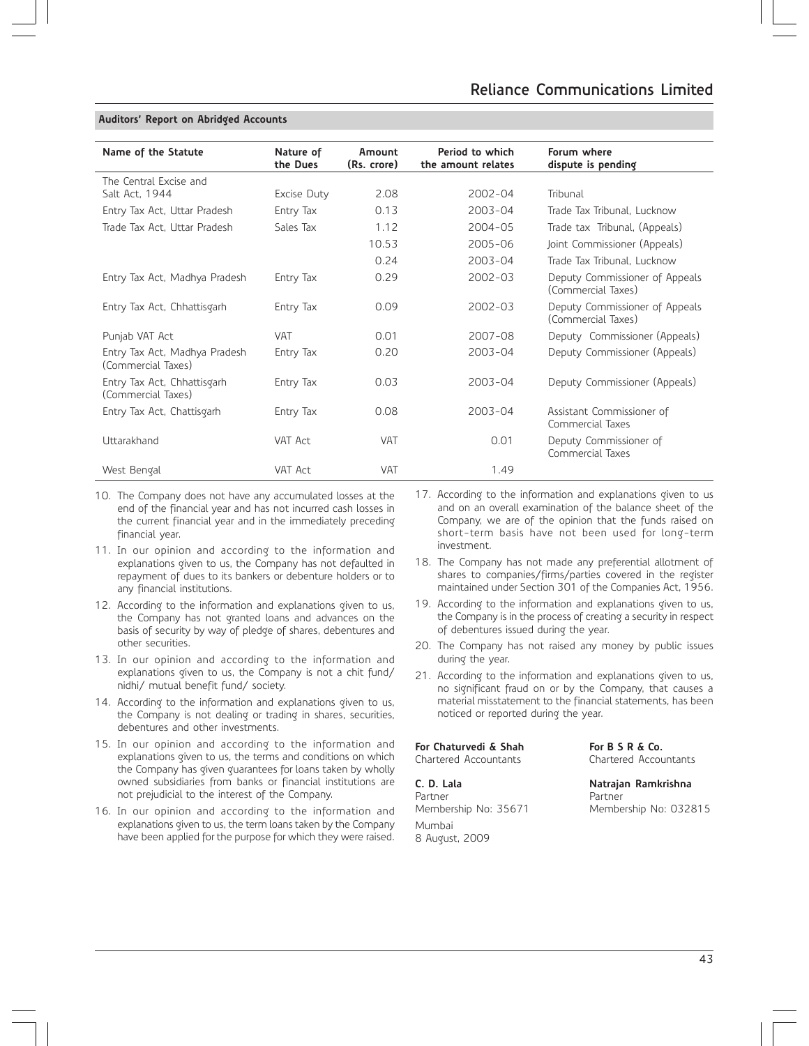## Auditors' Report on Abridged Accounts

| Name of the Statute | Nature of the Dues | Amount (Rs. crore) | Period to which the amount relates | Forum where dispute is pending |
|---|---|---|---|---|
| The Central Excise and Salt Act, 1944 | Excise Duty | 2.08 | 2002-04 | Tribunal |
| Entry Tax Act, Uttar Pradesh | Entry Tax | 0.13 | 2003-04 | Trade Tax Tribunal, Lucknow |
| Trade Tax Act, Uttar Pradesh | Sales Tax | 1.12 | 2004-05 | Trade tax Tribunal, (Appeals) |
| | | 10.53 | 2005-06 | Joint Commissioner (Appeals) |
| | | 0.24 | 2003-04 | Trade Tax Tribunal, Lucknow |
| Entry Tax Act, Madhya Pradesh | Entry Tax | 0.29 | 2002-03 | Deputy Commissioner of Appeals (Commercial Taxes) |
| Entry Tax Act, Chhattisgarh | Entry Tax | 0.09 | 2002-03 | Deputy Commissioner of Appeals (Commercial Taxes) |
| Punjab VAT Act | VAT | 0.01 | 2007-08 | Deputy Commissioner (Appeals) |
| Entry Tax Act, Madhya Pradesh (Commercial Taxes) | Entry Tax | 0.20 | 2003-04 | Deputy Commissioner (Appeals) |
| Entry Tax Act, Chhattisgarh (Commercial Taxes) | Entry Tax | 0.03 | 2003-04 | Deputy Commissioner (Appeals) |
| Entry Tax Act, Chattisgarh | Entry Tax | 0.08 | 2003-04 | Assistant Commissioner of Commercial Taxes |
| Uttarakhand | VAT Act | VAT | 0.01 | Deputy Commissioner of Commercial Taxes |
| West Bengal | VAT Act | VAT | 1.49 | |

10. The Company does not have any accumulated losses at the end of the financial year and has not incurred cash losses in the current financial year and in the immediately preceding financial year.
11. In our opinion and according to the information and explanations given to us, the Company has not defaulted in repayment of dues to its bankers or debenture holders or to any financial institutions.
12. According to the information and explanations given to us, the Company has not granted loans and advances on the basis of security by way of pledge of shares, debentures and other securities.
13. In our opinion and according to the information and explanations given to us, the Company is not a chit fund/ nidhi/ mutual benefit fund/ society.
14. According to the information and explanations given to us, the Company is not dealing or trading in shares, securities, debentures and other investments.
15. In our opinion and according to the information and explanations given to us, the terms and conditions on which the Company has given guarantees for loans taken by wholly owned subsidiaries from banks or financial institutions are not prejudicial to the interest of the Company.
16. In our opinion and according to the information and explanations given to us, the term loans taken by the Company have been applied for the purpose for which they were raised.
17. According to the information and explanations given to us and on an overall examination of the balance sheet of the Company, we are of the opinion that the funds raised on short-term basis have not been used for long-term investment.
18. The Company has not made any preferential allotment of shares to companies/firms/parties covered in the register maintained under Section 301 of the Companies Act, 1956.
19. According to the information and explanations given to us, the Company is in the process of creating a security in respect of debentures issued during the year.
20. The Company has not raised any money by public issues during the year.
21. According to the information and explanations given to us, no significant fraud on or by the Company, that causes a material misstatement to the financial statements, has been noticed or reported during the year.

**For Chaturvedi & Shah**
Chartered Accountants

**C. D. Lala**
Partner
Membership No: 35671

Mumbai
8 August, 2009

**For B S R & Co.**
Chartered Accountants

**Natrajan Ramkrishna**
Partner
Membership No: 032815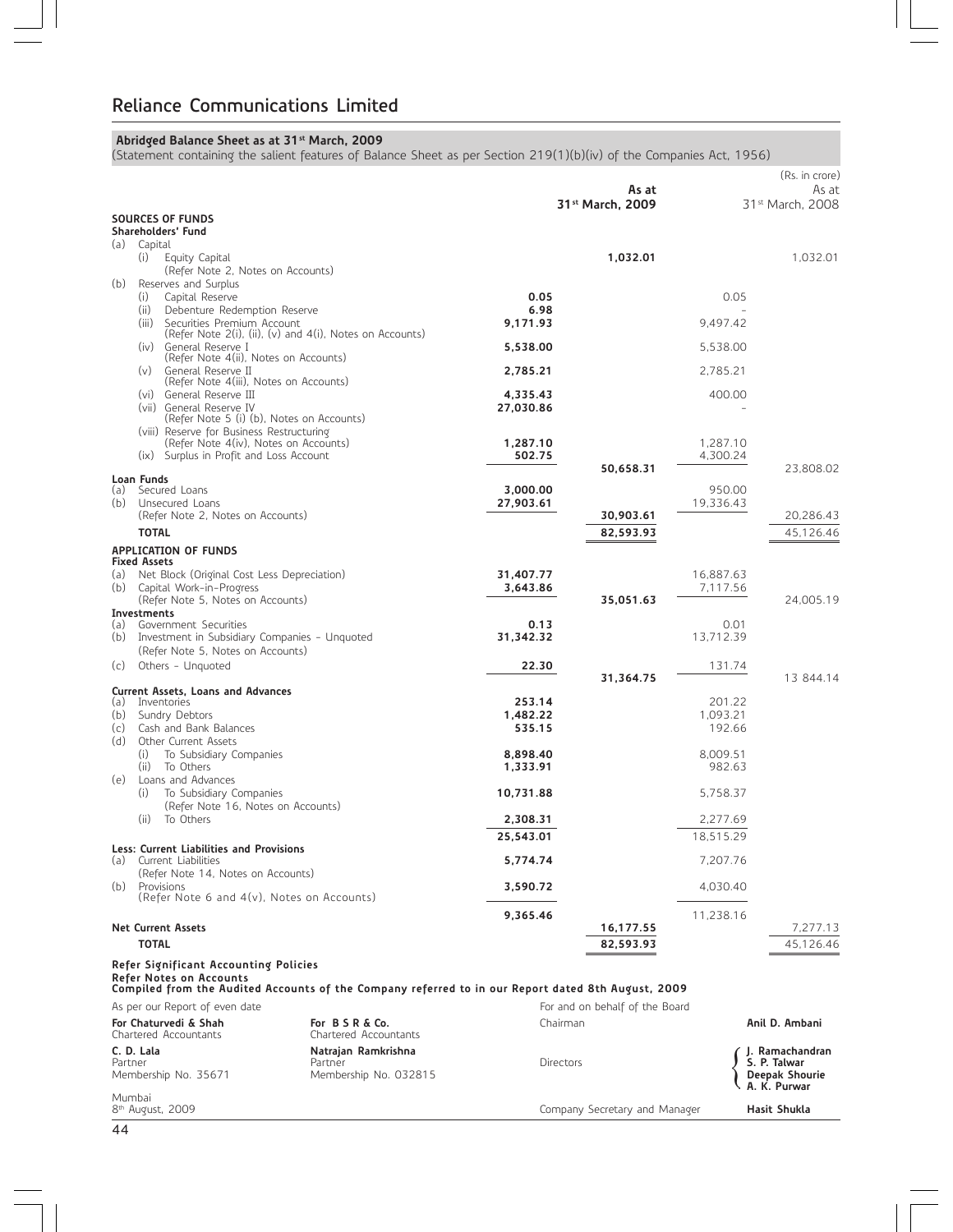## Reliance Communications Limited

### Abridged Balance Sheet as at 31st March, 2009

(Statement containing the salient features of Balance Sheet as per Section 219(1)(b)(iv) of the Companies Act, 1956)

(Rs. in crore)

| | | As at 31st March, 2009 | | As at 31st March, 2008 |
|---|---|---|---|---|
| **SOURCES OF FUNDS** | | | | |
| **Shareholders' Fund** | | | | |
| (a) Capital | | | | |
| (i) Equity Capital (Refer Note 2, Notes on Accounts) | | **1,032.01** | | 1,032.01 |
| (b) Reserves and Surplus | | | | |
| (i) Capital Reserve | **0.05** | | 0.05 | |
| (ii) Debenture Redemption Reserve | **6.98** | | – | |
| (iii) Securities Premium Account (Refer Note 2(i), (ii), (v) and 4(i), Notes on Accounts) | **9,171.93** | | 9,497.42 | |
| (iv) General Reserve I (Refer Note 4(ii), Notes on Accounts) | **5,538.00** | | 5,538.00 | |
| (v) General Reserve II (Refer Note 4(iii), Notes on Accounts) | **2,785.21** | | 2,785.21 | |
| (vi) General Reserve III | **4,335.43** | | 400.00 | |
| (vii) General Reserve IV (Refer Note 5 (i) (b), Notes on Accounts) | **27,030.86** | | – | |
| (viii) Reserve for Business Restructuring (Refer Note 4(iv), Notes on Accounts) | **1,287.10** | | 1,287.10 | |
| (ix) Surplus in Profit and Loss Account | **502.75** | | 4,300.24 | |
| | | **50,658.31** | | 23,808.02 |
| **Loan Funds** | | | | |
| (a) Secured Loans | **3,000.00** | | 950.00 | |
| (b) Unsecured Loans (Refer Note 2, Notes on Accounts) | **27,903.61** | | 19,336.43 | |
| | | **30,903.61** | | 20,286.43 |
| **TOTAL** | | **82,593.93** | | 45,126.46 |
| **APPLICATION OF FUNDS** | | | | |
| **Fixed Assets** | | | | |
| (a) Net Block (Original Cost Less Depreciation) | **31,407.77** | | 16,887.63 | |
| (b) Capital Work-in-Progress (Refer Note 5, Notes on Accounts) | **3,643.86** | | 7,117.56 | |
| | | **35,051.63** | | 24,005.19 |
| **Investments** | | | | |
| (a) Government Securities | **0.13** | | 0.01 | |
| (b) Investment in Subsidiary Companies - Unquoted (Refer Note 5, Notes on Accounts) | **31,342.32** | | 13,712.39 | |
| (c) Others - Unquoted | **22.30** | | 131.74 | |
| | | **31,364.75** | | 13 844.14 |
| **Current Assets, Loans and Advances** | | | | |
| (a) Inventories | **253.14** | | 201.22 | |
| (b) Sundry Debtors | **1,482.22** | | 1,093.21 | |
| (c) Cash and Bank Balances | **535.15** | | 192.66 | |
| (d) Other Current Assets | | | | |
| (i) To Subsidiary Companies | **8,898.40** | | 8,009.51 | |
| (ii) To Others | **1,333.91** | | 982.63 | |
| (e) Loans and Advances | | | | |
| (i) To Subsidiary Companies (Refer Note 16, Notes on Accounts) | **10,731.88** | | 5,758.37 | |
| (ii) To Others | **2,308.31** | | 2,277.69 | |
| | **25,543.01** | | 18,515.29 | |
| **Less: Current Liabilities and Provisions** | | | | |
| (a) Current Liabilities (Refer Note 14, Notes on Accounts) | **5,774.74** | | 7,207.76 | |
| (b) Provisions (Refer Note 6 and 4(v), Notes on Accounts) | **3,590.72** | | 4,030.40 | |
| | **9,365.46** | | 11,238.16 | |
| **Net Current Assets** | | **16,177.55** | | 7,277.13 |
| **TOTAL** | | **82,593.93** | | 45,126.46 |

**Refer Significant Accounting Policies**
**Refer Notes on Accounts**
**Compiled from the Audited Accounts of the Company referred to in our Report dated 8th August, 2009**

As per our Report of even date

**For Chaturvedi & Shah**
Chartered Accountants

**C. D. Lala**
Partner
Membership No. 35671

**For B S R & Co.**
Chartered Accountants

**Natrajan Ramkrishna**
Partner
Membership No. 032815

Mumbai
8th August, 2009

For and on behalf of the Board

Chairman — **Anil D. Ambani**

Directors — **J. Ramachandran**, **S. P. Talwar**, **Deepak Shourie**, **A. K. Purwar**

Company Secretary and Manager — **Hasit Shukla**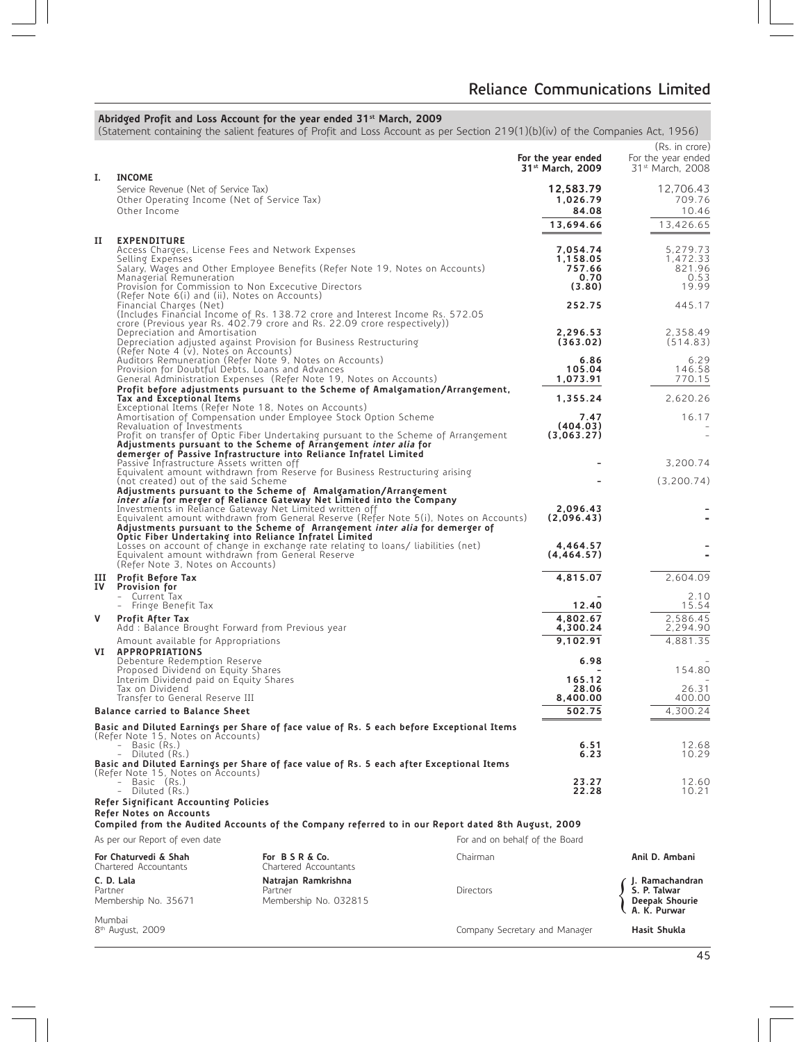## Abridged Profit and Loss Account for the year ended 31st March, 2009

(Statement containing the salient features of Profit and Loss Account as per Section 219(1)(b)(iv) of the Companies Act, 1956)

(Rs. in crore)

| | | For the year ended 31st March, 2009 | For the year ended 31st March, 2008 |
|---|---|---|---|
| **I.** | **INCOME** | | |
| | Service Revenue (Net of Service Tax) | **12,583.79** | 12,706.43 |
| | Other Operating Income (Net of Service Tax) | **1,026.79** | 709.76 |
| | Other Income | **84.08** | 10.46 |
| | | **13,694.66** | 13,426.65 |
| **II** | **EXPENDITURE** | | |
| | Access Charges, License Fees and Network Expenses | **7,054.74** | 5,279.73 |
| | Selling Expenses | **1,158.05** | 1,472.33 |
| | Salary, Wages and Other Employee Benefits (Refer Note 19, Notes on Accounts) | **757.66** | 821.96 |
| | Managerial Remuneration | **0.70** | 0.53 |
| | Provision for Commission to Non Excecutive Directors (Refer Note 6(i) and (ii), Notes on Accounts) | **(3.80)** | 19.99 |
| | Financial Charges (Net) (Includes Financial Income of Rs. 138.72 crore and Interest Income Rs. 572.05 crore (Previous year Rs. 402.79 crore and Rs. 22.09 crore respectively)) | **252.75** | 445.17 |
| | Depreciation and Amortisation | **2,296.53** | 2,358.49 |
| | Depreciation adjusted against Provision for Business Restructuring (Refer Note 4 (v), Notes on Accounts) | **(363.02)** | (514.83) |
| | Auditors Remuneration (Refer Note 9, Notes on Accounts) | **6.86** | 6.29 |
| | Provision for Doubtful Debts, Loans and Advances | **105.04** | 146.58 |
| | General Administration Expenses (Refer Note 19, Notes on Accounts) | **1,073.91** | 770.15 |
| | **Profit before adjustments pursuant to the Scheme of Amalgamation/Arrangement, Tax and Exceptional Items** | **1,355.24** | 2,620.26 |
| | Exceptional Items (Refer Note 18, Notes on Accounts) | | |
| | Amortisation of Compensation under Employee Stock Option Scheme | **7.47** | 16.17 |
| | Revaluation of Investments | **(404.03)** | - |
| | Profit on transfer of Optic Fiber Undertaking pursuant to the Scheme of Arrangement | **(3,063.27)** | - |
| | **Adjustments pursuant to the Scheme of Arrangement *inter alia* for demerger of Passive Infrastructure into Reliance Infratel Limited** | | |
| | Passive Infrastructure Assets written off | **-** | 3,200.74 |
| | Equivalent amount withdrawn from Reserve for Business Restructuring arising (not created) out of the said Scheme | **-** | (3,200.74) |
| | **Adjustments pursuant to the Scheme of Amalgamation/Arrangement *inter alia* for merger of Reliance Gateway Net Limited into the Company** | | |
| | Investments in Reliance Gateway Net Limited written off | **2,096.43** | **-** |
| | Equivalent amount withdrawn from General Reserve (Refer Note 5(i), Notes on Accounts) | **(2,096.43)** | **-** |
| | **Adjustments pursuant to the Scheme of Arrangement *inter alia* for demerger of Optic Fiber Undertaking into Reliance Infratel Limited** | | |
| | Losses on account of change in exchange rate relating to loans/ liabilities (net) | **4,464.57** | **-** |
| | Equivalent amount withdrawn from General Reserve (Refer Note 3, Notes on Accounts) | **(4,464.57)** | **-** |
| **III** | **Profit Before Tax** | **4,815.07** | 2,604.09 |
| **IV** | **Provision for** | | |
| | - Current Tax | **-** | 2.10 |
| | - Fringe Benefit Tax | **12.40** | 15.54 |
| **V** | **Profit After Tax** | **4,802.67** | 2,586.45 |
| | Add : Balance Brought Forward from Previous year | **4,300.24** | 2,294.90 |
| | Amount available for Appropriations | **9,102.91** | 4,881.35 |
| **VI** | **APPROPRIATIONS** | | |
| | Debenture Redemption Reserve | **6.98** | - |
| | Proposed Dividend on Equity Shares | **-** | 154.80 |
| | Interim Dividend paid on Equity Shares | **165.12** | - |
| | Tax on Dividend | **28.06** | 26.31 |
| | Transfer to General Reserve III | **8,400.00** | 400.00 |
| | **Balance carried to Balance Sheet** | **502.75** | 4,300.24 |
| | **Basic and Diluted Earnings per Share of face value of Rs. 5 each before Exceptional Items** (Refer Note 15, Notes on Accounts) | | |
| | - Basic (Rs.) | **6.51** | 12.68 |
| | - Diluted (Rs.) | **6.23** | 10.29 |
| | **Basic and Diluted Earnings per Share of face value of Rs. 5 each after Exceptional Items** (Refer Note 15, Notes on Accounts) | | |
| | - Basic (Rs.) | **23.27** | 12.60 |
| | - Diluted (Rs.) | **22.28** | 10.21 |

**Refer Significant Accounting Policies**

**Refer Notes on Accounts**

**Compiled from the Audited Accounts of the Company referred to in our Report dated 8th August, 2009**

As per our Report of even date

**For Chaturvedi & Shah**
Chartered Accountants

**C. D. Lala**
Partner
Membership No. 35671

**For B S R & Co.**
Chartered Accountants

**Natrajan Ramkrishna**
Partner
Membership No. 032815

Mumbai
8th August, 2009

For and on behalf of the Board

Chairman — **Anil D. Ambani**

Directors — **J. Ramachandran**, **S. P. Talwar**, **Deepak Shourie**, **A. K. Purwar**

Company Secretary and Manager — **Hasit Shukla**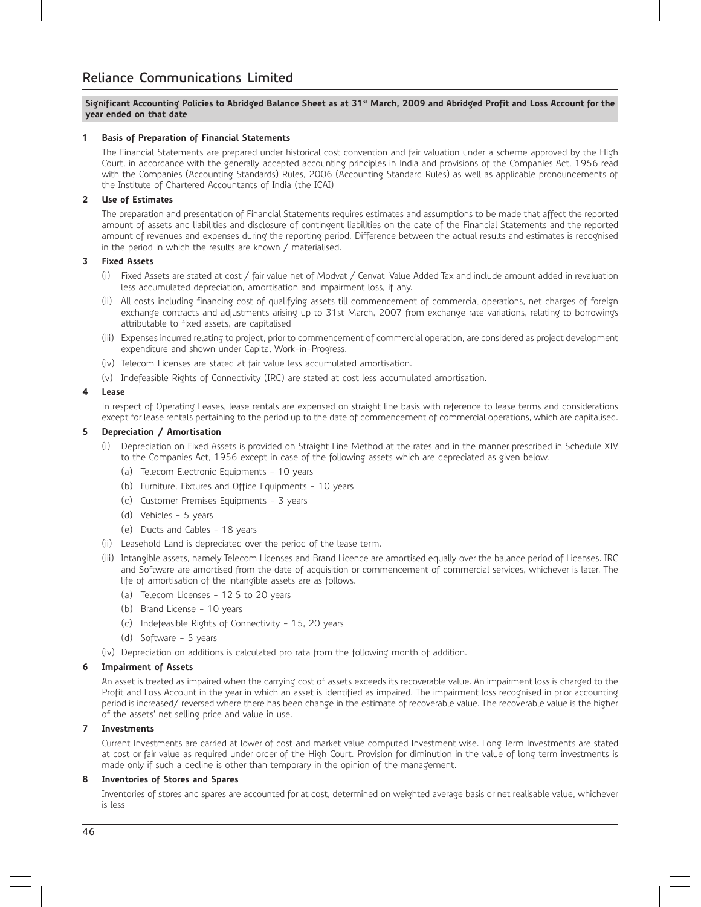# Reliance Communications Limited

**Significant Accounting Policies to Abridged Balance Sheet as at 31st March, 2009 and Abridged Profit and Loss Account for the year ended on that date**

**1 Basis of Preparation of Financial Statements**

The Financial Statements are prepared under historical cost convention and fair valuation under a scheme approved by the High Court, in accordance with the generally accepted accounting principles in India and provisions of the Companies Act, 1956 read with the Companies (Accounting Standards) Rules, 2006 (Accounting Standard Rules) as well as applicable pronouncements of the Institute of Chartered Accountants of India (the ICAI).

**2 Use of Estimates**

The preparation and presentation of Financial Statements requires estimates and assumptions to be made that affect the reported amount of assets and liabilities and disclosure of contingent liabilities on the date of the Financial Statements and the reported amount of revenues and expenses during the reporting period. Difference between the actual results and estimates is recognised in the period in which the results are known / materialised.

**3 Fixed Assets**

(i) Fixed Assets are stated at cost / fair value net of Modvat / Cenvat, Value Added Tax and include amount added in revaluation less accumulated depreciation, amortisation and impairment loss, if any.

(ii) All costs including financing cost of qualifying assets till commencement of commercial operations, net charges of foreign exchange contracts and adjustments arising up to 31st March, 2007 from exchange rate variations, relating to borrowings attributable to fixed assets, are capitalised.

(iii) Expenses incurred relating to project, prior to commencement of commercial operation, are considered as project development expenditure and shown under Capital Work-in-Progress.

(iv) Telecom Licenses are stated at fair value less accumulated amortisation.

(v) Indefeasible Rights of Connectivity (IRC) are stated at cost less accumulated amortisation.

**4 Lease**

In respect of Operating Leases, lease rentals are expensed on straight line basis with reference to lease terms and considerations except for lease rentals pertaining to the period up to the date of commencement of commercial operations, which are capitalised.

**5 Depreciation / Amortisation**

(i) Depreciation on Fixed Assets is provided on Straight Line Method at the rates and in the manner prescribed in Schedule XIV to the Companies Act, 1956 except in case of the following assets which are depreciated as given below.

  (a) Telecom Electronic Equipments - 10 years

  (b) Furniture, Fixtures and Office Equipments - 10 years

  (c) Customer Premises Equipments - 3 years

  (d) Vehicles - 5 years

  (e) Ducts and Cables - 18 years

(ii) Leasehold Land is depreciated over the period of the lease term.

(iii) Intangible assets, namely Telecom Licenses and Brand Licence are amortised equally over the balance period of Licenses. IRC and Software are amortised from the date of acquisition or commencement of commercial services, whichever is later. The life of amortisation of the intangible assets are as follows.

  (a) Telecom Licenses - 12.5 to 20 years

  (b) Brand License - 10 years

  (c) Indefeasible Rights of Connectivity - 15, 20 years

  (d) Software - 5 years

(iv) Depreciation on additions is calculated pro rata from the following month of addition.

**6 Impairment of Assets**

An asset is treated as impaired when the carrying cost of assets exceeds its recoverable value. An impairment loss is charged to the Profit and Loss Account in the year in which an asset is identified as impaired. The impairment loss recognised in prior accounting period is increased/ reversed where there has been change in the estimate of recoverable value. The recoverable value is the higher of the assets' net selling price and value in use.

**7 Investments**

Current Investments are carried at lower of cost and market value computed Investment wise. Long Term Investments are stated at cost or fair value as required under order of the High Court. Provision for diminution in the value of long term investments is made only if such a decline is other than temporary in the opinion of the management.

**8 Inventories of Stores and Spares**

Inventories of stores and spares are accounted for at cost, determined on weighted average basis or net realisable value, whichever is less.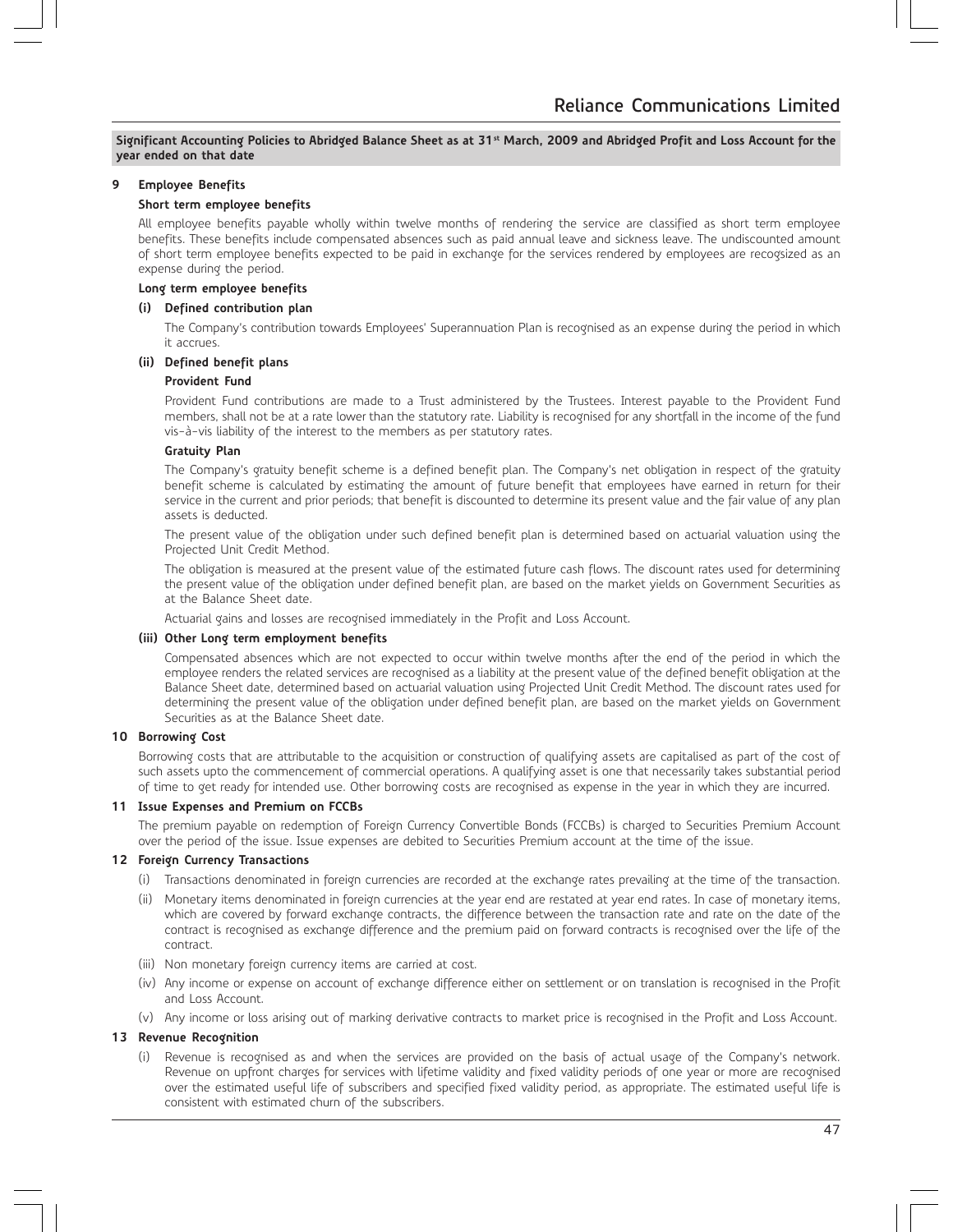**Significant Accounting Policies to Abridged Balance Sheet as at 31st March, 2009 and Abridged Profit and Loss Account for the year ended on that date**

## 9 Employee Benefits

**Short term employee benefits**

All employee benefits payable wholly within twelve months of rendering the service are classified as short term employee benefits. These benefits include compensated absences such as paid annual leave and sickness leave. The undiscounted amount of short term employee benefits expected to be paid in exchange for the services rendered by employees are recogsized as an expense during the period.

**Long term employee benefits**

**(i) Defined contribution plan**

The Company's contribution towards Employees' Superannuation Plan is recognised as an expense during the period in which it accrues.

**(ii) Defined benefit plans**

**Provident Fund**

Provident Fund contributions are made to a Trust administered by the Trustees. Interest payable to the Provident Fund members, shall not be at a rate lower than the statutory rate. Liability is recognised for any shortfall in the income of the fund vis-à-vis liability of the interest to the members as per statutory rates.

**Gratuity Plan**

The Company's gratuity benefit scheme is a defined benefit plan. The Company's net obligation in respect of the gratuity benefit scheme is calculated by estimating the amount of future benefit that employees have earned in return for their service in the current and prior periods; that benefit is discounted to determine its present value and the fair value of any plan assets is deducted.

The present value of the obligation under such defined benefit plan is determined based on actuarial valuation using the Projected Unit Credit Method.

The obligation is measured at the present value of the estimated future cash flows. The discount rates used for determining the present value of the obligation under defined benefit plan, are based on the market yields on Government Securities as at the Balance Sheet date.

Actuarial gains and losses are recognised immediately in the Profit and Loss Account.

**(iii) Other Long term employment benefits**

Compensated absences which are not expected to occur within twelve months after the end of the period in which the employee renders the related services are recognised as a liability at the present value of the defined benefit obligation at the Balance Sheet date, determined based on actuarial valuation using Projected Unit Credit Method. The discount rates used for determining the present value of the obligation under defined benefit plan, are based on the market yields on Government Securities as at the Balance Sheet date.

## 10 Borrowing Cost

Borrowing costs that are attributable to the acquisition or construction of qualifying assets are capitalised as part of the cost of such assets upto the commencement of commercial operations. A qualifying asset is one that necessarily takes substantial period of time to get ready for intended use. Other borrowing costs are recognised as expense in the year in which they are incurred.

## 11 Issue Expenses and Premium on FCCBs

The premium payable on redemption of Foreign Currency Convertible Bonds (FCCBs) is charged to Securities Premium Account over the period of the issue. Issue expenses are debited to Securities Premium account at the time of the issue.

## 12 Foreign Currency Transactions

(i) Transactions denominated in foreign currencies are recorded at the exchange rates prevailing at the time of the transaction.

(ii) Monetary items denominated in foreign currencies at the year end are restated at year end rates. In case of monetary items, which are covered by forward exchange contracts, the difference between the transaction rate and rate on the date of the contract is recognised as exchange difference and the premium paid on forward contracts is recognised over the life of the contract.

(iii) Non monetary foreign currency items are carried at cost.

(iv) Any income or expense on account of exchange difference either on settlement or on translation is recognised in the Profit and Loss Account.

(v) Any income or loss arising out of marking derivative contracts to market price is recognised in the Profit and Loss Account.

## 13 Revenue Recognition

(i) Revenue is recognised as and when the services are provided on the basis of actual usage of the Company's network. Revenue on upfront charges for services with lifetime validity and fixed validity periods of one year or more are recognised over the estimated useful life of subscribers and specified fixed validity period, as appropriate. The estimated useful life is consistent with estimated churn of the subscribers.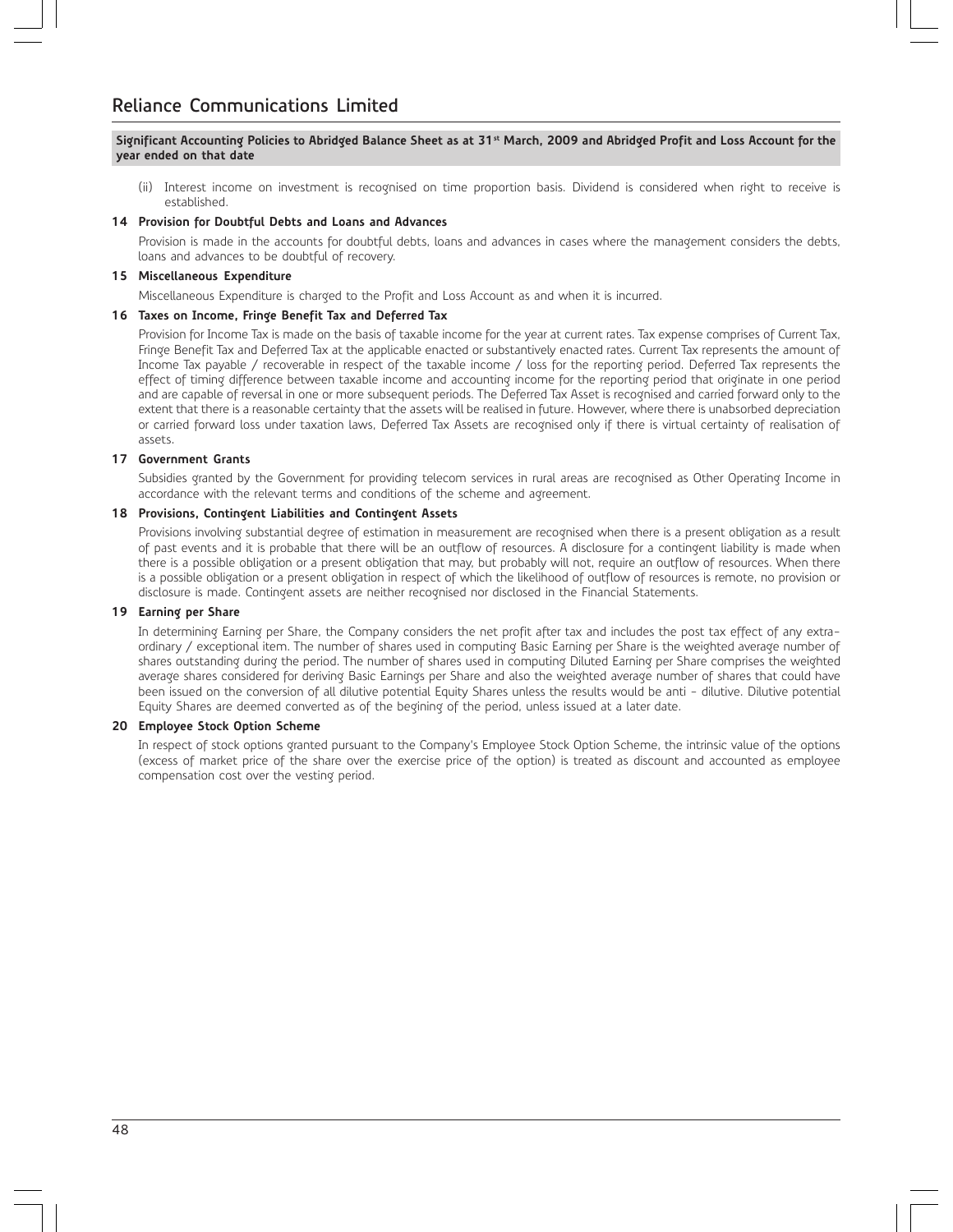## Significant Accounting Policies to Abridged Balance Sheet as at 31st March, 2009 and Abridged Profit and Loss Account for the year ended on that date

(ii) Interest income on investment is recognised on time proportion basis. Dividend is considered when right to receive is established.

### 14 Provision for Doubtful Debts and Loans and Advances

Provision is made in the accounts for doubtful debts, loans and advances in cases where the management considers the debts, loans and advances to be doubtful of recovery.

### 15 Miscellaneous Expenditure

Miscellaneous Expenditure is charged to the Profit and Loss Account as and when it is incurred.

### 16 Taxes on Income, Fringe Benefit Tax and Deferred Tax

Provision for Income Tax is made on the basis of taxable income for the year at current rates. Tax expense comprises of Current Tax, Fringe Benefit Tax and Deferred Tax at the applicable enacted or substantively enacted rates. Current Tax represents the amount of Income Tax payable / recoverable in respect of the taxable income / loss for the reporting period. Deferred Tax represents the effect of timing difference between taxable income and accounting income for the reporting period that originate in one period and are capable of reversal in one or more subsequent periods. The Deferred Tax Asset is recognised and carried forward only to the extent that there is a reasonable certainty that the assets will be realised in future. However, where there is unabsorbed depreciation or carried forward loss under taxation laws, Deferred Tax Assets are recognised only if there is virtual certainty of realisation of assets.

### 17 Government Grants

Subsidies granted by the Government for providing telecom services in rural areas are recognised as Other Operating Income in accordance with the relevant terms and conditions of the scheme and agreement.

### 18 Provisions, Contingent Liabilities and Contingent Assets

Provisions involving substantial degree of estimation in measurement are recognised when there is a present obligation as a result of past events and it is probable that there will be an outflow of resources. A disclosure for a contingent liability is made when there is a possible obligation or a present obligation that may, but probably will not, require an outflow of resources. When there is a possible obligation or a present obligation in respect of which the likelihood of outflow of resources is remote, no provision or disclosure is made. Contingent assets are neither recognised nor disclosed in the Financial Statements.

### 19 Earning per Share

In determining Earning per Share, the Company considers the net profit after tax and includes the post tax effect of any extra-ordinary / exceptional item. The number of shares used in computing Basic Earning per Share is the weighted average number of shares outstanding during the period. The number of shares used in computing Diluted Earning per Share comprises the weighted average shares considered for deriving Basic Earnings per Share and also the weighted average number of shares that could have been issued on the conversion of all dilutive potential Equity Shares unless the results would be anti - dilutive. Dilutive potential Equity Shares are deemed converted as of the begining of the period, unless issued at a later date.

### 20 Employee Stock Option Scheme

In respect of stock options granted pursuant to the Company's Employee Stock Option Scheme, the intrinsic value of the options (excess of market price of the share over the exercise price of the option) is treated as discount and accounted as employee compensation cost over the vesting period.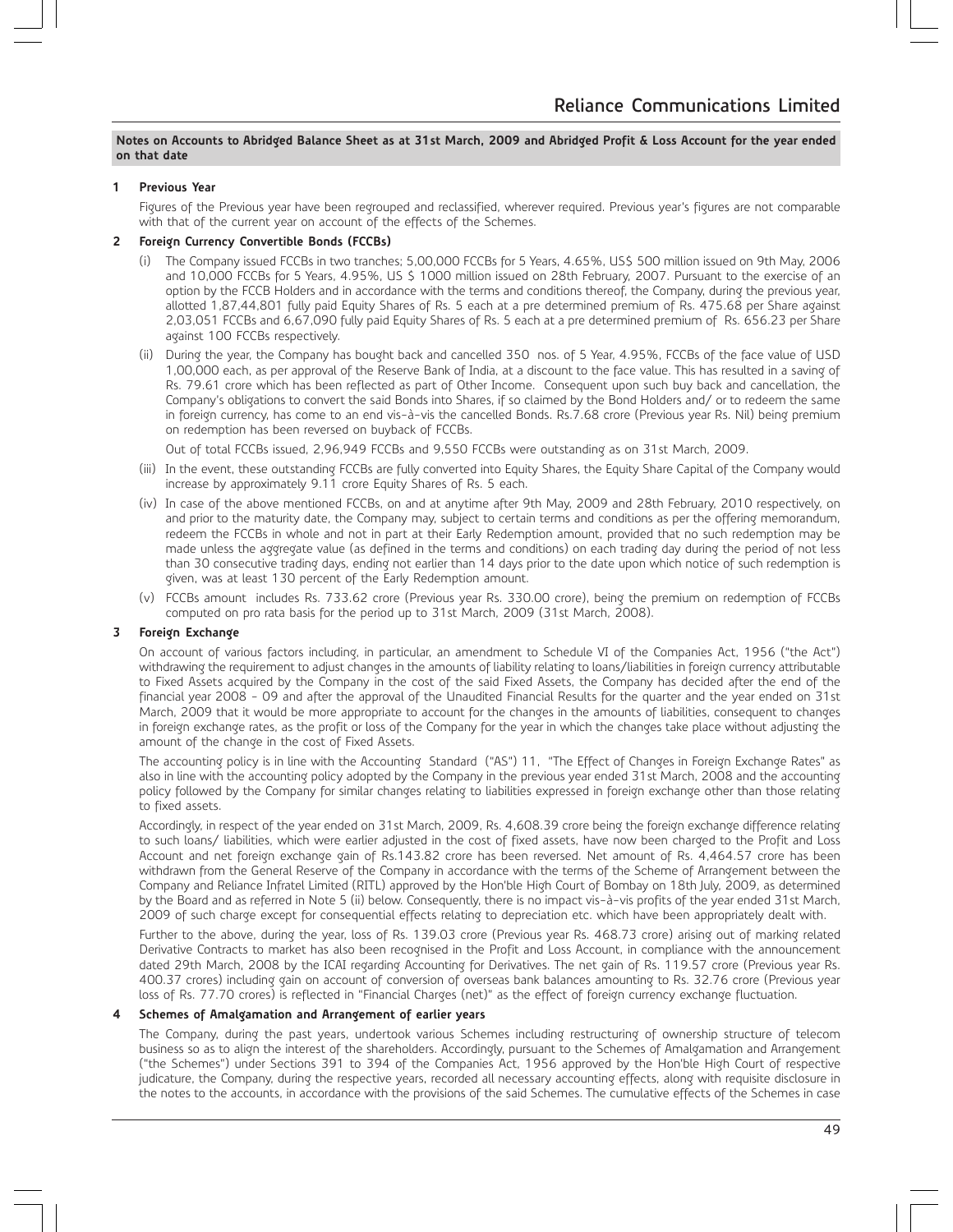**Notes on Accounts to Abridged Balance Sheet as at 31st March, 2009 and Abridged Profit & Loss Account for the year ended on that date**

**1 Previous Year**

Figures of the Previous year have been regrouped and reclassified, wherever required. Previous year's figures are not comparable with that of the current year on account of the effects of the Schemes.

**2 Foreign Currency Convertible Bonds (FCCBs)**

(i) The Company issued FCCBs in two tranches; 5,00,000 FCCBs for 5 Years, 4.65%, US$ 500 million issued on 9th May, 2006 and 10,000 FCCBs for 5 Years, 4.95%, US $ 1000 million issued on 28th February, 2007. Pursuant to the exercise of an option by the FCCB Holders and in accordance with the terms and conditions thereof, the Company, during the previous year, allotted 1,87,44,801 fully paid Equity Shares of Rs. 5 each at a pre determined premium of Rs. 475.68 per Share against 2,03,051 FCCBs and 6,67,090 fully paid Equity Shares of Rs. 5 each at a pre determined premium of Rs. 656.23 per Share against 100 FCCBs respectively.

(ii) During the year, the Company has bought back and cancelled 350 nos. of 5 Year, 4.95%, FCCBs of the face value of USD 1,00,000 each, as per approval of the Reserve Bank of India, at a discount to the face value. This has resulted in a saving of Rs. 79.61 crore which has been reflected as part of Other Income. Consequent upon such buy back and cancellation, the Company's obligations to convert the said Bonds into Shares, if so claimed by the Bond Holders and/ or to redeem the same in foreign currency, has come to an end vis-à-vis the cancelled Bonds. Rs.7.68 crore (Previous year Rs. Nil) being premium on redemption has been reversed on buyback of FCCBs.

Out of total FCCBs issued, 2,96,949 FCCBs and 9,550 FCCBs were outstanding as on 31st March, 2009.

(iii) In the event, these outstanding FCCBs are fully converted into Equity Shares, the Equity Share Capital of the Company would increase by approximately 9.11 crore Equity Shares of Rs. 5 each.

(iv) In case of the above mentioned FCCBs, on and at anytime after 9th May, 2009 and 28th February, 2010 respectively, on and prior to the maturity date, the Company may, subject to certain terms and conditions as per the offering memorandum, redeem the FCCBs in whole and not in part at their Early Redemption amount, provided that no such redemption may be made unless the aggregate value (as defined in the terms and conditions) on each trading day during the period of not less than 30 consecutive trading days, ending not earlier than 14 days prior to the date upon which notice of such redemption is given, was at least 130 percent of the Early Redemption amount.

(v) FCCBs amount includes Rs. 733.62 crore (Previous year Rs. 330.00 crore), being the premium on redemption of FCCBs computed on pro rata basis for the period up to 31st March, 2009 (31st March, 2008).

**3 Foreign Exchange**

On account of various factors including, in particular, an amendment to Schedule VI of the Companies Act, 1956 ("the Act") withdrawing the requirement to adjust changes in the amounts of liability relating to loans/liabilities in foreign currency attributable to Fixed Assets acquired by the Company in the cost of the said Fixed Assets, the Company has decided after the end of the financial year 2008 - 09 and after the approval of the Unaudited Financial Results for the quarter and the year ended on 31st March, 2009 that it would be more appropriate to account for the changes in the amounts of liabilities, consequent to changes in foreign exchange rates, as the profit or loss of the Company for the year in which the changes take place without adjusting the amount of the change in the cost of Fixed Assets.

The accounting policy is in line with the Accounting Standard ("AS") 11, "The Effect of Changes in Foreign Exchange Rates" as also in line with the accounting policy adopted by the Company in the previous year ended 31st March, 2008 and the accounting policy followed by the Company for similar changes relating to liabilities expressed in foreign exchange other than those relating to fixed assets.

Accordingly, in respect of the year ended on 31st March, 2009, Rs. 4,608.39 crore being the foreign exchange difference relating to such loans/ liabilities, which were earlier adjusted in the cost of fixed assets, have now been charged to the Profit and Loss Account and net foreign exchange gain of Rs.143.82 crore has been reversed. Net amount of Rs. 4,464.57 crore has been withdrawn from the General Reserve of the Company in accordance with the terms of the Scheme of Arrangement between the Company and Reliance Infratel Limited (RITL) approved by the Hon'ble High Court of Bombay on 18th July, 2009, as determined by the Board and as referred in Note 5 (ii) below. Consequently, there is no impact vis-à-vis profits of the year ended 31st March, 2009 of such charge except for consequential effects relating to depreciation etc. which have been appropriately dealt with.

Further to the above, during the year, loss of Rs. 139.03 crore (Previous year Rs. 468.73 crore) arising out of marking related Derivative Contracts to market has also been recognised in the Profit and Loss Account, in compliance with the announcement dated 29th March, 2008 by the ICAI regarding Accounting for Derivatives. The net gain of Rs. 119.57 crore (Previous year Rs. 400.37 crores) including gain on account of conversion of overseas bank balances amounting to Rs. 32.76 crore (Previous year loss of Rs. 77.70 crores) is reflected in "Financial Charges (net)" as the effect of foreign currency exchange fluctuation.

**4 Schemes of Amalgamation and Arrangement of earlier years**

The Company, during the past years, undertook various Schemes including restructuring of ownership structure of telecom business so as to align the interest of the shareholders. Accordingly, pursuant to the Schemes of Amalgamation and Arrangement ("the Schemes") under Sections 391 to 394 of the Companies Act, 1956 approved by the Hon'ble High Court of respective judicature, the Company, during the respective years, recorded all necessary accounting effects, along with requisite disclosure in the notes to the accounts, in accordance with the provisions of the said Schemes. The cumulative effects of the Schemes in case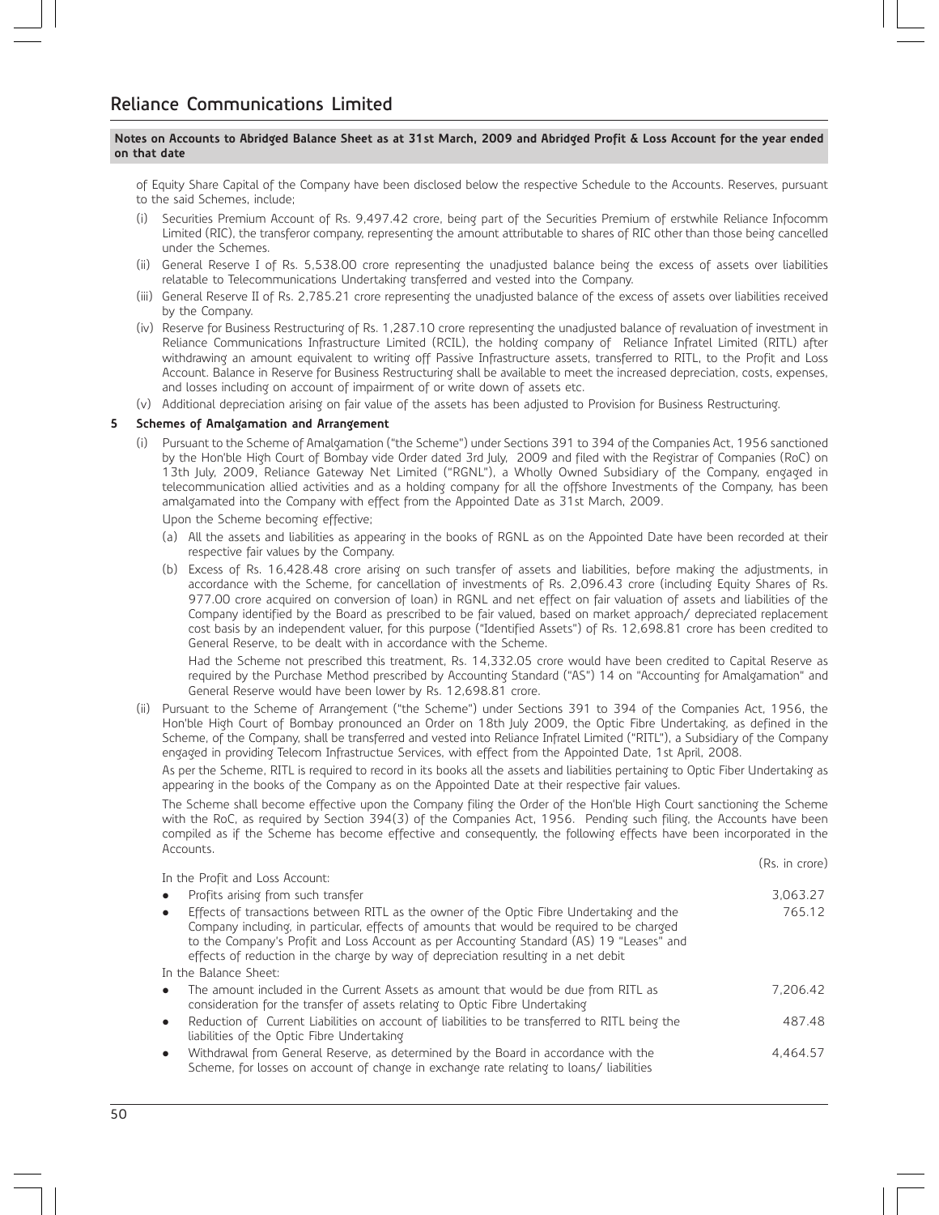**Notes on Accounts to Abridged Balance Sheet as at 31st March, 2009 and Abridged Profit & Loss Account for the year ended on that date**

of Equity Share Capital of the Company have been disclosed below the respective Schedule to the Accounts. Reserves, pursuant to the said Schemes, include;

(i) Securities Premium Account of Rs. 9,497.42 crore, being part of the Securities Premium of erstwhile Reliance Infocomm Limited (RIC), the transferor company, representing the amount attributable to shares of RIC other than those being cancelled under the Schemes.

(ii) General Reserve I of Rs. 5,538.00 crore representing the unadjusted balance being the excess of assets over liabilities relatable to Telecommunications Undertaking transferred and vested into the Company.

(iii) General Reserve II of Rs. 2,785.21 crore representing the unadjusted balance of the excess of assets over liabilities received by the Company.

(iv) Reserve for Business Restructuring of Rs. 1,287.10 crore representing the unadjusted balance of revaluation of investment in Reliance Communications Infrastructure Limited (RCIL), the holding company of Reliance Infratel Limited (RITL) after withdrawing an amount equivalent to writing off Passive Infrastructure assets, transferred to RITL, to the Profit and Loss Account. Balance in Reserve for Business Restructuring shall be available to meet the increased depreciation, costs, expenses, and losses including on account of impairment of or write down of assets etc.

(v) Additional depreciation arising on fair value of the assets has been adjusted to Provision for Business Restructuring.

**5 Schemes of Amalgamation and Arrangement**

(i) Pursuant to the Scheme of Amalgamation ("the Scheme") under Sections 391 to 394 of the Companies Act, 1956 sanctioned by the Hon'ble High Court of Bombay vide Order dated 3rd July, 2009 and filed with the Registrar of Companies (RoC) on 13th July, 2009, Reliance Gateway Net Limited ("RGNL"), a Wholly Owned Subsidiary of the Company, engaged in telecommunication allied activities and as a holding company for all the offshore Investments of the Company, has been amalgamated into the Company with effect from the Appointed Date as 31st March, 2009.

Upon the Scheme becoming effective;

(a) All the assets and liabilities as appearing in the books of RGNL as on the Appointed Date have been recorded at their respective fair values by the Company.

(b) Excess of Rs. 16,428.48 crore arising on such transfer of assets and liabilities, before making the adjustments, in accordance with the Scheme, for cancellation of investments of Rs. 2,096.43 crore (including Equity Shares of Rs. 977.00 crore acquired on conversion of loan) in RGNL and net effect on fair valuation of assets and liabilities of the Company identified by the Board as prescribed to be fair valued, based on market approach/ depreciated replacement cost basis by an independent valuer, for this purpose ("Identified Assets") of Rs. 12,698.81 crore has been credited to General Reserve, to be dealt with in accordance with the Scheme.

Had the Scheme not prescribed this treatment, Rs. 14,332.05 crore would have been credited to Capital Reserve as required by the Purchase Method prescribed by Accounting Standard ("AS") 14 on "Accounting for Amalgamation" and General Reserve would have been lower by Rs. 12,698.81 crore.

(ii) Pursuant to the Scheme of Arrangement ("the Scheme") under Sections 391 to 394 of the Companies Act, 1956, the Hon'ble High Court of Bombay pronounced an Order on 18th July 2009, the Optic Fibre Undertaking, as defined in the Scheme, of the Company, shall be transferred and vested into Reliance Infratel Limited ("RITL"), a Subsidiary of the Company engaged in providing Telecom Infrastructue Services, with effect from the Appointed Date, 1st April, 2008.

As per the Scheme, RITL is required to record in its books all the assets and liabilities pertaining to Optic Fiber Undertaking as appearing in the books of the Company as on the Appointed Date at their respective fair values.

The Scheme shall become effective upon the Company filing the Order of the Hon'ble High Court sanctioning the Scheme with the RoC, as required by Section 394(3) of the Companies Act, 1956. Pending such filing, the Accounts have been compiled as if the Scheme has become effective and consequently, the following effects have been incorporated in the Accounts.

| | (Rs. in crore) |
|---|---|
| In the Profit and Loss Account: | |
| • Profits arising from such transfer | 3,063.27 |
| • Effects of transactions between RITL as the owner of the Optic Fibre Undertaking and the Company including, in particular, effects of amounts that would be required to be charged to the Company's Profit and Loss Account as per Accounting Standard (AS) 19 "Leases" and effects of reduction in the charge by way of depreciation resulting in a net debit | 765.12 |
| In the Balance Sheet: | |
| • The amount included in the Current Assets as amount that would be due from RITL as consideration for the transfer of assets relating to Optic Fibre Undertaking | 7,206.42 |
| • Reduction of Current Liabilities on account of liabilities to be transferred to RITL being the liabilities of the Optic Fibre Undertaking | 487.48 |
| • Withdrawal from General Reserve, as determined by the Board in accordance with the Scheme, for losses on account of change in exchange rate relating to loans/ liabilities | 4,464.57 |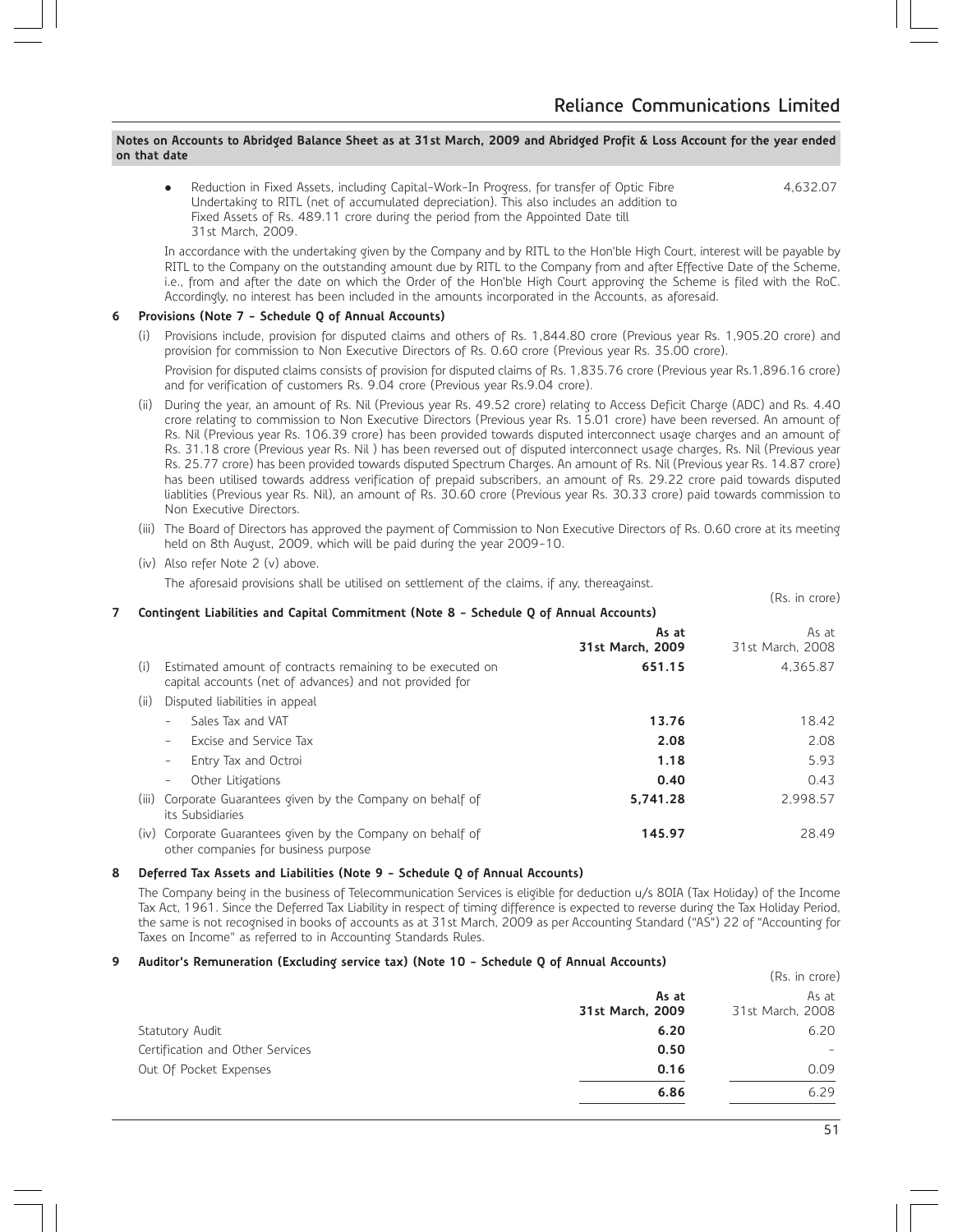**Notes on Accounts to Abridged Balance Sheet as at 31st March, 2009 and Abridged Profit & Loss Account for the year ended on that date**

- Reduction in Fixed Assets, including Capital-Work-In Progress, for transfer of Optic Fibre Undertaking to RITL (net of accumulated depreciation). This also includes an addition to Fixed Assets of Rs. 489.11 crore during the period from the Appointed Date till 31st March, 2009. 4,632.07

In accordance with the undertaking given by the Company and by RITL to the Hon'ble High Court, interest will be payable by RITL to the Company on the outstanding amount due by RITL to the Company from and after Effective Date of the Scheme, i.e., from and after the date on which the Order of the Hon'ble High Court approving the Scheme is filed with the RoC. Accordingly, no interest has been included in the amounts incorporated in the Accounts, as aforesaid.

**6 Provisions (Note 7 - Schedule Q of Annual Accounts)**

(i) Provisions include, provision for disputed claims and others of Rs. 1,844.80 crore (Previous year Rs. 1,905.20 crore) and provision for commission to Non Executive Directors of Rs. 0.60 crore (Previous year Rs. 35.00 crore).

Provision for disputed claims consists of provision for disputed claims of Rs. 1,835.76 crore (Previous year Rs.1,896.16 crore) and for verification of customers Rs. 9.04 crore (Previous year Rs.9.04 crore).

(ii) During the year, an amount of Rs. Nil (Previous year Rs. 49.52 crore) relating to Access Deficit Charge (ADC) and Rs. 4.40 crore relating to commission to Non Executive Directors (Previous year Rs. 15.01 crore) have been reversed. An amount of Rs. Nil (Previous year Rs. 106.39 crore) has been provided towards disputed interconnect usage charges and an amount of Rs. 31.18 crore (Previous year Rs. Nil ) has been reversed out of disputed interconnect usage charges, Rs. Nil (Previous year Rs. 25.77 crore) has been provided towards disputed Spectrum Charges. An amount of Rs. Nil (Previous year Rs. 14.87 crore) has been utilised towards address verification of prepaid subscribers, an amount of Rs. 29.22 crore paid towards disputed liablities (Previous year Rs. Nil), an amount of Rs. 30.60 crore (Previous year Rs. 30.33 crore) paid towards commission to Non Executive Directors.

(iii) The Board of Directors has approved the payment of Commission to Non Executive Directors of Rs. 0.60 crore at its meeting held on 8th August, 2009, which will be paid during the year 2009-10.

(iv) Also refer Note 2 (v) above.

The aforesaid provisions shall be utilised on settlement of the claims, if any, thereagainst.

**7 Contingent Liabilities and Capital Commitment (Note 8 - Schedule Q of Annual Accounts)**

(Rs. in crore)

| | | As at 31st March, 2009 | As at 31st March, 2008 |
|---|---|---|---|
| (i) | Estimated amount of contracts remaining to be executed on capital accounts (net of advances) and not provided for | **651.15** | 4,365.87 |
| (ii) | Disputed liabilities in appeal | | |
| | - Sales Tax and VAT | **13.76** | 18.42 |
| | - Excise and Service Tax | **2.08** | 2.08 |
| | - Entry Tax and Octroi | **1.18** | 5.93 |
| | - Other Litigations | **0.40** | 0.43 |
| (iii) | Corporate Guarantees given by the Company on behalf of its Subsidiaries | **5,741.28** | 2,998.57 |
| (iv) | Corporate Guarantees given by the Company on behalf of other companies for business purpose | **145.97** | 28.49 |

**8 Deferred Tax Assets and Liabilities (Note 9 - Schedule Q of Annual Accounts)**

The Company being in the business of Telecommunication Services is eligible for deduction u/s 80IA (Tax Holiday) of the Income Tax Act, 1961. Since the Deferred Tax Liability in respect of timing difference is expected to reverse during the Tax Holiday Period, the same is not recognised in books of accounts as at 31st March, 2009 as per Accounting Standard ("AS") 22 of "Accounting for Taxes on Income" as referred to in Accounting Standards Rules.

**9 Auditor's Remuneration (Excluding service tax) (Note 10 - Schedule Q of Annual Accounts)**

(Rs. in crore)

| | As at 31st March, 2009 | As at 31st March, 2008 |
|---|---|---|
| Statutory Audit | **6.20** | 6.20 |
| Certification and Other Services | **0.50** | - |
| Out Of Pocket Expenses | **0.16** | 0.09 |
| | **6.86** | 6.29 |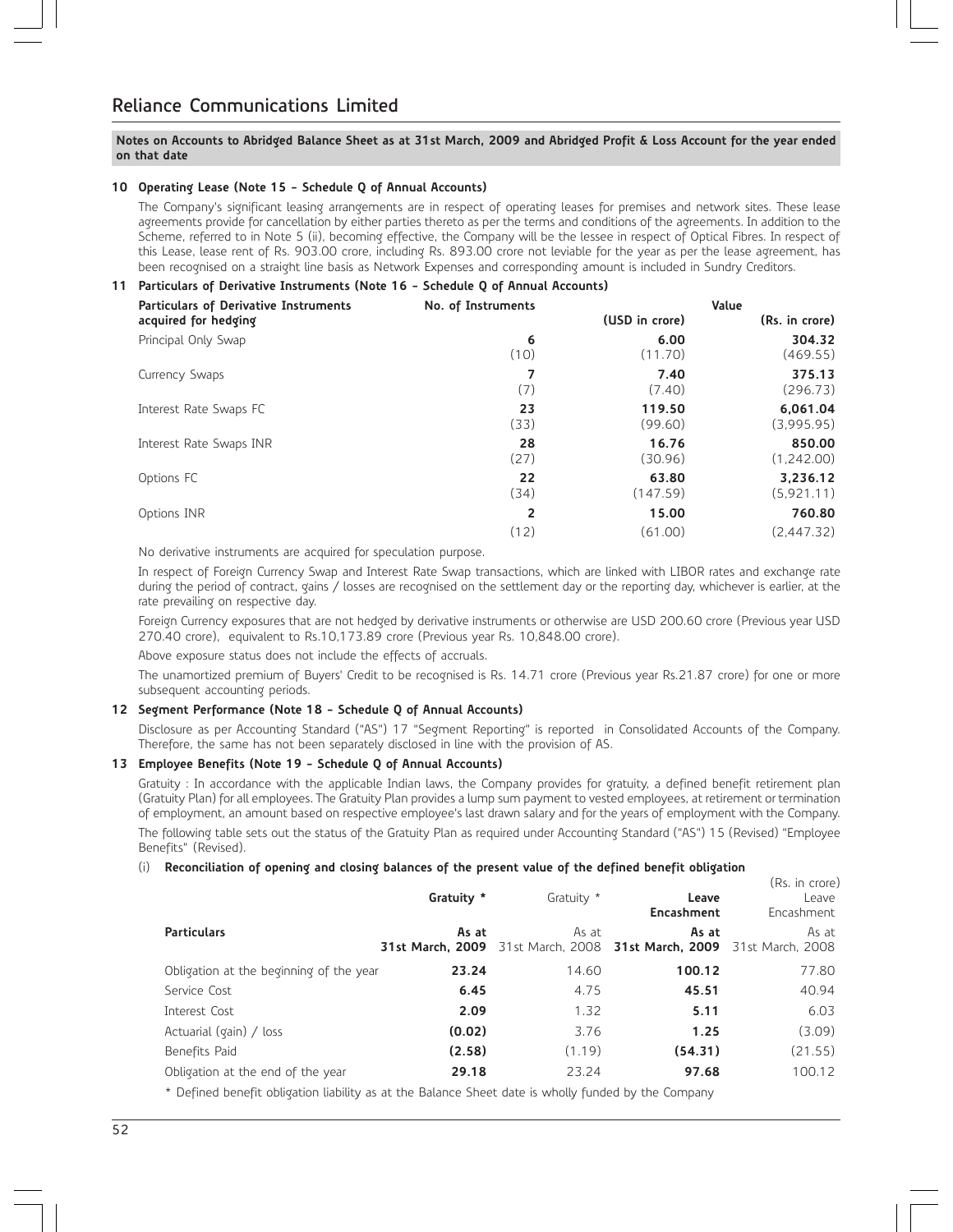## Reliance Communications Limited

**Notes on Accounts to Abridged Balance Sheet as at 31st March, 2009 and Abridged Profit & Loss Account for the year ended on that date**

### 10 Operating Lease (Note 15 - Schedule Q of Annual Accounts)

The Company's significant leasing arrangements are in respect of operating leases for premises and network sites. These lease agreements provide for cancellation by either parties thereto as per the terms and conditions of the agreements. In addition to the Scheme, referred to in Note 5 (ii), becoming effective, the Company will be the lessee in respect of Optical Fibres. In respect of this Lease, lease rent of Rs. 903.00 crore, including Rs. 893.00 crore not leviable for the year as per the lease agreement, has been recognised on a straight line basis as Network Expenses and corresponding amount is included in Sundry Creditors.

### 11 Particulars of Derivative Instruments (Note 16 - Schedule Q of Annual Accounts)

| Particulars of Derivative Instruments acquired for hedging | No. of Instruments | Value (USD in crore) | Value (Rs. in crore) |
|---|---|---|---|
| Principal Only Swap | **6** | **6.00** | **304.32** |
| | (10) | (11.70) | (469.55) |
| Currency Swaps | **7** | **7.40** | **375.13** |
| | (7) | (7.40) | (296.73) |
| Interest Rate Swaps FC | **23** | **119.50** | **6,061.04** |
| | (33) | (99.60) | (3,995.95) |
| Interest Rate Swaps INR | **28** | **16.76** | **850.00** |
| | (27) | (30.96) | (1,242.00) |
| Options FC | **22** | **63.80** | **3,236.12** |
| | (34) | (147.59) | (5,921.11) |
| Options INR | **2** | **15.00** | **760.80** |
| | (12) | (61.00) | (2,447.32) |

No derivative instruments are acquired for speculation purpose.

In respect of Foreign Currency Swap and Interest Rate Swap transactions, which are linked with LIBOR rates and exchange rate during the period of contract, gains / losses are recognised on the settlement day or the reporting day, whichever is earlier, at the rate prevailing on respective day.

Foreign Currency exposures that are not hedged by derivative instruments or otherwise are USD 200.60 crore (Previous year USD 270.40 crore), equivalent to Rs.10,173.89 crore (Previous year Rs. 10,848.00 crore).

Above exposure status does not include the effects of accruals.

The unamortized premium of Buyers' Credit to be recognised is Rs. 14.71 crore (Previous year Rs.21.87 crore) for one or more subsequent accounting periods.

### 12 Segment Performance (Note 18 - Schedule Q of Annual Accounts)

Disclosure as per Accounting Standard ("AS") 17 "Segment Reporting" is reported in Consolidated Accounts of the Company. Therefore, the same has not been separately disclosed in line with the provision of AS.

### 13 Employee Benefits (Note 19 - Schedule Q of Annual Accounts)

Gratuity : In accordance with the applicable Indian laws, the Company provides for gratuity, a defined benefit retirement plan (Gratuity Plan) for all employees. The Gratuity Plan provides a lump sum payment to vested employees, at retirement or termination of employment, an amount based on respective employee's last drawn salary and for the years of employment with the Company.

The following table sets out the status of the Gratuity Plan as required under Accounting Standard ("AS") 15 (Revised) "Employee Benefits" (Revised).

(i) **Reconciliation of opening and closing balances of the present value of the defined benefit obligation**

(Rs. in crore)

| Particulars | **Gratuity *** As at **31st March, 2009** | Gratuity * As at 31st March, 2008 | **Leave Encashment** As at **31st March, 2009** | Leave Encashment As at 31st March, 2008 |
|---|---|---|---|---|
| Obligation at the beginning of the year | **23.24** | 14.60 | **100.12** | 77.80 |
| Service Cost | **6.45** | 4.75 | **45.51** | 40.94 |
| Interest Cost | **2.09** | 1.32 | **5.11** | 6.03 |
| Actuarial (gain) / loss | **(0.02)** | 3.76 | **1.25** | (3.09) |
| Benefits Paid | **(2.58)** | (1.19) | **(54.31)** | (21.55) |
| Obligation at the end of the year | **29.18** | 23.24 | **97.68** | 100.12 |

\* Defined benefit obligation liability as at the Balance Sheet date is wholly funded by the Company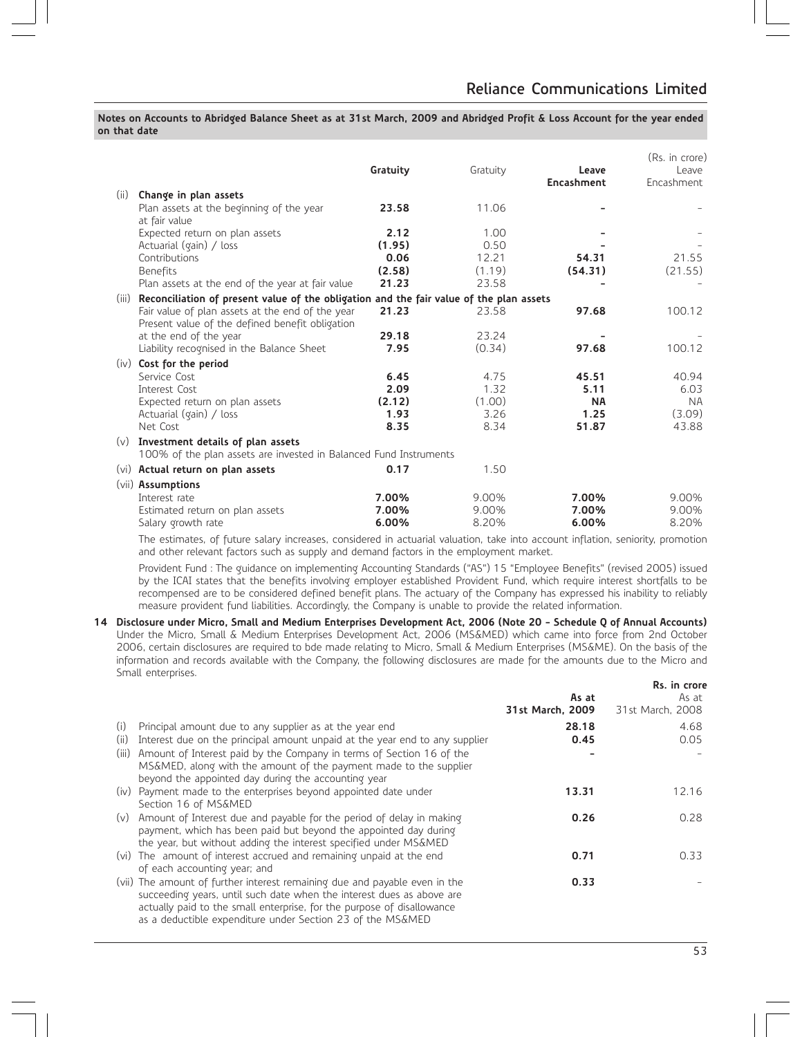**Notes on Accounts to Abridged Balance Sheet as at 31st March, 2009 and Abridged Profit & Loss Account for the year ended on that date**

(Rs. in crore)

| | | **Gratuity** | Gratuity | **Leave Encashment** | Leave Encashment |
|---|---|---|---|---|---|
| (ii) | **Change in plan assets** | | | | |
| | Plan assets at the beginning of the year at fair value | **23.58** | 11.06 | **-** | - |
| | Expected return on plan assets | **2.12** | 1.00 | **-** | - |
| | Actuarial (gain) / loss | **(1.95)** | 0.50 | **-** | - |
| | Contributions | **0.06** | 12.21 | **54.31** | 21.55 |
| | Benefits | **(2.58)** | (1.19) | **(54.31)** | (21.55) |
| | Plan assets at the end of the year at fair value | **21.23** | 23.58 | **-** | - |
| (iii) | **Reconciliation of present value of the obligation and the fair value of the plan assets** | | | | |
| | Fair value of plan assets at the end of the year | **21.23** | 23.58 | **97.68** | 100.12 |
| | Present value of the defined benefit obligation at the end of the year | **29.18** | 23.24 | **-** | - |
| | Liability recognised in the Balance Sheet | **7.95** | (0.34) | **97.68** | 100.12 |
| (iv) | **Cost for the period** | | | | |
| | Service Cost | **6.45** | 4.75 | **45.51** | 40.94 |
| | Interest Cost | **2.09** | 1.32 | **5.11** | 6.03 |
| | Expected return on plan assets | **(2.12)** | (1.00) | **NA** | NA |
| | Actuarial (gain) / loss | **1.93** | 3.26 | **1.25** | (3.09) |
| | Net Cost | **8.35** | 8.34 | **51.87** | 43.88 |
| (v) | **Investment details of plan assets** | | | | |
| | 100% of the plan assets are invested in Balanced Fund Instruments | | | | |
| (vi) | **Actual return on plan assets** | **0.17** | 1.50 | | |
| (vii) | **Assumptions** | | | | |
| | Interest rate | **7.00%** | 9.00% | **7.00%** | 9.00% |
| | Estimated return on plan assets | **7.00%** | 9.00% | **7.00%** | 9.00% |
| | Salary growth rate | **6.00%** | 8.20% | **6.00%** | 8.20% |

The estimates, of future salary increases, considered in actuarial valuation, take into account inflation, seniority, promotion and other relevant factors such as supply and demand factors in the employment market.

Provident Fund : The guidance on implementing Accounting Standards ("AS") 15 "Employee Benefits" (revised 2005) issued by the ICAI states that the benefits involving employer established Provident Fund, which require interest shortfalls to be recompensed are to be considered defined benefit plans. The actuary of the Company has expressed his inability to reliably measure provident fund liabilities. Accordingly, the Company is unable to provide the related information.

**14 Disclosure under Micro, Small and Medium Enterprises Development Act, 2006 (Note 20 - Schedule Q of Annual Accounts)**

Under the Micro, Small & Medium Enterprises Development Act, 2006 (MS&MED) which came into force from 2nd October 2006, certain disclosures are required to bde made relating to Micro, Small & Medium Enterprises (MS&ME). On the basis of the information and records available with the Company, the following disclosures are made for the amounts due to the Micro and Small enterprises.

**Rs. in crore**

| | | **As at 31st March, 2009** | As at 31st March, 2008 |
|---|---|---|---|
| (i) | Principal amount due to any supplier as at the year end | **28.18** | 4.68 |
| (ii) | Interest due on the principal amount unpaid at the year end to any supplier | **0.45** | 0.05 |
| (iii) | Amount of Interest paid by the Company in terms of Section 16 of the MS&MED, along with the amount of the payment made to the supplier beyond the appointed day during the accounting year | **-** | - |
| (iv) | Payment made to the enterprises beyond appointed date under Section 16 of MS&MED | **13.31** | 12.16 |
| (v) | Amount of Interest due and payable for the period of delay in making payment, which has been paid but beyond the appointed day during the year, but without adding the interest specified under MS&MED | **0.26** | 0.28 |
| (vi) | The amount of interest accrued and remaining unpaid at the end of each accounting year; and | **0.71** | 0.33 |
| (vii) | The amount of further interest remaining due and payable even in the succeeding years, until such date when the interest dues as above are actually paid to the small enterprise, for the purpose of disallowance as a deductible expenditure under Section 23 of the MS&MED | **0.33** | - |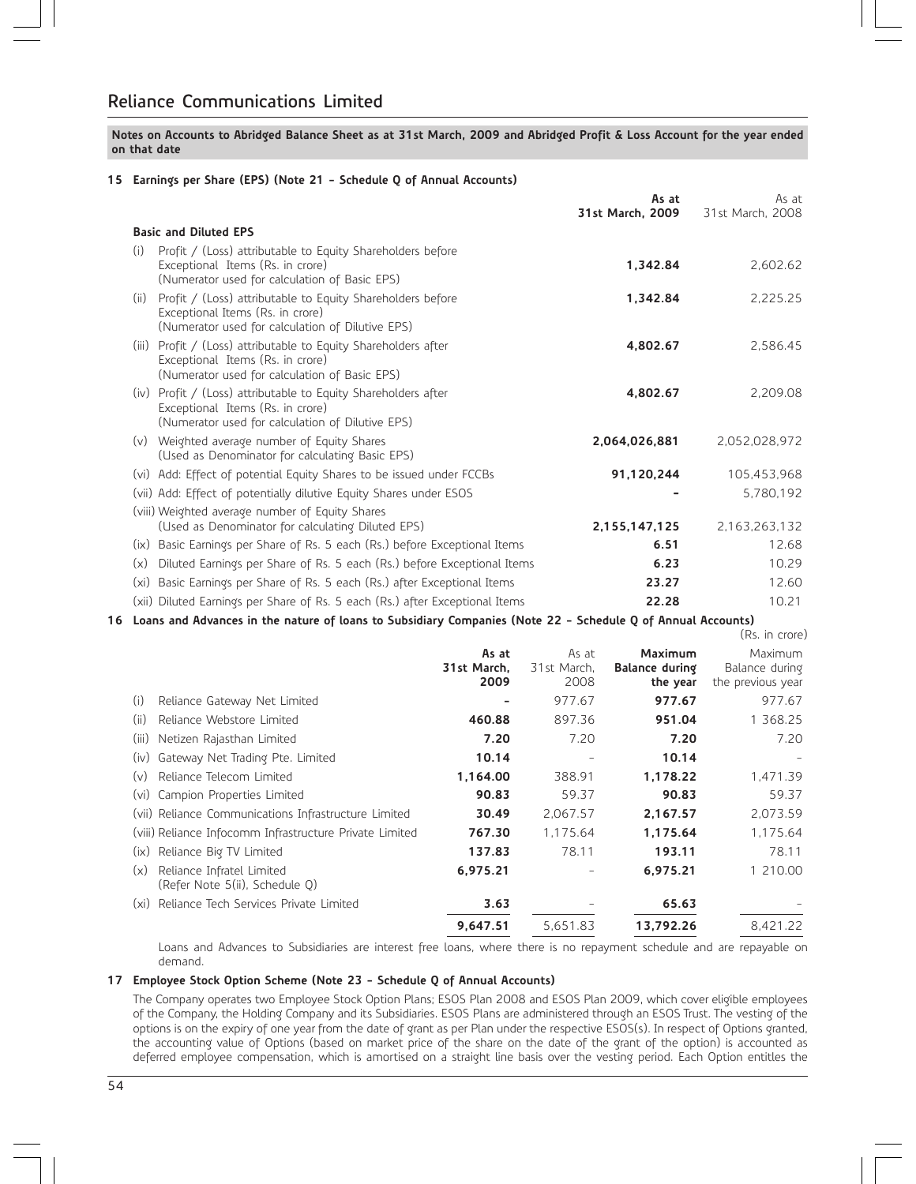# Reliance Communications Limited

**Notes on Accounts to Abridged Balance Sheet as at 31st March, 2009 and Abridged Profit & Loss Account for the year ended on that date**

## 15 Earnings per Share (EPS) (Note 21 - Schedule Q of Annual Accounts)

| | | As at 31st March, 2009 | As at 31st March, 2008 |
|---|---|---|---|
| | **Basic and Diluted EPS** | | |
| (i) | Profit / (Loss) attributable to Equity Shareholders before Exceptional Items (Rs. in crore) (Numerator used for calculation of Basic EPS) | **1,342.84** | 2,602.62 |
| (ii) | Profit / (Loss) attributable to Equity Shareholders before Exceptional Items (Rs. in crore) (Numerator used for calculation of Dilutive EPS) | **1,342.84** | 2,225.25 |
| (iii) | Profit / (Loss) attributable to Equity Shareholders after Exceptional Items (Rs. in crore) (Numerator used for calculation of Basic EPS) | **4,802.67** | 2,586.45 |
| (iv) | Profit / (Loss) attributable to Equity Shareholders after Exceptional Items (Rs. in crore) (Numerator used for calculation of Dilutive EPS) | **4,802.67** | 2,209.08 |
| (v) | Weighted average number of Equity Shares (Used as Denominator for calculating Basic EPS) | **2,064,026,881** | 2,052,028,972 |
| (vi) | Add: Effect of potential Equity Shares to be issued under FCCBs | **91,120,244** | 105,453,968 |
| (vii) | Add: Effect of potentially dilutive Equity Shares under ESOS | **-** | 5,780,192 |
| (viii) | Weighted average number of Equity Shares (Used as Denominator for calculating Diluted EPS) | **2,155,147,125** | 2,163,263,132 |
| (ix) | Basic Earnings per Share of Rs. 5 each (Rs.) before Exceptional Items | **6.51** | 12.68 |
| (x) | Diluted Earnings per Share of Rs. 5 each (Rs.) before Exceptional Items | **6.23** | 10.29 |
| (xi) | Basic Earnings per Share of Rs. 5 each (Rs.) after Exceptional Items | **23.27** | 12.60 |
| (xii) | Diluted Earnings per Share of Rs. 5 each (Rs.) after Exceptional Items | **22.28** | 10.21 |

## 16 Loans and Advances in the nature of loans to Subsidiary Companies (Note 22 - Schedule Q of Annual Accounts)

(Rs. in crore)

| | | As at 31st March, 2009 | As at 31st March, 2008 | Maximum Balance during the year | Maximum Balance during the previous year |
|---|---|---|---|---|---|
| (i) | Reliance Gateway Net Limited | **-** | 977.67 | **977.67** | 977.67 |
| (ii) | Reliance Webstore Limited | **460.88** | 897.36 | **951.04** | 1 368.25 |
| (iii) | Netizen Rajasthan Limited | **7.20** | 7.20 | **7.20** | 7.20 |
| (iv) | Gateway Net Trading Pte. Limited | **10.14** | - | **10.14** | - |
| (v) | Reliance Telecom Limited | **1,164.00** | 388.91 | **1,178.22** | 1,471.39 |
| (vi) | Campion Properties Limited | **90.83** | 59.37 | **90.83** | 59.37 |
| (vii) | Reliance Communications Infrastructure Limited | **30.49** | 2,067.57 | **2,167.57** | 2,073.59 |
| (viii) | Reliance Infocomm Infrastructure Private Limited | **767.30** | 1,175.64 | **1,175.64** | 1,175.64 |
| (ix) | Reliance Big TV Limited | **137.83** | 78.11 | **193.11** | 78.11 |
| (x) | Reliance Infratel Limited (Refer Note 5(ii), Schedule Q) | **6,975.21** | - | **6,975.21** | 1 210.00 |
| (xi) | Reliance Tech Services Private Limited | **3.63** | - | **65.63** | - |
| | | **9,647.51** | 5,651.83 | **13,792.26** | 8,421.22 |

Loans and Advances to Subsidiaries are interest free loans, where there is no repayment schedule and are repayable on demand.

## 17 Employee Stock Option Scheme (Note 23 - Schedule Q of Annual Accounts)

The Company operates two Employee Stock Option Plans; ESOS Plan 2008 and ESOS Plan 2009, which cover eligible employees of the Company, the Holding Company and its Subsidiaries. ESOS Plans are administered through an ESOS Trust. The vesting of the options is on the expiry of one year from the date of grant as per Plan under the respective ESOS(s). In respect of Options granted, the accounting value of Options (based on market price of the share on the date of the grant of the option) is accounted as deferred employee compensation, which is amortised on a straight line basis over the vesting period. Each Option entitles the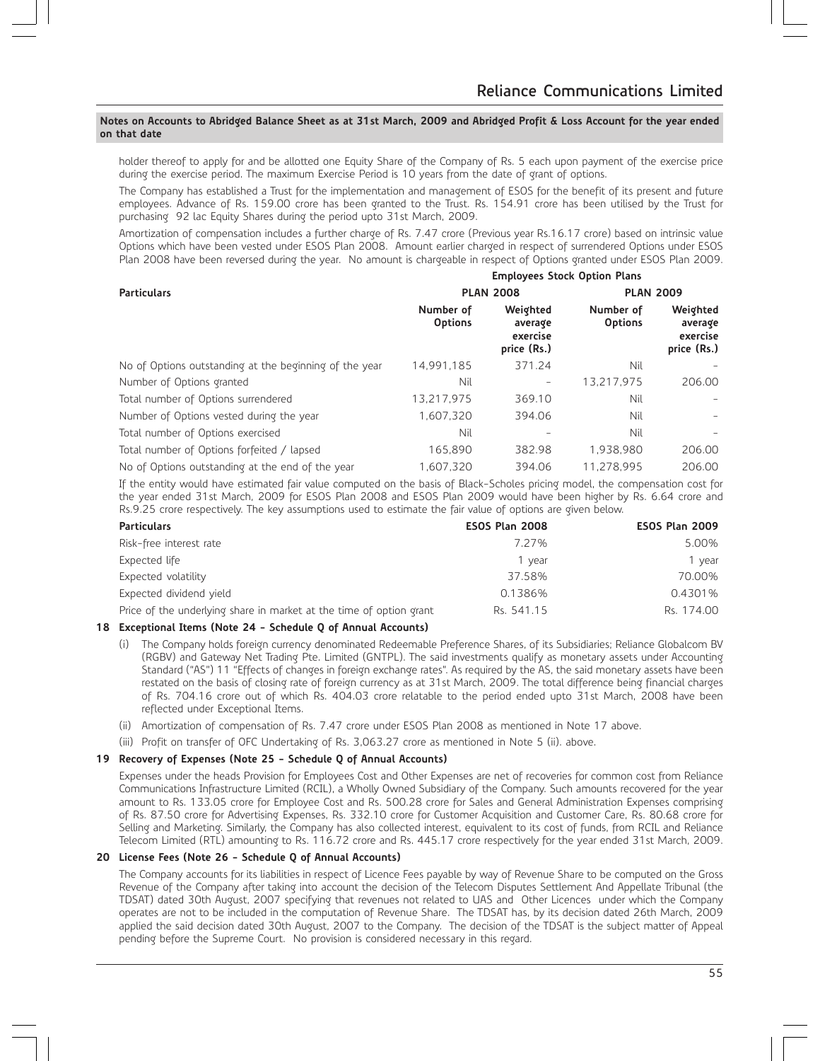**Notes on Accounts to Abridged Balance Sheet as at 31st March, 2009 and Abridged Profit & Loss Account for the year ended on that date**

holder thereof to apply for and be allotted one Equity Share of the Company of Rs. 5 each upon payment of the exercise price during the exercise period. The maximum Exercise Period is 10 years from the date of grant of options.

The Company has established a Trust for the implementation and management of ESOS for the benefit of its present and future employees. Advance of Rs. 159.00 crore has been granted to the Trust. Rs. 154.91 crore has been utilised by the Trust for purchasing 92 lac Equity Shares during the period upto 31st March, 2009.

Amortization of compensation includes a further charge of Rs. 7.47 crore (Previous year Rs.16.17 crore) based on intrinsic value Options which have been vested under ESOS Plan 2008. Amount earlier charged in respect of surrendered Options under ESOS Plan 2008 have been reversed during the year. No amount is chargeable in respect of Options granted under ESOS Plan 2009.

| Particulars | Employees Stock Option Plans | | | |
|---|---|---|---|---|
| | PLAN 2008 | | PLAN 2009 | |
| | Number of Options | Weighted average exercise price (Rs.) | Number of Options | Weighted average exercise price (Rs.) |
| No of Options outstanding at the beginning of the year | 14,991,185 | 371.24 | Nil | - |
| Number of Options granted | Nil | - | 13,217,975 | 206.00 |
| Total number of Options surrendered | 13,217,975 | 369.10 | Nil | - |
| Number of Options vested during the year | 1,607,320 | 394.06 | Nil | - |
| Total number of Options exercised | Nil | - | Nil | - |
| Total number of Options forfeited / lapsed | 165,890 | 382.98 | 1,938,980 | 206.00 |
| No of Options outstanding at the end of the year | 1,607,320 | 394.06 | 11,278,995 | 206.00 |

If the entity would have estimated fair value computed on the basis of Black-Scholes pricing model, the compensation cost for the year ended 31st March, 2009 for ESOS Plan 2008 and ESOS Plan 2009 would have been higher by Rs. 6.64 crore and Rs.9.25 crore respectively. The key assumptions used to estimate the fair value of options are given below.

| Particulars | ESOS Plan 2008 | ESOS Plan 2009 |
|---|---|---|
| Risk-free interest rate | 7.27% | 5.00% |
| Expected life | 1 year | 1 year |
| Expected volatility | 37.58% | 70.00% |
| Expected dividend yield | 0.1386% | 0.4301% |
| Price of the underlying share in market at the time of option grant | Rs. 541.15 | Rs. 174.00 |

**18 Exceptional Items (Note 24 - Schedule Q of Annual Accounts)**

(i) The Company holds foreign currency denominated Redeemable Preference Shares, of its Subsidiaries; Reliance Globalcom BV (RGBV) and Gateway Net Trading Pte. Limited (GNTPL). The said investments qualify as monetary assets under Accounting Standard ("AS") 11 "Effects of changes in foreign exchange rates". As required by the AS, the said monetary assets have been restated on the basis of closing rate of foreign currency as at 31st March, 2009. The total difference being financial charges of Rs. 704.16 crore out of which Rs. 404.03 crore relatable to the period ended upto 31st March, 2008 have been reflected under Exceptional Items.

(ii) Amortization of compensation of Rs. 7.47 crore under ESOS Plan 2008 as mentioned in Note 17 above.

(iii) Profit on transfer of OFC Undertaking of Rs. 3,063.27 crore as mentioned in Note 5 (ii). above.

**19 Recovery of Expenses (Note 25 - Schedule Q of Annual Accounts)**

Expenses under the heads Provision for Employees Cost and Other Expenses are net of recoveries for common cost from Reliance Communications Infrastructure Limited (RCIL), a Wholly Owned Subsidiary of the Company. Such amounts recovered for the year amount to Rs. 133.05 crore for Employee Cost and Rs. 500.28 crore for Sales and General Administration Expenses comprising of Rs. 87.50 crore for Advertising Expenses, Rs. 332.10 crore for Customer Acquisition and Customer Care, Rs. 80.68 crore for Selling and Marketing. Similarly, the Company has also collected interest, equivalent to its cost of funds, from RCIL and Reliance Telecom Limited (RTL) amounting to Rs. 116.72 crore and Rs. 445.17 crore respectively for the year ended 31st March, 2009.

**20 License Fees (Note 26 - Schedule Q of Annual Accounts)**

The Company accounts for its liabilities in respect of Licence Fees payable by way of Revenue Share to be computed on the Gross Revenue of the Company after taking into account the decision of the Telecom Disputes Settlement And Appellate Tribunal (the TDSAT) dated 30th August, 2007 specifying that revenues not related to UAS and Other Licences under which the Company operates are not to be included in the computation of Revenue Share. The TDSAT has, by its decision dated 26th March, 2009 applied the said decision dated 30th August, 2007 to the Company. The decision of the TDSAT is the subject matter of Appeal pending before the Supreme Court. No provision is considered necessary in this regard.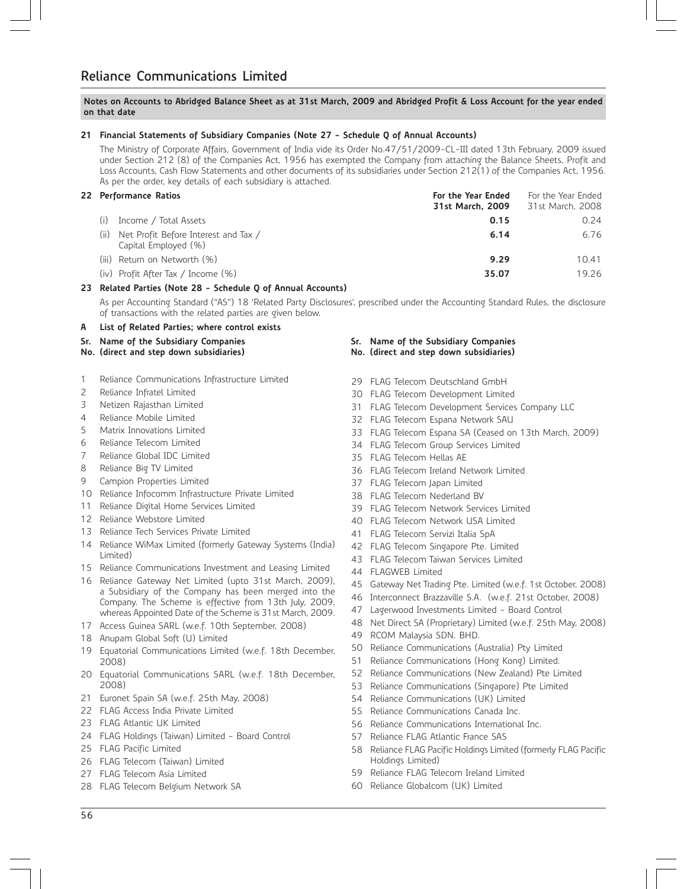**Notes on Accounts to Abridged Balance Sheet as at 31st March, 2009 and Abridged Profit & Loss Account for the year ended on that date**

**21 Financial Statements of Subsidiary Companies (Note 27 - Schedule Q of Annual Accounts)**

The Ministry of Corporate Affairs, Government of India vide its Order No.47/51/2009-CL-III dated 13th February, 2009 issued under Section 212 (8) of the Companies Act, 1956 has exempted the Company from attaching the Balance Sheets, Profit and Loss Accounts, Cash Flow Statements and other documents of its subsidiaries under Section 212(1) of the Companies Act, 1956. As per the order, key details of each subsidiary is attached.

**22 Performance Ratios**

| | **For the Year Ended 31st March, 2009** | For the Year Ended 31st March, 2008 |
|---|---|---|
| (i) Income / Total Assets | **0.15** | 0.24 |
| (ii) Net Profit Before Interest and Tax / Capital Employed (%) | **6.14** | 6.76 |
| (iii) Return on Networth (%) | **9.29** | 10.41 |
| (iv) Profit After Tax / Income (%) | **35.07** | 19.26 |

**23 Related Parties (Note 28 - Schedule Q of Annual Accounts)**

As per Accounting Standard ("AS") 18 'Related Party Disclosures', prescribed under the Accounting Standard Rules, the disclosure of transactions with the related parties are given below.

**A List of Related Parties; where control exists**

| Sr. No. | Name of the Subsidiary Companies (direct and step down subsidiaries) |
|---|---|
| 1 | Reliance Communications Infrastructure Limited |
| 2 | Reliance Infratel Limited |
| 3 | Netizen Rajasthan Limited |
| 4 | Reliance Mobile Limited |
| 5 | Matrix Innovations Limited |
| 6 | Reliance Telecom Limited |
| 7 | Reliance Global IDC Limited |
| 8 | Reliance Big TV Limited |
| 9 | Campion Properties Limited |
| 10 | Reliance Infocomm Infrastructure Private Limited |
| 11 | Reliance Digital Home Services Limited |
| 12 | Reliance Webstore Limited |
| 13 | Reliance Tech Services Private Limited |
| 14 | Reliance WiMax Limited (formerly Gateway Systems (India) Limited) |
| 15 | Reliance Communications Investment and Leasing Limited |
| 16 | Reliance Gateway Net Limited (upto 31st March, 2009), a Subsidiary of the Company has been merged into the Company. The Scheme is effective from 13th July, 2009, whereas Appointed Date of the Scheme is 31st March, 2009. |
| 17 | Access Guinea SARL (w.e.f. 10th September, 2008) |
| 18 | Anupam Global Soft (U) Limited |
| 19 | Equatorial Communications Limited (w.e.f. 18th December, 2008) |
| 20 | Equatorial Communications SARL (w.e.f. 18th December, 2008) |
| 21 | Euronet Spain SA (w.e.f. 25th May, 2008) |
| 22 | FLAG Access India Private Limited |
| 23 | FLAG Atlantic UK Limited |
| 24 | FLAG Holdings (Taiwan) Limited - Board Control |
| 25 | FLAG Pacific Limited |
| 26 | FLAG Telecom (Taiwan) Limited |
| 27 | FLAG Telecom Asia Limited |
| 28 | FLAG Telecom Belgium Network SA |
| 29 | FLAG Telecom Deutschland GmbH |
| 30 | FLAG Telecom Development Limited |
| 31 | FLAG Telecom Development Services Company LLC |
| 32 | FLAG Telecom Espana Network SAU |
| 33 | FLAG Telecom Espana SA (Ceased on 13th March, 2009) |
| 34 | FLAG Telecom Group Services Limited |
| 35 | FLAG Telecom Hellas AE |
| 36 | FLAG Telecom Ireland Network Limited |
| 37 | FLAG Telecom Japan Limited |
| 38 | FLAG Telecom Nederland BV |
| 39 | FLAG Telecom Network Services Limited |
| 40 | FLAG Telecom Network USA Limited |
| 41 | FLAG Telecom Servizi Italia SpA |
| 42 | FLAG Telecom Singapore Pte. Limited |
| 43 | FLAG Telecom Taiwan Services Limited |
| 44 | FLAGWEB Limited |
| 45 | Gateway Net Trading Pte. Limited (w.e.f. 1st October, 2008) |
| 46 | Interconnect Brazzaville S.A. (w.e.f. 21st October, 2008) |
| 47 | Lagerwood Investments Limited - Board Control |
| 48 | Net Direct SA (Proprietary) Limited (w.e.f. 25th May, 2008) |
| 49 | RCOM Malaysia SDN. BHD. |
| 50 | Reliance Communications (Australia) Pty Limited |
| 51 | Reliance Communications (Hong Kong) Limited. |
| 52 | Reliance Communications (New Zealand) Pte Limited |
| 53 | Reliance Communications (Singapore) Pte Limited |
| 54 | Reliance Communications (UK) Limited |
| 55 | Reliance Communications Canada Inc. |
| 56 | Reliance Communications International Inc. |
| 57 | Reliance FLAG Atlantic France SAS |
| 58 | Reliance FLAG Pacific Holdings Limited (formerly FLAG Pacific Holdings Limited) |
| 59 | Reliance FLAG Telecom Ireland Limited |
| 60 | Reliance Globalcom (UK) Limited |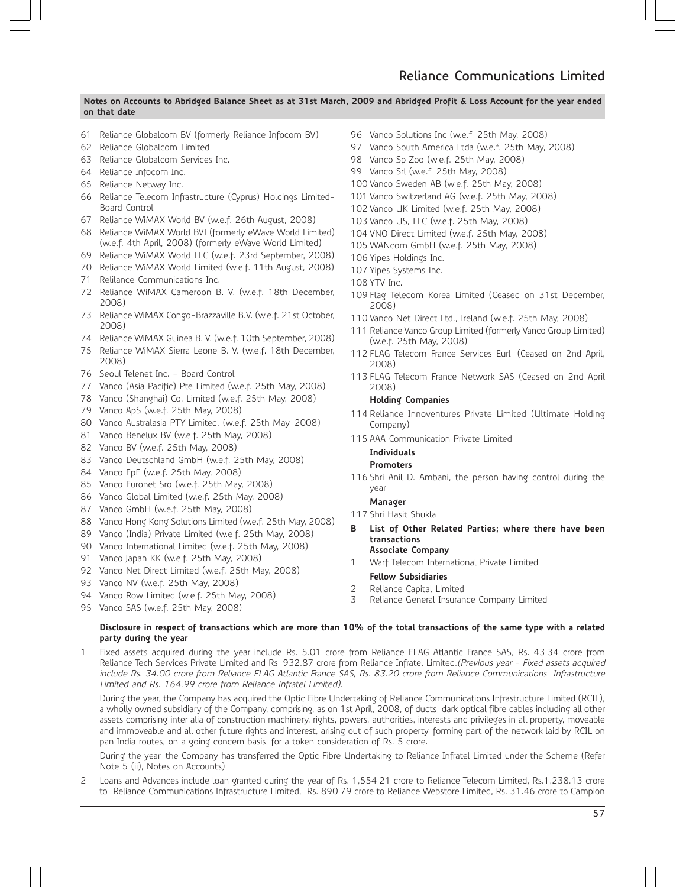**Notes on Accounts to Abridged Balance Sheet as at 31st March, 2009 and Abridged Profit & Loss Account for the year ended on that date**

61 Reliance Globalcom BV (formerly Reliance Infocom BV)
62 Reliance Globalcom Limited
63 Reliance Globalcom Services Inc.
64 Reliance Infocom Inc.
65 Reliance Netway Inc.
66 Reliance Telecom Infrastructure (Cyprus) Holdings Limited-Board Control
67 Reliance WiMAX World BV (w.e.f. 26th August, 2008)
68 Reliance WiMAX World BVI (formerly eWave World Limited) (w.e.f. 4th April, 2008) (formerly eWave World Limited)
69 Reliance WiMAX World LLC (w.e.f. 23rd September, 2008)
70 Reliance WiMAX World Limited (w.e.f. 11th August, 2008)
71 Relilance Communications Inc.
72 Reliance WiMAX Cameroon B. V. (w.e.f. 18th December, 2008)
73 Reliance WiMAX Congo-Brazzaville B.V. (w.e.f. 21st October, 2008)
74 Reliance WiMAX Guinea B. V. (w.e.f. 10th September, 2008)
75 Reliance WiMAX Sierra Leone B. V. (w.e.f. 18th December, 2008)
76 Seoul Telenet Inc. - Board Control
77 Vanco (Asia Pacific) Pte Limited (w.e.f. 25th May, 2008)
78 Vanco (Shanghai) Co. Limited (w.e.f. 25th May, 2008)
79 Vanco ApS (w.e.f. 25th May, 2008)
80 Vanco Australasia PTY Limited. (w.e.f. 25th May, 2008)
81 Vanco Benelux BV (w.e.f. 25th May, 2008)
82 Vanco BV (w.e.f. 25th May, 2008)
83 Vanco Deutschland GmbH (w.e.f. 25th May, 2008)
84 Vanco EpE (w.e.f. 25th May, 2008)
85 Vanco Euronet Sro (w.e.f. 25th May, 2008)
86 Vanco Global Limited (w.e.f. 25th May, 2008)
87 Vanco GmbH (w.e.f. 25th May, 2008)
88 Vanco Hong Kong Solutions Limited (w.e.f. 25th May, 2008)
89 Vanco (India) Private Limited (w.e.f. 25th May, 2008)
90 Vanco International Limited (w.e.f. 25th May, 2008)
91 Vanco Japan KK (w.e.f. 25th May, 2008)
92 Vanco Net Direct Limited (w.e.f. 25th May, 2008)
93 Vanco NV (w.e.f. 25th May, 2008)
94 Vanco Row Limited (w.e.f. 25th May, 2008)
95 Vanco SAS (w.e.f. 25th May, 2008)
96 Vanco Solutions Inc (w.e.f. 25th May, 2008)
97 Vanco South America Ltda (w.e.f. 25th May, 2008)
98 Vanco Sp Zoo (w.e.f. 25th May, 2008)
99 Vanco Srl (w.e.f. 25th May, 2008)
100 Vanco Sweden AB (w.e.f. 25th May, 2008)
101 Vanco Switzerland AG (w.e.f. 25th May, 2008)
102 Vanco UK Limited (w.e.f. 25th May, 2008)
103 Vanco US, LLC (w.e.f. 25th May, 2008)
104 VNO Direct Limited (w.e.f. 25th May, 2008)
105 WANcom GmbH (w.e.f. 25th May, 2008)
106 Yipes Holdings Inc.
107 Yipes Systems Inc.
108 YTV Inc.
109 Flag Telecom Korea Limited (Ceased on 31st December, 2008)
110 Vanco Net Direct Ltd., Ireland (w.e.f. 25th May, 2008)
111 Reliance Vanco Group Limited (formerly Vanco Group Limited) (w.e.f. 25th May, 2008)
112 FLAG Telecom France Services Eurl, (Ceased on 2nd April, 2008)
113 FLAG Telecom France Network SAS (Ceased on 2nd April 2008)

**Holding Companies**

114 Reliance Innoventures Private Limited (Ultimate Holding Company)
115 AAA Communication Private Limited

**Individuals**

**Promoters**

116 Shri Anil D. Ambani, the person having control during the year

**Manager**

117 Shri Hasit Shukla

**B List of Other Related Parties; where there have been transactions**

**Associate Company**

1 Warf Telecom International Private Limited

**Fellow Subsidiaries**

2 Reliance Capital Limited
3 Reliance General Insurance Company Limited

**Disclosure in respect of transactions which are more than 10% of the total transactions of the same type with a related party during the year**

1 Fixed assets acquired during the year include Rs. 5.01 crore from Reliance FLAG Atlantic France SAS, Rs. 43.34 crore from Reliance Tech Services Private Limited and Rs. 932.87 crore from Reliance Infratel Limited. *(Previous year - Fixed assets acquired include Rs. 34.00 crore from Reliance FLAG Atlantic France SAS, Rs. 83.20 crore from Reliance Communications Infrastructure Limited and Rs. 164.99 crore from Reliance Infratel Limited).*

During the year, the Company has acquired the Optic Fibre Undertaking of Reliance Communications Infrastructure Limited (RCIL), a wholly owned subsidiary of the Company, comprising, as on 1st April, 2008, of ducts, dark optical fibre cables including all other assets comprising inter alia of construction machinery, rights, powers, authorities, interests and privileges in all property, moveable and immoveable and all other future rights and interest, arising out of such property, forming part of the network laid by RCIL on pan India routes, on a going concern basis, for a token consideration of Rs. 5 crore.

During the year, the Company has transferred the Optic Fibre Undertaking to Reliance Infratel Limited under the Scheme (Refer Note 5 (ii), Notes on Accounts).

2 Loans and Advances include loan granted during the year of Rs. 1,554.21 crore to Reliance Telecom Limited, Rs.1,238.13 crore to Reliance Communications Infrastructure Limited, Rs. 890.79 crore to Reliance Webstore Limited, Rs. 31.46 crore to Campion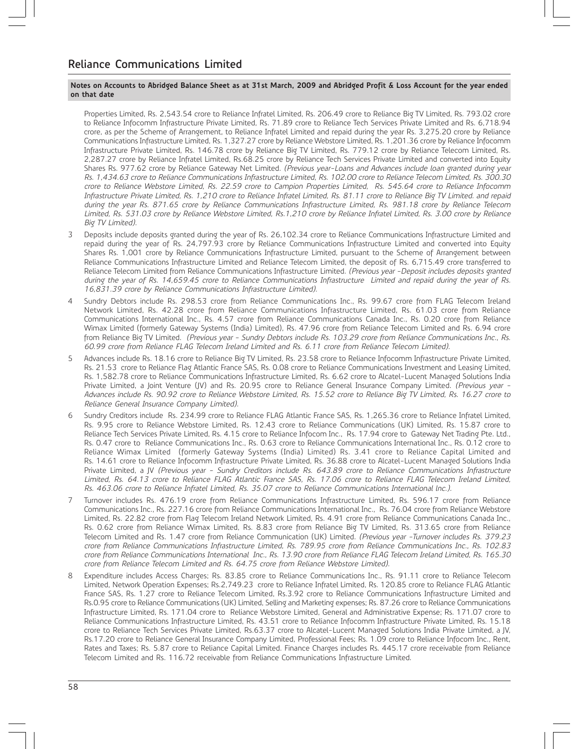**Notes on Accounts to Abridged Balance Sheet as at 31st March, 2009 and Abridged Profit & Loss Account for the year ended on that date**

Properties Limited, Rs. 2,543.54 crore to Reliance Infratel Limited, Rs. 206.49 crore to Reliance Big TV Limited, Rs. 793.02 crore to Reliance Infocomm Infrastructure Private Limited, Rs. 71.89 crore to Reliance Tech Services Private Limited and Rs. 6,718.94 crore, as per the Scheme of Arrangement, to Reliance Infratel Limited and repaid during the year Rs. 3,275.20 crore by Reliance Communications Infrastructure Limited, Rs. 1,327.27 crore by Reliance Webstore Limited, Rs. 1,201.36 crore by Reliance Infocomm Infrastructure Private Limited, Rs. 146.78 crore by Reliance Big TV Limited, Rs. 779.12 crore by Reliance Telecom Limited, Rs. 2,287.27 crore by Reliance Infratel Limited, Rs.68.25 crore by Reliance Tech Services Private Limited and converted into Equity Shares Rs. 977.62 crore by Reliance Gateway Net Limited. *(Previous year-Loans and Advances include loan granted during year Rs. 1,434.63 crore to Reliance Communications Infrastructure Limited, Rs. 102.00 crore to Reliance Telecom Limited, Rs. 300.30 crore to Reliance Webstore Limited, Rs. 22.59 crore to Campion Properties Limited, Rs. 545.64 crore to Reliance Infocomm Infrastructure Private Limited, Rs. 1,210 crore to Reliance Infratel Limited, Rs. 81.11 crore to Reliance Big TV Limited. and repaid during the year Rs. 871.65 crore by Reliance Communications Infrastructure Limited, Rs. 981.18 crore by Reliance Telecom Limited, Rs. 531.03 crore by Reliance Webstore Limited, Rs.1,210 crore by Reliance Infratel Limited, Rs. 3.00 crore by Reliance Big TV Limited).*

3 Deposits include deposits granted during the year of Rs. 26,102.34 crore to Reliance Communications Infrastructure Limited and repaid during the year of Rs. 24,797.93 crore by Reliance Communications Infrastructure Limited and converted into Equity Shares Rs. 1,001 crore by Reliance Communications Infrastructure Limited, pursuant to the Scheme of Arrangement between Reliance Communications Infrastructure Limited and Reliance Telecom Limited, the deposit of Rs. 6,715.49 crore transferred to Reliance Telecom Limited from Reliance Communications Infrastructure Limited. *(Previous year -Deposit includes deposits granted during the year of Rs. 14,659.45 crore to Reliance Communications Infrastructure Limited and repaid during the year of Rs. 16,831.39 crore by Reliance Communications Infrastructure Limited).*

4 Sundry Debtors include Rs. 298.53 crore from Reliance Communications Inc., Rs. 99.67 crore from FLAG Telecom Ireland Network Limited, Rs. 42.28 crore from Reliance Communications Infrastructure Limited, Rs. 61.03 crore from Reliance Communications International Inc., Rs. 4.57 crore from Reliance Communications Canada Inc., Rs. 0.20 crore from Reliance Wimax Limited (formerly Gateway Systems (India) Limited), Rs. 47.96 crore from Reliance Telecom Limited and Rs. 6.94 crore from Reliance Big TV Limited. *(Previous year - Sundry Debtors include Rs. 103.29 crore from Reliance Communications Inc., Rs. 60.99 crore from Reliance FLAG Telecom Ireland Limited and Rs. 6.11 crore from Reliance Telecom Limited).*

5 Advances include Rs. 18.16 crore to Reliance Big TV Limited, Rs. 23.58 crore to Reliance Infocomm Infrastructure Private Limited, Rs. 21.53 crore to Reliance Flag Atlantic France SAS, Rs. 0.08 crore to Reliance Communications Investment and Leasing Limited, Rs. 1,582.78 crore to Reliance Communications Infrastructure Limited, Rs. 6.62 crore to Alcatel-Lucent Managed Solutions India Private Limited, a Joint Venture (JV) and Rs. 20.95 crore to Reliance General Insurance Company Limited. *(Previous year - Advances include Rs. 90.92 crore to Reliance Webstore Limited, Rs. 15.52 crore to Reliance Big TV Limited, Rs. 16.27 crore to Reliance General Insurance Company Limited).*

6 Sundry Creditors include Rs. 234.99 crore to Reliance FLAG Atlantic France SAS, Rs. 1,265.36 crore to Reliance Infratel Limited, Rs. 9.95 crore to Reliance Webstore Limited, Rs. 12.43 crore to Reliance Communications (UK) Limited, Rs. 15.87 crore to Reliance Tech Services Private Limited, Rs. 4.15 crore to Reliance Infocom Inc., Rs. 17.94 crore to Gateway Net Trading Pte. Ltd., Rs. 0.47 crore to Reliance Communications Inc., Rs. 0.63 crore to Reliance Communications International Inc., Rs. 0.12 crore to Reliance Wimax Limited (formerly Gateway Systems (India) Limited) Rs. 3.41 crore to Reliance Capital Limited and Rs. 14.61 crore to Reliance Infocomm Infrastructure Private Limited, Rs. 36.88 crore to Alcatel-Lucent Managed Solutions India Private Limited, a JV *(Previous year - Sundry Creditors include Rs. 643.89 crore to Reliance Communications Infrastructure Limited, Rs. 64.13 crore to Reliance FLAG Atlantic France SAS, Rs. 17.06 crore to Reliance FLAG Telecom Ireland Limited, Rs. 463.06 crore to Reliance Infratel Limited, Rs. 35.07 crore to Reliance Communications International Inc.).*

7 Turnover includes Rs. 476.19 crore from Reliance Communications Infrastructure Limited, Rs. 596.17 crore from Reliance Communications Inc., Rs. 227.16 crore from Reliance Communications International Inc., Rs. 76.04 crore from Reliance Webstore Limited, Rs. 22.82 crore from Flag Telecom Ireland Network Limited, Rs. 4.91 crore from Reliance Communications Canada Inc., Rs. 0.62 crore from Reliance Wimax Limited, Rs. 8.83 crore from Reliance Big TV Limited, Rs. 313.65 crore from Reliance Telecom Limited and Rs. 1.47 crore from Reliance Communication (UK) Limited. *(Previous year -Turnover includes Rs. 379.23 crore from Reliance Communications Infrastructure Limited, Rs. 789.95 crore from Reliance Communications Inc., Rs. 102.83 crore from Reliance Communications International Inc., Rs. 13.90 crore from Reliance FLAG Telecom Ireland Limited, Rs. 165.30 crore from Reliance Telecom Limited and Rs. 64.75 crore from Reliance Webstore Limited).*

8 Expenditure includes Access Charges; Rs. 83.85 crore to Reliance Communications Inc., Rs. 91.11 crore to Reliance Telecom Limited, Network Operation Expenses; Rs.2,749.23 crore to Reliance Infratel Limited, Rs. 120.85 crore to Reliance FLAG Atlantic France SAS, Rs. 1.27 crore to Reliance Telecom Limited, Rs.3.92 crore to Reliance Communications Infrastructure Limited and Rs.0.95 crore to Reliance Communications (UK) Limited, Selling and Marketing expenses; Rs. 87.26 crore to Reliance Communications Infrastructure Limited, Rs. 171.04 crore to Reliance Webstore Limited, General and Administrative Expense; Rs. 171.07 crore to Reliance Communications Infrastructure Limited, Rs. 43.51 crore to Reliance Infocomm Infrastructure Private Limited, Rs. 15.18 crore to Reliance Tech Services Private Limited, Rs.63.37 crore to Alcatel-Lucent Managed Solutions India Private Limited, a JV, Rs.17.20 crore to Reliance General Insurance Company Limited, Professional Fees; Rs. 1.09 crore to Reliance Infocom Inc., Rent, Rates and Taxes; Rs. 5.87 crore to Reliance Capital Limited. Finance Charges includes Rs. 445.17 crore receivable from Reliance Telecom Limited and Rs. 116.72 receivable from Reliance Communications Infrastructure Limited.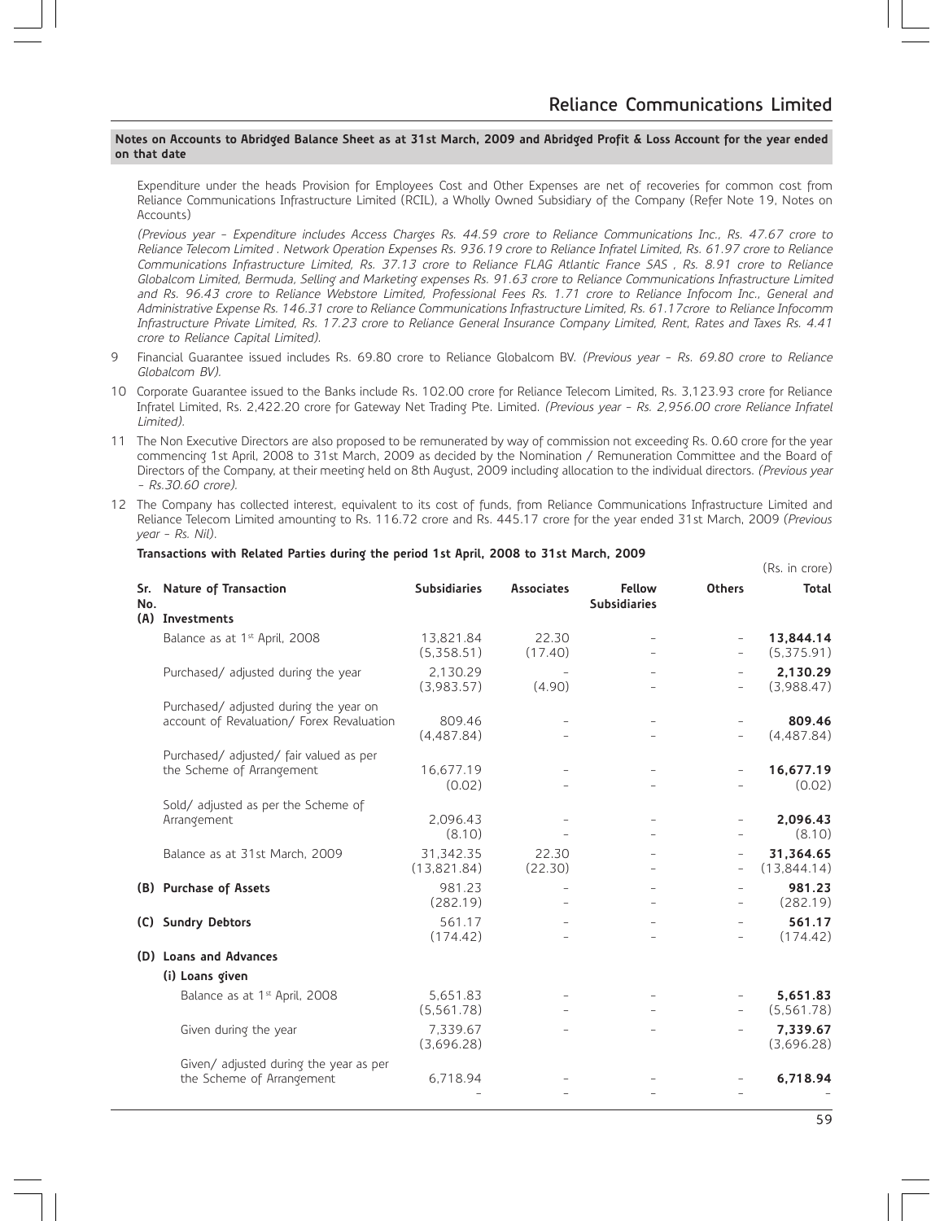**Notes on Accounts to Abridged Balance Sheet as at 31st March, 2009 and Abridged Profit & Loss Account for the year ended on that date**

Expenditure under the heads Provision for Employees Cost and Other Expenses are net of recoveries for common cost from Reliance Communications Infrastructure Limited (RCIL), a Wholly Owned Subsidiary of the Company (Refer Note 19, Notes on Accounts)

*(Previous year - Expenditure includes Access Charges Rs. 44.59 crore to Reliance Communications Inc., Rs. 47.67 crore to Reliance Telecom Limited . Network Operation Expenses Rs. 936.19 crore to Reliance Infratel Limited, Rs. 61.97 crore to Reliance Communications Infrastructure Limited, Rs. 37.13 crore to Reliance FLAG Atlantic France SAS , Rs. 8.91 crore to Reliance Globalcom Limited, Bermuda, Selling and Marketing expenses Rs. 91.63 crore to Reliance Communications Infrastructure Limited and Rs. 96.43 crore to Reliance Webstore Limited, Professional Fees Rs. 1.71 crore to Reliance Infocom Inc., General and Administrative Expense Rs. 146.31 crore to Reliance Communications Infrastructure Limited, Rs. 61.17crore to Reliance Infocomm Infrastructure Private Limited, Rs. 17.23 crore to Reliance General Insurance Company Limited, Rent, Rates and Taxes Rs. 4.41 crore to Reliance Capital Limited).*

9 Financial Guarantee issued includes Rs. 69.80 crore to Reliance Globalcom BV. *(Previous year - Rs. 69.80 crore to Reliance Globalcom BV).*

10 Corporate Guarantee issued to the Banks include Rs. 102.00 crore for Reliance Telecom Limited, Rs. 3,123.93 crore for Reliance Infratel Limited, Rs. 2,422.20 crore for Gateway Net Trading Pte. Limited. *(Previous year - Rs. 2,956.00 crore Reliance Infratel Limited).*

11 The Non Executive Directors are also proposed to be remunerated by way of commission not exceeding Rs. 0.60 crore for the year commencing 1st April, 2008 to 31st March, 2009 as decided by the Nomination / Remuneration Committee and the Board of Directors of the Company, at their meeting held on 8th August, 2009 including allocation to the individual directors. *(Previous year - Rs.30.60 crore).*

12 The Company has collected interest, equivalent to its cost of funds, from Reliance Communications Infrastructure Limited and Reliance Telecom Limited amounting to Rs. 116.72 crore and Rs. 445.17 crore for the year ended 31st March, 2009 (*Previous year - Rs. Nil*).

**Transactions with Related Parties during the period 1st April, 2008 to 31st March, 2009**

(Rs. in crore)

| Sr. No. | Nature of Transaction | Subsidiaries | Associates | Fellow Subsidiaries | Others | Total |
|---|---|---|---|---|---|---|
| **(A)** | **Investments** | | | | | |
| | Balance as at 1st April, 2008 | 13,821.84<br>(5,358.51) | 22.30<br>(17.40) | -<br>- | -<br>- | **13,844.14**<br>(5,375.91) |
| | Purchased/ adjusted during the year | 2,130.29<br>(3,983.57) | -<br>(4.90) | -<br>- | -<br>- | **2,130.29**<br>(3,988.47) |
| | Purchased/ adjusted during the year on account of Revaluation/ Forex Revaluation | 809.46<br>(4,487.84) | -<br>- | -<br>- | -<br>- | **809.46**<br>(4,487.84) |
| | Purchased/ adjusted/ fair valued as per the Scheme of Arrangement | 16,677.19<br>(0.02) | -<br>- | -<br>- | -<br>- | **16,677.19**<br>(0.02) |
| | Sold/ adjusted as per the Scheme of Arrangement | 2,096.43<br>(8.10) | -<br>- | -<br>- | -<br>- | **2,096.43**<br>(8.10) |
| | Balance as at 31st March, 2009 | 31,342.35<br>(13,821.84) | 22.30<br>(22.30) | -<br>- | -<br>- | **31,364.65**<br>(13,844.14) |
| **(B)** | **Purchase of Assets** | 981.23<br>(282.19) | -<br>- | -<br>- | -<br>- | **981.23**<br>(282.19) |
| **(C)** | **Sundry Debtors** | 561.17<br>(174.42) | -<br>- | -<br>- | -<br>- | **561.17**<br>(174.42) |
| **(D)** | **Loans and Advances** | | | | | |
| | **(i) Loans given** | | | | | |
| | Balance as at 1st April, 2008 | 5,651.83<br>(5,561.78) | -<br>- | -<br>- | -<br>- | **5,651.83**<br>(5,561.78) |
| | Given during the year | 7,339.67<br>(3,696.28) | - | - | - | **7,339.67**<br>(3,696.28) |
| | Given/ adjusted during the year as per the Scheme of Arrangement | 6,718.94<br>- | -<br>- | -<br>- | -<br>- | **6,718.94**<br>- |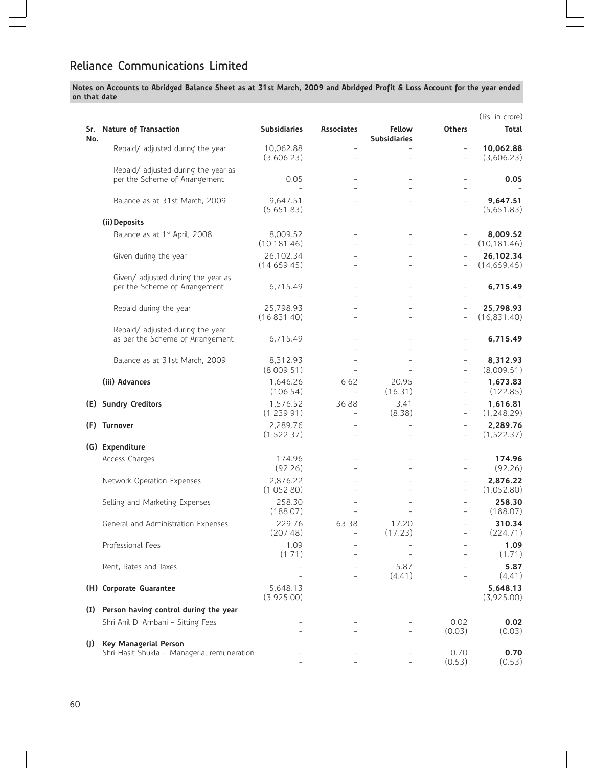## Reliance Communications Limited

**Notes on Accounts to Abridged Balance Sheet as at 31st March, 2009 and Abridged Profit & Loss Account for the year ended on that date**

(Rs. in crore)

| Sr. No. | Nature of Transaction | Subsidiaries | Associates | Fellow Subsidiaries | Others | Total |
|---|---|---|---|---|---|---|
| | Repaid/ adjusted during the year | 10,062.88 (3,606.23) | - - | - - | - - | **10,062.88** (3,606.23) |
| | Repaid/ adjusted during the year as per the Scheme of Arrangement | 0.05 - | - - | - - | - - | **0.05** - |
| | Balance as at 31st March, 2009 | 9,647.51 (5,651.83) | - | - | - | **9,647.51** (5,651.83) |
| | **(ii) Deposits** | | | | | |
| | Balance as at 1st April, 2008 | 8,009.52 (10,181.46) | - - | - - | - - | **8,009.52** (10,181.46) |
| | Given during the year | 26,102.34 (14,659.45) | - - | - - | - - | **26,102.34** (14,659.45) |
| | Given/ adjusted during the year as per the Scheme of Arrangement | 6,715.49 - | - - | - - | - - | **6,715.49** - |
| | Repaid during the year | 25,798.93 (16,831.40) | - - | - - | - - | **25,798.93** (16,831.40) |
| | Repaid/ adjusted during the year as per the Scheme of Arrangement | 6,715.49 - | - - | - - | - - | **6,715.49** - |
| | Balance as at 31st March, 2009 | 8,312.93 (8,009.51) | - - | - - | - - | **8,312.93** (8,009.51) |
| | **(iii) Advances** | 1,646.26 (106.54) | 6.62 - | 20.95 (16.31) | - - | **1,673.83** (122.85) |
| **(E)** | **Sundry Creditors** | 1,576.52 (1,239.91) | 36.88 - | 3.41 (8.38) | - - | **1,616.81** (1,248.29) |
| **(F)** | **Turnover** | 2,289.76 (1,522.37) | - - | - - | - - | **2,289.76** (1,522.37) |
| **(G)** | **Expenditure** | | | | | |
| | Access Charges | 174.96 (92.26) | - - | - - | - - | **174.96** (92.26) |
| | Network Operation Expenses | 2,876.22 (1,052.80) | - - | - - | - - | **2,876.22** (1,052.80) |
| | Selling and Marketing Expenses | 258.30 (188.07) | - - | - - | - - | **258.30** (188.07) |
| | General and Administration Expenses | 229.76 (207.48) | 63.38 - | 17.20 (17.23) | - - | **310.34** (224.71) |
| | Professional Fees | 1.09 (1.71) | - - | - - | - - | **1.09** (1.71) |
| | Rent, Rates and Taxes | - - | - - | 5.87 (4.41) | - - | **5.87** (4.41) |
| **(H)** | **Corporate Guarantee** | 5,648.13 (3,925.00) | | | | **5,648.13** (3,925.00) |
| **(I)** | **Person having control during the year** | | | | | |
| | Shri Anil D. Ambani - Sitting Fees | - - | - - | - - | 0.02 (0.03) | **0.02** (0.03) |
| **(J)** | **Key Managerial Person** Shri Hasit Shukla - Managerial remuneration | - - | - - | - - | 0.70 (0.53) | **0.70** (0.53) |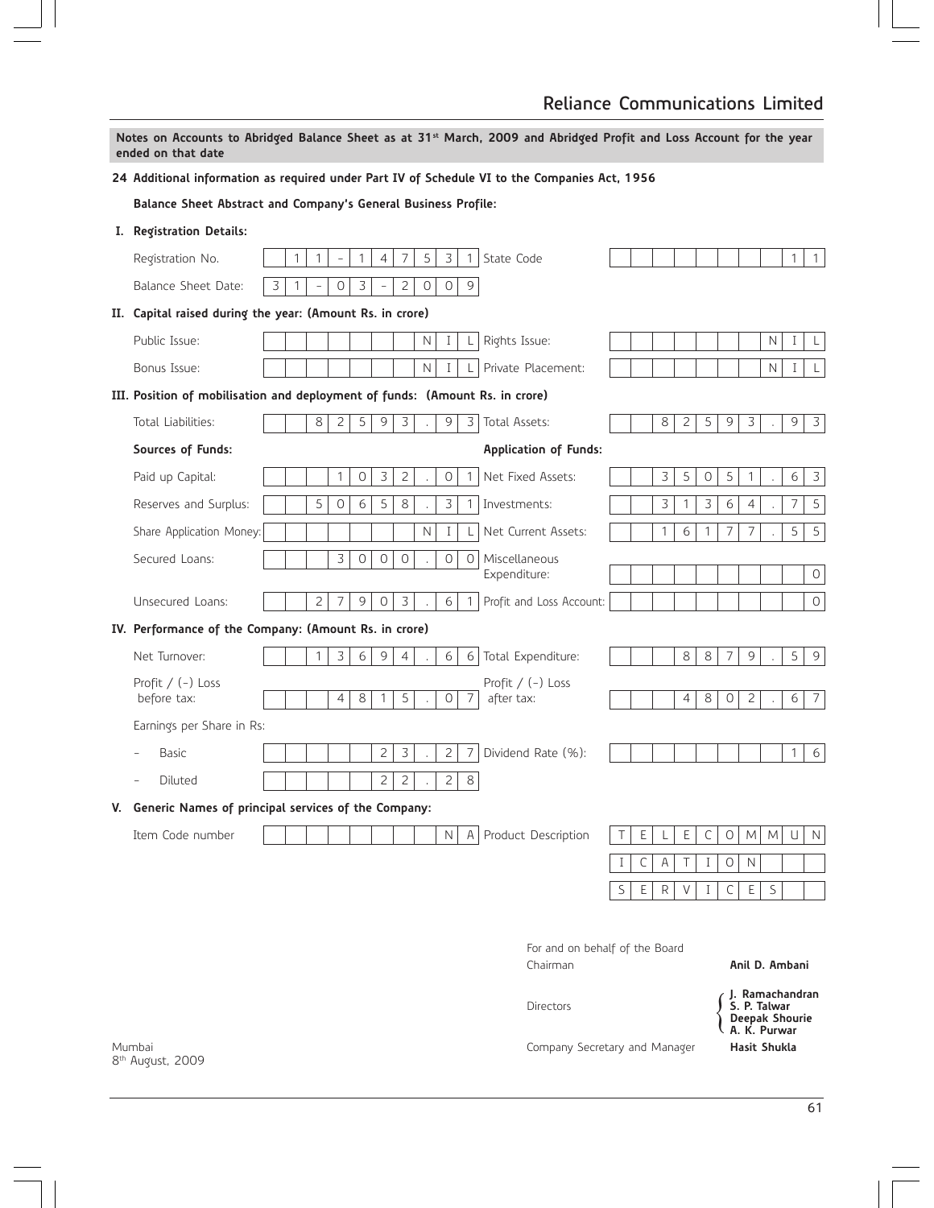**Notes on Accounts to Abridged Balance Sheet as at 31st March, 2009 and Abridged Profit and Loss Account for the year ended on that date**

**24 Additional information as required under Part IV of Schedule VI to the Companies Act, 1956**

**Balance Sheet Abstract and Company's General Business Profile:**

**I. Registration Details:**

| | | | |
|---|---|---|---|
| Registration No. | 11-147531 | State Code | 11 |
| Balance Sheet Date: | 31-03-2009 | | |

**II. Capital raised during the year: (Amount Rs. in crore)**

| | | | |
|---|---|---|---|
| Public Issue: | NIL | Rights Issue: | NIL |
| Bonus Issue: | NIL | Private Placement: | NIL |

**III. Position of mobilisation and deployment of funds: (Amount Rs. in crore)**

| | | | |
|---|---|---|---|
| Total Liabilities: | 82593.93 | Total Assets: | 82593.93 |
| **Sources of Funds:** | | **Application of Funds:** | |
| Paid up Capital: | 1032.01 | Net Fixed Assets: | 35051.63 |
| Reserves and Surplus: | 50658.31 | Investments: | 31364.75 |
| Share Application Money: | NIL | Net Current Assets: | 16177.55 |
| Secured Loans: | 3000.00 | Miscellaneous Expenditure: | 0 |
| Unsecured Loans: | 27903.61 | Profit and Loss Account: | 0 |

**IV. Performance of the Company: (Amount Rs. in crore)**

| | | | |
|---|---|---|---|
| Net Turnover: | 13694.66 | Total Expenditure: | 8879.59 |
| Profit / (-) Loss before tax: | 4815.07 | Profit / (-) Loss after tax: | 4802.67 |
| Earnings per Share in Rs: | | | |
| - Basic | 23.27 | Dividend Rate (%): | 16 |
| - Diluted | 22.28 | | |

**V. Generic Names of principal services of the Company:**

| | | | |
|---|---|---|---|
| Item Code number | NA | Product Description | TELECOMMUNICATION SERVICES |

For and on behalf of the Board

Chairman **Anil D. Ambani**

Directors **J. Ramachandran**, **S. P. Talwar**, **Deepak Shourie**, **A. K. Purwar**

Company Secretary and Manager **Hasit Shukla**

Mumbai
8th August, 2009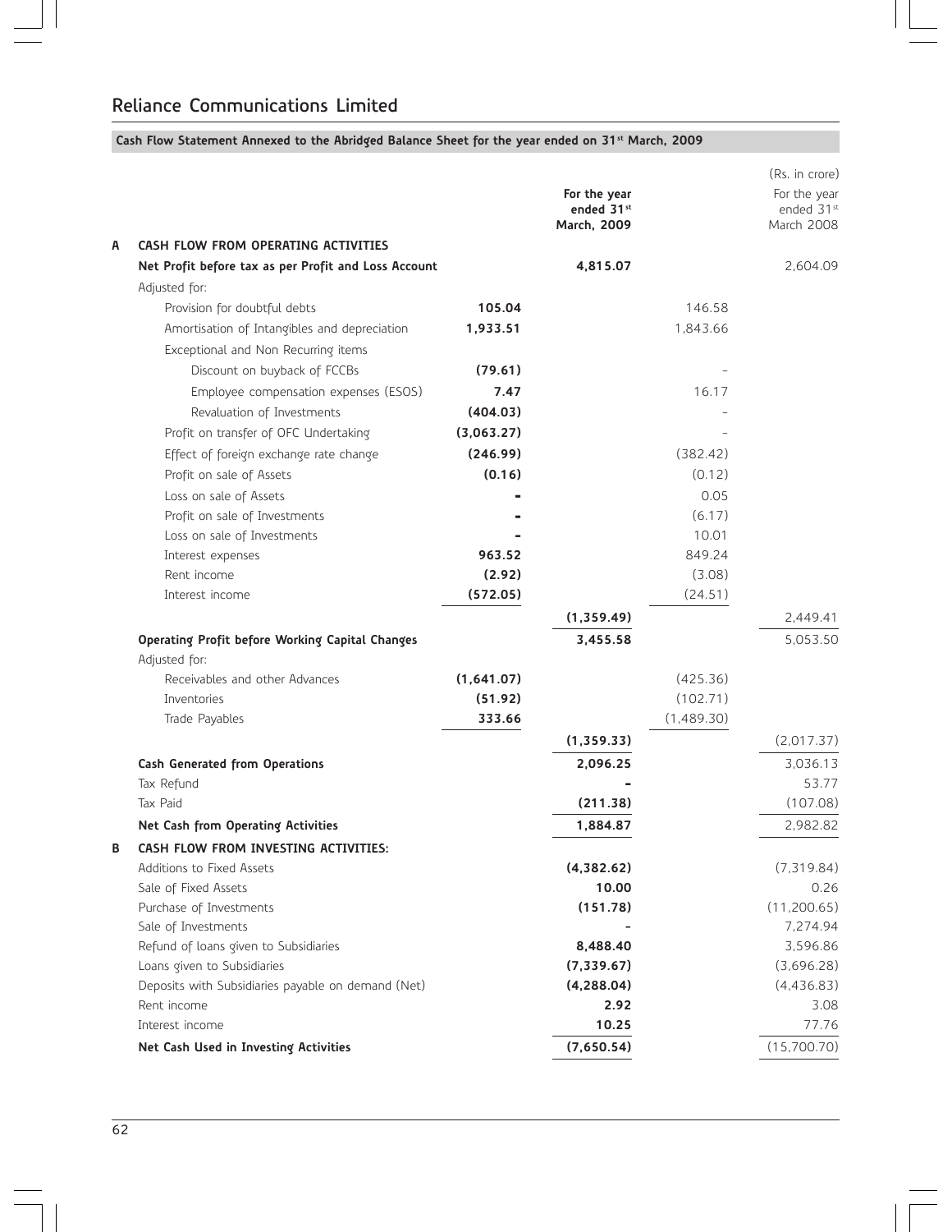## Reliance Communications Limited

**Cash Flow Statement Annexed to the Abridged Balance Sheet for the year ended on 31st March, 2009**

(Rs. in crore)

| | | | For the year ended 31st March, 2009 | | For the year ended 31st March 2008 |
|---|---|---|---|---|---|
| **A** | **CASH FLOW FROM OPERATING ACTIVITIES** | | | | |
| | **Net Profit before tax as per Profit and Loss Account** | | **4,815.07** | | 2,604.09 |
| | Adjusted for: | | | | |
| | Provision for doubtful debts | **105.04** | | 146.58 | |
| | Amortisation of Intangibles and depreciation | **1,933.51** | | 1,843.66 | |
| | Exceptional and Non Recurring items | | | | |
| | Discount on buyback of FCCBs | **(79.61)** | | - | |
| | Employee compensation expenses (ESOS) | **7.47** | | 16.17 | |
| | Revaluation of Investments | **(404.03)** | | - | |
| | Profit on transfer of OFC Undertaking | **(3,063.27)** | | - | |
| | Effect of foreign exchange rate change | **(246.99)** | | (382.42) | |
| | Profit on sale of Assets | **(0.16)** | | (0.12) | |
| | Loss on sale of Assets | **-** | | 0.05 | |
| | Profit on sale of Investments | **-** | | (6.17) | |
| | Loss on sale of Investments | **-** | | 10.01 | |
| | Interest expenses | **963.52** | | 849.24 | |
| | Rent income | **(2.92)** | | (3.08) | |
| | Interest income | **(572.05)** | | (24.51) | |
| | | | **(1,359.49)** | | 2,449.41 |
| | **Operating Profit before Working Capital Changes** | | **3,455.58** | | 5,053.50 |
| | Adjusted for: | | | | |
| | Receivables and other Advances | **(1,641.07)** | | (425.36) | |
| | Inventories | **(51.92)** | | (102.71) | |
| | Trade Payables | **333.66** | | (1,489.30) | |
| | | | **(1,359.33)** | | (2,017.37) |
| | **Cash Generated from Operations** | | **2,096.25** | | 3,036.13 |
| | Tax Refund | | **-** | | 53.77 |
| | Tax Paid | | **(211.38)** | | (107.08) |
| | **Net Cash from Operating Activities** | | **1,884.87** | | 2,982.82 |
| **B** | **CASH FLOW FROM INVESTING ACTIVITIES:** | | | | |
| | Additions to Fixed Assets | | **(4,382.62)** | | (7,319.84) |
| | Sale of Fixed Assets | | **10.00** | | 0.26 |
| | Purchase of Investments | | **(151.78)** | | (11,200.65) |
| | Sale of Investments | | **-** | | 7,274.94 |
| | Refund of loans given to Subsidiaries | | **8,488.40** | | 3,596.86 |
| | Loans given to Subsidiaries | | **(7,339.67)** | | (3,696.28) |
| | Deposits with Subsidiaries payable on demand (Net) | | **(4,288.04)** | | (4,436.83) |
| | Rent income | | **2.92** | | 3.08 |
| | Interest income | | **10.25** | | 77.76 |
| | **Net Cash Used in Investing Activities** | | **(7,650.54)** | | (15,700.70) |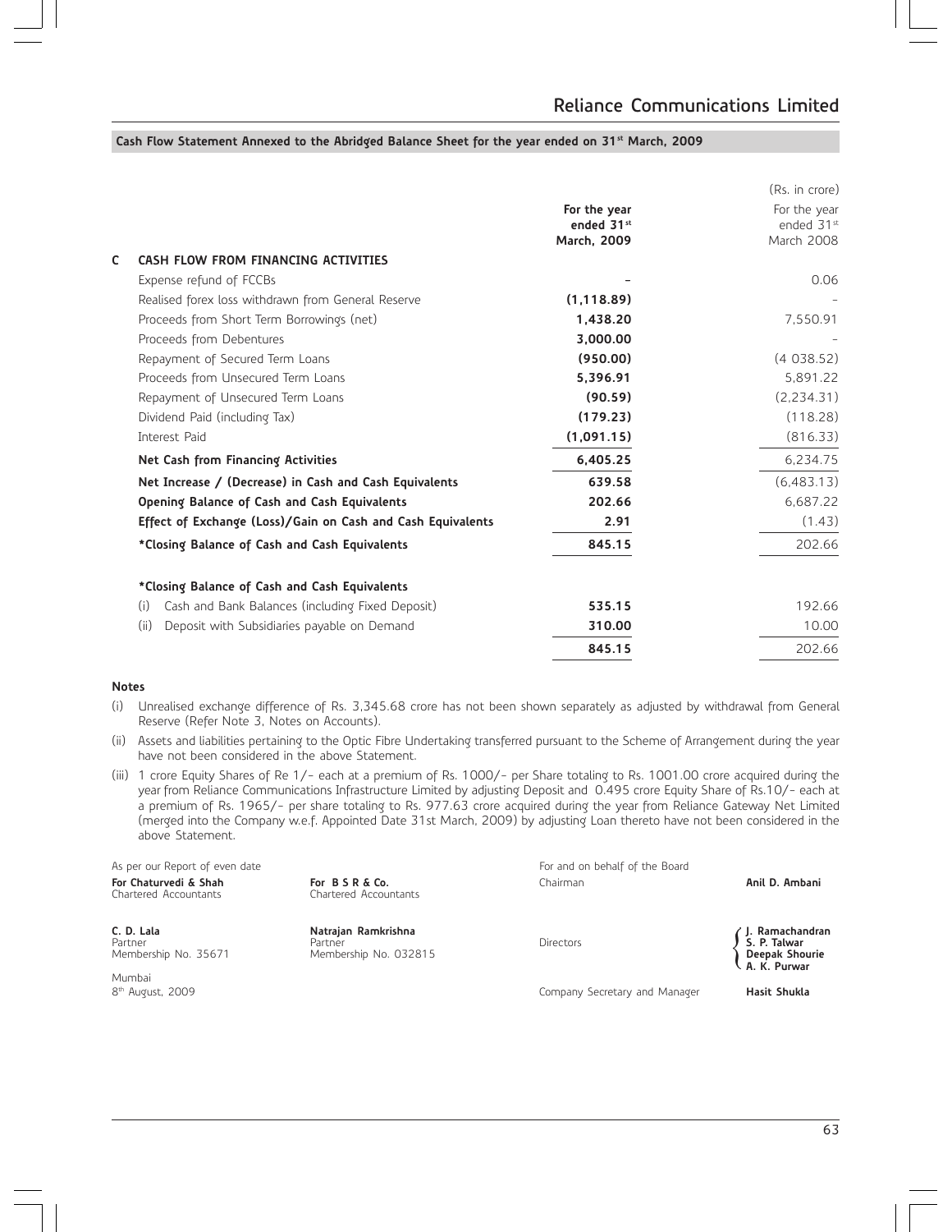## Cash Flow Statement Annexed to the Abridged Balance Sheet for the year ended on 31st March, 2009

(Rs. in crore)

| | | For the year ended 31st March, 2009 | For the year ended 31st March 2008 |
|---|---|---|---|
| **C** | **CASH FLOW FROM FINANCING ACTIVITIES** | | |
| | Expense refund of FCCBs | – | 0.06 |
| | Realised forex loss withdrawn from General Reserve | **(1,118.89)** | – |
| | Proceeds from Short Term Borrowings (net) | **1,438.20** | 7,550.91 |
| | Proceeds from Debentures | **3,000.00** | – |
| | Repayment of Secured Term Loans | **(950.00)** | (4 038.52) |
| | Proceeds from Unsecured Term Loans | **5,396.91** | 5,891.22 |
| | Repayment of Unsecured Term Loans | **(90.59)** | (2,234.31) |
| | Dividend Paid (including Tax) | **(179.23)** | (118.28) |
| | Interest Paid | **(1,091.15)** | (816.33) |
| | **Net Cash from Financing Activities** | **6,405.25** | 6,234.75 |
| | **Net Increase / (Decrease) in Cash and Cash Equivalents** | **639.58** | (6,483.13) |
| | **Opening Balance of Cash and Cash Equivalents** | **202.66** | 6,687.22 |
| | **Effect of Exchange (Loss)/Gain on Cash and Cash Equivalents** | **2.91** | (1.43) |
| | **\*Closing Balance of Cash and Cash Equivalents** | **845.15** | 202.66 |
| | **\*Closing Balance of Cash and Cash Equivalents** | | |
| | (i) Cash and Bank Balances (including Fixed Deposit) | **535.15** | 192.66 |
| | (ii) Deposit with Subsidiaries payable on Demand | **310.00** | 10.00 |
| | | **845.15** | 202.66 |

**Notes**

(i) Unrealised exchange difference of Rs. 3,345.68 crore has not been shown separately as adjusted by withdrawal from General Reserve (Refer Note 3, Notes on Accounts).

(ii) Assets and liabilities pertaining to the Optic Fibre Undertaking transferred pursuant to the Scheme of Arrangement during the year have not been considered in the above Statement.

(iii) 1 crore Equity Shares of Re 1/- each at a premium of Rs. 1000/- per Share totaling to Rs. 1001.00 crore acquired during the year from Reliance Communications Infrastructure Limited by adjusting Deposit and 0.495 crore Equity Share of Rs.10/- each at a premium of Rs. 1965/- per share totaling to Rs. 977.63 crore acquired during the year from Reliance Gateway Net Limited (merged into the Company w.e.f. Appointed Date 31st March, 2009) by adjusting Loan thereto have not been considered in the above Statement.

As per our Report of even date

**For Chaturvedi & Shah**
Chartered Accountants

**C. D. Lala**
Partner
Membership No. 35671

**For B S R & Co.**
Chartered Accountants

**Natrajan Ramkrishna**
Partner
Membership No. 032815

Mumbai
8th August, 2009

For and on behalf of the Board

Chairman **Anil D. Ambani**

Directors **J. Ramachandran**, **S. P. Talwar**, **Deepak Shourie**, **A. K. Purwar**

Company Secretary and Manager **Hasit Shukla**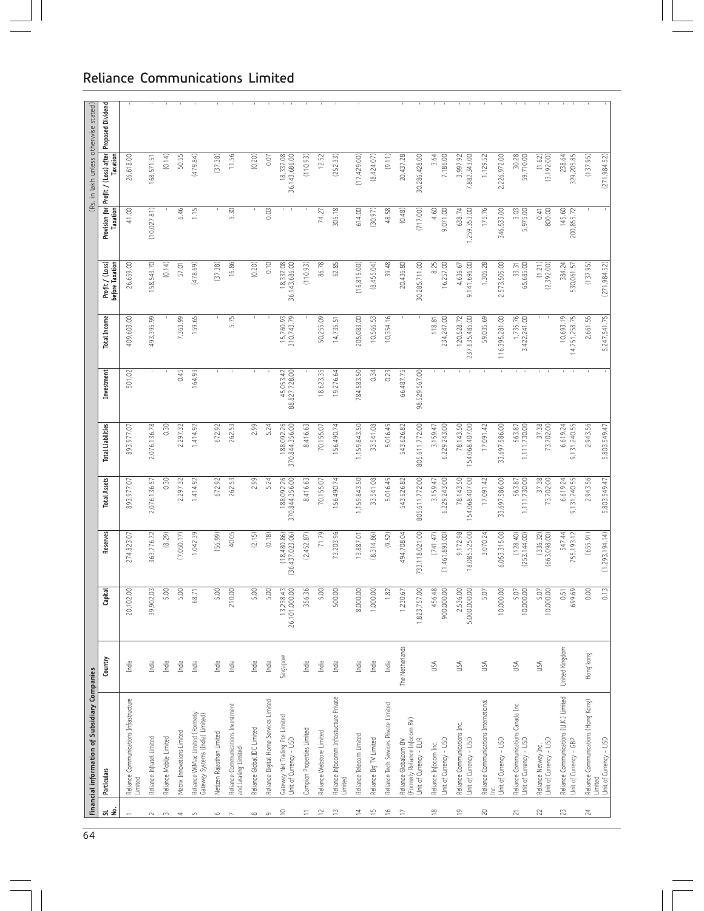## Financial information of Subsidiary Companies

(Rs. in lakh unless otherwise stated)

| Sl. No. | Particulars | Country | Capital | Reserves | Total Assets | Total Liabilities | Investment | Total Income | Profit / (Loss) before Taxation | Provision for Taxation | Profit / (Loss) after Taxation | Proposed Dividend |
|---|---|---|---|---|---|---|---|---|---|---|---|---|
| 1 | Reliance Communications Infrastructure Limited | India | 20,102.00 | 274,823.07 | 893,977.07 | 893,977.07 | 501.02 | 409,603.00 | 26,659.00 | 41.00 | 26,618.00 | - |
| 2 | Reliance Infratel Limited | India | 39,902.03 | 363,776.72 | 2,076,136.57 | 2,076,136.78 | - | 493,395.99 | 158,543.70 | (10,027.81) | 168,571.51 | - |
| 3 | Reliance Mobile Limited | India | 5.00 | (8.29) | 0.30 | 0.30 | - | - | (0.14) | - | (0.14) | - |
| 4 | Matrix Innovations Limited | India | 5.00 | (7,050.17) | 2,297.32 | 2,297.32 | 0.45 | 7,363.99 | 57.01 | 6.46 | 50.55 | - |
| 5 | Reliance WiMax Limited (Formerly Gateway Systems (India) Limited) | India | 68.71 | 1,042.39 | 1,414.92 | 1,414.92 | 164.93 | 159.65 | (478.69) | 1.15 | (479.84) | - |
| 6 | Netizen Rajasthan Limited | India | 5.00 | (56.99) | 672.92 | 672.92 | - | - | (37.38) | - | (37.38) | - |
| 7 | Reliance Communications Investment and Leasing Limited | India | 210.00 | 40.05 | 262.53 | 262.53 | - | 5.75 | 16.86 | 5.30 | 11.56 | - |
| 8 | Reliance Global IDC Limited | India | 5.00 | (2.15) | 2.99 | 2.99 | - | - | (0.20) | - | (0.20) | - |
| 9 | Reliance Digital Home Services Limited | India | 5.00 | (0.18) | 5.24 | 5.24 | - | - | 0.10 | 0.03 | 0.07 | - |
| 10 | Gateway Net Trading Pte Limited<br>Unit of Currency - USD | Singapore | 13,238.43<br>26,101,000.00 | (18,480.86)<br>(36,437,023.06) | 188,092.26<br>370,844,356.00 | 188,092.26<br>370,844,356.00 | 45,053.42<br>88,827,728.00 | 15,760.93<br>310,743.79 | 18,332.08<br>36,143,686.00 | -<br>- | 18,332.08<br>36,143,686.00 | -<br>- |
| 11 | Campion Properties Limited | India | 356.36 | (2,452.87) | 8,416.63 | 8,416.63 | - | - | (110.93) | - | (110.93) | - |
| 12 | Reliance Webstore Limited | India | 5.00 | 71.79 | 70,155.07 | 70,155.07 | 18,623.35 | 50,255.09 | 86.78 | 74.27 | 12.52 | - |
| 13 | Reliance Infocomm Infrastucture Private Limited | India | 500.00 | 73,203.96 | 156,490.74 | 156,490.74 | 19,276.64 | 14,735.51 | 52.85 | 305.18 | (252.33) | - |
| 14 | Reliance Telecom Limited | India | 8,000.00 | 13,887.01 | 1,159,843.50 | 1,159,843.50 | 784,583.50 | 205,083.00 | (16,815.00) | 614.00 | (17,429.00) | - |
| 15 | Reliance Big TV Limited | India | 1,000.00 | (8,314.86) | 33,541.08 | 33,541.08 | 0.34 | 10,566.53 | (8,455.04) | (30.97) | (8,424.07) | - |
| 16 | Reliance Tech Services Private Limited | India | 1.82 | (9.52) | 5,016.45 | 5,016.45 | 0.23 | 10,354.16 | 39.48 | 48.58 | (9.11) | - |
| 17 | Reliance Globalcom BV (Formerly Reliance Infocom BV)<br>Unit of Currency - EUR | The Netherlands | 1,230.67<br>1,823,757.00 | 494,708.04<br>733,118,021.00 | 543,626.82<br>805,611,772.00 | 543,626.82<br>805,611,772.00 | 66,487.75<br>98,529,567.00 | -<br>- | 20,436.80<br>30,285,711.00 | (0.48)<br>(717.00) | 20,437.28<br>30,286,428.00 | -<br>- |
| 18 | Reliance Infocom Inc.<br>Unit of Currency - USD | USA | 456.48<br>900,000.00 | (741.47)<br>(1,461,893.00) | 3,159.47<br>6,229,243.00 | 3,159.47<br>6,229,243.00 | -<br>- | 118.81<br>234,247.00 | 8.25<br>16,257.00 | 4.60<br>9,071.00 | 3.64<br>7,186.00 | -<br>- |
| 19 | Reliance Communications Inc.<br>Unit of Currency - USD | USA | 2,536.00<br>5,000,000.00 | 9,172.98<br>18,085,525.00 | 78,143.50<br>154,068,407.00 | 78,143.50<br>154,068,407.00 | -<br>- | 120,528.72<br>237,635,485.00 | 4,636.67<br>9,141,696.00 | 638.74<br>1,259,353.00 | 3,997.92<br>7,882,343.00 | -<br>- |
| 20 | Reliance Communications International Inc.<br>Unit of Currency - USD | USA | 5.07<br>10,000.00 | 3,070.24<br>6,053,315.00 | 17,091.42<br>33,697,586.00 | 17,091.42<br>33,697,586.00 | -<br>- | 59,035.69<br>116,395,281.00 | 1,305.28<br>2,573,505.00 | 175.76<br>346,533.00 | 1,129.52<br>2,226,972.00 | -<br>- |
| 21 | Reliance Communications Canada Inc.<br>Unit of Currency - USD | USA | 5.07<br>10,000.00 | (128.40)<br>(253,144.00) | 563.87<br>1,111,730.00 | 563.87<br>1,111,730.00 | -<br>- | 1,735.76<br>3,422,241.00 | 33.31<br>65,685.00 | 3.03<br>5,975.00 | 30.28<br>59,710.00 | -<br>- |
| 22 | Reliance Netway Inc.<br>Unit of Currency - USD | USA | 5.07<br>10,000.00 | (336.32)<br>(663,098.00) | 37.38<br>73,702.00 | 37.38<br>73,702.00 | -<br>- | -<br>- | (1.21)<br>(2,392.00) | 0.41<br>800.00 | (1.62)<br>(3,192.00) | -<br>- |
| 23 | Reliance Communications (U.K.) Limited<br>Unit of Currency - GBP | United Kingdom | 0.51<br>699.69 | 547.44<br>755,193.12 | 6,619.24<br>9,131,240.55 | 6,619.24<br>9,131,240.55 | -<br>- | 10,693.19<br>14,751,258.75 | 384.24<br>530,061.57 | 145.60<br>200,855.72 | 238.64<br>329,205.85 | -<br>- |
| 24 | Reliance Communications (Hong Kong) Limited<br>Unit of Currency - USD | Hong Kong | 0.00<br>0.13 | (655.91)<br>(1,293,194.14) | 2,943.56<br>5,803,549.47 | 2,943.56<br>5,803,549.47 | -<br>- | 2,661.55<br>5,247,541.75 | (137.95)<br>(271,984.52) | -<br>- | (137.95)<br>(271,984.52) | -<br>- |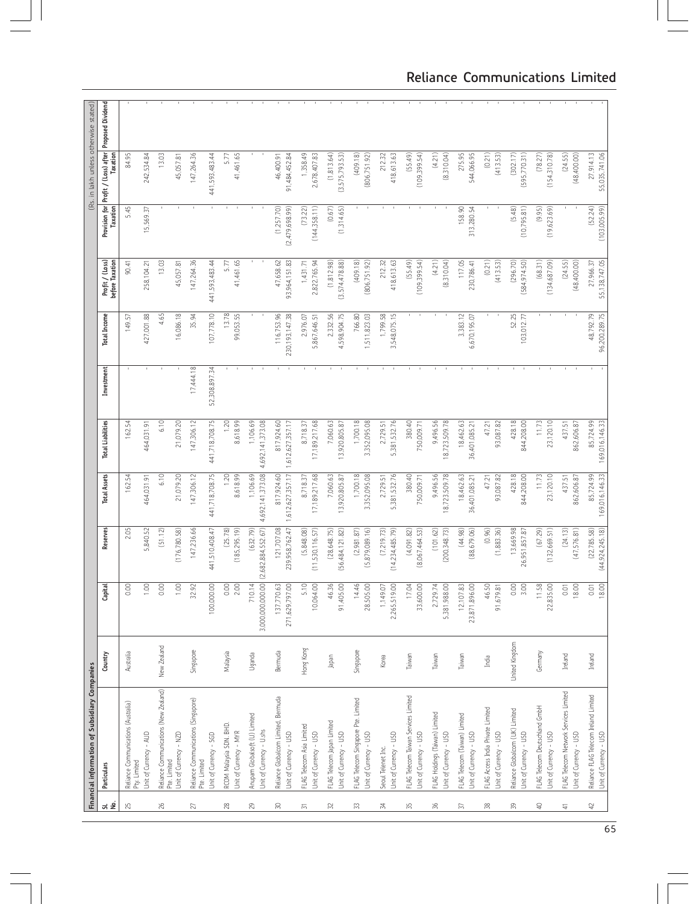## Financial information of Subsidiary Companies

(Rs. in lakh unless otherwise stated)

| Sl. No. | Particulars | Country | Capital | Reserves | Total Assets | Total Liabilities | Investment | Total Income | Profit / (Loss) before Taxation | Provision for Taxation | Profit / (Loss) after Taxation | Proposed Dividend |
|---|---|---|---|---|---|---|---|---|---|---|---|---|
| 25 | Reliance Communications (Australia) Pty. Limited | Australia | 0.00 | 2.05 | 162.54 | 162.54 | - | 149.57 | 90.41 | 5.45 | 84.95 | - |
| | Unit of Currency - AUD | | 1.00 | 5,840.52 | 464,031.91 | 464,031.91 | - | 427,001.88 | 258,104.21 | 15,569.37 | 242,534.84 | - |
| 26 | Reliance Communications (New Zealand) Pte. Limited | New Zealand | 0.00 | (51.12) | 6.10 | 6.10 | - | 4.65 | 13.03 | - | 13.03 | - |
| | Unit of Currency - NZD | | 1.00 | (176,780.58) | 21,079.20 | 21,079.20 | - | 16,086.18 | 45,057.81 | - | 45,057.81 | - |
| 27 | Reliance Communications (Singapore) Pte. Limited | Singapore | 32.92 | 147,236.66 | 147,306.12 | 147,306.12 | 17,444.18 | 35.94 | 147,264.36 | - | 147,264.36 | - |
| | Unit of Currency - SGD | | 100,000.00 | 441,510,408.47 | 441,718,708.75 | 441,718,708.75 | 52,308,897.34 | 107,778.10 | 441,593,483.44 | - | 441,593,483.44 | - |
| 28 | RCOM Malaysia SDN. BHD. | Malaysia | 0.00 | (25.78) | 1.20 | 1.20 | - | 13.78 | 5.77 | - | 5.77 | - |
| | Unit of Currency - MYR | | 2.00 | (185,295.19) | 8,618.99 | 8,618.99 | - | 99,053.55 | 41,461.65 | - | 41,461.65 | - |
| 29 | Anupam Globalsoft (U) Limited | Uganda | 710.14 | (632.79) | 1,106.69 | 1,106.69 | - | - | - | - | - | - |
| | Unit of Currency - U.shs | | 3,000,000,000.00 | (2,682,884,552.67) | 4,692,141,373.08 | 4,692,141,373.08 | - | - | - | - | - | - |
| 30 | Reliance Globalcom Limited, Bermuda | Bermuda | 137,770.63 | 121,707.08 | 817,924.60 | 817,924.60 | - | 116,753.96 | 47,658.62 | (1,257.70) | 46,400.91 | - |
| | Unit of Currency - USD | | 271,629,797.00 | 239,958,762.47 | 1,612,627,357.17 | 1,612,627,357.17 | - | 230,193,147.38 | 93,964,151.83 | (2,479,698.99) | 91,484,452.84 | - |
| 31 | FLAG Telecom Asia Limited | Hong Kong | 5.10 | (5,848.08) | 8,718.37 | 8,718.37 | - | 2,976.07 | 1,431.71 | (73.22) | 1,358.49 | - |
| | Unit of Currency - USD | | 10,064.00 | (11,530,116.57) | 17,189,217.68 | 17,189,217.68 | - | 5,867,646.51 | 2,822,765.94 | (144,358.11) | 2,678,407.83 | - |
| 32 | FLAG Telecom Japan Limited | Japan | 46.36 | (28,648.75) | 7,060.63 | 7,060.63 | - | 2,332.56 | (1,812.98) | (0.67) | (1,813.64) | - |
| | Unit of Currency - USD | | 91,405.00 | (56,484,121.82) | 13,920,805.87 | 13,920,805.87 | - | 4,598,904.75 | (3,574,478.88) | (1,314.65) | (3,575,793.53) | - |
| 33 | FLAG Telecom Singapore Pte. Limited | Singapore | 14.46 | (2,981.87) | 1,700.18 | 1,700.18 | - | 766.80 | (409.18) | - | (409.18) | - |
| | Unit of Currency - USD | | 28,505.00 | (5,879,089.16) | 3,352,095.08 | 3,352,095.08 | - | 1,511,823.03 | (806,751.92) | - | (806,751.92) | - |
| 34 | Seoul Telenet Inc. | Korea | 1,149.07 | (7,219.73) | 2,729.51 | 2,729.51 | - | 1,799.58 | 212.32 | - | 212.32 | - |
| | Unit of Currency - USD | | 2,265,519.00 | (14,234,485.79) | 5,381,532.76 | 5,381,532.76 | - | 3,548,075.15 | 418,613.63 | - | 418,613.63 | - |
| 35 | FLAG Telecom Taiwan Services Limited | Taiwan | 17.04 | (4,091.82) | 380.40 | 380.40 | - | - | (55.49) | - | (55.49) | - |
| | Unit of Currency - USD | | 33,600.00 | (8,067,464.53) | 750,009.71 | 750,009.71 | - | - | (109,399.54) | - | (109,399.54) | - |
| 36 | FLAG Holdings (Taiwan) Limited | Taiwan | 2,729.74 | (101.62) | 9,496.56 | 9,496.56 | - | - | (4.21) | - | (4.21) | - |
| | Unit of Currency - USD | | 5,381,988.00 | (200,348.73) | 18,723,509.78 | 18,723,509.78 | - | - | (8,310.04) | - | (8,310.04) | - |
| 37 | FLAG Telecom (Taiwan) Limited | Taiwan | 12,107.83 | (44.98) | 18,462.63 | 18,462.63 | - | 3,383.12 | 117.05 | 158.90 | 275.95 | - |
| | Unit of Currency - USD | | 23,871,896.00 | (88,679.06) | 36,401,085.21 | 36,401,085.21 | - | 6,670,195.07 | 230,786.41 | 313,280.54 | 544,066.95 | - |
| 38 | FLAG Access India Private Limited | India | 46.50 | (0.96) | 47.21 | 47.21 | - | - | (0.21) | - | (0.21) | - |
| | Unit of Currency - USD | | 91,679.81 | (1,883.36) | 93,087.82 | 93,087.82 | - | - | (413.53) | - | (413.53) | - |
| 39 | Reliance Globalcom (UK) Limited | United Kingdom | 0.00 | 13,669.98 | 428.18 | 428.18 | - | 52.25 | (296.70) | (5.48) | (302.17) | - |
| | Unit of Currency - USD | | 3.00 | 26,951,857.87 | 844,208.00 | 844,208.00 | - | 103,012.77 | (584,974.50) | (10,795.81) | (595,770.31) | - |
| 40 | FLAG Telecom Deutschland GmbH | Germany | 11.58 | (67.29) | 11.73 | 11.73 | - | - | (68.31) | (9.95) | (78.27) | - |
| | Unit of Currency - USD | | 22,835.00 | (132,669.51) | 23,120.10 | 23,120.10 | - | - | (134,687.09) | (19,623.69) | (154,310.78) | - |
| 41 | FLAG Telecom Network Services Limited | Ireland | 0.01 | (24.13) | 437.51 | 437.51 | - | - | (24.55) | - | (24.55) | - |
| | Unit of Currency - USD | | 18.00 | (47,576.81) | 862,606.87 | 862,606.87 | - | - | (48,400.00) | - | (48,400.00) | - |
| 42 | Reliance FLAG Telecom Ireland Limited | Ireland | 0.01 | (22,785.58) | 85,724.99 | 85,724.99 | - | 48,792.79 | 27,966.37 | (52.24) | 27,914.13 | - |
| | Unit of Currency - USD | | 18.00 | (44,924,245.18) | 169,016,146.33 | 169,016,146.33 | - | 96,200,289.75 | 55,138,747.05 | (103,005.99) | 55,035,741.06 | - |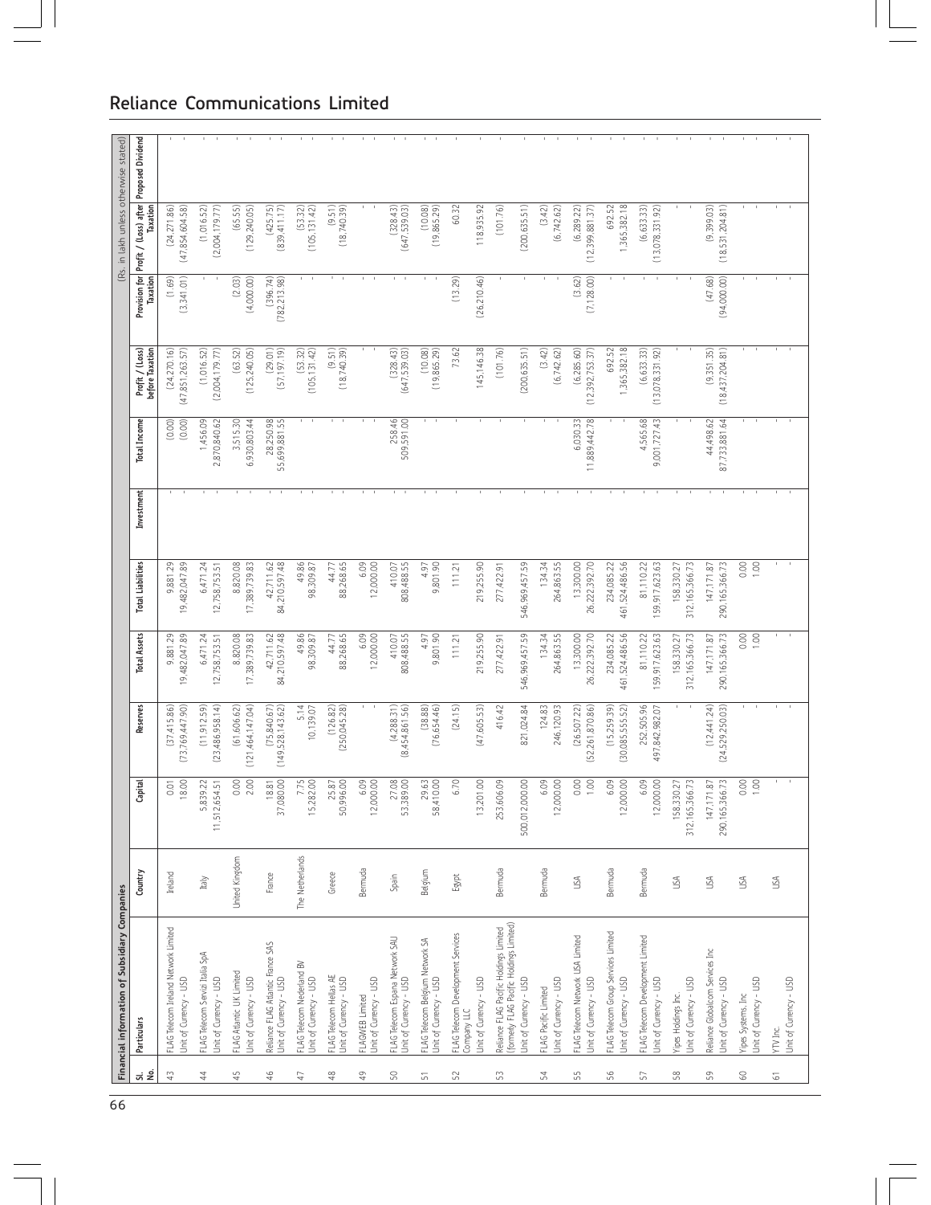## Financial information of Subsidiary Companies

(Rs. in lakh unless otherwise stated)

| Sl. No. | Particulars | Country | Capital | Reserves | Total Assets | Total Liabilities | Investment | Total Income | Profit / (Loss) before Taxation | Provision for Taxation | Profit / (Loss) after Taxation | Proposed Dividend |
|---|---|---|---|---|---|---|---|---|---|---|---|---|
| 43 | FLAG Telecom Ireland Network Limited | Ireland | 0.01 | (37,415.86) | 9,881.29 | 9,881.29 | - | (0.00) | (24,270.16) | (1.69) | (24,271.86) | - |
| | Unit of Currency - USD | | 18.00 | (73,769,447.90) | 19,482,047.89 | 19,482,047.89 | - | (0.00) | (47,851,263.57) | (3,341.01) | (47,854,604.58) | - |
| 44 | FLAG Telecom Servizi Italia SpA | Italy | 5,839.22 | (11,912.59) | 6,471.24 | 6,471.24 | - | 1,456.09 | (1,016.52) | - | (1,016.52) | - |
| | Unit of Currency - USD | | 11,512,654.51 | (23,486,958.14) | 12,758,753.51 | 12,758,753.51 | - | 2,870,840.62 | (2,004,179.77) | - | (2,004,179.77) | - |
| 45 | FLAG Atlantic UK Limited | United Kingdom | 0.00 | (61,606.62) | 8,820.08 | 8,820.08 | - | 3,515.30 | (63.52) | (2.03) | (65.55) | - |
| | Unit of Currency - USD | | 2.00 | (121,464,147.04) | 17,389,739.83 | 17,389,739.83 | - | 6,930,803.44 | (125,240.05) | (4,000.00) | (129,240.05) | - |
| 46 | Reliance FLAG Atlantic France SAS | France | 18.81 | (75,840.67) | 42,711.62 | 42,711.62 | - | 28,250.98 | (29.01) | (396.74) | (425.75) | - |
| | Unit of Currency - USD | | 37,080.00 | (149,528,143.62) | 84,210,597.48 | 84,210,597.48 | - | 55,699,881.55 | (57,197.19) | (782,213.98) | (839,411.17) | - |
| 47 | FLAG Telecom Nederland BV | The Netherlands | 7.75 | 5.14 | 49.86 | 49.86 | - | - | (53.32) | - | (53.32) | - |
| | Unit of Currency - USD | | 15,282.00 | 10,139.07 | 98,309.87 | 98,309.87 | - | - | (105,131.42) | - | (105,131.42) | - |
| 48 | FLAG Telecom Hellas AE | Greece | 25.87 | (126.82) | 44.77 | 44.77 | - | - | (9.51) | - | (9.51) | - |
| | Unit of Currency - USD | | 50,996.00 | (250,045.28) | 88,268.65 | 88,268.65 | - | - | (18,740.39) | - | (18,740.39) | - |
| 49 | FLAGWEB Limited | Bermuda | 6.09 | - | 6.09 | 6.09 | - | - | - | - | - | - |
| | Unit of Currency - USD | | 12,000.00 | - | 12,000.00 | 12,000.00 | - | - | - | - | - | - |
| 50 | FLAG Telecom Espana Network SAU | Spain | 27.08 | (4,288.31) | 410.07 | 410.07 | - | 258.46 | (328.43) | - | (328.43) | - |
| | Unit of Currency - USD | | 53,389.00 | (8,454,861.56) | 808,488.55 | 808,488.55 | - | 509,591.00 | (647,539.03) | - | (647,539.03) | - |
| 51 | FLAG Telecom Belgium Network SA | Belgium | 29.63 | (38.88) | 4.97 | 4.97 | - | - | (10.08) | - | (10.08) | - |
| | Unit of Currency - USD | | 58,410.00 | (76,654.46) | 9,801.90 | 9,801.90 | - | - | (19,865.29) | - | (19,865.29) | - |
| 52 | FLAG Telecom Development Services Company LLC | Egypt | 6.70 | (24.15) | 111.21 | 111.21 | - | - | 73.62 | (13.29) | 60.32 | - |
| | Unit of Currency - USD | | 13,201.00 | (47,605.53) | 219,255.90 | 219,255.90 | - | - | 145,146.38 | (26,210.46) | 118,935.92 | - |
| 53 | Reliance FLAG Pacific Holdings Limited (formerly FLAG Pacific Holdings Limited) | Bermuda | 253,606.09 | 416.42 | 277,422.91 | 277,422.91 | - | - | (101.76) | - | (101.76) | - |
| | Unit of Currency - USD | | 500,012,000.00 | 821,024.84 | 546,969,457.59 | 546,969,457.59 | - | - | (200,635.51) | - | (200,635.51) | - |
| 54 | FLAG Pacific Limited | Bermuda | 6.09 | 124.83 | 134.34 | 134.34 | - | - | (3.42) | - | (3.42) | - |
| | Unit of Currency - USD | | 12,000.00 | 246,120.93 | 264,863.55 | 264,863.55 | - | - | (6,742.62) | - | (6,742.62) | - |
| 55 | FLAG Telecom Network USA Limited | USA | 0.00 | (26,507.22) | 13,300.00 | 13,300.00 | - | 6,030.33 | (6,285.60) | (3.62) | (6,289.22) | - |
| | Unit of Currency - USD | | 1.00 | (52,261,870.86) | 26,222,392.70 | 26,222,392.70 | - | 11,889,442.78 | (12,392,753.37) | (7,128.00) | (12,399,881.37) | - |
| 56 | FLAG Telecom Group Services Limited | Bermuda | 6.09 | (15,259.39) | 234,085.22 | 234,085.22 | - | - | 692.52 | - | 692.52 | - |
| | Unit of Currency - USD | | 12,000.00 | (30,085,555.52) | 461,524,486.56 | 461,524,486.56 | - | - | 1,365,382.18 | - | 1,365,382.18 | - |
| 57 | FLAG Telecom Development Limited | Bermuda | 6.09 | 252,505.96 | 81,110.22 | 81,110.22 | - | 4,565.68 | (6,633.33) | - | (6,633.33) | - |
| | Unit of Currency - USD | | 12,000.00 | 497,842,982.07 | 159,917,623.63 | 159,917,623.63 | - | 9,001,727.43 | (13,078,331.92) | - | (13,078,331.92) | - |
| 58 | Yipes Holdings Inc. | USA | 158,330.27 | - | 158,330.27 | 158,330.27 | - | - | - | - | - | - |
| | Unit of Currency - USD | | 312,165,366.73 | - | 312,165,366.73 | 312,165,366.73 | - | - | - | - | - | - |
| 59 | Reliance Globalcom Services Inc | USA | 147,171.87 | (12,441.24) | 147,171.87 | 147,171.87 | - | 44,498.62 | (9,351.35) | (47.68) | (9,399.03) | - |
| | Unit of Currency - USD | | 290,165,366.73 | (24,529,250.03) | 290,165,366.73 | 290,165,366.73 | - | 87,733,881.64 | (18,437,204.81) | (94,000.00) | (18,531,204.81) | - |
| 60 | Yipes Systems, Inc | USA | 0.00 | - | 0.00 | 0.00 | - | - | - | - | - | - |
| | Unit of Currency - USD | | 1.00 | - | 1.00 | 1.00 | - | - | - | - | - | - |
| 61 | YTV Inc. | USA | - | - | - | - | - | - | - | - | - | - |
| | Unit of Currency - USD | | - | - | - | - | - | - | - | - | - | - |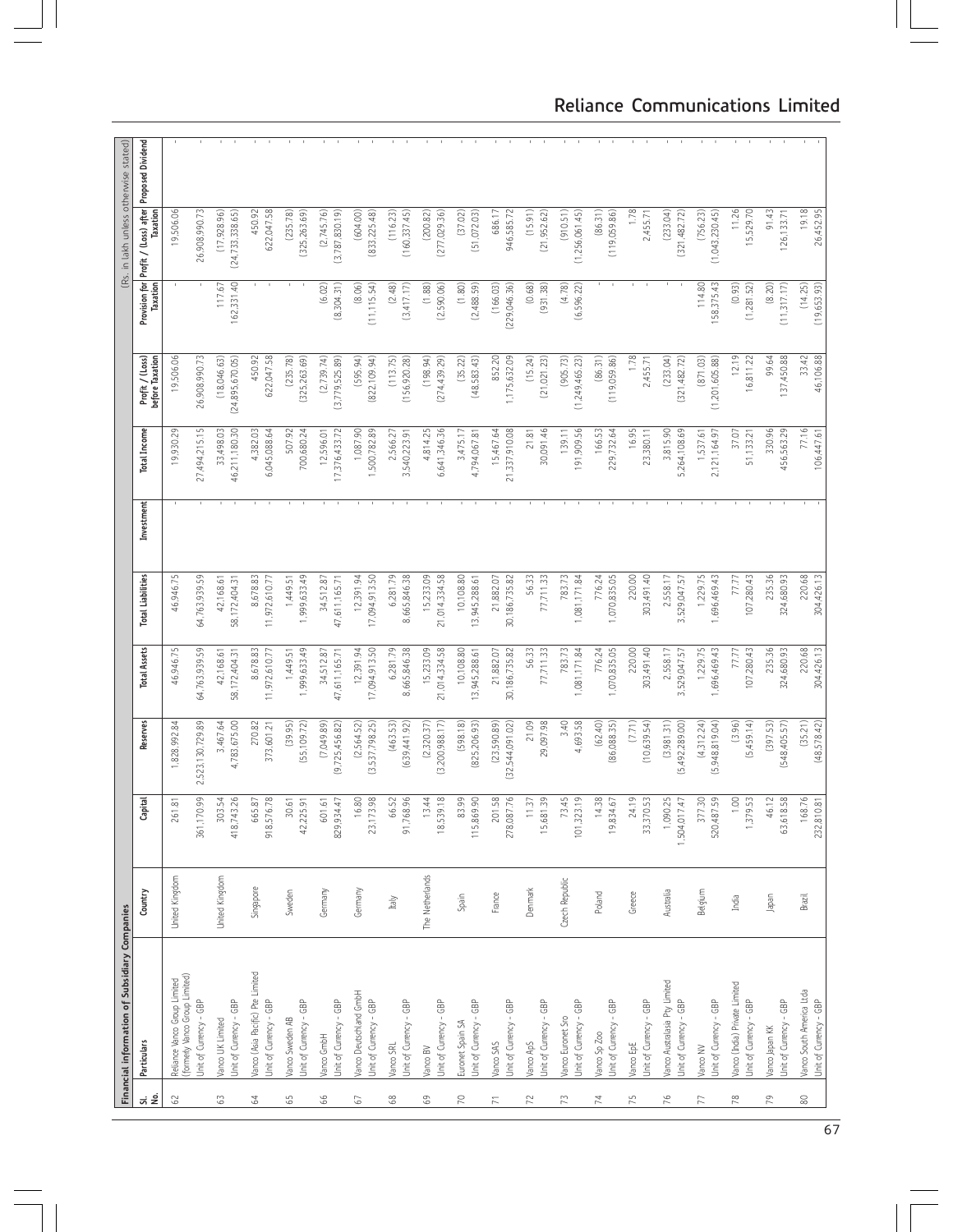## Financial information of Subsidiary Companies

(Rs. in lakh unless otherwise stated)

| Sl. No. | Particulars | Country | Capital | Reserves | Total Assets | Total Liabilities | Investment | Total Income | Profit / (Loss) before Taxation | Provision for Taxation | Profit / (Loss) after Taxation | Proposed Dividend |
|---|---|---|---|---|---|---|---|---|---|---|---|---|
| 62 | Reliance Vanco Group Limited (formerly Vanco Group Limited) | United Kingdom | 261.81 | 1,828,992.84 | 46,946.75 | 46,946.75 | - | 19,930.29 | 19,506.06 | - | 19,506.06 | - |
| | Unit of Currency - GBP | | 361,170.99 | 2,523,130,729.89 | 64,763,939.59 | 64,763,939.59 | - | 27,494,215.15 | 26,908,990.73 | - | 26,908,990.73 | - |
| 63 | Vanco UK Limited | United Kingdom | 303.54 | 3,467.64 | 42,168.61 | 42,168.61 | - | 33,498.03 | (18,046.63) | 117.67 | (17,928.96) | - |
| | Unit of Currency - GBP | | 418,743.26 | 4,783,675.00 | 58,172,404.31 | 58,172,404.31 | - | 46,211,180.30 | (24,895,670.05) | 162,331.40 | (24,733,338.65) | - |
| 64 | Vanco (Asia Pacific) Pte Limited | Singapore | 665.87 | 270.82 | 8,678.83 | 8,678.83 | - | 4,382.03 | 450.92 | - | 450.92 | - |
| | Unit of Currency - GBP | | 918,576.78 | 373,601.21 | 11,972,610.77 | 11,972,610.77 | - | 6,045,088.64 | 622,047.58 | - | 622,047.58 | - |
| 65 | Vanco Sweden AB | Sweden | 30.61 | (39.95) | 1,449.51 | 1,449.51 | - | 507.92 | (235.78) | - | (235.78) | - |
| | Unit of Currency - GBP | | 42,225.91 | (55,109.72) | 1,999,633.49 | 1,999,633.49 | - | 700,680.24 | (325,263.69) | - | (325,263.69) | - |
| 66 | Vanco GmbH | Germany | 601.61 | (7,049.89) | 34,512.87 | 34,512.87 | - | 12,596.01 | (2,739.74) | (6.02) | (2,745.76) | - |
| | Unit of Currency - GBP | | 829,934.47 | (9,725,456.82) | 47,611,165.71 | 47,611,165.71 | - | 17,376,433.72 | (3,779,525.89) | (8,304.31) | (3,787,830.19) | - |
| 67 | Vanco Deutschland GmbH | Germany | 16.80 | (2,564.52) | 12,391.94 | 12,391.94 | - | 1,087.90 | (595.94) | (8.06) | (604.00) | - |
| | Unit of Currency - GBP | | 23,173.98 | (3,537,798.25) | 17,094,913.50 | 17,094,913.50 | - | 1,500,782.89 | (822,109.94) | (11,115.54) | (833,225.48) | - |
| 68 | Vanco SRL | Italy | 66.52 | (463.53) | 6,281.79 | 6,281.79 | - | 2,566.27 | (113.75) | (2.48) | (116.23) | - |
| | Unit of Currency - GBP | | 91,768.96 | (639,441.92) | 8,665,846.38 | 8,665,846.38 | - | 3,540,223.91 | (156,920.28) | (3,417.17) | (160,337.45) | - |
| 69 | Vanco BV | The Netherlands | 13.44 | (2,320.37) | 15,233.09 | 15,233.09 | - | 4,814.25 | (198.94) | (1.88) | (200.82) | - |
| | Unit of Currency - GBP | | 18,539.18 | (3,200,988.17) | 21,014,334.58 | 21,014,334.58 | - | 6,641,346.36 | (274,439.29) | (2,590.06) | (277,029.36) | - |
| 70 | Euronet Spain SA | Spain | 83.99 | (598.18) | 10,108.80 | 10,108.80 | - | 3,475.17 | (35.22) | (1.80) | (37.02) | - |
| | Unit of Currency - GBP | | 115,869.90 | (825,206.93) | 13,945,288.61 | 13,945,288.61 | - | 4,794,067.81 | (48,583.43) | (2,488.59) | (51,072.03) | - |
| 71 | Vanco SAS | France | 201.58 | (23,590.89) | 21,882.07 | 21,882.07 | - | 15,467.64 | 852.20 | (166.03) | 686.17 | - |
| | Unit of Currency - GBP | | 278,087.76 | (32,544,091.02) | 30,186,735.82 | 30,186,735.82 | - | 21,337,910.08 | 1,175,632.09 | (229,046.36) | 946,585.72 | - |
| 72 | Vanco ApS | Denmark | 11.37 | 21.09 | 56.33 | 56.33 | - | 21.81 | (15.24) | (0.68) | (15.91) | - |
| | Unit of Currency - GBP | | 15,681.39 | 29,097.98 | 77,711.33 | 77,711.33 | - | 30,091.46 | (21,021.23) | (931.38) | (21,952.62) | - |
| 73 | Vanco Euronet Sro | Czech Republic | 73.45 | 3.40 | 783.73 | 783.73 | - | 139.11 | (905.73) | (4.78) | (910.51) | - |
| | Unit of Currency - GBP | | 101,323.19 | 4,693.58 | 1,081,171.84 | 1,081,171.84 | - | 191,909.56 | (1,249,465.23) | (6,596.22) | (1,256,061.45) | - |
| 74 | Vanco Sp Zoo | Poland | 14.38 | (62.40) | 776.24 | 776.24 | - | 166.53 | (86.31) | - | (86.31) | - |
| | Unit of Currency - GBP | | 19,834.67 | (86,088.35) | 1,070,835.05 | 1,070,835.05 | - | 229,732.64 | (119,059.86) | - | (119,059.86) | - |
| 75 | Vanco EpE | Greece | 24.19 | (7.71) | 220.00 | 220.00 | - | 16.95 | 1.78 | - | 1.78 | - |
| | Unit of Currency - GBP | | 33,370.53 | (10,639.54) | 303,491.40 | 303,491.40 | - | 23,380.11 | 2,455.71 | - | 2,455.71 | - |
| 76 | Vanco Australasia Pty Limited | Australia | 1,090.25 | (3,981.31) | 2,558.17 | 2,558.17 | - | 3,815.90 | (233.04) | - | (233.04) | - |
| | Unit of Currency - GBP | | 1,504,017.47 | (5,492,289.00) | 3,529,047.57 | 3,529,047.57 | - | 5,264,108.69 | (321,482.72) | - | (321,482.72) | - |
| 77 | Vanco NV | Belgium | 377.30 | (4,312.24) | 1,229.75 | 1,229.75 | - | 1,537.61 | (871.03) | 114.80 | (756.23) | - |
| | Unit of Currency - GBP | | 520,487.59 | (5,948,819.04) | 1,696,469.43 | 1,696,469.43 | - | 2,121,164.97 | (1,201,605.88) | 158,375.43 | (1,043,230.45) | - |
| 78 | Vanco (India) Private Limited | India | 1.00 | (3.96) | 77.77 | 77.77 | - | 37.07 | 12.19 | (0.93) | 11.26 | - |
| | Unit of Currency - GBP | | 1,379.53 | (5,459.14) | 107,280.43 | 107,280.43 | - | 51,133.21 | 16,811.22 | (1,281.52) | 15,529.70 | - |
| 79 | Vanco Japan KK | Japan | 46.12 | (397.53) | 235.36 | 235.36 | - | 330.96 | 99.64 | (8.20) | 91.43 | - |
| | Unit of Currency - GBP | | 63,618.58 | (548,405.57) | 324,680.93 | 324,680.93 | - | 456,563.29 | 137,450.88 | (11,317.17) | 126,133.71 | - |
| 80 | Vanco South America Ltda | Brazil | 168.76 | (35.21) | 220.68 | 220.68 | - | 77.16 | 33.42 | (14.25) | 19.18 | - |
| | Unit of Currency - GBP | | 232,810.81 | (48,578.42) | 304,426.13 | 304,426.13 | - | 106,447.61 | 46,106.88 | (19,653.93) | 26,452.95 | - |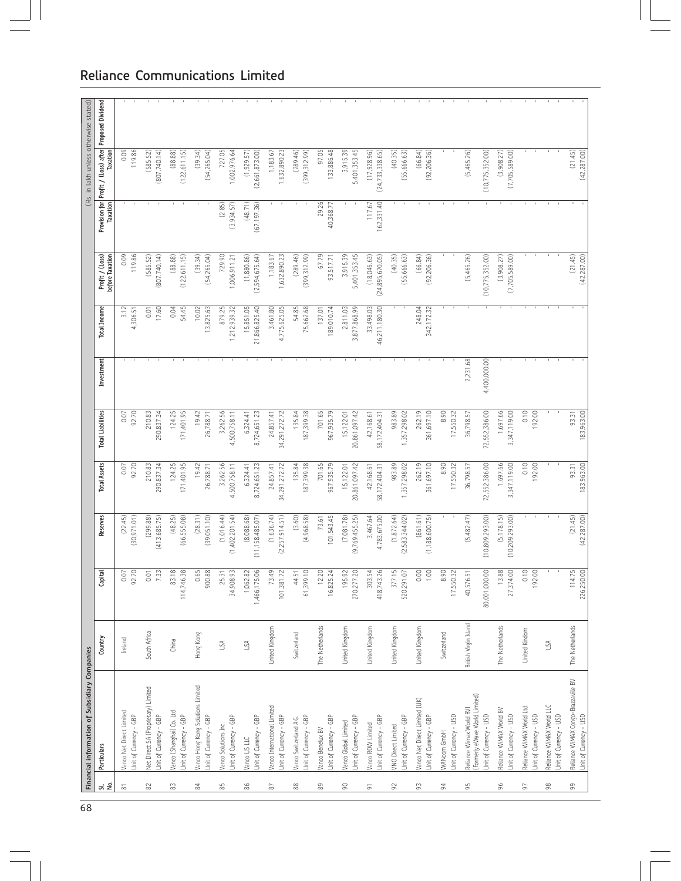# Reliance Communications Limited

## Financial information of Subsidiary Companies

(Rs. in lakh unless otherwise stated)

| Sl. No. | Particulars | Country | Capital | Reserves | Total Assets | Total Liabilities | Investment | Total Income | Profit / (Loss) before Taxation | Provision for Taxation | Profit / (Loss) after Taxation | Proposed Dividend |
|---|---|---|---|---|---|---|---|---|---|---|---|---|
| 81 | Vanco Net Direct Limited | Ireland | 0.07 | (22.45) | 0.07 | 0.07 | - | 3.12 | 0.09 | - | 0.09 | - |
| | Unit of Currency - GBP | | 92.70 | (30,971.01) | 92.70 | 92.70 | - | 4,306.51 | 119.86 | - | 119.86 | - |
| 82 | Net Direct SA (Proprietary) Limited | South Africa | 0.01 | (299.88) | 210.83 | 210.83 | - | 0.01 | (585.52) | - | (585.52) | - |
| | Unit of Currency - GBP | | 7.33 | (413,685.75) | 290,837.34 | 290,837.34 | - | 17.60 | (807,740.14) | - | (807,740.14) | - |
| 83 | Vanco (Shanghai) Co. Ltd | China | 83.18 | (48.25) | 124.25 | 124.25 | - | 0.04 | (88.88) | - | (88.88) | - |
| | Unit of Currency - GBP | | 114,746.38 | (66,555.08) | 171,401.95 | 171,401.95 | - | 54.45 | (122,611.15) | - | (122,611.15) | - |
| 84 | Vanco Hong Kong Solutions Limited | Hong Kong | 0.65 | (28.31) | 19.42 | 19.42 | - | 10.02 | (39.34) | - | (39.34) | - |
| | Unit of Currency - GBP | | 900.88 | (39,051.10) | 26,788.71 | 26,788.71 | - | 13,825.63 | (54,265.04) | - | (54,265.04) | - |
| 85 | Vanco Solutions Inc. | USA | 25.31 | (1,016.44) | 3,262.56 | 3,262.56 | - | 879.25 | 729.90 | (2.85) | 727.05 | - |
| | Unit of Currency - GBP | | 34,908.93 | (1,402,201.54) | 4,500,758.11 | 4,500,758.11 | - | 1,212,939.32 | 1,006,911.21 | (3,934.57) | 1,002,976.64 | - |
| 86 | Vanco US LLC | USA | 1,062.82 | (8,088.68) | 6,324.41 | 6,324.41 | - | 15,851.05 | (1,880.86) | (48.71) | (1,929.57) | - |
| | Unit of Currency - GBP | | 1,466,175.06 | (11,158,485.07) | 8,724,651.23 | 8,724,651.23 | - | 21,866,825.40 | (2,594,675.64) | (67,197.36) | (2,661,873.00) | - |
| 87 | Vanco International Limited | United Kingdom | 73.49 | (1,636.74) | 24,857.41 | 24,857.41 | - | 3,461.80 | 1,183.67 | - | 1,183.67 | - |
| | Unit of Currency - GBP | | 101,381.72 | (2,257,914.51) | 34,291,272.72 | 34,291,272.72 | - | 4,775,625.05 | 1,632,890.23 | - | 1,632,890.23 | - |
| 88 | Vanco Switzerland AG. | Switzerland | 44.51 | (3.60) | 135.84 | 135.84 | - | 54.85 | (289.46) | - | (289.46) | - |
| | Unit of Currency - GBP | | 61,399.10 | (4,968.58) | 187,399.38 | 187,399.38 | - | 75,662.68 | (399,312.99) | - | (399,312.99) | - |
| 89 | Vanco Benelux BV | The Netherlands | 12.20 | 73.61 | 701.65 | 701.65 | - | 137.01 | 67.79 | 29.26 | 97.05 | - |
| | Unit of Currency - GBP | | 16,825.24 | 101,543.45 | 967,935.79 | 967,935.79 | - | 189,010.74 | 93,517.71 | 40,368.77 | 133,886.48 | - |
| 90 | Vanco Global Limited | United Kingdom | 195.92 | (7,081.78) | 15,122.01 | 15,122.01 | - | 2,811.03 | 3,915.39 | - | 3,915.39 | - |
| | Unit of Currency - GBP | | 270,277.20 | (9,769,455.25) | 20,861,097.42 | 20,861,097.42 | - | 3,877,868.99 | 5,401,353.45 | - | 5,401,353.45 | - |
| 91 | Vanco ROW Limited | United Kingdom | 303.54 | 3,467.64 | 42,168.61 | 42,168.61 | - | 33,498.03 | (18,046.63) | 117.67 | (17,928.96) | - |
| | Unit of Currency - GBP | | 418,743.26 | 4,783,675.00 | 58,172,404.31 | 58,172,404.31 | - | 46,211,180.30 | (24,895,670.05) | 162,331.40 | (24,733,338.65) | - |
| 92 | VNO Direct Limited | United Kingdom | 377.15 | (1,872.64) | 983.89 | 983.89 | - | - | (40.35) | - | (40.35) | - |
| | Unit of Currency - GBP | | 520,291.07 | (2,583,344.02) | 1,357,298.02 | 1,357,298.02 | - | - | (55,666.63) | - | (55,666.63) | - |
| 93 | Vanco Net Direct Limited (UK) | United Kingdom | 0.00 | (861.61) | 262.19 | 262.19 | - | 248.04 | (66.84) | - | (66.84) | - |
| | Unit of Currency - GBP | | 1.00 | (1,188,600.75) | 361,697.10 | 361,697.10 | - | 342,172.32 | (92,206.36) | - | (92,206.36) | - |
| 94 | WANcom GmbH | Switzerland | 8.90 | - | 8.90 | 8.90 | - | - | - | - | - | - |
| | Unit of Currency - USD | | 17,550.32 | - | 17,550.32 | 17,550.32 | - | - | - | - | - | - |
| 95 | Reliance Wimax World BVI (Formerly eWave World Limited) | British Virgin Island | 40,576.51 | (5,482.47) | 36,798.57 | 36,798.57 | 2,231.68 | - | (5,465.26) | - | (5,465.26) | - |
| | Unit of Currency - USD | | 80,001,000.00 | (10,809,293.00) | 72,552,386.00 | 72,552,386.00 | 4,400,000.00 | - | (10,775,352.00) | - | (10,775,352.00) | - |
| 96 | Reliance WiMAX World BV | The Netherlands | 13.88 | (5,178.15) | 1,697.66 | 1,697.66 | - | - | (3,908.27) | - | (3,908.27) | - |
| | Unit of Currency - USD | | 27,374.00 | (10,209,293.00) | 3,347,119.00 | 3,347,119.00 | - | - | (7,705,589.00) | - | (7,705,589.00) | - |
| 97 | Reliance WiMAX World Ltd. | United Kindom | 0.10 | - | 0.10 | 0.10 | - | - | - | - | - | - |
| | Unit of Currency - USD | | 192.00 | - | 192.00 | 192.00 | - | - | - | - | - | - |
| 98 | Reliance WiMAX World LLC | USA | - | - | - | - | - | - | - | - | - | - |
| | Unit of Currency - USD | | - | - | - | - | - | - | - | - | - | - |
| 99 | Reliance WiMAX Congo-Brazzaville BV | The Netherlands | 114.75 | (21.45) | 93.31 | 93.31 | - | - | (21.45) | - | (21.45) | - |
| | Unit of Currency - USD | | 226,250.00 | (42,287.00) | 183,963.00 | 183,963.00 | - | - | (42,287.00) | - | (42,287.00) | - |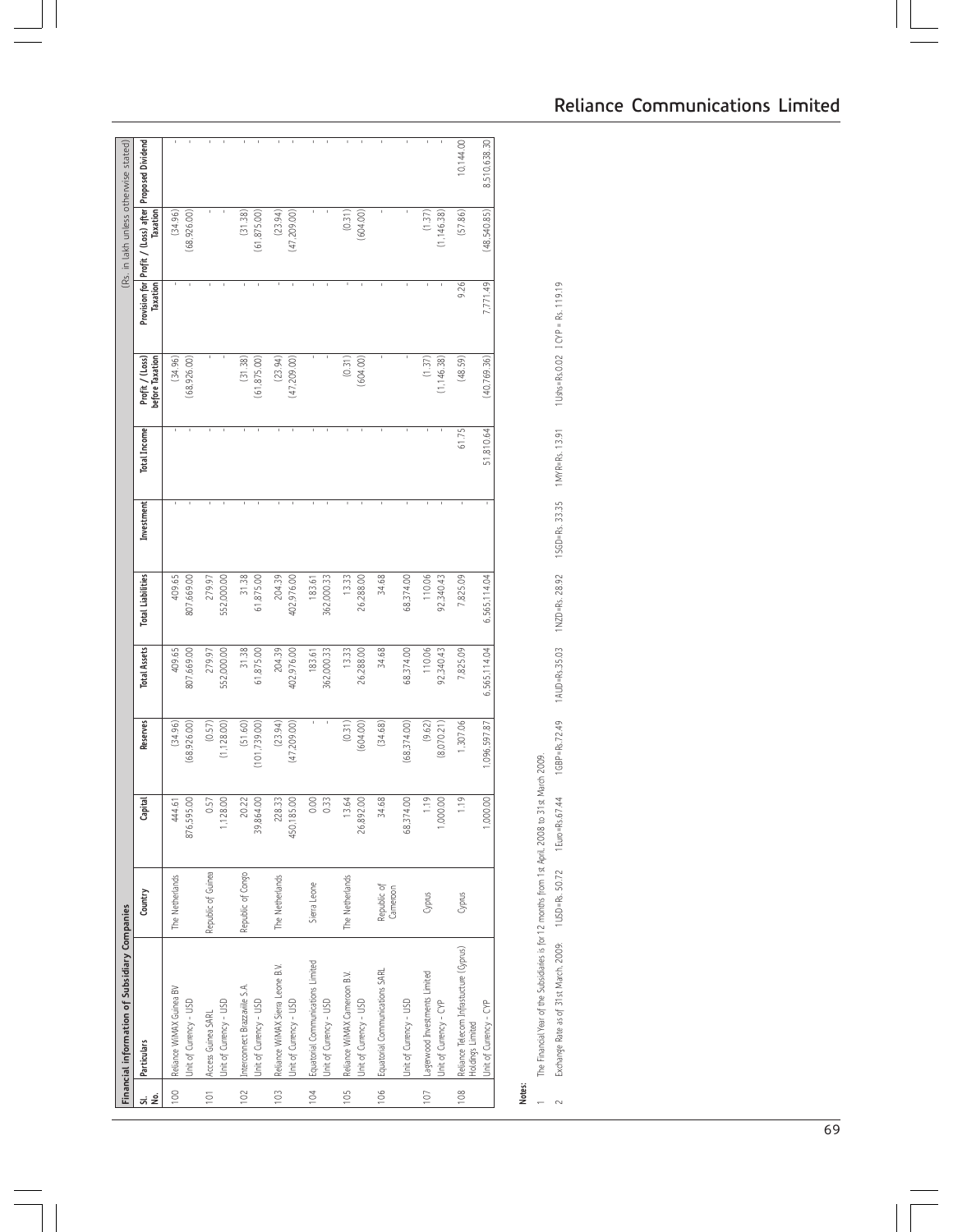## Financial information of Subsidiary Companies

(Rs. in lakh unless otherwise stated)

| Sl. No. | Particulars | Country | Capital | Reserves | Total Assets | Total Liabilities | Investment | Total Income | Profit / (Loss) before Taxation | Provision for Taxation | Profit / (Loss) after Taxation | Proposed Dividend |
|---|---|---|---|---|---|---|---|---|---|---|---|---|
| 100 | Reliance WiMAX Guinea BV | The Netherlands | 444.61 | (34.96) | 409.65 | 409.65 | - | - | (34.96) | - | (34.96) | - |
| | Unit of Currency - USD | | 876,595.00 | (68,926.00) | 807,669.00 | 807,669.00 | - | - | (68,926.00) | - | (68,926.00) | - |
| 101 | Access Guinea SARL | Republic of Guinea | 0.57 | (0.57) | 279.97 | 279.97 | - | - | - | - | - | - |
| | Unit of Currency - USD | | 1,128.00 | (1,128.00) | 552,000.00 | 552,000.00 | - | - | - | - | - | - |
| 102 | Interconnect Brazzaville S.A. | Republic of Congo | 20.22 | (51.60) | 31.38 | 31.38 | - | - | (31.38) | - | (31.38) | - |
| | Unit of Currency - USD | | 39,864.00 | (101,739.00) | 61,875.00 | 61,875.00 | - | - | (61,875.00) | - | (61,875.00) | - |
| 103 | Reliance WiMAX Sierra Leone B.V. | The Netherlands | 228.33 | (23.94) | 204.39 | 204.39 | - | - | (23.94) | - | (23.94) | - |
| | Unit of Currency - USD | | 450,185.00 | (47,209.00) | 402,976.00 | 402,976.00 | - | - | (47,209.00) | - | (47,209.00) | - |
| 104 | Equatorial Communications Limited | Sierra Leone | 0.00 | - | 183.61 | 183.61 | - | - | - | - | - | - |
| | Unit of Currency - USD | | 0.33 | - | 362,000.33 | 362,000.33 | - | - | - | - | - | - |
| 105 | Reliance WiMAX Cameroon B.V. | The Netherlands | 13.64 | (0.31) | 13.33 | 13.33 | - | - | (0.31) | - | (0.31) | - |
| | Unit of Currency - USD | | 26,892.00 | (604.00) | 26,288.00 | 26,288.00 | - | - | (604.00) | - | (604.00) | - |
| 106 | Equatorial Communications SARL | Republic of Cameroon | 34.68 | (34.68) | 34.68 | 34.68 | - | - | - | - | - | - |
| | Unit of Currency - USD | | 68,374.00 | (68,374.00) | 68,374.00 | 68,374.00 | - | - | - | - | - | - |
| 107 | Lagewood Investments Limited | Cyprus | 1.19 | (9.62) | 110.06 | 110.06 | - | - | (1.37) | - | (1.37) | - |
| | Unit of Currency - CYP | | 1,000.00 | (8,070.21) | 92,340.43 | 92,340.43 | - | - | (1,146.38) | - | (1,146.38) | - |
| 108 | Reliance Telecom Infrastructure (Cyprus) Holdings Limited | Cyprus | 1.19 | 1,307.06 | 7,825.09 | 7,825.09 | - | 61.75 | (48.59) | 9.26 | (57.86) | 10,144.00 |
| | Unit of Currency - CYP | | 1,000.00 | 1,096,597.87 | 6,565,114.04 | 6,565,114.04 | - | 51,810.64 | (40,769.36) | 7,771.49 | (48,540.85) | 8,510,638.30 |

**Notes:**

1 The Financial Year of the Subsidiaries is for 12 months from 1st April, 2008 to 31st March 2009.

2 Exchange Rate as of 31st March, 2009: 1USD=Rs. 50.72 1Euro=Rs.67.44 1GBP=Rs.72.49 1AUD=Rs.35.03 1NZD=Rs. 28.92 1SGD=Rs. 33.35 1MYR=Rs. 13.91 1Ushs=Rs.0.02 1CYP = Rs. 119.19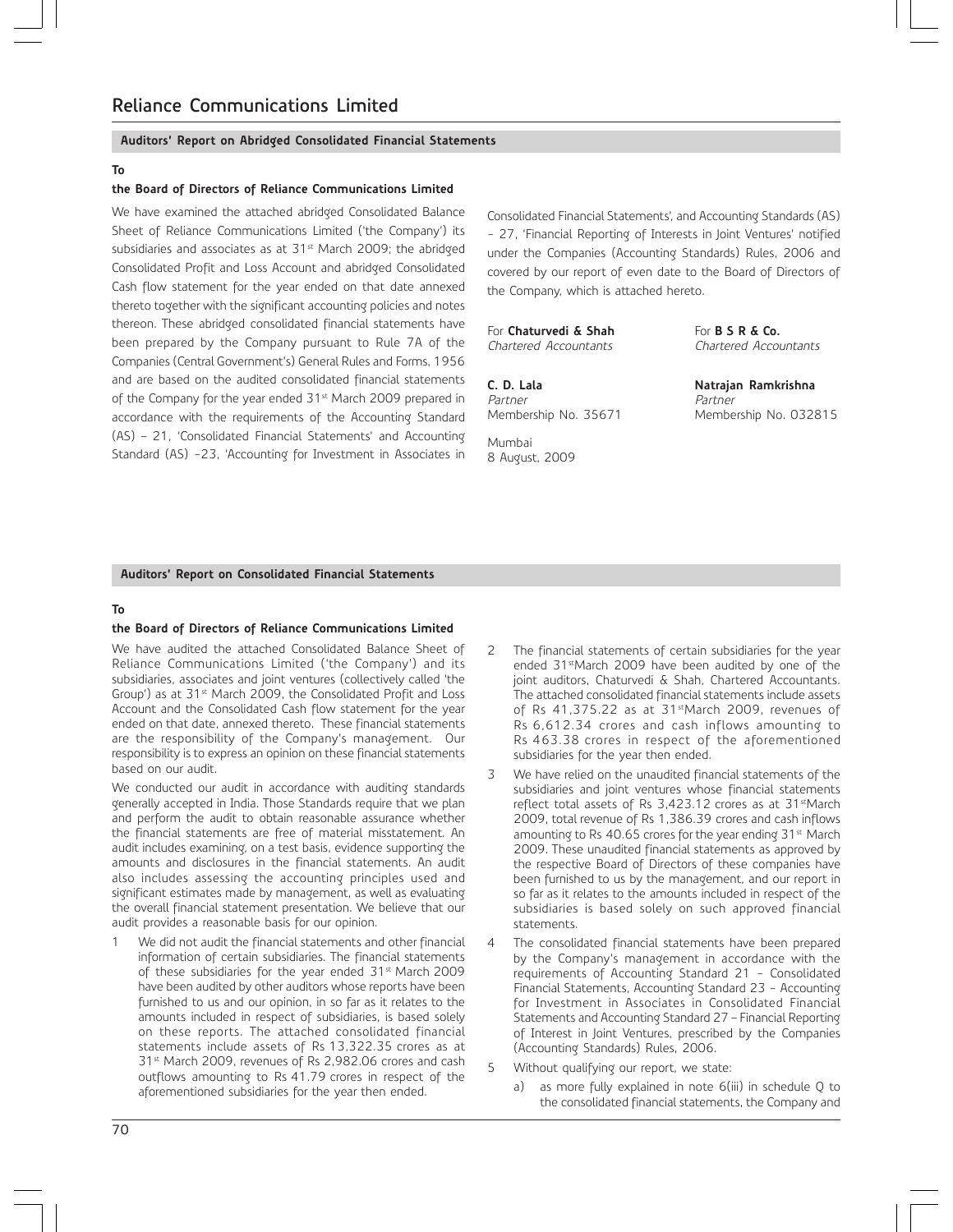## Auditors' Report on Abridged Consolidated Financial Statements

**To**

**the Board of Directors of Reliance Communications Limited**

We have examined the attached abridged Consolidated Balance Sheet of Reliance Communications Limited ('the Company') its subsidiaries and associates as at 31st March 2009; the abridged Consolidated Profit and Loss Account and abridged Consolidated Cash flow statement for the year ended on that date annexed thereto together with the significant accounting policies and notes thereon. These abridged consolidated financial statements have been prepared by the Company pursuant to Rule 7A of the Companies (Central Government's) General Rules and Forms, 1956 and are based on the audited consolidated financial statements of the Company for the year ended 31st March 2009 prepared in accordance with the requirements of the Accounting Standard (AS) – 21, 'Consolidated Financial Statements' and Accounting Standard (AS) -23, 'Accounting for Investment in Associates in Consolidated Financial Statements', and Accounting Standards (AS) - 27, 'Financial Reporting of Interests in Joint Ventures' notified under the Companies (Accounting Standards) Rules, 2006 and covered by our report of even date to the Board of Directors of the Company, which is attached hereto.

For **Chaturvedi & Shah**
*Chartered Accountants*

**C. D. Lala**
*Partner*
Membership No. 35671

For **B S R & Co.**
*Chartered Accountants*

**Natrajan Ramkrishna**
*Partner*
Membership No. 032815

Mumbai
8 August, 2009

## Auditors' Report on Consolidated Financial Statements

**To**

**the Board of Directors of Reliance Communications Limited**

We have audited the attached Consolidated Balance Sheet of Reliance Communications Limited ('the Company') and its subsidiaries, associates and joint ventures (collectively called 'the Group') as at 31st March 2009, the Consolidated Profit and Loss Account and the Consolidated Cash flow statement for the year ended on that date, annexed thereto. These financial statements are the responsibility of the Company's management. Our responsibility is to express an opinion on these financial statements based on our audit.

We conducted our audit in accordance with auditing standards generally accepted in India. Those Standards require that we plan and perform the audit to obtain reasonable assurance whether the financial statements are free of material misstatement. An audit includes examining, on a test basis, evidence supporting the amounts and disclosures in the financial statements. An audit also includes assessing the accounting principles used and significant estimates made by management, as well as evaluating the overall financial statement presentation. We believe that our audit provides a reasonable basis for our opinion.

1. We did not audit the financial statements and other financial information of certain subsidiaries. The financial statements of these subsidiaries for the year ended 31st March 2009 have been audited by other auditors whose reports have been furnished to us and our opinion, in so far as it relates to the amounts included in respect of subsidiaries, is based solely on these reports. The attached consolidated financial statements include assets of Rs 13,322.35 crores as at 31st March 2009, revenues of Rs 2,982.06 crores and cash outflows amounting to Rs 41.79 crores in respect of the aforementioned subsidiaries for the year then ended.
2. The financial statements of certain subsidiaries for the year ended 31stMarch 2009 have been audited by one of the joint auditors, Chaturvedi & Shah, Chartered Accountants. The attached consolidated financial statements include assets of Rs 41,375.22 as at 31stMarch 2009, revenues of Rs 6,612.34 crores and cash inflows amounting to Rs 463.38 crores in respect of the aforementioned subsidiaries for the year then ended.
3. We have relied on the unaudited financial statements of the subsidiaries and joint ventures whose financial statements reflect total assets of Rs 3,423.12 crores as at 31stMarch 2009, total revenue of Rs 1,386.39 crores and cash inflows amounting to Rs 40.65 crores for the year ending 31st March 2009. These unaudited financial statements as approved by the respective Board of Directors of these companies have been furnished to us by the management, and our report in so far as it relates to the amounts included in respect of the subsidiaries is based solely on such approved financial statements.
4. The consolidated financial statements have been prepared by the Company's management in accordance with the requirements of Accounting Standard 21 - Consolidated Financial Statements, Accounting Standard 23 - Accounting for Investment in Associates in Consolidated Financial Statements and Accounting Standard 27 – Financial Reporting of Interest in Joint Ventures, prescribed by the Companies (Accounting Standards) Rules, 2006.
5. Without qualifying our report, we state:
   a) as more fully explained in note 6(iii) in schedule Q to the consolidated financial statements, the Company and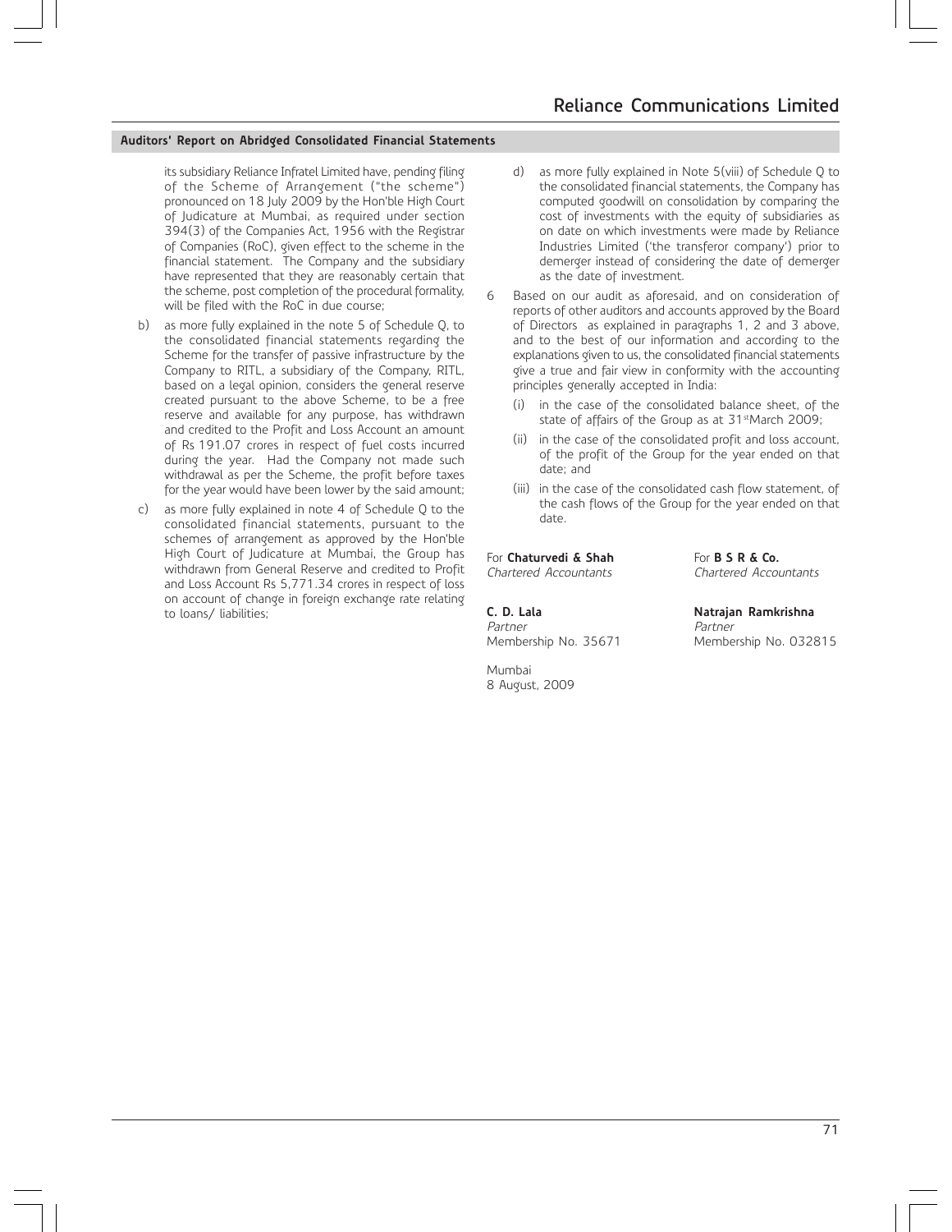## Auditors' Report on Abridged Consolidated Financial Statements

its subsidiary Reliance Infratel Limited have, pending filing of the Scheme of Arrangement ("the scheme") pronounced on 18 July 2009 by the Hon'ble High Court of Judicature at Mumbai, as required under section 394(3) of the Companies Act, 1956 with the Registrar of Companies (RoC), given effect to the scheme in the financial statement. The Company and the subsidiary have represented that they are reasonably certain that the scheme, post completion of the procedural formality, will be filed with the RoC in due course;

b) as more fully explained in the note 5 of Schedule Q, to the consolidated financial statements regarding the Scheme for the transfer of passive infrastructure by the Company to RITL, a subsidiary of the Company, RITL, based on a legal opinion, considers the general reserve created pursuant to the above Scheme, to be a free reserve and available for any purpose, has withdrawn and credited to the Profit and Loss Account an amount of Rs 191.07 crores in respect of fuel costs incurred during the year. Had the Company not made such withdrawal as per the Scheme, the profit before taxes for the year would have been lower by the said amount;

c) as more fully explained in note 4 of Schedule Q to the consolidated financial statements, pursuant to the schemes of arrangement as approved by the Hon'ble High Court of Judicature at Mumbai, the Group has withdrawn from General Reserve and credited to Profit and Loss Account Rs 5,771.34 crores in respect of loss on account of change in foreign exchange rate relating to loans/ liabilities;

d) as more fully explained in Note 5(viii) of Schedule Q to the consolidated financial statements, the Company has computed goodwill on consolidation by comparing the cost of investments with the equity of subsidiaries as on date on which investments were made by Reliance Industries Limited ('the transferor company') prior to demerger instead of considering the date of demerger as the date of investment.

6 Based on our audit as aforesaid, and on consideration of reports of other auditors and accounts approved by the Board of Directors as explained in paragraphs 1, 2 and 3 above, and to the best of our information and according to the explanations given to us, the consolidated financial statements give a true and fair view in conformity with the accounting principles generally accepted in India:

(i) in the case of the consolidated balance sheet, of the state of affairs of the Group as at 31st March 2009;

(ii) in the case of the consolidated profit and loss account, of the profit of the Group for the year ended on that date; and

(iii) in the case of the consolidated cash flow statement, of the cash flows of the Group for the year ended on that date.

For **Chaturvedi & Shah**
*Chartered Accountants*

**C. D. Lala**
*Partner*
Membership No. 35671

For **B S R & Co.**
*Chartered Accountants*

**Natrajan Ramkrishna**
*Partner*
Membership No. 032815

Mumbai
8 August, 2009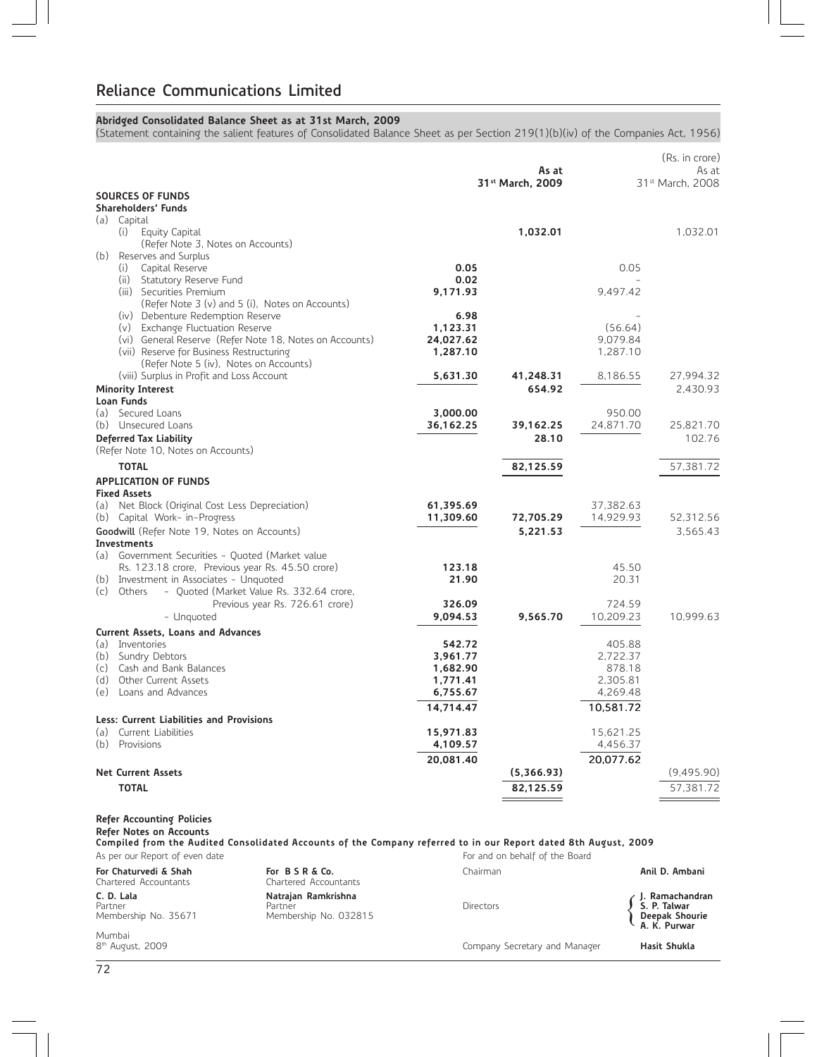# Reliance Communications Limited

## Abridged Consolidated Balance Sheet as at 31st March, 2009

(Statement containing the salient features of Consolidated Balance Sheet as per Section 219(1)(b)(iv) of the Companies Act, 1956)

(Rs. in crore)

| | | As at 31st March, 2009 | | As at 31st March, 2008 |
|---|---|---|---|---|
| **SOURCES OF FUNDS** | | | | |
| **Shareholders' Funds** | | | | |
| (a) Capital | | | | |
| (i) Equity Capital (Refer Note 3, Notes on Accounts) | | **1,032.01** | | 1,032.01 |
| (b) Reserves and Surplus | | | | |
| (i) Capital Reserve | **0.05** | | 0.05 | |
| (ii) Statutory Reserve Fund | **0.02** | | – | |
| (iii) Securities Premium (Refer Note 3 (v) and 5 (i), Notes on Accounts) | **9,171.93** | | 9,497.42 | |
| (iv) Debenture Redemption Reserve | **6.98** | | – | |
| (v) Exchange Fluctuation Reserve | **1,123.31** | | (56.64) | |
| (vi) General Reserve (Refer Note 18, Notes on Accounts) | **24,027.62** | | 9,079.84 | |
| (vii) Reserve for Business Restructuring (Refer Note 5 (iv), Notes on Accounts) | **1,287.10** | | 1,287.10 | |
| (viii) Surplus in Profit and Loss Account | **5,631.30** | **41,248.31** | 8,186.55 | 27,994.32 |
| **Minority Interest** | | **654.92** | | 2,430.93 |
| **Loan Funds** | | | | |
| (a) Secured Loans | **3,000.00** | | 950.00 | |
| (b) Unsecured Loans | **36,162.25** | **39,162.25** | 24,871.70 | 25,821.70 |
| **Deferred Tax Liability** (Refer Note 10, Notes on Accounts) | | **28.10** | | 102.76 |
| **TOTAL** | | **82,125.59** | | 57,381.72 |
| **APPLICATION OF FUNDS** | | | | |
| **Fixed Assets** | | | | |
| (a) Net Block (Original Cost Less Depreciation) | **61,395.69** | | 37,382.63 | |
| (b) Capital Work- in-Progress | **11,309.60** | **72,705.29** | 14,929.93 | 52,312.56 |
| **Goodwill** (Refer Note 19, Notes on Accounts) | | **5,221.53** | | 3,565.43 |
| **Investments** | | | | |
| (a) Government Securities - Quoted (Market value Rs. 123.18 crore, Previous year Rs. 45.50 crore) | **123.18** | | 45.50 | |
| (b) Investment in Associates - Unquoted | **21.90** | | 20.31 | |
| (c) Others - Quoted (Market Value Rs. 332.64 crore, Previous year Rs. 726.61 crore) | **326.09** | | 724.59 | |
| - Unquoted | **9,094.53** | **9,565.70** | 10,209.23 | 10,999.63 |
| **Current Assets, Loans and Advances** | | | | |
| (a) Inventories | **542.72** | | 405.88 | |
| (b) Sundry Debtors | **3,961.77** | | 2,722.37 | |
| (c) Cash and Bank Balances | **1,682.90** | | 878.18 | |
| (d) Other Current Assets | **1,771.41** | | 2,305.81 | |
| (e) Loans and Advances | **6,755.67** | | 4,269.48 | |
| | **14,714.47** | | 10,581.72 | |
| **Less: Current Liabilities and Provisions** | | | | |
| (a) Current Liabilities | **15,971.83** | | 15,621.25 | |
| (b) Provisions | **4,109.57** | | 4,456.37 | |
| | **20,081.40** | | 20,077.62 | |
| **Net Current Assets** | | **(5,366.93)** | | (9,495.90) |
| **TOTAL** | | **82,125.59** | | 57,381.72 |

**Refer Accounting Policies**

**Refer Notes on Accounts**

**Compiled from the Audited Consolidated Accounts of the Company referred to in our Report dated 8th August, 2009**

As per our Report of even date

| | | For and on behalf of the Board | |
|---|---|---|---|
| **For Chaturvedi & Shah** Chartered Accountants | **For B S R & Co.** Chartered Accountants | Chairman | **Anil D. Ambani** |
| **C. D. Lala** Partner Membership No. 35671 | **Natrajan Ramkrishna** Partner Membership No. 032815 | Directors | **J. Ramachandran, S. P. Talwar, Deepak Shourie, A. K. Purwar** |
| Mumbai 8th August, 2009 | | Company Secretary and Manager | **Hasit Shukla** |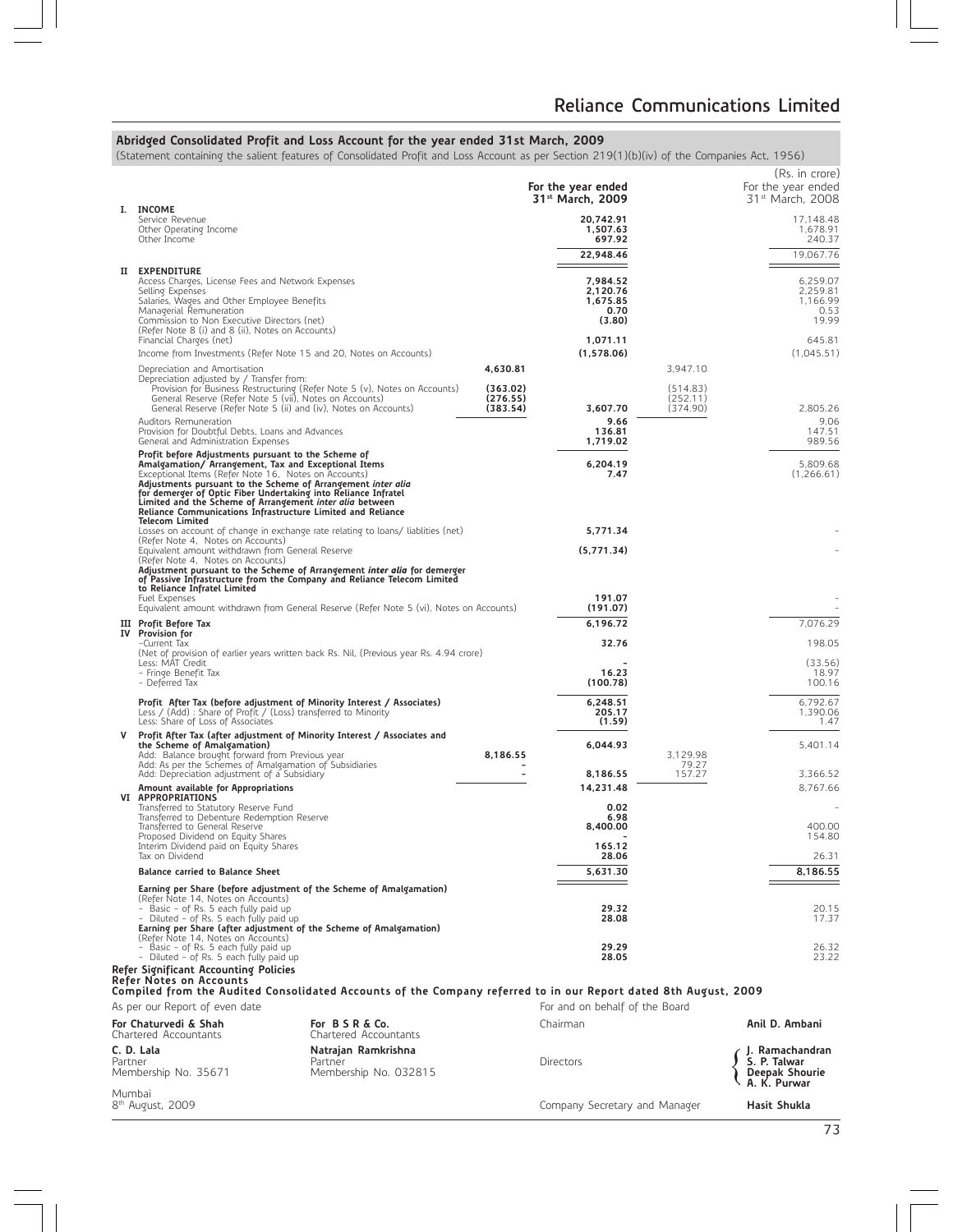## Abridged Consolidated Profit and Loss Account for the year ended 31st March, 2009

(Statement containing the salient features of Consolidated Profit and Loss Account as per Section 219(1)(b)(iv) of the Companies Act, 1956)

(Rs. in crore)

| | | For the year ended 31st March, 2009 | | For the year ended 31st March, 2008 |
|---|---|---|---|---|
| **I. INCOME** | | | | |
| Service Revenue | | 20,742.91 | | 17,148.48 |
| Other Operating Income | | 1,507.63 | | 1,678.91 |
| Other Income | | 697.92 | | 240.37 |
| | | 22,948.46 | | 19,067.76 |
| **II EXPENDITURE** | | | | |
| Access Charges, License Fees and Network Expenses | | 7,984.52 | | 6,259.07 |
| Selling Expenses | | 2,120.76 | | 2,259.81 |
| Salaries, Wages and Other Employee Benefits | | 1,675.85 | | 1,166.99 |
| Managerial Remuneration | | 0.70 | | 0.53 |
| Commission to Non Executive Directors (net) (Refer Note 8 (i) and 8 (ii), Notes on Accounts) | | (3.80) | | 19.99 |
| Financial Charges (net) | | 1,071.11 | | 645.81 |
| Income from Investments (Refer Note 15 and 20, Notes on Accounts) | | (1,578.06) | | (1,045.51) |
| Depreciation and Amortisation | 4,630.81 | | 3,947.10 | |
| Depreciation adjusted by / Transfer from: | | | | |
| Provision for Business Restructuring (Refer Note 5 (v), Notes on Accounts) | (363.02) | | (514.83) | |
| General Reserve (Refer Note 5 (vii), Notes on Accounts) | (276.55) | | (252.11) | |
| General Reserve (Refer Note 5 (ii) and (iv), Notes on Accounts) | (383.54) | 3,607.70 | (374.90) | 2,805.26 |
| Auditors Remuneration | | 9.66 | | 9.06 |
| Provision for Doubtful Debts, Loans and Advances | | 136.81 | | 147.51 |
| General and Administration Expenses | | 1,719.02 | | 989.56 |
| **Profit before Adjustments pursuant to the Scheme of Amalgamation/ Arrangement, Tax and Exceptional Items** | | 6,204.19 | | 5,809.68 |
| Exceptional Items (Refer Note 16, Notes on Accounts) | | 7.47 | | (1,266.61) |
| **Adjustments pursuant to the Scheme of Arrangement *inter alia* for demerger of Optic Fiber Undertaking into Reliance Infratel Limited and the Scheme of Arrangement *inter alia* between Reliance Communications Infrastructure Limited and Reliance Telecom Limited** | | | | |
| Losses on account of change in exchange rate relating to loans/ liablities (net) (Refer Note 4, Notes on Accounts) | | 5,771.34 | | - |
| Equivalent amount withdrawn from General Reserve (Refer Note 4, Notes on Accounts) | | (5,771.34) | | - |
| **Adjustment pursuant to the Scheme of Arrangement *inter alia* for demerger of Passive Infrastructure from the Company and Reliance Telecom Limited to Reliance Infratel Limited** | | | | |
| Fuel Expenses | | 191.07 | | - |
| Equivalent amount withdrawn from General Reserve (Refer Note 5 (vi), Notes on Accounts) | | (191.07) | | - |
| **III Profit Before Tax** | | 6,196.72 | | 7,076.29 |
| **IV Provision for** | | | | |
| -Current Tax (Net of provision of earlier years written back Rs. Nil, (Previous year Rs. 4.94 crore) | | 32.76 | | 198.05 |
| Less: MAT Credit | | - | | (33.56) |
| - Fringe Benefit Tax | | 16.23 | | 18.97 |
| - Deferred Tax | | (100.78) | | 100.16 |
| **Profit After Tax (before adjustment of Minority Interest / Associates)** | | 6,248.51 | | 6,792.67 |
| Less / (Add) : Share of Profit / (Loss) transferred to Minority | | 205.17 | | 1,390.06 |
| Less: Share of Loss of Associates | | (1.59) | | 1.47 |
| **V Profit After Tax (after adjustment of Minority Interest / Associates and the Scheme of Amalgamation)** | | 6,044.93 | | 5,401.14 |
| Add: Balance brought forward from Previous year | 8,186.55 | | 3,129.98 | |
| Add: As per the Schemes of Amalgamation of Subsidiaries | - | | 79.27 | |
| Add: Depreciation adjustment of a Subsidiary | - | 8,186.55 | 157.27 | 3,366.52 |
| **Amount available for Appropriations** | | 14,231.48 | | 8,767.66 |
| **VI APPROPRIATIONS** | | | | |
| Transferred to Statutory Reserve Fund | | 0.02 | | - |
| Transferred to Debenture Redemption Reserve | | 6.98 | | |
| Transferred to General Reserve | | 8,400.00 | | 400.00 |
| Proposed Dividend on Equity Shares | | - | | 154.80 |
| Interim Dividend paid on Equity Shares | | 165.12 | | |
| Tax on Dividend | | 28.06 | | 26.31 |
| **Balance carried to Balance Sheet** | | 5,631.30 | | 8,186.55 |
| **Earning per Share (before adjustment of the Scheme of Amalgamation)** (Refer Note 14, Notes on Accounts) | | | | |
| - Basic - of Rs. 5 each fully paid up | | 29.32 | | 20.15 |
| - Diluted - of Rs. 5 each fully paid up | | 28.08 | | 17.37 |
| **Earning per Share (after adjustment of the Scheme of Amalgamation)** (Refer Note 14, Notes on Accounts) | | | | |
| - Basic - of Rs. 5 each fully paid up | | 29.29 | | 26.32 |
| - Diluted - of Rs. 5 each fully paid up | | 28.05 | | 23.22 |

**Refer Significant Accounting Policies**

**Refer Notes on Accounts**

**Compiled from the Audited Consolidated Accounts of the Company referred to in our Report dated 8th August, 2009**

As per our Report of even date

**For Chaturvedi & Shah**
Chartered Accountants

**C. D. Lala**
Partner
Membership No. 35671

**For B S R & Co.**
Chartered Accountants

**Natrajan Ramkrishna**
Partner
Membership No. 032815

Mumbai
8th August, 2009

For and on behalf of the Board

Chairman — **Anil D. Ambani**

Directors — **J. Ramachandran, S. P. Talwar, Deepak Shourie, A. K. Purwar**

Company Secretary and Manager — **Hasit Shukla**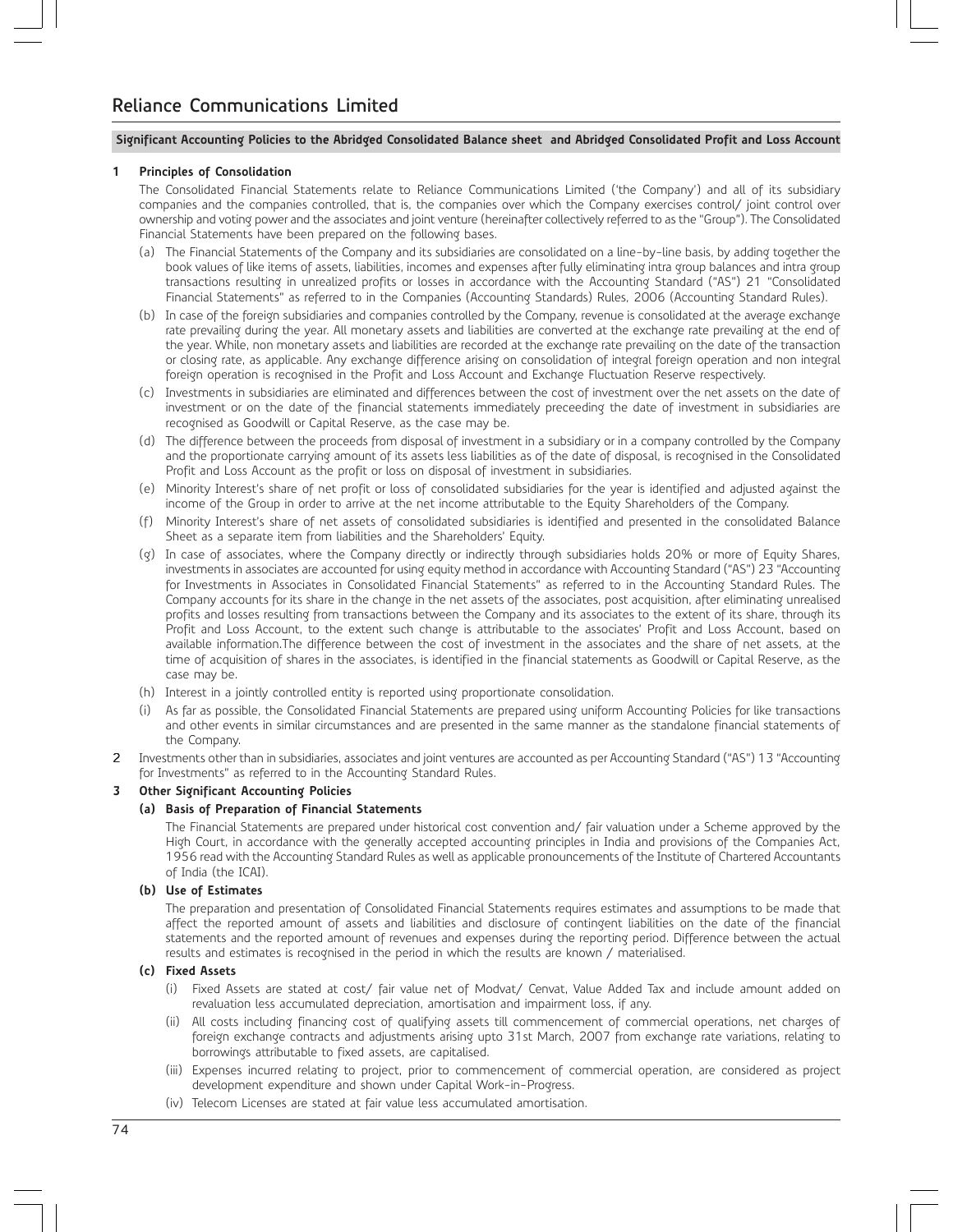## Significant Accounting Policies to the Abridged Consolidated Balance sheet and Abridged Consolidated Profit and Loss Account

**1 Principles of Consolidation**

The Consolidated Financial Statements relate to Reliance Communications Limited ('the Company') and all of its subsidiary companies and the companies controlled, that is, the companies over which the Company exercises control/ joint control over ownership and voting power and the associates and joint venture (hereinafter collectively referred to as the "Group"). The Consolidated Financial Statements have been prepared on the following bases.

(a) The Financial Statements of the Company and its subsidiaries are consolidated on a line-by-line basis, by adding together the book values of like items of assets, liabilities, incomes and expenses after fully eliminating intra group balances and intra group transactions resulting in unrealized profits or losses in accordance with the Accounting Standard ("AS") 21 "Consolidated Financial Statements" as referred to in the Companies (Accounting Standards) Rules, 2006 (Accounting Standard Rules).

(b) In case of the foreign subsidiaries and companies controlled by the Company, revenue is consolidated at the average exchange rate prevailing during the year. All monetary assets and liabilities are converted at the exchange rate prevailing at the end of the year. While, non monetary assets and liabilities are recorded at the exchange rate prevailing on the date of the transaction or closing rate, as applicable. Any exchange difference arising on consolidation of integral foreign operation and non integral foreign operation is recognised in the Profit and Loss Account and Exchange Fluctuation Reserve respectively.

(c) Investments in subsidiaries are eliminated and differences between the cost of investment over the net assets on the date of investment or on the date of the financial statements immediately preceeding the date of investment in subsidiaries are recognised as Goodwill or Capital Reserve, as the case may be.

(d) The difference between the proceeds from disposal of investment in a subsidiary or in a company controlled by the Company and the proportionate carrying amount of its assets less liabilities as of the date of disposal, is recognised in the Consolidated Profit and Loss Account as the profit or loss on disposal of investment in subsidiaries.

(e) Minority Interest's share of net profit or loss of consolidated subsidiaries for the year is identified and adjusted against the income of the Group in order to arrive at the net income attributable to the Equity Shareholders of the Company.

(f) Minority Interest's share of net assets of consolidated subsidiaries is identified and presented in the consolidated Balance Sheet as a separate item from liabilities and the Shareholders' Equity.

(g) In case of associates, where the Company directly or indirectly through subsidiaries holds 20% or more of Equity Shares, investments in associates are accounted for using equity method in accordance with Accounting Standard ("AS") 23 "Accounting for Investments in Associates in Consolidated Financial Statements" as referred to in the Accounting Standard Rules. The Company accounts for its share in the change in the net assets of the associates, post acquisition, after eliminating unrealised profits and losses resulting from transactions between the Company and its associates to the extent of its share, through its Profit and Loss Account, to the extent such change is attributable to the associates' Profit and Loss Account, based on available information.The difference between the cost of investment in the associates and the share of net assets, at the time of acquisition of shares in the associates, is identified in the financial statements as Goodwill or Capital Reserve, as the case may be.

(h) Interest in a jointly controlled entity is reported using proportionate consolidation.

(i) As far as possible, the Consolidated Financial Statements are prepared using uniform Accounting Policies for like transactions and other events in similar circumstances and are presented in the same manner as the standalone financial statements of the Company.

2 Investments other than in subsidiaries, associates and joint ventures are accounted as per Accounting Standard ("AS") 13 "Accounting for Investments" as referred to in the Accounting Standard Rules.

**3 Other Significant Accounting Policies**

**(a) Basis of Preparation of Financial Statements**

The Financial Statements are prepared under historical cost convention and/ fair valuation under a Scheme approved by the High Court, in accordance with the generally accepted accounting principles in India and provisions of the Companies Act, 1956 read with the Accounting Standard Rules as well as applicable pronouncements of the Institute of Chartered Accountants of India (the ICAI).

**(b) Use of Estimates**

The preparation and presentation of Consolidated Financial Statements requires estimates and assumptions to be made that affect the reported amount of assets and liabilities and disclosure of contingent liabilities on the date of the financial statements and the reported amount of revenues and expenses during the reporting period. Difference between the actual results and estimates is recognised in the period in which the results are known / materialised.

**(c) Fixed Assets**

(i) Fixed Assets are stated at cost/ fair value net of Modvat/ Cenvat, Value Added Tax and include amount added on revaluation less accumulated depreciation, amortisation and impairment loss, if any.

(ii) All costs including financing cost of qualifying assets till commencement of commercial operations, net charges of foreign exchange contracts and adjustments arising upto 31st March, 2007 from exchange rate variations, relating to borrowings attributable to fixed assets, are capitalised.

(iii) Expenses incurred relating to project, prior to commencement of commercial operation, are considered as project development expenditure and shown under Capital Work-in-Progress.

(iv) Telecom Licenses are stated at fair value less accumulated amortisation.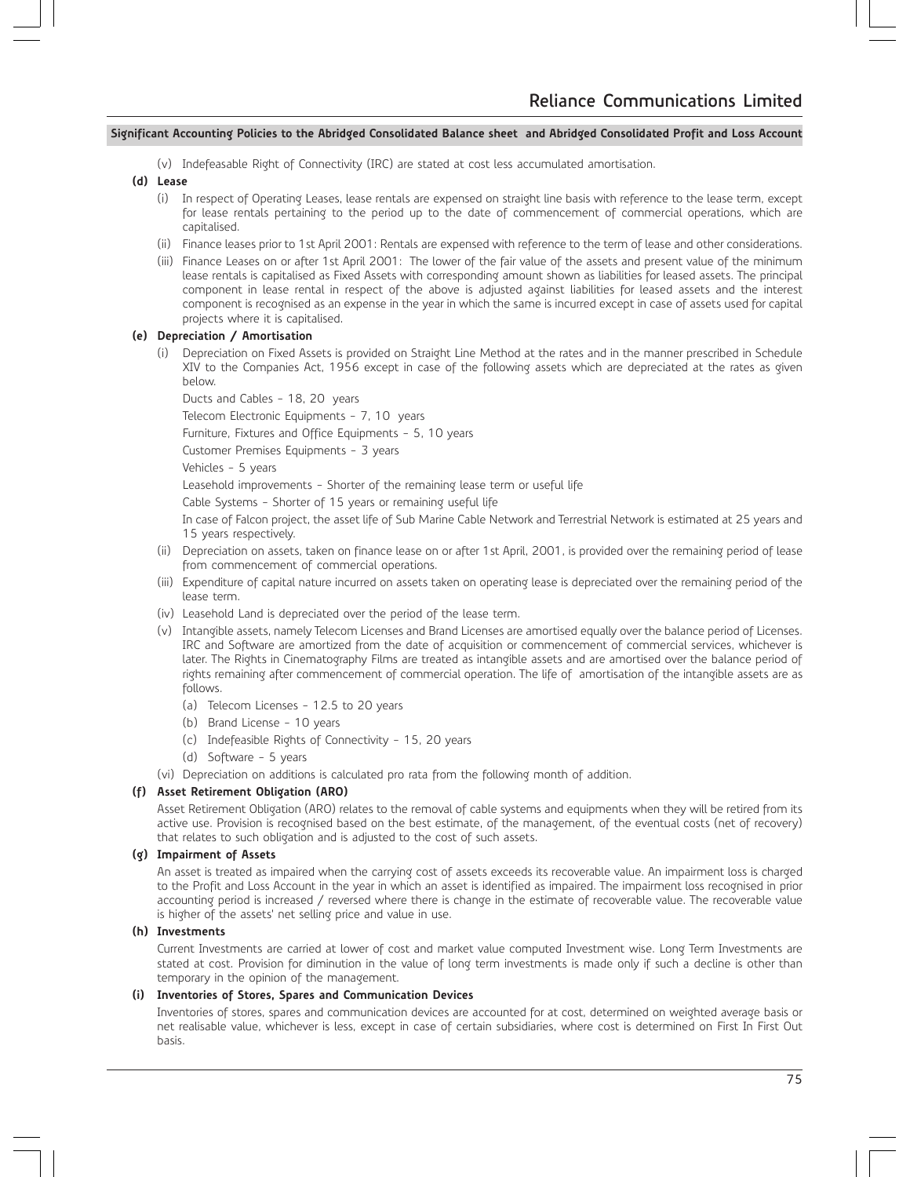## Significant Accounting Policies to the Abridged Consolidated Balance sheet and Abridged Consolidated Profit and Loss Account

(v) Indefeasable Right of Connectivity (IRC) are stated at cost less accumulated amortisation.

**(d) Lease**

(i) In respect of Operating Leases, lease rentals are expensed on straight line basis with reference to the lease term, except for lease rentals pertaining to the period up to the date of commencement of commercial operations, which are capitalised.

(ii) Finance leases prior to 1st April 2001: Rentals are expensed with reference to the term of lease and other considerations.

(iii) Finance Leases on or after 1st April 2001: The lower of the fair value of the assets and present value of the minimum lease rentals is capitalised as Fixed Assets with corresponding amount shown as liabilities for leased assets. The principal component in lease rental in respect of the above is adjusted against liabilities for leased assets and the interest component is recognised as an expense in the year in which the same is incurred except in case of assets used for capital projects where it is capitalised.

**(e) Depreciation / Amortisation**

(i) Depreciation on Fixed Assets is provided on Straight Line Method at the rates and in the manner prescribed in Schedule XIV to the Companies Act, 1956 except in case of the following assets which are depreciated at the rates as given below.

Ducts and Cables - 18, 20 years

Telecom Electronic Equipments - 7, 10 years

Furniture, Fixtures and Office Equipments - 5, 10 years

Customer Premises Equipments - 3 years

Vehicles - 5 years

Leasehold improvements - Shorter of the remaining lease term or useful life

Cable Systems - Shorter of 15 years or remaining useful life

In case of Falcon project, the asset life of Sub Marine Cable Network and Terrestrial Network is estimated at 25 years and 15 years respectively.

(ii) Depreciation on assets, taken on finance lease on or after 1st April, 2001, is provided over the remaining period of lease from commencement of commercial operations.

(iii) Expenditure of capital nature incurred on assets taken on operating lease is depreciated over the remaining period of the lease term.

(iv) Leasehold Land is depreciated over the period of the lease term.

(v) Intangible assets, namely Telecom Licenses and Brand Licenses are amortised equally over the balance period of Licenses. IRC and Software are amortized from the date of acquisition or commencement of commercial services, whichever is later. The Rights in Cinematography Films are treated as intangible assets and are amortised over the balance period of rights remaining after commencement of commercial operation. The life of amortisation of the intangible assets are as follows.

(a) Telecom Licenses - 12.5 to 20 years

(b) Brand License - 10 years

(c) Indefeasible Rights of Connectivity - 15, 20 years

(d) Software - 5 years

(vi) Depreciation on additions is calculated pro rata from the following month of addition.

**(f) Asset Retirement Obligation (ARO)**

Asset Retirement Obligation (ARO) relates to the removal of cable systems and equipments when they will be retired from its active use. Provision is recognised based on the best estimate, of the management, of the eventual costs (net of recovery) that relates to such obligation and is adjusted to the cost of such assets.

**(g) Impairment of Assets**

An asset is treated as impaired when the carrying cost of assets exceeds its recoverable value. An impairment loss is charged to the Profit and Loss Account in the year in which an asset is identified as impaired. The impairment loss recognised in prior accounting period is increased / reversed where there is change in the estimate of recoverable value. The recoverable value is higher of the assets' net selling price and value in use.

**(h) Investments**

Current Investments are carried at lower of cost and market value computed Investment wise. Long Term Investments are stated at cost. Provision for diminution in the value of long term investments is made only if such a decline is other than temporary in the opinion of the management.

**(i) Inventories of Stores, Spares and Communication Devices**

Inventories of stores, spares and communication devices are accounted for at cost, determined on weighted average basis or net realisable value, whichever is less, except in case of certain subsidiaries, where cost is determined on First In First Out basis.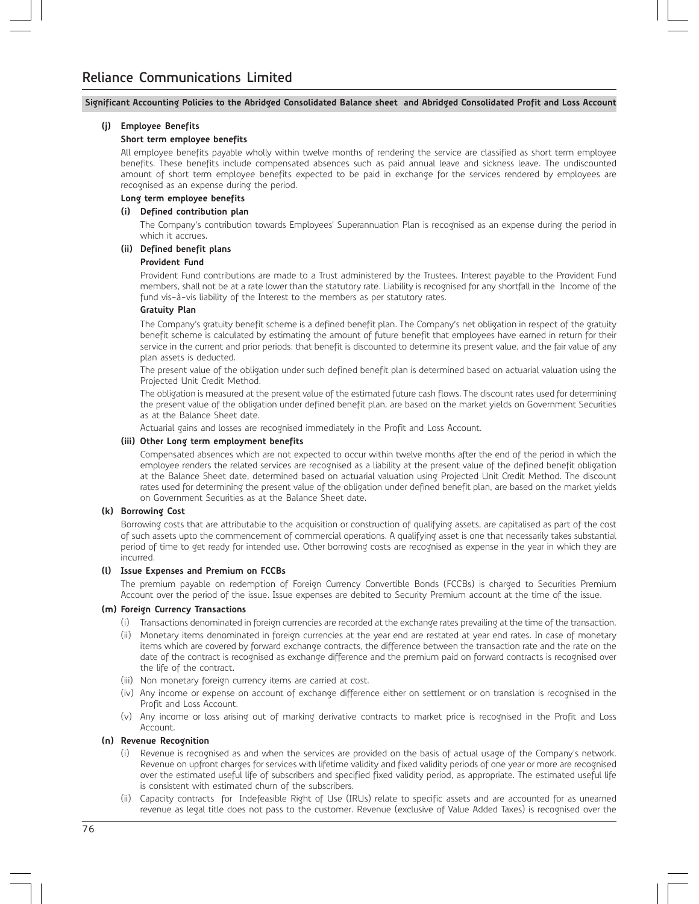**Significant Accounting Policies to the Abridged Consolidated Balance sheet and Abridged Consolidated Profit and Loss Account**

**(j) Employee Benefits**

**Short term employee benefits**

All employee benefits payable wholly within twelve months of rendering the service are classified as short term employee benefits. These benefits include compensated absences such as paid annual leave and sickness leave. The undiscounted amount of short term employee benefits expected to be paid in exchange for the services rendered by employees are recognised as an expense during the period.

**Long term employee benefits**

**(i) Defined contribution plan**

The Company's contribution towards Employees' Superannuation Plan is recognised as an expense during the period in which it accrues.

**(ii) Defined benefit plans**

**Provident Fund**

Provident Fund contributions are made to a Trust administered by the Trustees. Interest payable to the Provident Fund members, shall not be at a rate lower than the statutory rate. Liability is recognised for any shortfall in the Income of the fund vis-à-vis liability of the Interest to the members as per statutory rates.

**Gratuity Plan**

The Company's gratuity benefit scheme is a defined benefit plan. The Company's net obligation in respect of the gratuity benefit scheme is calculated by estimating the amount of future benefit that employees have earned in return for their service in the current and prior periods; that benefit is discounted to determine its present value, and the fair value of any plan assets is deducted.

The present value of the obligation under such defined benefit plan is determined based on actuarial valuation using the Projected Unit Credit Method.

The obligation is measured at the present value of the estimated future cash flows. The discount rates used for determining the present value of the obligation under defined benefit plan, are based on the market yields on Government Securities as at the Balance Sheet date.

Actuarial gains and losses are recognised immediately in the Profit and Loss Account.

**(iii) Other Long term employment benefits**

Compensated absences which are not expected to occur within twelve months after the end of the period in which the employee renders the related services are recognised as a liability at the present value of the defined benefit obligation at the Balance Sheet date, determined based on actuarial valuation using Projected Unit Credit Method. The discount rates used for determining the present value of the obligation under defined benefit plan, are based on the market yields on Government Securities as at the Balance Sheet date.

**(k) Borrowing Cost**

Borrowing costs that are attributable to the acquisition or construction of qualifying assets, are capitalised as part of the cost of such assets upto the commencement of commercial operations. A qualifying asset is one that necessarily takes substantial period of time to get ready for intended use. Other borrowing costs are recognised as expense in the year in which they are incurred.

**(l) Issue Expenses and Premium on FCCBs**

The premium payable on redemption of Foreign Currency Convertible Bonds (FCCBs) is charged to Securities Premium Account over the period of the issue. Issue expenses are debited to Security Premium account at the time of the issue.

**(m) Foreign Currency Transactions**

(i) Transactions denominated in foreign currencies are recorded at the exchange rates prevailing at the time of the transaction.

(ii) Monetary items denominated in foreign currencies at the year end are restated at year end rates. In case of monetary items which are covered by forward exchange contracts, the difference between the transaction rate and the rate on the date of the contract is recognised as exchange difference and the premium paid on forward contracts is recognised over the life of the contract.

(iii) Non monetary foreign currency items are carried at cost.

(iv) Any income or expense on account of exchange difference either on settlement or on translation is recognised in the Profit and Loss Account.

(v) Any income or loss arising out of marking derivative contracts to market price is recognised in the Profit and Loss Account.

**(n) Revenue Recognition**

(i) Revenue is recognised as and when the services are provided on the basis of actual usage of the Company's network. Revenue on upfront charges for services with lifetime validity and fixed validity periods of one year or more are recognised over the estimated useful life of subscribers and specified fixed validity period, as appropriate. The estimated useful life is consistent with estimated churn of the subscribers.

(ii) Capacity contracts for Indefeasible Right of Use (IRUs) relate to specific assets and are accounted for as unearned revenue as legal title does not pass to the customer. Revenue (exclusive of Value Added Taxes) is recognised over the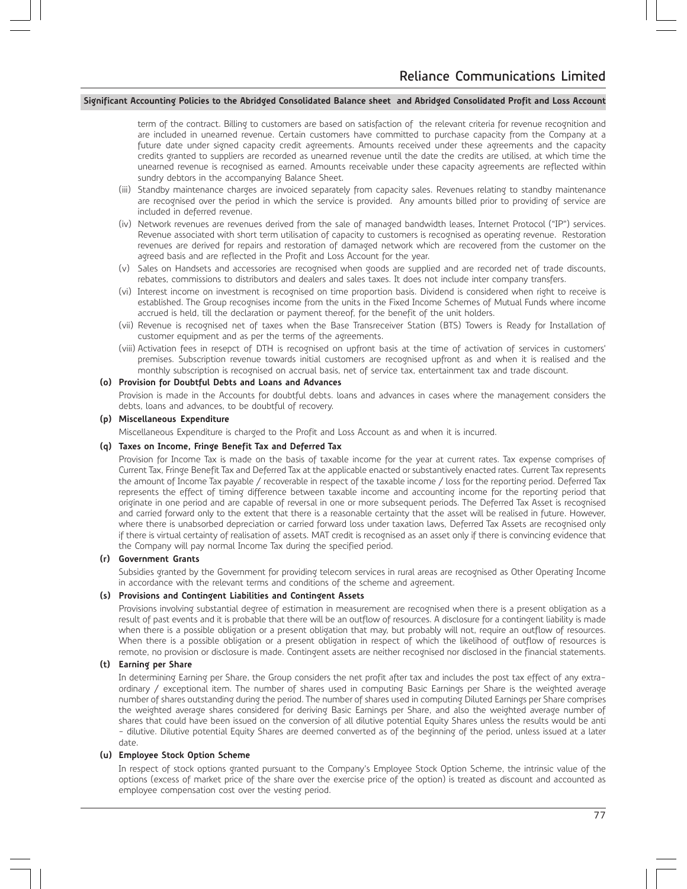term of the contract. Billing to customers are based on satisfaction of the relevant criteria for revenue recognition and are included in unearned revenue. Certain customers have committed to purchase capacity from the Company at a future date under signed capacity credit agreements. Amounts received under these agreements and the capacity credits granted to suppliers are recorded as unearned revenue until the date the credits are utilised, at which time the unearned revenue is recognised as earned. Amounts receivable under these capacity agreements are reflected within sundry debtors in the accompanying Balance Sheet.

(iii) Standby maintenance charges are invoiced separately from capacity sales. Revenues relating to standby maintenance are recognised over the period in which the service is provided. Any amounts billed prior to providing of service are included in deferred revenue.

(iv) Network revenues are revenues derived from the sale of managed bandwidth leases, Internet Protocol ("IP") services. Revenue associated with short term utilisation of capacity to customers is recognised as operating revenue. Restoration revenues are derived for repairs and restoration of damaged network which are recovered from the customer on the agreed basis and are reflected in the Profit and Loss Account for the year.

(v) Sales on Handsets and accessories are recognised when goods are supplied and are recorded net of trade discounts, rebates, commissions to distributors and dealers and sales taxes. It does not include inter company transfers.

(vi) Interest income on investment is recognised on time proportion basis. Dividend is considered when right to receive is established. The Group recognises income from the units in the Fixed Income Schemes of Mutual Funds where income accrued is held, till the declaration or payment thereof, for the benefit of the unit holders.

(vii) Revenue is recognised net of taxes when the Base Transreceiver Station (BTS) Towers is Ready for Installation of customer equipment and as per the terms of the agreements.

(viii) Activation fees in resepct of DTH is recognised on upfront basis at the time of activation of services in customers' premises. Subscription revenue towards initial customers are recognised upfront as and when it is realised and the monthly subscription is recognised on accrual basis, net of service tax, entertainment tax and trade discount.

**(o) Provision for Doubtful Debts and Loans and Advances**

Provision is made in the Accounts for doubtful debts. loans and advances in cases where the management considers the debts, loans and advances, to be doubtful of recovery.

**(p) Miscellaneous Expenditure**

Miscellaneous Expenditure is charged to the Profit and Loss Account as and when it is incurred.

**(q) Taxes on Income, Fringe Benefit Tax and Deferred Tax**

Provision for Income Tax is made on the basis of taxable income for the year at current rates. Tax expense comprises of Current Tax, Fringe Benefit Tax and Deferred Tax at the applicable enacted or substantively enacted rates. Current Tax represents the amount of Income Tax payable / recoverable in respect of the taxable income / loss for the reporting period. Deferred Tax represents the effect of timing difference between taxable income and accounting income for the reporting period that originate in one period and are capable of reversal in one or more subsequent periods. The Deferred Tax Asset is recognised and carried forward only to the extent that there is a reasonable certainty that the asset will be realised in future. However, where there is unabsorbed depreciation or carried forward loss under taxation laws, Deferred Tax Assets are recognised only if there is virtual certainty of realisation of assets. MAT credit is recognised as an asset only if there is convincing evidence that the Company will pay normal Income Tax during the specified period.

**(r) Government Grants**

Subsidies granted by the Government for providing telecom services in rural areas are recognised as Other Operating Income in accordance with the relevant terms and conditions of the scheme and agreement.

**(s) Provisions and Contingent Liabilities and Contingent Assets**

Provisions involving substantial degree of estimation in measurement are recognised when there is a present obligation as a result of past events and it is probable that there will be an outflow of resources. A disclosure for a contingent liability is made when there is a possible obligation or a present obligation that may, but probably will not, require an outflow of resources. When there is a possible obligation or a present obligation in respect of which the likelihood of outflow of resources is remote, no provision or disclosure is made. Contingent assets are neither recognised nor disclosed in the financial statements.

**(t) Earning per Share**

In determining Earning per Share, the Group considers the net profit after tax and includes the post tax effect of any extra-ordinary / exceptional item. The number of shares used in computing Basic Earnings per Share is the weighted average number of shares outstanding during the period. The number of shares used in computing Diluted Earnings per Share comprises the weighted average shares considered for deriving Basic Earnings per Share, and also the weighted average number of shares that could have been issued on the conversion of all dilutive potential Equity Shares unless the results would be anti - dilutive. Dilutive potential Equity Shares are deemed converted as of the beginning of the period, unless issued at a later date.

**(u) Employee Stock Option Scheme**

In respect of stock options granted pursuant to the Company's Employee Stock Option Scheme, the intrinsic value of the options (excess of market price of the share over the exercise price of the option) is treated as discount and accounted as employee compensation cost over the vesting period.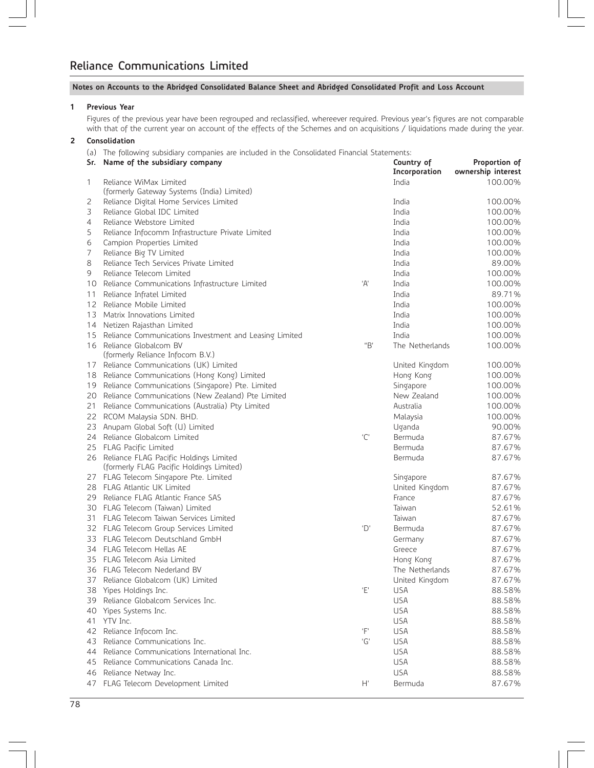## Notes on Accounts to the Abridged Consolidated Balance Sheet and Abridged Consolidated Profit and Loss Account

### 1 Previous Year

Figures of the previous year have been regrouped and reclassified, whereever required. Previous year's figures are not comparable with that of the current year on account of the effects of the Schemes and on acquisitions / liquidations made during the year.

### 2 Consolidation

(a) The following subsidiary companies are included in the Consolidated Financial Statements:

| Sr. | Name of the subsidiary company | | Country of Incorporation | Proportion of ownership interest |
|---|---|---|---|---|
| 1 | Reliance WiMax Limited (formerly Gateway Systems (India) Limited) | | India | 100.00% |
| 2 | Reliance Digital Home Services Limited | | India | 100.00% |
| 3 | Reliance Global IDC Limited | | India | 100.00% |
| 4 | Reliance Webstore Limited | | India | 100.00% |
| 5 | Reliance Infocomm Infrastructure Private Limited | | India | 100.00% |
| 6 | Campion Properties Limited | | India | 100.00% |
| 7 | Reliance Big TV Limited | | India | 100.00% |
| 8 | Reliance Tech Services Private Limited | | India | 89.00% |
| 9 | Reliance Telecom Limited | | India | 100.00% |
| 10 | Reliance Communications Infrastructure Limited | 'A' | India | 100.00% |
| 11 | Reliance Infratel Limited | | India | 89.71% |
| 12 | Reliance Mobile Limited | | India | 100.00% |
| 13 | Matrix Innovations Limited | | India | 100.00% |
| 14 | Netizen Rajasthan Limited | | India | 100.00% |
| 15 | Reliance Communications Investment and Leasing Limited | | India | 100.00% |
| 16 | Reliance Globalcom BV (formerly Reliance Infocom B.V.) | "B' | The Netherlands | 100.00% |
| 17 | Reliance Communications (UK) Limited | | United Kingdom | 100.00% |
| 18 | Reliance Communications (Hong Kong) Limited | | Hong Kong | 100.00% |
| 19 | Reliance Communications (Singapore) Pte. Limited | | Singapore | 100.00% |
| 20 | Reliance Communications (New Zealand) Pte Limited | | New Zealand | 100.00% |
| 21 | Reliance Communications (Australia) Pty Limited | | Australia | 100.00% |
| 22 | RCOM Malaysia SDN. BHD. | | Malaysia | 100.00% |
| 23 | Anupam Global Soft (U) Limited | | Uganda | 90.00% |
| 24 | Reliance Globalcom Limited | 'C' | Bermuda | 87.67% |
| 25 | FLAG Pacific Limited | | Bermuda | 87.67% |
| 26 | Reliance FLAG Pacific Holdings Limited (formerly FLAG Pacific Holdings Limited) | | Bermuda | 87.67% |
| 27 | FLAG Telecom Singapore Pte. Limited | | Singapore | 87.67% |
| 28 | FLAG Atlantic UK Limited | | United Kingdom | 87.67% |
| 29 | Reliance FLAG Atlantic France SAS | | France | 87.67% |
| 30 | FLAG Telecom (Taiwan) Limited | | Taiwan | 52.61% |
| 31 | FLAG Telecom Taiwan Services Limited | | Taiwan | 87.67% |
| 32 | FLAG Telecom Group Services Limited | 'D' | Bermuda | 87.67% |
| 33 | FLAG Telecom Deutschland GmbH | | Germany | 87.67% |
| 34 | FLAG Telecom Hellas AE | | Greece | 87.67% |
| 35 | FLAG Telecom Asia Limited | | Hong Kong | 87.67% |
| 36 | FLAG Telecom Nederland BV | | The Netherlands | 87.67% |
| 37 | Reliance Globalcom (UK) Limited | | United Kingdom | 87.67% |
| 38 | Yipes Holdings Inc. | 'E' | USA | 88.58% |
| 39 | Reliance Globalcom Services Inc. | | USA | 88.58% |
| 40 | Yipes Systems Inc. | | USA | 88.58% |
| 41 | YTV Inc. | | USA | 88.58% |
| 42 | Reliance Infocom Inc. | 'F' | USA | 88.58% |
| 43 | Reliance Communications Inc. | 'G' | USA | 88.58% |
| 44 | Reliance Communications International Inc. | | USA | 88.58% |
| 45 | Reliance Communications Canada Inc. | | USA | 88.58% |
| 46 | Reliance Netway Inc. | | USA | 88.58% |
| 47 | FLAG Telecom Development Limited | H' | Bermuda | 87.67% |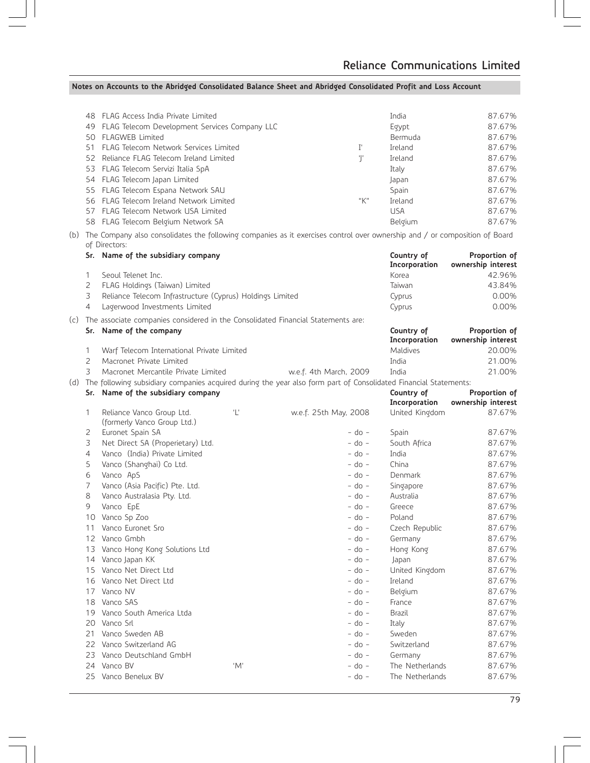## Notes on Accounts to the Abridged Consolidated Balance Sheet and Abridged Consolidated Profit and Loss Account

| | | | | | |
|---|---|---|---|---|---|
| 48 | FLAG Access India Private Limited | | | India | 87.67% |
| 49 | FLAG Telecom Development Services Company LLC | | | Egypt | 87.67% |
| 50 | FLAGWEB Limited | | | Bermuda | 87.67% |
| 51 | FLAG Telecom Network Services Limited | I' | | Ireland | 87.67% |
| 52 | Reliance FLAG Telecom Ireland Limited | 'J' | | Ireland | 87.67% |
| 53 | FLAG Telecom Servizi Italia SpA | | | Italy | 87.67% |
| 54 | FLAG Telecom Japan Limited | | | Japan | 87.67% |
| 55 | FLAG Telecom Espana Network SAU | | | Spain | 87.67% |
| 56 | FLAG Telecom Ireland Network Limited | "K" | | Ireland | 87.67% |
| 57 | FLAG Telecom Network USA Limited | | | USA | 87.67% |
| 58 | FLAG Telecom Belgium Network SA | | | Belgium | 87.67% |

(b) The Company also consolidates the following companies as it exercises control over ownership and / or composition of Board of Directors:

| Sr. | Name of the subsidiary company | Country of Incorporation | Proportion of ownership interest |
|---|---|---|---|
| 1 | Seoul Telenet Inc. | Korea | 42.96% |
| 2 | FLAG Holdings (Taiwan) Limited | Taiwan | 43.84% |
| 3 | Reliance Telecom Infrastructure (Cyprus) Holdings Limited | Cyprus | 0.00% |
| 4 | Lagerwood Investments Limited | Cyprus | 0.00% |

(c) The associate companies considered in the Consolidated Financial Statements are:

| Sr. | Name of the company | | Country of Incorporation | Proportion of ownership interest |
|---|---|---|---|---|
| 1 | Warf Telecom International Private Limited | | Maldives | 20.00% |
| 2 | Macronet Private Limited | | India | 21.00% |
| 3 | Macronet Mercantile Private Limited | w.e.f. 4th March, 2009 | India | 21.00% |

(d) The following subsidiary companies acquired during the year also form part of Consolidated Financial Statements:

| Sr. | Name of the subsidiary company | | | Country of Incorporation | Proportion of ownership interest |
|---|---|---|---|---|---|
| 1 | Reliance Vanco Group Ltd. (formerly Vanco Group Ltd.) | 'L' | w.e.f. 25th May, 2008 | United Kingdom | 87.67% |
| 2 | Euronet Spain SA | | - do - | Spain | 87.67% |
| 3 | Net Direct SA (Properietary) Ltd. | | - do - | South Africa | 87.67% |
| 4 | Vanco (India) Private Limited | | - do - | India | 87.67% |
| 5 | Vanco (Shanghai) Co Ltd. | | - do - | China | 87.67% |
| 6 | Vanco ApS | | - do - | Denmark | 87.67% |
| 7 | Vanco (Asia Pacific) Pte. Ltd. | | - do - | Singapore | 87.67% |
| 8 | Vanco Australasia Pty. Ltd. | | - do - | Australia | 87.67% |
| 9 | Vanco EpE | | - do - | Greece | 87.67% |
| 10 | Vanco Sp Zoo | | - do - | Poland | 87.67% |
| 11 | Vanco Euronet Sro | | - do - | Czech Republic | 87.67% |
| 12 | Vanco Gmbh | | - do - | Germany | 87.67% |
| 13 | Vanco Hong Kong Solutions Ltd | | - do - | Hong Kong | 87.67% |
| 14 | Vanco Japan KK | | - do - | Japan | 87.67% |
| 15 | Vanco Net Direct Ltd | | - do - | United Kingdom | 87.67% |
| 16 | Vanco Net Direct Ltd | | - do - | Ireland | 87.67% |
| 17 | Vanco NV | | - do - | Belgium | 87.67% |
| 18 | Vanco SAS | | - do - | France | 87.67% |
| 19 | Vanco South America Ltda | | - do - | Brazil | 87.67% |
| 20 | Vanco Srl | | - do - | Italy | 87.67% |
| 21 | Vanco Sweden AB | | - do - | Sweden | 87.67% |
| 22 | Vanco Switzerland AG | | - do - | Switzerland | 87.67% |
| 23 | Vanco Deutschland GmbH | | - do - | Germany | 87.67% |
| 24 | Vanco BV | 'M' | - do - | The Netherlands | 87.67% |
| 25 | Vanco Benelux BV | | - do - | The Netherlands | 87.67% |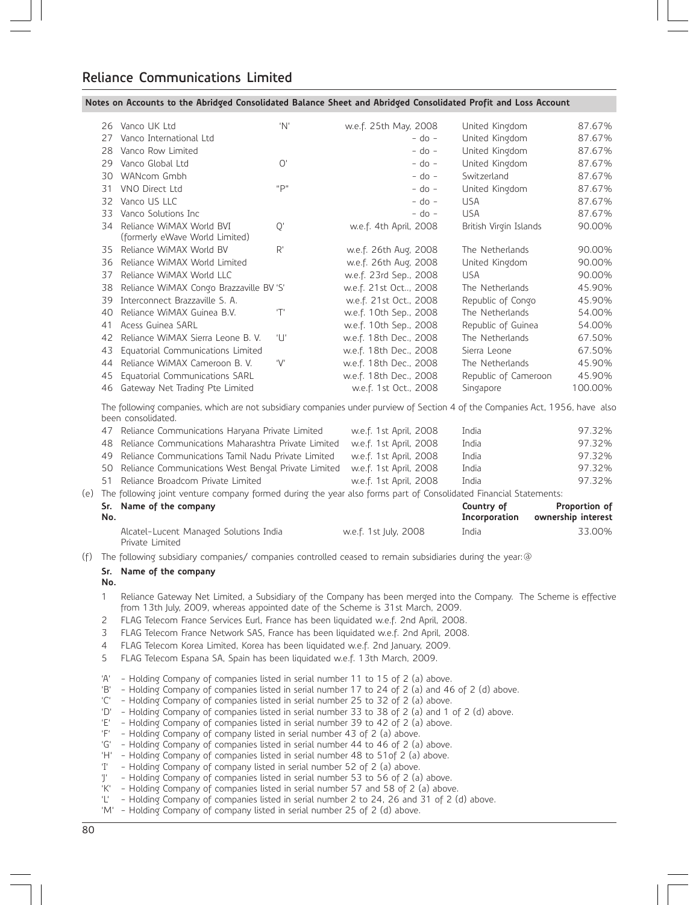## Notes on Accounts to the Abridged Consolidated Balance Sheet and Abridged Consolidated Profit and Loss Account

| | | | | | |
|---|---|---|---|---|---|
| 26 | Vanco UK Ltd | 'N' | w.e.f. 25th May, 2008 | United Kingdom | 87.67% |
| 27 | Vanco International Ltd | | - do - | United Kingdom | 87.67% |
| 28 | Vanco Row Limited | | - do - | United Kingdom | 87.67% |
| 29 | Vanco Global Ltd | O' | - do - | United Kingdom | 87.67% |
| 30 | WANcom Gmbh | | - do - | Switzerland | 87.67% |
| 31 | VNO Direct Ltd | "P" | - do - | United Kingdom | 87.67% |
| 32 | Vanco US LLC | | - do - | USA | 87.67% |
| 33 | Vanco Solutions Inc | | - do - | USA | 87.67% |
| 34 | Reliance WiMAX World BVI (formerly eWave World Limited) | Q' | w.e.f. 4th April, 2008 | British Virgin Islands | 90.00% |
| 35 | Reliance WiMAX World BV | R' | w.e.f. 26th Aug, 2008 | The Netherlands | 90.00% |
| 36 | Reliance WiMAX World Limited | | w.e.f. 26th Aug, 2008 | United Kingdom | 90.00% |
| 37 | Reliance WiMAX World LLC | | w.e.f. 23rd Sep., 2008 | USA | 90.00% |
| 38 | Reliance WiMAX Congo Brazzaville BV | 'S' | w.e.f. 21st Oct.., 2008 | The Netherlands | 45.90% |
| 39 | Interconnect Brazzaville S. A. | | w.e.f. 21st Oct., 2008 | Republic of Congo | 45.90% |
| 40 | Reliance WiMAX Guinea B.V. | 'T' | w.e.f. 10th Sep., 2008 | The Netherlands | 54.00% |
| 41 | Acess Guinea SARL | | w.e.f. 10th Sep., 2008 | Republic of Guinea | 54.00% |
| 42 | Reliance WiMAX Sierra Leone B. V. | 'U' | w.e.f. 18th Dec., 2008 | The Netherlands | 67.50% |
| 43 | Equatorial Communications Limited | | w.e.f. 18th Dec., 2008 | Sierra Leone | 67.50% |
| 44 | Reliance WiMAX Cameroon B. V. | 'V' | w.e.f. 18th Dec., 2008 | The Netherlands | 45.90% |
| 45 | Equatorial Communications SARL | | w.e.f. 18th Dec., 2008 | Republic of Cameroon | 45.90% |
| 46 | Gateway Net Trading Pte Limited | | w.e.f. 1st Oct., 2008 | Singapore | 100.00% |

The following companies, which are not subsidiary companies under purview of Section 4 of the Companies Act, 1956, have also been consolidated.

| | | | | |
|---|---|---|---|---|
| 47 | Reliance Communications Haryana Private Limited | w.e.f. 1st April, 2008 | India | 97.32% |
| 48 | Reliance Communications Maharashtra Private Limited | w.e.f. 1st April, 2008 | India | 97.32% |
| 49 | Reliance Communications Tamil Nadu Private Limited | w.e.f. 1st April, 2008 | India | 97.32% |
| 50 | Reliance Communications West Bengal Private Limited | w.e.f. 1st April, 2008 | India | 97.32% |
| 51 | Reliance Broadcom Private Limited | w.e.f. 1st April, 2008 | India | 97.32% |

(e) The following joint venture company formed during the year also forms part of Consolidated Financial Statements:

| Sr. No. | Name of the company | | Country of Incorporation | Proportion of ownership interest |
|---|---|---|---|---|
| | Alcatel-Lucent Managed Solutions India Private Limited | w.e.f. 1st July, 2008 | India | 33.00% |

(f) The following subsidiary companies/ companies controlled ceased to remain subsidiaries during the year:@

**Sr. No. Name of the company**

1. Reliance Gateway Net Limited, a Subsidiary of the Company has been merged into the Company. The Scheme is effective from 13th July, 2009, whereas appointed date of the Scheme is 31st March, 2009.
2. FLAG Telecom France Services Eurl, France has been liquidated w.e.f. 2nd April, 2008.
3. FLAG Telecom France Network SAS, France has been liquidated w.e.f. 2nd April, 2008.
4. FLAG Telecom Korea Limited, Korea has been liquidated w.e.f. 2nd January, 2009.
5. FLAG Telecom Espana SA, Spain has been liquidated w.e.f. 13th March, 2009.

'A' - Holding Company of companies listed in serial number 11 to 15 of 2 (a) above.
'B' - Holding Company of companies listed in serial number 17 to 24 of 2 (a) and 46 of 2 (d) above.
'C' - Holding Company of companies listed in serial number 25 to 32 of 2 (a) above.
'D' - Holding Company of companies listed in serial number 33 to 38 of 2 (a) and 1 of 2 (d) above.
'E' - Holding Company of companies listed in serial number 39 to 42 of 2 (a) above.
'F' - Holding Company of company listed in serial number 43 of 2 (a) above.
'G' - Holding Company of companies listed in serial number 44 to 46 of 2 (a) above.
'H' - Holding Company of companies listed in serial number 48 to 51of 2 (a) above.
'I' - Holding Company of company listed in serial number 52 of 2 (a) above.
'J' - Holding Company of companies listed in serial number 53 to 56 of 2 (a) above.
'K' - Holding Company of companies listed in serial number 57 and 58 of 2 (a) above.
'L' - Holding Company of companies listed in serial number 2 to 24, 26 and 31 of 2 (d) above.
'M' - Holding Company of company listed in serial number 25 of 2 (d) above.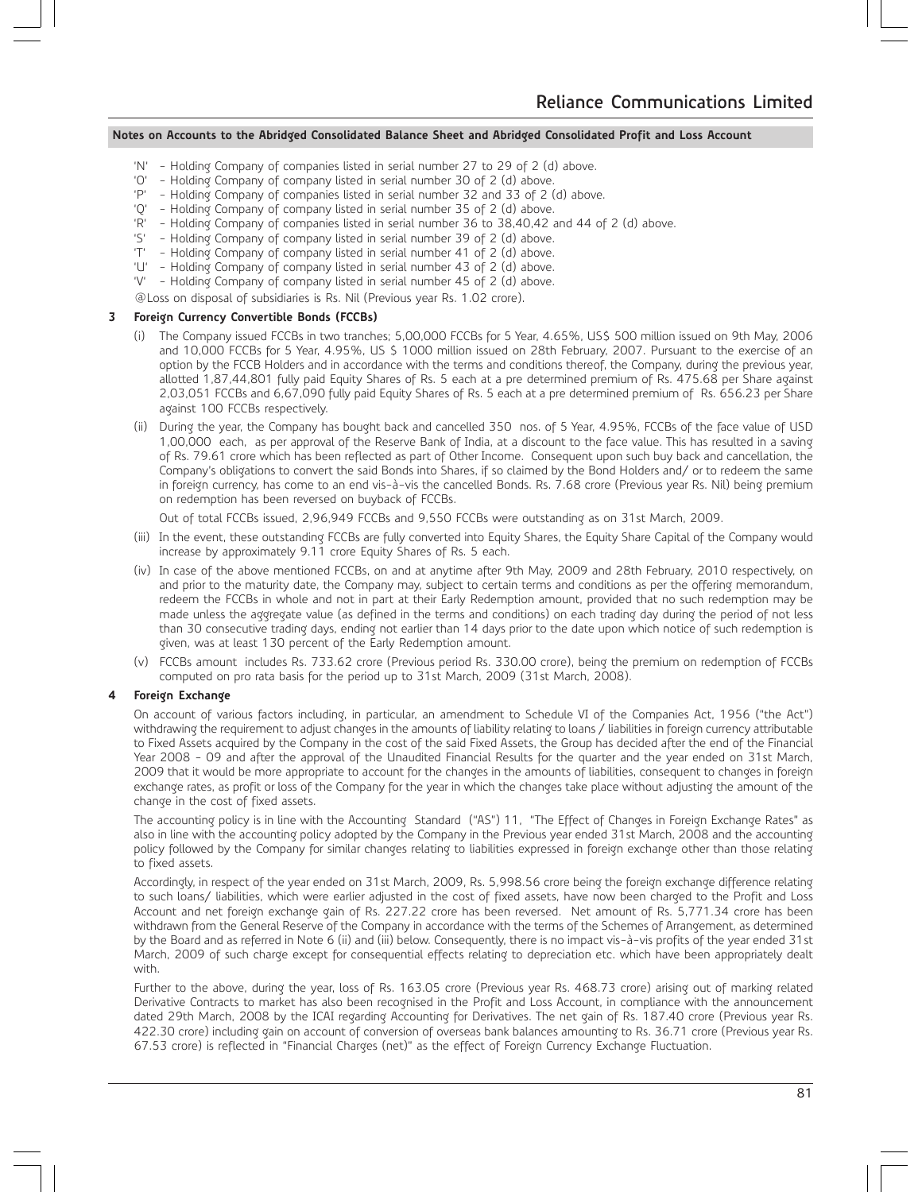## Notes on Accounts to the Abridged Consolidated Balance Sheet and Abridged Consolidated Profit and Loss Account

'N' – Holding Company of companies listed in serial number 27 to 29 of 2 (d) above.

'O' – Holding Company of company listed in serial number 30 of 2 (d) above.

'P' – Holding Company of companies listed in serial number 32 and 33 of 2 (d) above.

'Q' – Holding Company of company listed in serial number 35 of 2 (d) above.

'R' – Holding Company of companies listed in serial number 36 to 38,40,42 and 44 of 2 (d) above.

'S' – Holding Company of company listed in serial number 39 of 2 (d) above.

'T' – Holding Company of company listed in serial number 41 of 2 (d) above.

'U' – Holding Company of company listed in serial number 43 of 2 (d) above.

'V' – Holding Company of company listed in serial number 45 of 2 (d) above.

@Loss on disposal of subsidiaries is Rs. Nil (Previous year Rs. 1.02 crore).

### 3 Foreign Currency Convertible Bonds (FCCBs)

(i) The Company issued FCCBs in two tranches; 5,00,000 FCCBs for 5 Year, 4.65%, US$ 500 million issued on 9th May, 2006 and 10,000 FCCBs for 5 Year, 4.95%, US $ 1000 million issued on 28th February, 2007. Pursuant to the exercise of an option by the FCCB Holders and in accordance with the terms and conditions thereof, the Company, during the previous year, allotted 1,87,44,801 fully paid Equity Shares of Rs. 5 each at a pre determined premium of Rs. 475.68 per Share against 2,03,051 FCCBs and 6,67,090 fully paid Equity Shares of Rs. 5 each at a pre determined premium of Rs. 656.23 per Share against 100 FCCBs respectively.

(ii) During the year, the Company has bought back and cancelled 350 nos. of 5 Year, 4.95%, FCCBs of the face value of USD 1,00,000 each, as per approval of the Reserve Bank of India, at a discount to the face value. This has resulted in a saving of Rs. 79.61 crore which has been reflected as part of Other Income. Consequent upon such buy back and cancellation, the Company's obligations to convert the said Bonds into Shares, if so claimed by the Bond Holders and/ or to redeem the same in foreign currency, has come to an end vis-à-vis the cancelled Bonds. Rs. 7.68 crore (Previous year Rs. Nil) being premium on redemption has been reversed on buyback of FCCBs.

Out of total FCCBs issued, 2,96,949 FCCBs and 9,550 FCCBs were outstanding as on 31st March, 2009.

(iii) In the event, these outstanding FCCBs are fully converted into Equity Shares, the Equity Share Capital of the Company would increase by approximately 9.11 crore Equity Shares of Rs. 5 each.

(iv) In case of the above mentioned FCCBs, on and at anytime after 9th May, 2009 and 28th February, 2010 respectively, on and prior to the maturity date, the Company may, subject to certain terms and conditions as per the offering memorandum, redeem the FCCBs in whole and not in part at their Early Redemption amount, provided that no such redemption may be made unless the aggregate value (as defined in the terms and conditions) on each trading day during the period of not less than 30 consecutive trading days, ending not earlier than 14 days prior to the date upon which notice of such redemption is given, was at least 130 percent of the Early Redemption amount.

(v) FCCBs amount includes Rs. 733.62 crore (Previous period Rs. 330.00 crore), being the premium on redemption of FCCBs computed on pro rata basis for the period up to 31st March, 2009 (31st March, 2008).

### 4 Foreign Exchange

On account of various factors including, in particular, an amendment to Schedule VI of the Companies Act, 1956 ("the Act") withdrawing the requirement to adjust changes in the amounts of liability relating to loans / liabilities in foreign currency attributable to Fixed Assets acquired by the Company in the cost of the said Fixed Assets, the Group has decided after the end of the Financial Year 2008 - 09 and after the approval of the Unaudited Financial Results for the quarter and the year ended on 31st March, 2009 that it would be more appropriate to account for the changes in the amounts of liabilities, consequent to changes in foreign exchange rates, as profit or loss of the Company for the year in which the changes take place without adjusting the amount of the change in the cost of fixed assets.

The accounting policy is in line with the Accounting Standard ("AS") 11, "The Effect of Changes in Foreign Exchange Rates" as also in line with the accounting policy adopted by the Company in the Previous year ended 31st March, 2008 and the accounting policy followed by the Company for similar changes relating to liabilities expressed in foreign exchange other than those relating to fixed assets.

Accordingly, in respect of the year ended on 31st March, 2009, Rs. 5,998.56 crore being the foreign exchange difference relating to such loans/ liabilities, which were earlier adjusted in the cost of fixed assets, have now been charged to the Profit and Loss Account and net foreign exchange gain of Rs. 227.22 crore has been reversed. Net amount of Rs. 5,771.34 crore has been withdrawn from the General Reserve of the Company in accordance with the terms of the Schemes of Arrangement, as determined by the Board and as referred in Note 6 (ii) and (iii) below. Consequently, there is no impact vis-à-vis profits of the year ended 31st March, 2009 of such charge except for consequential effects relating to depreciation etc. which have been appropriately dealt with.

Further to the above, during the year, loss of Rs. 163.05 crore (Previous year Rs. 468.73 crore) arising out of marking related Derivative Contracts to market has also been recognised in the Profit and Loss Account, in compliance with the announcement dated 29th March, 2008 by the ICAI regarding Accounting for Derivatives. The net gain of Rs. 187.40 crore (Previous year Rs. 422.30 crore) including gain on account of conversion of overseas bank balances amounting to Rs. 36.71 crore (Previous year Rs. 67.53 crore) is reflected in "Financial Charges (net)" as the effect of Foreign Currency Exchange Fluctuation.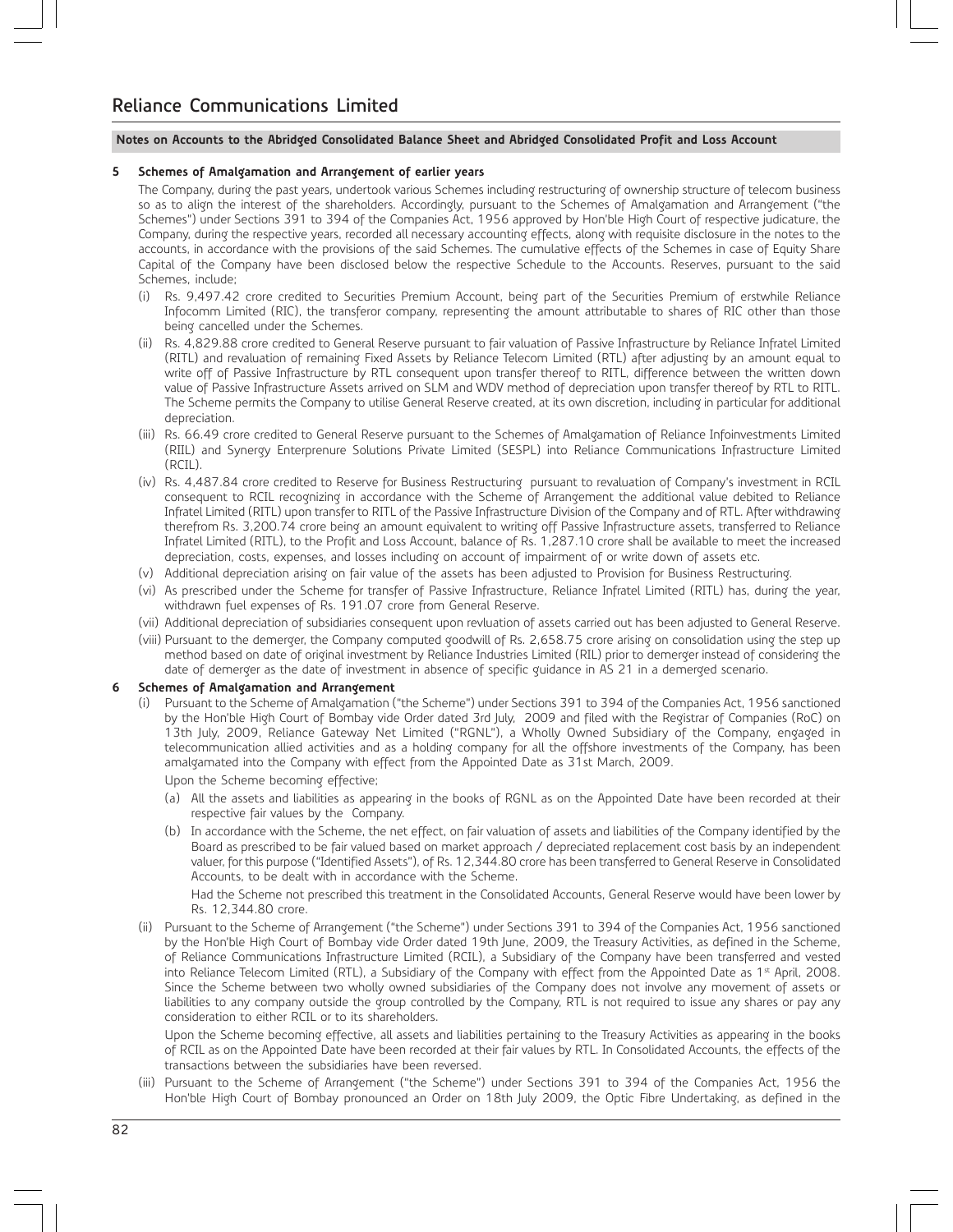**Notes on Accounts to the Abridged Consolidated Balance Sheet and Abridged Consolidated Profit and Loss Account**

**5 Schemes of Amalgamation and Arrangement of earlier years**

The Company, during the past years, undertook various Schemes including restructuring of ownership structure of telecom business so as to align the interest of the shareholders. Accordingly, pursuant to the Schemes of Amalgamation and Arrangement ("the Schemes") under Sections 391 to 394 of the Companies Act, 1956 approved by Hon'ble High Court of respective judicature, the Company, during the respective years, recorded all necessary accounting effects, along with requisite disclosure in the notes to the accounts, in accordance with the provisions of the said Schemes. The cumulative effects of the Schemes in case of Equity Share Capital of the Company have been disclosed below the respective Schedule to the Accounts. Reserves, pursuant to the said Schemes, include;

(i) Rs. 9,497.42 crore credited to Securities Premium Account, being part of the Securities Premium of erstwhile Reliance Infocomm Limited (RIC), the transferor company, representing the amount attributable to shares of RIC other than those being cancelled under the Schemes.

(ii) Rs. 4,829.88 crore credited to General Reserve pursuant to fair valuation of Passive Infrastructure by Reliance Infratel Limited (RITL) and revaluation of remaining Fixed Assets by Reliance Telecom Limited (RTL) after adjusting by an amount equal to write off of Passive Infrastructure by RTL consequent upon transfer thereof to RITL, difference between the written down value of Passive Infrastructure Assets arrived on SLM and WDV method of depreciation upon transfer thereof by RTL to RITL. The Scheme permits the Company to utilise General Reserve created, at its own discretion, including in particular for additional depreciation.

(iii) Rs. 66.49 crore credited to General Reserve pursuant to the Schemes of Amalgamation of Reliance Infoinvestments Limited (RIIL) and Synergy Enterprenure Solutions Private Limited (SESPL) into Reliance Communications Infrastructure Limited (RCIL).

(iv) Rs. 4,487.84 crore credited to Reserve for Business Restructuring pursuant to revaluation of Company's investment in RCIL consequent to RCIL recognizing in accordance with the Scheme of Arrangement the additional value debited to Reliance Infratel Limited (RITL) upon transfer to RITL of the Passive Infrastructure Division of the Company and of RTL. After withdrawing therefrom Rs. 3,200.74 crore being an amount equivalent to writing off Passive Infrastructure assets, transferred to Reliance Infratel Limited (RITL), to the Profit and Loss Account, balance of Rs. 1,287.10 crore shall be available to meet the increased depreciation, costs, expenses, and losses including on account of impairment of or write down of assets etc.

(v) Additional depreciation arising on fair value of the assets has been adjusted to Provision for Business Restructuring.

(vi) As prescribed under the Scheme for transfer of Passive Infrastructure, Reliance Infratel Limited (RITL) has, during the year, withdrawn fuel expenses of Rs. 191.07 crore from General Reserve.

(vii) Additional depreciation of subsidiaries consequent upon revluation of assets carried out has been adjusted to General Reserve.

(viii) Pursuant to the demerger, the Company computed goodwill of Rs. 2,658.75 crore arising on consolidation using the step up method based on date of original investment by Reliance Industries Limited (RIL) prior to demerger instead of considering the date of demerger as the date of investment in absence of specific guidance in AS 21 in a demerged scenario.

**6 Schemes of Amalgamation and Arrangement**

(i) Pursuant to the Scheme of Amalgamation ("the Scheme") under Sections 391 to 394 of the Companies Act, 1956 sanctioned by the Hon'ble High Court of Bombay vide Order dated 3rd July, 2009 and filed with the Registrar of Companies (RoC) on 13th July, 2009, Reliance Gateway Net Limited ("RGNL"), a Wholly Owned Subsidiary of the Company, engaged in telecommunication allied activities and as a holding company for all the offshore investments of the Company, has been amalgamated into the Company with effect from the Appointed Date as 31st March, 2009.

Upon the Scheme becoming effective;

(a) All the assets and liabilities as appearing in the books of RGNL as on the Appointed Date have been recorded at their respective fair values by the Company.

(b) In accordance with the Scheme, the net effect, on fair valuation of assets and liabilities of the Company identified by the Board as prescribed to be fair valued based on market approach / depreciated replacement cost basis by an independent valuer, for this purpose ("Identified Assets"), of Rs. 12,344.80 crore has been transferred to General Reserve in Consolidated Accounts, to be dealt with in accordance with the Scheme.

Had the Scheme not prescribed this treatment in the Consolidated Accounts, General Reserve would have been lower by Rs. 12,344.80 crore.

(ii) Pursuant to the Scheme of Arrangement ("the Scheme") under Sections 391 to 394 of the Companies Act, 1956 sanctioned by the Hon'ble High Court of Bombay vide Order dated 19th June, 2009, the Treasury Activities, as defined in the Scheme, of Reliance Communications Infrastructure Limited (RCIL), a Subsidiary of the Company have been transferred and vested into Reliance Telecom Limited (RTL), a Subsidiary of the Company with effect from the Appointed Date as 1st April, 2008. Since the Scheme between two wholly owned subsidiaries of the Company does not involve any movement of assets or liabilities to any company outside the group controlled by the Company, RTL is not required to issue any shares or pay any consideration to either RCIL or to its shareholders.

Upon the Scheme becoming effective, all assets and liabilities pertaining to the Treasury Activities as appearing in the books of RCIL as on the Appointed Date have been recorded at their fair values by RTL. In Consolidated Accounts, the effects of the transactions between the subsidiaries have been reversed.

(iii) Pursuant to the Scheme of Arrangement ("the Scheme") under Sections 391 to 394 of the Companies Act, 1956 the Hon'ble High Court of Bombay pronounced an Order on 18th July 2009, the Optic Fibre Undertaking, as defined in the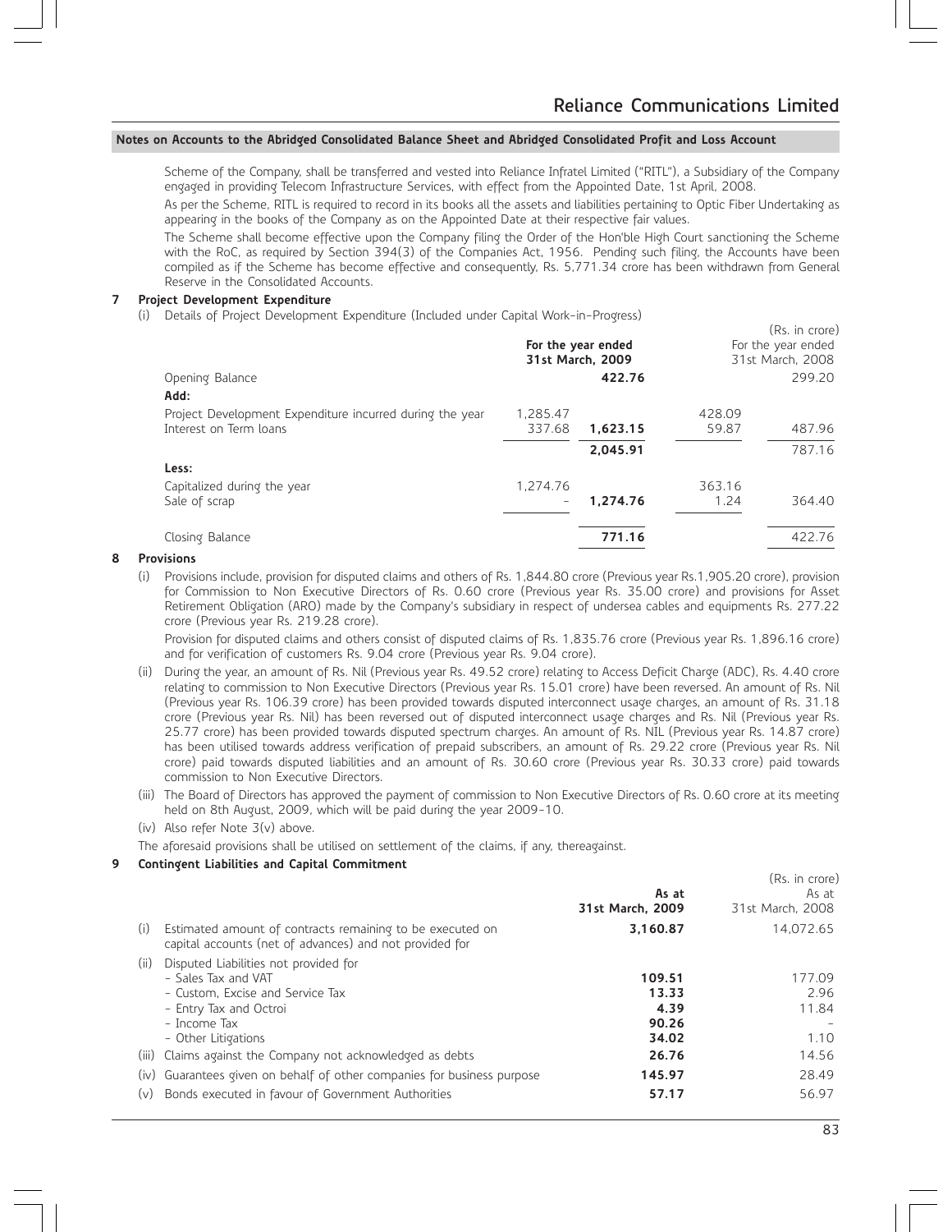Scheme of the Company, shall be transferred and vested into Reliance Infratel Limited ("RITL"), a Subsidiary of the Company engaged in providing Telecom Infrastructure Services, with effect from the Appointed Date, 1st April, 2008.

As per the Scheme, RITL is required to record in its books all the assets and liabilities pertaining to Optic Fiber Undertaking as appearing in the books of the Company as on the Appointed Date at their respective fair values.

The Scheme shall become effective upon the Company filing the Order of the Hon'ble High Court sanctioning the Scheme with the RoC, as required by Section 394(3) of the Companies Act, 1956. Pending such filing, the Accounts have been compiled as if the Scheme has become effective and consequently, Rs. 5,771.34 crore has been withdrawn from General Reserve in the Consolidated Accounts.

## 7 Project Development Expenditure

(i) Details of Project Development Expenditure (Included under Capital Work-in-Progress)

(Rs. in crore)

| | **For the year ended 31st March, 2009** | | For the year ended 31st March, 2008 | |
|---|---|---|---|---|
| Opening Balance | | **422.76** | | 299.20 |
| **Add:** | | | | |
| Project Development Expenditure incurred during the year | 1,285.47 | | 428.09 | |
| Interest on Term loans | 337.68 | **1,623.15** | 59.87 | 487.96 |
| | | **2,045.91** | | 787.16 |
| **Less:** | | | | |
| Capitalized during the year | 1,274.76 | | 363.16 | |
| Sale of scrap | - | **1,274.76** | 1.24 | 364.40 |
| Closing Balance | | **771.16** | | 422.76 |

## 8 Provisions

(i) Provisions include, provision for disputed claims and others of Rs. 1,844.80 crore (Previous year Rs.1,905.20 crore), provision for Commission to Non Executive Directors of Rs. 0.60 crore (Previous year Rs. 35.00 crore) and provisions for Asset Retirement Obligation (ARO) made by the Company's subsidiary in respect of undersea cables and equipments Rs. 277.22 crore (Previous year Rs. 219.28 crore).

Provision for disputed claims and others consist of disputed claims of Rs. 1,835.76 crore (Previous year Rs. 1,896.16 crore) and for verification of customers Rs. 9.04 crore (Previous year Rs. 9.04 crore).

(ii) During the year, an amount of Rs. Nil (Previous year Rs. 49.52 crore) relating to Access Deficit Charge (ADC), Rs. 4.40 crore relating to commission to Non Executive Directors (Previous year Rs. 15.01 crore) have been reversed. An amount of Rs. Nil (Previous year Rs. 106.39 crore) has been provided towards disputed interconnect usage charges, an amount of Rs. 31.18 crore (Previous year Rs. Nil) has been reversed out of disputed interconnect usage charges and Rs. Nil (Previous year Rs. 25.77 crore) has been provided towards disputed spectrum charges. An amount of Rs. NIL (Previous year Rs. 14.87 crore) has been utilised towards address verification of prepaid subscribers, an amount of Rs. 29.22 crore (Previous year Rs. Nil crore) paid towards disputed liabilities and an amount of Rs. 30.60 crore (Previous year Rs. 30.33 crore) paid towards commission to Non Executive Directors.

(iii) The Board of Directors has approved the payment of commission to Non Executive Directors of Rs. 0.60 crore at its meeting held on 8th August, 2009, which will be paid during the year 2009-10.

(iv) Also refer Note 3(v) above.

The aforesaid provisions shall be utilised on settlement of the claims, if any, thereagainst.

## 9 Contingent Liabilities and Capital Commitment

(Rs. in crore)

| | | **As at 31st March, 2009** | As at 31st March, 2008 |
|---|---|---|---|
| (i) | Estimated amount of contracts remaining to be executed on capital accounts (net of advances) and not provided for | **3,160.87** | 14,072.65 |
| (ii) | Disputed Liabilities not provided for | | |
| | - Sales Tax and VAT | **109.51** | 177.09 |
| | - Custom, Excise and Service Tax | **13.33** | 2.96 |
| | - Entry Tax and Octroi | **4.39** | 11.84 |
| | - Income Tax | **90.26** | - |
| | - Other Litigations | **34.02** | 1.10 |
| (iii) | Claims against the Company not acknowledged as debts | **26.76** | 14.56 |
| (iv) | Guarantees given on behalf of other companies for business purpose | **145.97** | 28.49 |
| (v) | Bonds executed in favour of Government Authorities | **57.17** | 56.97 |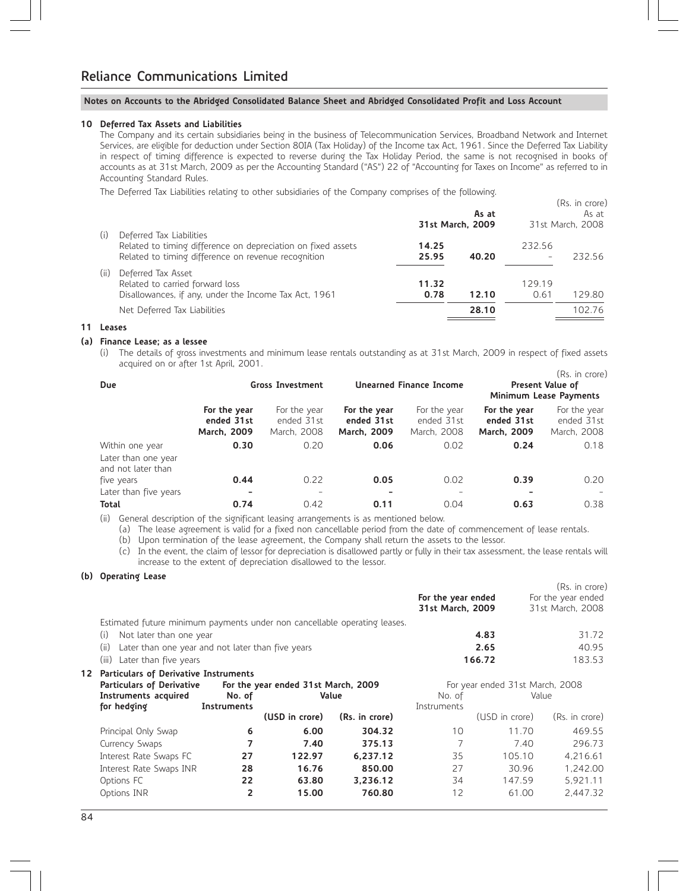## Notes on Accounts to the Abridged Consolidated Balance Sheet and Abridged Consolidated Profit and Loss Account

### 10 Deferred Tax Assets and Liabilities

The Company and its certain subsidiaries being in the business of Telecommunication Services, Broadband Network and Internet Services, are eligible for deduction under Section 80IA (Tax Holiday) of the Income tax Act, 1961. Since the Deferred Tax Liability in respect of timing difference is expected to reverse during the Tax Holiday Period, the same is not recognised in books of accounts as at 31st March, 2009 as per the Accounting Standard ("AS") 22 of "Accounting for Taxes on Income" as referred to in Accounting Standard Rules.

The Deferred Tax Liabilities relating to other subsidiaries of the Company comprises of the following.

(Rs. in crore)

| | | As at 31st March, 2009 | | As at 31st March, 2008 | |
|---|---|---|---|---|---|
| (i) | Deferred Tax Liabilities | | | | |
| | Related to timing difference on depreciation on fixed assets | **14.25** | | 232.56 | |
| | Related to timing difference on revenue recognition | **25.95** | **40.20** | – | 232.56 |
| (ii) | Deferred Tax Asset | | | | |
| | Related to carried forward loss | **11.32** | | 129.19 | |
| | Disallowances, if any, under the Income Tax Act, 1961 | **0.78** | **12.10** | 0.61 | 129.80 |
| | Net Deferred Tax Liabilities | | **28.10** | | 102.76 |

### 11 Leases

#### (a) Finance Lease; as a lessee

(i) The details of gross investments and minimum lease rentals outstanding as at 31st March, 2009 in respect of fixed assets acquired on or after 1st April, 2001.

(Rs. in crore)

| Due | Gross Investment | | Unearned Finance Income | | Present Value of Minimum Lease Payments | |
|---|---|---|---|---|---|---|
| | For the year ended 31st March, 2009 | For the year ended 31st March, 2008 | For the year ended 31st March, 2009 | For the year ended 31st March, 2008 | For the year ended 31st March, 2009 | For the year ended 31st March, 2008 |
| Within one year | **0.30** | 0.20 | **0.06** | 0.02 | **0.24** | 0.18 |
| Later than one year and not later than five years | **0.44** | 0.22 | **0.05** | 0.02 | **0.39** | 0.20 |
| Later than five years | **–** | – | **–** | – | **–** | – |
| **Total** | **0.74** | 0.42 | **0.11** | 0.04 | **0.63** | 0.38 |

(ii) General description of the significant leasing arrangements is as mentioned below.

(a) The lease agreement is valid for a fixed non cancellable period from the date of commencement of lease rentals.

(b) Upon termination of the lease agreement, the Company shall return the assets to the lessor.

(c) In the event, the claim of lessor for depreciation is disallowed partly or fully in their tax assessment, the lease rentals will increase to the extent of depreciation disallowed to the lessor.

#### (b) Operating Lease

(Rs. in crore)

| | For the year ended 31st March, 2009 | For the year ended 31st March, 2008 |
|---|---|---|
| Estimated future minimum payments under non cancellable operating leases. | | |
| (i) Not later than one year | **4.83** | 31.72 |
| (ii) Later than one year and not later than five years | **2.65** | 40.95 |
| (iii) Later than five years | **166.72** | 183.53 |

### 12 Particulars of Derivative Instruments

| Particulars of Derivative Instruments acquired for hedging | For the year ended 31st March, 2009 | | | For year ended 31st March, 2008 | | |
|---|---|---|---|---|---|---|
| | No. of Instruments | Value | | No. of Instruments | Value | |
| | | (USD in crore) | (Rs. in crore) | | (USD in crore) | (Rs. in crore) |
| Principal Only Swap | **6** | **6.00** | **304.32** | 10 | 11.70 | 469.55 |
| Currency Swaps | **7** | **7.40** | **375.13** | 7 | 7.40 | 296.73 |
| Interest Rate Swaps FC | **27** | **122.97** | **6,237.12** | 35 | 105.10 | 4,216.61 |
| Interest Rate Swaps INR | **28** | **16.76** | **850.00** | 27 | 30.96 | 1,242.00 |
| Options FC | **22** | **63.80** | **3,236.12** | 34 | 147.59 | 5,921.11 |
| Options INR | **2** | **15.00** | **760.80** | 12 | 61.00 | 2,447.32 |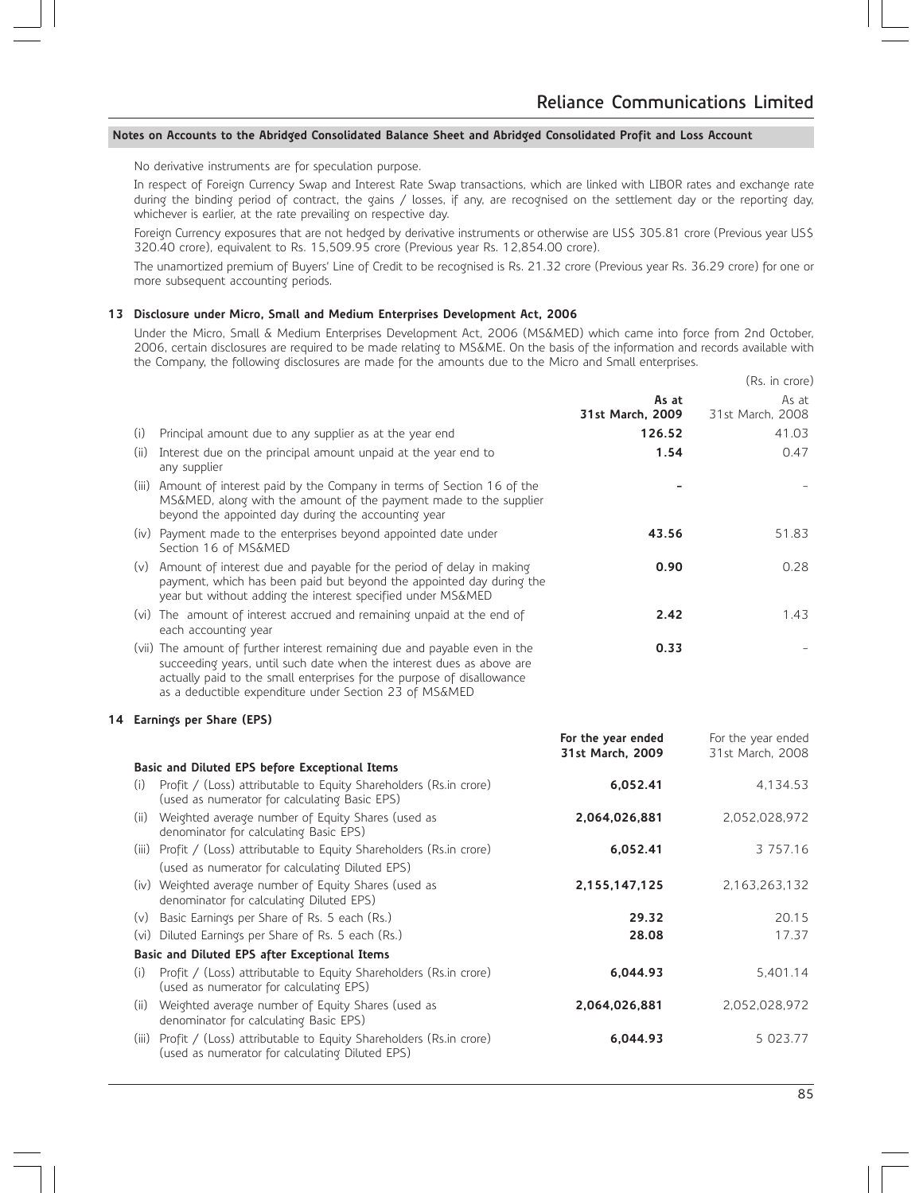**Notes on Accounts to the Abridged Consolidated Balance Sheet and Abridged Consolidated Profit and Loss Account**

No derivative instruments are for speculation purpose.

In respect of Foreign Currency Swap and Interest Rate Swap transactions, which are linked with LIBOR rates and exchange rate during the binding period of contract, the gains / losses, if any, are recognised on the settlement day or the reporting day, whichever is earlier, at the rate prevailing on respective day.

Foreign Currency exposures that are not hedged by derivative instruments or otherwise are US$ 305.81 crore (Previous year US$ 320.40 crore), equivalent to Rs. 15,509.95 crore (Previous year Rs. 12,854.00 crore).

The unamortized premium of Buyers' Line of Credit to be recognised is Rs. 21.32 crore (Previous year Rs. 36.29 crore) for one or more subsequent accounting periods.

## 13 Disclosure under Micro, Small and Medium Enterprises Development Act, 2006

Under the Micro, Small & Medium Enterprises Development Act, 2006 (MS&MED) which came into force from 2nd October, 2006, certain disclosures are required to be made relating to MS&ME. On the basis of the information and records available with the Company, the following disclosures are made for the amounts due to the Micro and Small enterprises.

(Rs. in crore)

| | | As at 31st March, 2009 | As at 31st March, 2008 |
|---|---|---|---|
| (i) | Principal amount due to any supplier as at the year end | **126.52** | 41.03 |
| (ii) | Interest due on the principal amount unpaid at the year end to any supplier | **1.54** | 0.47 |
| (iii) | Amount of interest paid by the Company in terms of Section 16 of the MS&MED, along with the amount of the payment made to the supplier beyond the appointed day during the accounting year | **-** | - |
| (iv) | Payment made to the enterprises beyond appointed date under Section 16 of MS&MED | **43.56** | 51.83 |
| (v) | Amount of interest due and payable for the period of delay in making payment, which has been paid but beyond the appointed day during the year but without adding the interest specified under MS&MED | **0.90** | 0.28 |
| (vi) | The amount of interest accrued and remaining unpaid at the end of each accounting year | **2.42** | 1.43 |
| (vii) | The amount of further interest remaining due and payable even in the succeeding years, until such date when the interest dues as above are actually paid to the small enterprises for the purpose of disallowance as a deductible expenditure under Section 23 of MS&MED | **0.33** | - |

## 14 Earnings per Share (EPS)

| | | For the year ended 31st March, 2009 | For the year ended 31st March, 2008 |
|---|---|---|---|
| | **Basic and Diluted EPS before Exceptional Items** | | |
| (i) | Profit / (Loss) attributable to Equity Shareholders (Rs.in crore) (used as numerator for calculating Basic EPS) | **6,052.41** | 4,134.53 |
| (ii) | Weighted average number of Equity Shares (used as denominator for calculating Basic EPS) | **2,064,026,881** | 2,052,028,972 |
| (iii) | Profit / (Loss) attributable to Equity Shareholders (Rs.in crore) (used as numerator for calculating Diluted EPS) | **6,052.41** | 3 757.16 |
| (iv) | Weighted average number of Equity Shares (used as denominator for calculating Diluted EPS) | **2,155,147,125** | 2,163,263,132 |
| (v) | Basic Earnings per Share of Rs. 5 each (Rs.) | **29.32** | 20.15 |
| (vi) | Diluted Earnings per Share of Rs. 5 each (Rs.) | **28.08** | 17.37 |
| | **Basic and Diluted EPS after Exceptional Items** | | |
| (i) | Profit / (Loss) attributable to Equity Shareholders (Rs.in crore) (used as numerator for calculating EPS) | **6,044.93** | 5,401.14 |
| (ii) | Weighted average number of Equity Shares (used as denominator for calculating Basic EPS) | **2,064,026,881** | 2,052,028,972 |
| (iii) | Profit / (Loss) attributable to Equity Shareholders (Rs.in crore) (used as numerator for calculating Diluted EPS) | **6,044.93** | 5 023.77 |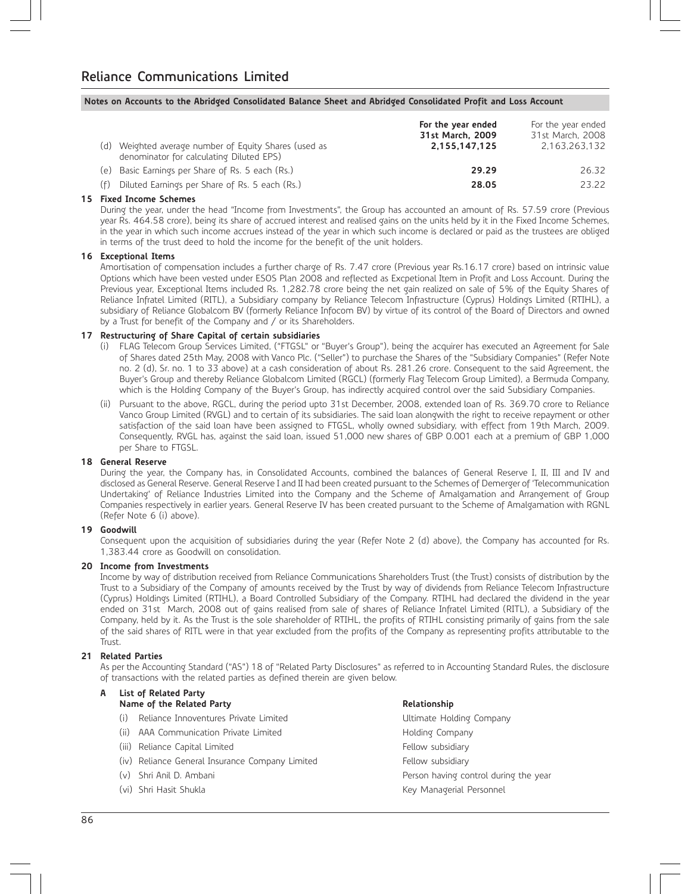**Notes on Accounts to the Abridged Consolidated Balance Sheet and Abridged Consolidated Profit and Loss Account**

| | For the year ended 31st March, 2009 | For the year ended 31st March, 2008 |
|---|---|---|
| (d) Weighted average number of Equity Shares (used as denominator for calculating Diluted EPS) | **2,155,147,125** | 2,163,263,132 |
| (e) Basic Earnings per Share of Rs. 5 each (Rs.) | **29.29** | 26.32 |
| (f) Diluted Earnings per Share of Rs. 5 each (Rs.) | **28.05** | 23.22 |

**15 Fixed Income Schemes**

During the year, under the head "Income from Investments", the Group has accounted an amount of Rs. 57.59 crore (Previous year Rs. 464.58 crore), being its share of accrued interest and realised gains on the units held by it in the Fixed Income Schemes, in the year in which such income accrues instead of the year in which such income is declared or paid as the trustees are obliged in terms of the trust deed to hold the income for the benefit of the unit holders.

**16 Exceptional Items**

Amortisation of compensation includes a further charge of Rs. 7.47 crore (Previous year Rs.16.17 crore) based on intrinsic value Options which have been vested under ESOS Plan 2008 and reflected as Excpetional Item in Profit and Loss Account. During the Previous year, Exceptional Items included Rs. 1,282.78 crore being the net gain realized on sale of 5% of the Equity Shares of Reliance Infratel Limited (RITL), a Subsidiary company by Reliance Telecom Infrastructure (Cyprus) Holdings Limited (RTIHL), a subsidiary of Reliance Globalcom BV (formerly Reliance Infocom BV) by virtue of its control of the Board of Directors and owned by a Trust for benefit of the Company and / or its Shareholders.

**17 Restructuring of Share Capital of certain subsidiaries**

(i) FLAG Telecom Group Services Limited, ("FTGSL" or "Buyer's Group"), being the acquirer has executed an Agreement for Sale of Shares dated 25th May, 2008 with Vanco Plc. ("Seller") to purchase the Shares of the "Subsidiary Companies" (Refer Note no. 2 (d), Sr. no. 1 to 33 above) at a cash consideration of about Rs. 281.26 crore. Consequent to the said Agreement, the Buyer's Group and thereby Reliance Globalcom Limited (RGCL) (formerly Flag Telecom Group Limited), a Bermuda Company, which is the Holding Company of the Buyer's Group, has indirectly acquired control over the said Subsidiary Companies.

(ii) Pursuant to the above, RGCL, during the period upto 31st December, 2008, extended loan of Rs. 369.70 crore to Reliance Vanco Group Limited (RVGL) and to certain of its subsidiaries. The said loan alongwith the right to receive repayment or other satisfaction of the said loan have been assigned to FTGSL, wholly owned subsidiary, with effect from 19th March, 2009. Consequently, RVGL has, against the said loan, issued 51,000 new shares of GBP 0.001 each at a premium of GBP 1,000 per Share to FTGSL.

**18 General Reserve**

During the year, the Company has, in Consolidated Accounts, combined the balances of General Reserve I, II, III and IV and disclosed as General Reserve. General Reserve I and II had been created pursuant to the Schemes of Demerger of 'Telecommunication Undertaking' of Reliance Industries Limited into the Company and the Scheme of Amalgamation and Arrangement of Group Companies respectively in earlier years. General Reserve IV has been created pursuant to the Scheme of Amalgamation with RGNL (Refer Note 6 (i) above).

**19 Goodwill**

Consequent upon the acquisition of subsidiaries during the year (Refer Note 2 (d) above), the Company has accounted for Rs. 1,383.44 crore as Goodwill on consolidation.

**20 Income from Investments**

Income by way of distribution received from Reliance Communications Shareholders Trust (the Trust) consists of distribution by the Trust to a Subsidiary of the Company of amounts received by the Trust by way of dividends from Reliance Telecom Infrastructure (Cyprus) Holdings Limited (RTIHL), a Board Controlled Subsidiary of the Company. RTIHL had declared the dividend in the year ended on 31st March, 2008 out of gains realised from sale of shares of Reliance Infratel Limited (RITL), a Subsidiary of the Company, held by it. As the Trust is the sole shareholder of RTIHL, the profits of RTIHL consisting primarily of gains from the sale of the said shares of RITL were in that year excluded from the profits of the Company as representing profits attributable to the Trust.

**21 Related Parties**

As per the Accounting Standard ("AS") 18 of "Related Party Disclosures" as referred to in Accounting Standard Rules, the disclosure of transactions with the related parties as defined therein are given below.

**A List of Related Party**

| Name of the Related Party | Relationship |
|---|---|
| (i) Reliance Innoventures Private Limited | Ultimate Holding Company |
| (ii) AAA Communication Private Limited | Holding Company |
| (iii) Reliance Capital Limited | Fellow subsidiary |
| (iv) Reliance General Insurance Company Limited | Fellow subsidiary |
| (v) Shri Anil D. Ambani | Person having control during the year |
| (vi) Shri Hasit Shukla | Key Managerial Personnel |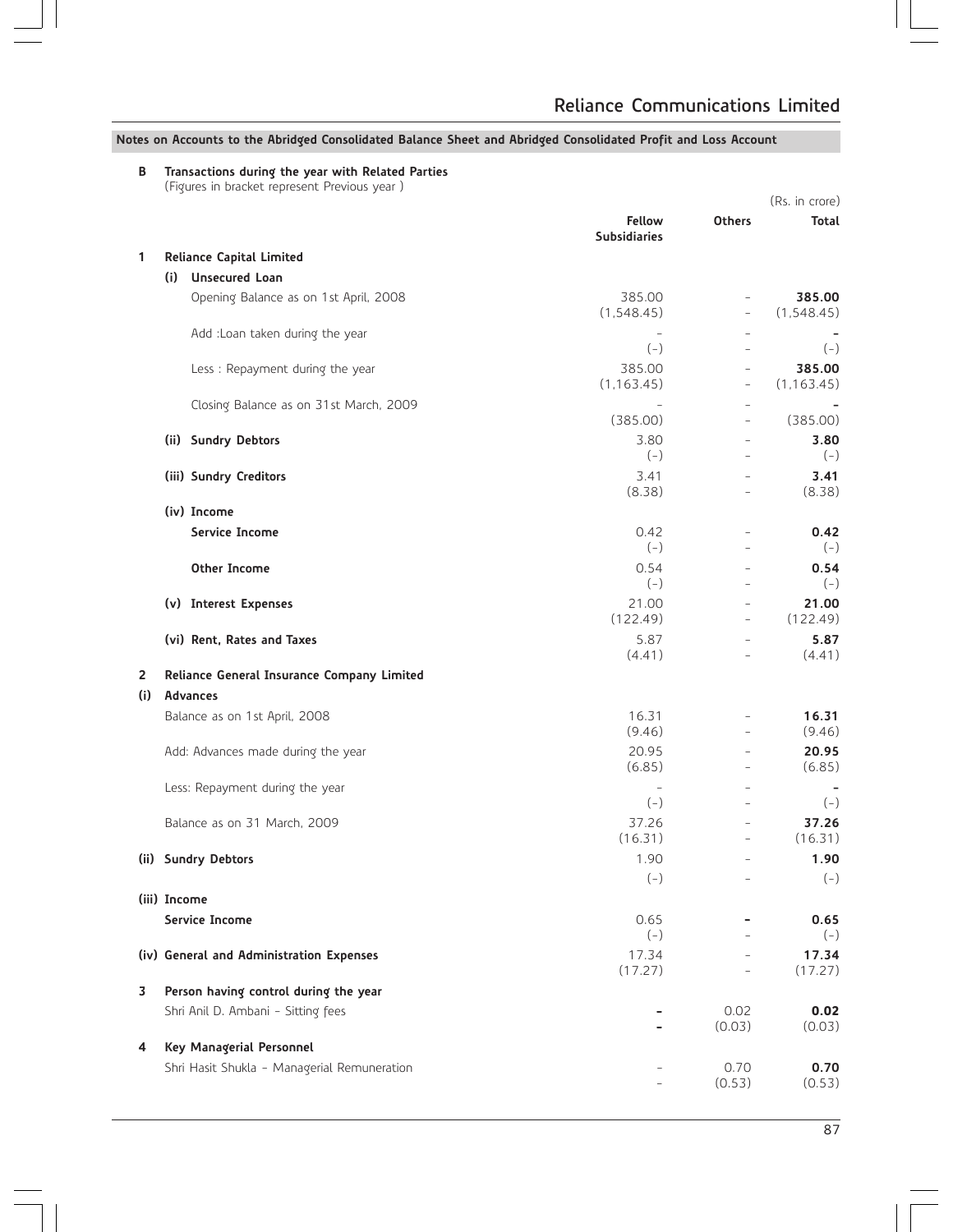**Notes on Accounts to the Abridged Consolidated Balance Sheet and Abridged Consolidated Profit and Loss Account**

**B Transactions during the year with Related Parties**

(Figures in bracket represent Previous year )

(Rs. in crore)

| | | Fellow Subsidiaries | Others | Total |
|---|---|---|---|---|
| **1** | **Reliance Capital Limited** | | | |
| | **(i) Unsecured Loan** | | | |
| | Opening Balance as on 1st April, 2008 | 385.00<br>(1,548.45) | –<br>– | **385.00**<br>(1,548.45) |
| | Add :Loan taken during the year | –<br>(–) | –<br>– | **-**<br>(–) |
| | Less : Repayment during the year | 385.00<br>(1,163.45) | –<br>– | **385.00**<br>(1,163.45) |
| | Closing Balance as on 31st March, 2009 | –<br>(385.00) | –<br>– | **-**<br>(385.00) |
| | **(ii) Sundry Debtors** | 3.80<br>(–) | –<br>– | **3.80**<br>(–) |
| | **(iii) Sundry Creditors** | 3.41<br>(8.38) | –<br>– | **3.41**<br>(8.38) |
| | **(iv) Income** | | | |
| | **Service Income** | 0.42<br>(–) | –<br>– | **0.42**<br>(–) |
| | **Other Income** | 0.54<br>(–) | –<br>– | **0.54**<br>(–) |
| | **(v) Interest Expenses** | 21.00<br>(122.49) | –<br>– | **21.00**<br>(122.49) |
| | **(vi) Rent, Rates and Taxes** | 5.87<br>(4.41) | –<br>– | **5.87**<br>(4.41) |
| **2** | **Reliance General Insurance Company Limited** | | | |
| **(i)** | **Advances** | | | |
| | Balance as on 1st April, 2008 | 16.31<br>(9.46) | –<br>– | **16.31**<br>(9.46) |
| | Add: Advances made during the year | 20.95<br>(6.85) | –<br>– | **20.95**<br>(6.85) |
| | Less: Repayment during the year | –<br>(–) | –<br>– | **-**<br>(–) |
| | Balance as on 31 March, 2009 | 37.26<br>(16.31) | –<br>– | **37.26**<br>(16.31) |
| **(ii)** | **Sundry Debtors** | 1.90<br>(–) | –<br>– | **1.90**<br>(–) |
| **(iii)** | **Income** | | | |
| | **Service Income** | 0.65<br>(–) | **-**<br>– | **0.65**<br>(–) |
| **(iv)** | **General and Administration Expenses** | 17.34<br>(17.27) | –<br>– | **17.34**<br>(17.27) |
| **3** | **Person having control during the year** | | | |
| | Shri Anil D. Ambani – Sitting fees | **-**<br>**-** | 0.02<br>(0.03) | **0.02**<br>(0.03) |
| **4** | **Key Managerial Personnel** | | | |
| | Shri Hasit Shukla – Managerial Remuneration | –<br>– | 0.70<br>(0.53) | **0.70**<br>(0.53) |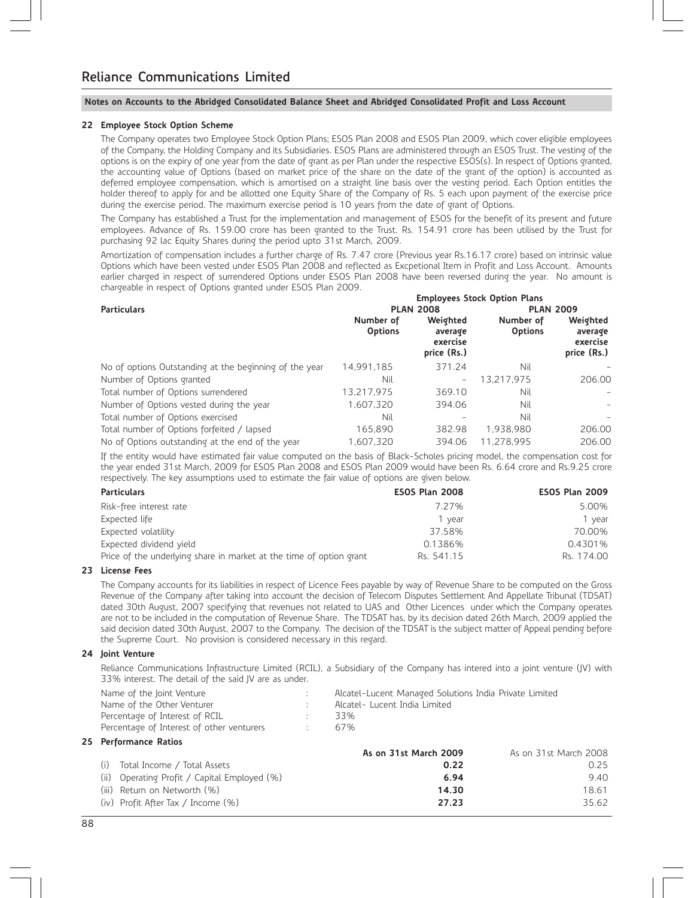# Reliance Communications Limited

**Notes on Accounts to the Abridged Consolidated Balance Sheet and Abridged Consolidated Profit and Loss Account**

## 22 Employee Stock Option Scheme

The Company operates two Employee Stock Option Plans; ESOS Plan 2008 and ESOS Plan 2009, which cover eligible employees of the Company, the Holding Company and its Subsidiaries. ESOS Plans are administered through an ESOS Trust. The vesting of the options is on the expiry of one year from the date of grant as per Plan under the respective ESOS(s). In respect of Options granted, the accounting value of Options (based on market price of the share on the date of the grant of the option) is accounted as deferred employee compensation, which is amortised on a straight line basis over the vesting period. Each Option entitles the holder thereof to apply for and be allotted one Equity Share of the Company of Rs. 5 each upon payment of the exercise price during the exercise period. The maximum exercise period is 10 years from the date of grant of Options.

The Company has established a Trust for the implementation and management of ESOS for the benefit of its present and future employees. Advance of Rs. 159.00 crore has been granted to the Trust. Rs. 154.91 crore has been utilised by the Trust for purchasing 92 lac Equity Shares during the period upto 31st March, 2009.

Amortization of compensation includes a further charge of Rs. 7.47 crore (Previous year Rs.16.17 crore) based on intrinsic value Options which have been vested under ESOS Plan 2008 and reflected as Excpetional Item in Profit and Loss Account. Amounts earlier charged in respect of surrendered Options under ESOS Plan 2008 have been reversed during the year. No amount is chargeable in respect of Options granted under ESOS Plan 2009.

| Particulars | Employees Stock Option Plans | | | |
|---|---|---|---|---|
| | PLAN 2008 | | PLAN 2009 | |
| | Number of Options | Weighted average exercise price (Rs.) | Number of Options | Weighted average exercise price (Rs.) |
| No of options Outstanding at the beginning of the year | 14,991,185 | 371.24 | Nil | - |
| Number of Options granted | Nil | - | 13,217,975 | 206.00 |
| Total number of Options surrendered | 13,217,975 | 369.10 | Nil | - |
| Number of Options vested during the year | 1,607,320 | 394.06 | Nil | - |
| Total number of Options exercised | Nil | - | Nil | - |
| Total number of Options forfeited / lapsed | 165,890 | 382.98 | 1,938,980 | 206.00 |
| No of Options outstanding at the end of the year | 1,607,320 | 394.06 | 11,278,995 | 206.00 |

If the entity would have estimated fair value computed on the basis of Black-Scholes pricing model, the compensation cost for the year ended 31st March, 2009 for ESOS Plan 2008 and ESOS Plan 2009 would have been Rs. 6.64 crore and Rs.9.25 crore respectively. The key assumptions used to estimate the fair value of options are given below.

| Particulars | ESOS Plan 2008 | ESOS Plan 2009 |
|---|---|---|
| Risk-free interest rate | 7.27% | 5.00% |
| Expected life | 1 year | 1 year |
| Expected volatility | 37.58% | 70.00% |
| Expected dividend yield | 0.1386% | 0.4301% |
| Price of the underlying share in market at the time of option grant | Rs. 541.15 | Rs. 174.00 |

## 23 License Fees

The Company accounts for its liabilities in respect of Licence Fees payable by way of Revenue Share to be computed on the Gross Revenue of the Company after taking into account the decision of Telecom Disputes Settlement And Appellate Tribunal (TDSAT) dated 30th August, 2007 specifying that revenues not related to UAS and Other Licences under which the Company operates are not to be included in the computation of Revenue Share. The TDSAT has, by its decision dated 26th March, 2009 applied the said decision dated 30th August, 2007 to the Company. The decision of the TDSAT is the subject matter of Appeal pending before the Supreme Court. No provision is considered necessary in this regard.

## 24 Joint Venture

Reliance Communications Infrastructure Limited (RCIL), a Subsidiary of the Company has intered into a joint venture (JV) with 33% interest. The detail of the said JV are as under.

| | | |
|---|---|---|
| Name of the Joint Venture | : | Alcatel-Lucent Managed Solutions India Private Limited |
| Name of the Other Venturer | : | Alcatel- Lucent India Limited |
| Percentage of Interest of RCIL | : | 33% |
| Percentage of Interest of other venturers | : | 67% |

## 25 Performance Ratios

| | As on 31st March 2009 | As on 31st March 2008 |
|---|---|---|
| (i) Total Income / Total Assets | **0.22** | 0.25 |
| (ii) Operating Profit / Capital Employed (%) | **6.94** | 9.40 |
| (iii) Return on Networth (%) | **14.30** | 18.61 |
| (iv) Profit After Tax / Income (%) | **27.23** | 35.62 |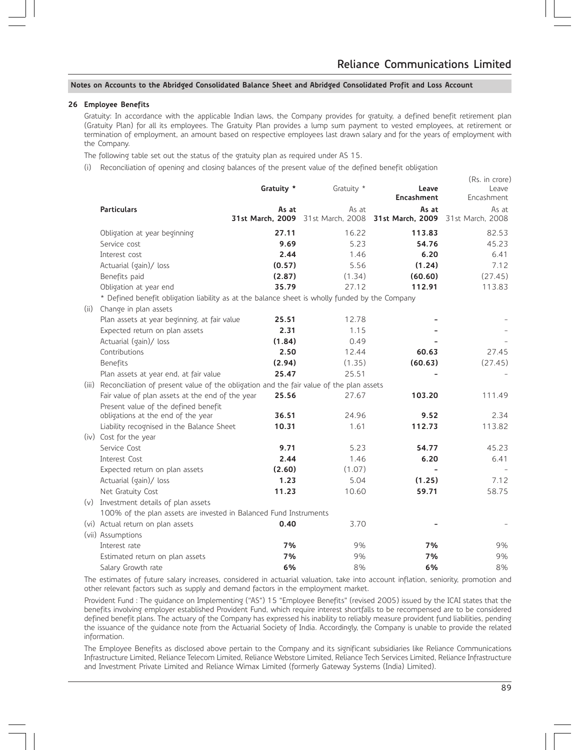## Notes on Accounts to the Abridged Consolidated Balance Sheet and Abridged Consolidated Profit and Loss Account

### 26 Employee Benefits

Gratuity: In accordance with the applicable Indian laws, the Company provides for gratuity, a defined benefit retirement plan (Gratuity Plan) for all its employees. The Gratuity Plan provides a lump sum payment to vested employees, at retirement or termination of employment, an amount based on respective employees last drawn salary and for the years of employment with the Company.

The following table set out the status of the gratuity plan as required under AS 15.

(i) Reconciliation of opening and closing balances of the present value of the defined benefit obligation

(Rs. in crore)

| Particulars | **Gratuity *** | Gratuity * | **Leave Encashment** | Leave Encashment |
|---|---|---|---|---|
| | **As at 31st March, 2009** | As at 31st March, 2008 | **As at 31st March, 2009** | As at 31st March, 2008 |
| Obligation at year beginning | **27.11** | 16.22 | **113.83** | 82.53 |
| Service cost | **9.69** | 5.23 | **54.76** | 45.23 |
| Interest cost | **2.44** | 1.46 | **6.20** | 6.41 |
| Actuarial (gain)/ loss | **(0.57)** | 5.56 | **(1.24)** | 7.12 |
| Benefits paid | **(2.87)** | (1.34) | **(60.60)** | (27.45) |
| Obligation at year end | **35.79** | 27.12 | **112.91** | 113.83 |
| * Defined benefit obligation liability as at the balance sheet is wholly funded by the Company | | | | |
| **(ii) Change in plan assets** | | | | |
| Plan assets at year beginning, at fair value | **25.51** | 12.78 | **-** | - |
| Expected return on plan assets | **2.31** | 1.15 | **-** | - |
| Actuarial (gain)/ loss | **(1.84)** | 0.49 | **-** | - |
| Contributions | **2.50** | 12.44 | **60.63** | 27.45 |
| Benefits | **(2.94)** | (1.35) | **(60.63)** | (27.45) |
| Plan assets at year end, at fair value | **25.47** | 25.51 | **-** | - |
| **(iii) Reconciliation of present value of the obligation and the fair value of the plan assets** | | | | |
| Fair value of plan assets at the end of the year | **25.56** | 27.67 | **103.20** | 111.49 |
| Present value of the defined benefit obligations at the end of the year | **36.51** | 24.96 | **9.52** | 2.34 |
| Liability recognised in the Balance Sheet | **10.31** | 1.61 | **112.73** | 113.82 |
| **(iv) Cost for the year** | | | | |
| Service Cost | **9.71** | 5.23 | **54.77** | 45.23 |
| Interest Cost | **2.44** | 1.46 | **6.20** | 6.41 |
| Expected return on plan assets | **(2.60)** | (1.07) | **-** | - |
| Actuarial (gain)/ loss | **1.23** | 5.04 | **(1.25)** | 7.12 |
| Net Gratuity Cost | **11.23** | 10.60 | **59.71** | 58.75 |
| **(v) Investment details of plan assets** | | | | |
| 100% of the plan assets are invested in Balanced Fund Instruments | | | | |
| **(vi) Actual return on plan assets** | **0.40** | 3.70 | **-** | - |
| **(vii) Assumptions** | | | | |
| Interest rate | **7%** | 9% | **7%** | 9% |
| Estimated return on plan assets | **7%** | 9% | **7%** | 9% |
| Salary Growth rate | **6%** | 8% | **6%** | 8% |

The estimates of future salary increases, considered in actuarial valuation, take into account inflation, seniority, promotion and other relevant factors such as supply and demand factors in the employment market.

Provident Fund : The guidance on Implementing ("AS") 15 "Employee Benefits" (revised 2005) issued by the ICAI states that the benefits involving employer established Provident Fund, which require interest shortfalls to be recompensed are to be considered defined benefit plans. The actuary of the Company has expressed his inability to reliably measure provident fund liabilities, pending the issuance of the guidance note from the Actuarial Society of India. Accordingly, the Company is unable to provide the related information.

The Employee Benefits as disclosed above pertain to the Company and its significant subsidiaries like Reliance Communications Infrastructure Limited, Reliance Telecom Limited, Reliance Webstore Limited, Reliance Tech Services Limited, Reliance Infrastructure and Investment Private Limited and Reliance Wimax Limited (formerly Gateway Systems (India) Limited).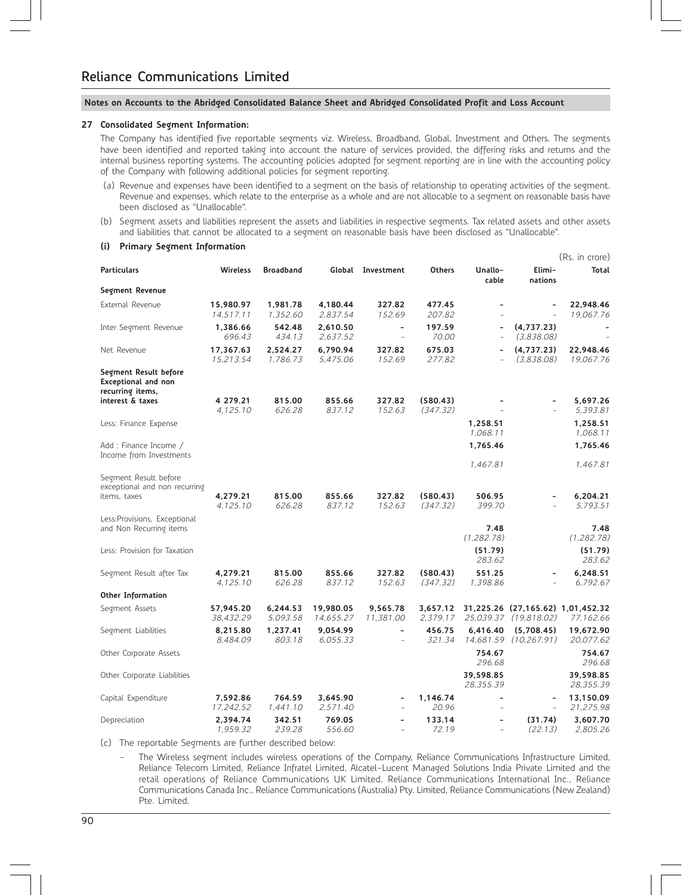## Notes on Accounts to the Abridged Consolidated Balance Sheet and Abridged Consolidated Profit and Loss Account

### 27 Consolidated Segment Information:

The Company has identified five reportable segments viz. Wireless, Broadband, Global, Investment and Others. The segments have been identified and reported taking into account the nature of services provided, the differing risks and returns and the internal business reporting systems. The accounting policies adopted for segment reporting are in line with the accounting policy of the Company with following additional policies for segment reporting.

(a) Revenue and expenses have been identified to a segment on the basis of relationship to operating activities of the segment. Revenue and expenses, which relate to the enterprise as a whole and are not allocable to a segment on reasonable basis have been disclosed as "Unallocable".

(b) Segment assets and liabilities represent the assets and liabilities in respective segments. Tax related assets and other assets and liabilities that cannot be allocated to a segment on reasonable basis have been disclosed as "Unallocable".

#### (i) Primary Segment Information

(Rs. in crore)

| Particulars | Wireless | Broadband | Global | Investment | Others | Unallo-cable | Elimi-nations | Total |
|---|---|---|---|---|---|---|---|---|
| **Segment Revenue** | | | | | | | | |
| External Revenue | **15,980.97** | **1,981.78** | **4,180.44** | **327.82** | **477.45** | **-** | **-** | **22,948.46** |
| | *14,517.11* | *1,352.60* | *2,837.54* | *152.69* | *207.82* | *-* | *-* | *19,067.76* |
| Inter Segment Revenue | **1,386.66** | **542.48** | **2,610.50** | **-** | **197.59** | **-** | **(4,737.23)** | **-** |
| | *696.43* | *434.13* | *2,637.52* | *-* | *70.00* | *-* | *(3,838.08)* | *-* |
| Net Revenue | **17,367.63** | **2,524.27** | **6,790.94** | **327.82** | **675.03** | **-** | **(4,737.23)** | **22,948.46** |
| | *15,213.54* | *1,786.73* | *5,475.06* | *152.69* | *277.82* | *-* | *(3,838.08)* | *19,067.76* |
| **Segment Result before Exceptional and non recurring items, interest & taxes** | **4 279.21** | **815.00** | **855.66** | **327.82** | **(580.43)** | **-** | **-** | **5,697.26** |
| | *4,125.10* | *626.28* | *837.12* | *152.63* | *(347.32)* | *-* | *-* | *5,393.81* |
| Less: Finance Expense | | | | | | **1,258.51** | | **1,258.51** |
| | | | | | | *1,068.11* | | *1,068.11* |
| Add : Finance Income / Income from Investments | | | | | | **1,765.46** | | **1,765.46** |
| | | | | | | *1,467.81* | | *1,467.81* |
| Segment Result before exceptional and non recurring items, taxes | **4,279.21** | **815.00** | **855.66** | **327.82** | **(580.43)** | **506.95** | **-** | **6,204.21** |
| | *4,125.10* | *626.28* | *837.12* | *152.63* | *(347.32)* | *399.70* | *-* | *5,793.51* |
| Less:Provisions, Exceptional and Non Recurring items | | | | | | **7.48** | | **7.48** |
| | | | | | | *(1,282.78)* | | *(1,282.78)* |
| Less: Provision for Taxation | | | | | | **(51.79)** | | **(51.79)** |
| | | | | | | *283.62* | | *283.62* |
| Segment Result after Tax | **4,279.21** | **815.00** | **855.66** | **327.82** | **(580.43)** | **551.25** | **-** | **6,248.51** |
| | *4,125.10* | *626.28* | *837.12* | *152.63* | *(347.32)* | *1,398.86* | *-* | *6,792.67* |
| **Other Information** | | | | | | | | |
| Segment Assets | **57,945.20** | **6,244.53** | **19,980.05** | **9,565.78** | **3,657.12** | **31,225.26** | **(27,165.62)** | **1,01,452.32** |
| | *38,432.29* | *5,093.58* | *14,655.27* | *11,381.00* | *2,379.17* | *25,039.37* | *(19,818.02)* | *77,162.66* |
| Segment Liabilities | **8,215.80** | **1,237.41** | **9,054.99** | **-** | **456.75** | **6,416.40** | **(5,708.45)** | **19,672.90** |
| | *8,484.09* | *803.18* | *6,055.33* | *-* | *321.34* | *14,681.59* | *(10,267.91)* | *20,077.62* |
| Other Corporate Assets | | | | | | **754.67** | | **754.67** |
| | | | | | | *296.68* | | *296.68* |
| Other Corporate Liabilities | | | | | | **39,598.85** | | **39,598.85** |
| | | | | | | *28,355.39* | | *28,355.39* |
| Capital Expenditure | **7,592.86** | **764.59** | **3,645.90** | **-** | **1,146.74** | **-** | **-** | **13,150.09** |
| | *17,242.52* | *1,441.10* | *2,571.40* | *-* | *20.96* | *-* | *-* | *21,275.98* |
| Depreciation | **2,394.74** | **342.51** | **769.05** | **-** | **133.14** | **-** | **(31.74)** | **3,607.70** |
| | *1,959.32* | *239.28* | *556.60* | *-* | *72.19* | *-* | *(22.13)* | *2,805.26* |

(c) The reportable Segments are further described below:

- The Wireless segment includes wireless operations of the Company, Reliance Communications Infrastructure Limited, Reliance Telecom Limited, Reliance Infratel Limited, Alcatel-Lucent Managed Solutions India Private Limited and the retail operations of Reliance Communications UK Limited, Reliance Communications International Inc., Reliance Communications Canada Inc., Reliance Communications (Australia) Pty. Limited, Reliance Communications (New Zealand) Pte. Limited.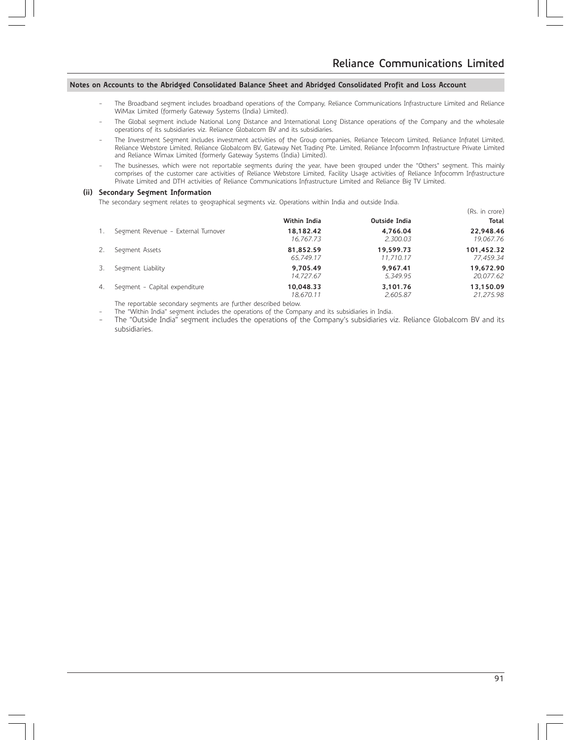## Notes on Accounts to the Abridged Consolidated Balance Sheet and Abridged Consolidated Profit and Loss Account

- The Broadband segment includes broadband operations of the Company, Reliance Communications Infrastructure Limited and Reliance WiMax Limited (formerly Gateway Systems (India) Limited).
- The Global segment include National Long Distance and International Long Distance operations of the Company and the wholesale operations of its subsidiaries viz. Reliance Globalcom BV and its subsidiaries.
- The Investment Segment includes investment activities of the Group companies, Reliance Telecom Limited, Reliance Infratel Limited, Reliance Webstore Limited, Reliance Globalcom BV, Gateway Net Trading Pte. Limited, Reliance Infocomm Infrastructure Private Limited and Reliance Wimax Limited (formerly Gateway Systems (India) Limited).
- The businesses, which were not reportable segments during the year, have been grouped under the "Others" segment. This mainly comprises of the customer care activities of Reliance Webstore Limited, Facility Usage activities of Reliance Infocomm Infrastructure Private Limited and DTH activities of Reliance Communications Infrastructure Limited and Reliance Big TV Limited.

### (ii) Secondary Segment Information

The secondary segment relates to geographical segments viz. Operations within India and outside India.

(Rs. in crore)

| | | Within India | Outside India | Total |
|---|---|---|---|---|
| 1. | Segment Revenue - External Turnover | **18,182.42** | **4,766.04** | **22,948.46** |
| | | *16,767.73* | *2,300.03* | *19,067.76* |
| 2. | Segment Assets | **81,852.59** | **19,599.73** | **101,452.32** |
| | | *65,749.17* | *11,710.17* | *77,459.34* |
| 3. | Segment Liability | **9,705.49** | **9,967.41** | **19,672.90** |
| | | *14,727.67* | *5,349.95* | *20,077.62* |
| 4. | Segment - Capital expenditure | **10,048.33** | **3,101.76** | **13,150.09** |
| | | *18,670.11* | *2,605.87* | *21,275.98* |

The reportable secondary segments are further described below.

- The "Within India" segment includes the operations of the Company and its subsidiaries in India.
- The "Outside India" segment includes the operations of the Company's subsidiaries viz. Reliance Globalcom BV and its subsidiaries.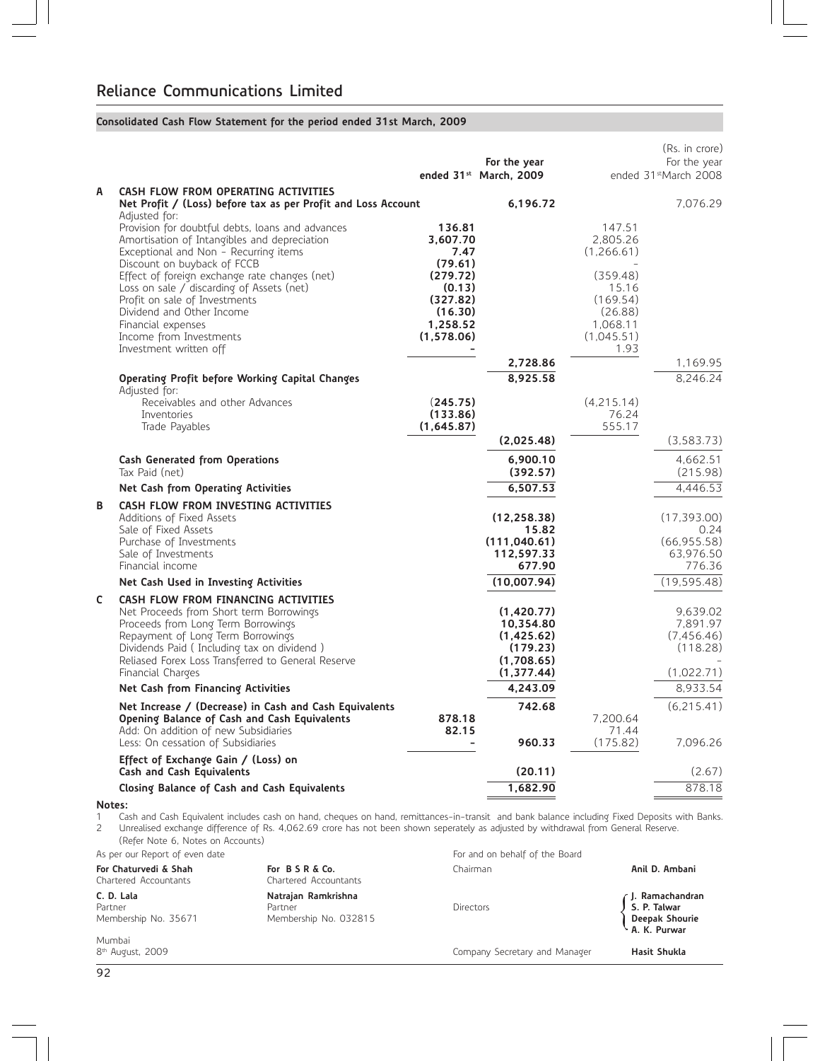# Reliance Communications Limited

## Consolidated Cash Flow Statement for the period ended 31st March, 2009

(Rs. in crore)

| | | | For the year ended 31st March, 2009 | | For the year ended 31st March 2008 |
|---|---|---|---|---|---|
| **A** | **CASH FLOW FROM OPERATING ACTIVITIES** | | | | |
| | **Net Profit / (Loss) before tax as per Profit and Loss Account** | | **6,196.72** | | 7,076.29 |
| | Adjusted for: | | | | |
| | Provision for doubtful debts, loans and advances | **136.81** | | 147.51 | |
| | Amortisation of Intangibles and depreciation | **3,607.70** | | 2,805.26 | |
| | Exceptional and Non - Recurring items | **7.47** | | (1,266.61) | |
| | Discount on buyback of FCCB | **(79.61)** | | - | |
| | Effect of foreign exchange rate changes (net) | **(279.72)** | | (359.48) | |
| | Loss on sale / discarding of Assets (net) | **(0.13)** | | 15.16 | |
| | Profit on sale of Investments | **(327.82)** | | (169.54) | |
| | Dividend and Other Income | **(16.30)** | | (26.88) | |
| | Financial expenses | **1,258.52** | | 1,068.11 | |
| | Income from Investments | **(1,578.06)** | | (1,045.51) | |
| | Investment written off | **-** | | 1.93 | |
| | | | **2,728.86** | | 1,169.95 |
| | **Operating Profit before Working Capital Changes** | | **8,925.58** | | 8,246.24 |
| | Adjusted for: | | | | |
| | Receivables and other Advances | **(245.75)** | | (4,215.14) | |
| | Inventories | **(133.86)** | | 76.24 | |
| | Trade Payables | **(1,645.87)** | | 555.17 | |
| | | | **(2,025.48)** | | (3,583.73) |
| | **Cash Generated from Operations** | | **6,900.10** | | 4,662.51 |
| | Tax Paid (net) | | **(392.57)** | | (215.98) |
| | **Net Cash from Operating Activities** | | **6,507.53** | | 4,446.53 |
| **B** | **CASH FLOW FROM INVESTING ACTIVITIES** | | | | |
| | Additions of Fixed Assets | | **(12,258.38)** | | (17,393.00) |
| | Sale of Fixed Assets | | **15.82** | | 0.24 |
| | Purchase of Investments | | **(111,040.61)** | | (66,955.58) |
| | Sale of Investments | | **112,597.33** | | 63,976.50 |
| | Financial income | | **677.90** | | 776.36 |
| | **Net Cash Used in Investing Activities** | | **(10,007.94)** | | (19,595.48) |
| **C** | **CASH FLOW FROM FINANCING ACTIVITIES** | | | | |
| | Net Proceeds from Short term Borrowings | | **(1,420.77)** | | 9,639.02 |
| | Proceeds from Long Term Borrowings | | **10,354.80** | | 7,891.97 |
| | Repayment of Long Term Borrowings | | **(1,425.62)** | | (7,456.46) |
| | Dividends Paid ( Including tax on dividend ) | | **(179.23)** | | (118.28) |
| | Reliased Forex Loss Transferred to General Reserve | | **(1,708.65)** | | - |
| | Financial Charges | | **(1,377.44)** | | (1,022.71) |
| | **Net Cash from Financing Activities** | | **4,243.09** | | 8,933.54 |
| | **Net Increase / (Decrease) in Cash and Cash Equivalents** | | **742.68** | | (6,215.41) |
| | **Opening Balance of Cash and Cash Equivalents** | **878.18** | | 7,200.64 | |
| | Add: On addition of new Subsidiaries | **82.15** | | 71.44 | |
| | Less: On cessation of Subsidiaries | **-** | **960.33** | (175.82) | 7,096.26 |
| | **Effect of Exchange Gain / (Loss) on Cash and Cash Equivalents** | | **(20.11)** | | (2.67) |
| | **Closing Balance of Cash and Cash Equivalents** | | **1,682.90** | | 878.18 |

**Notes:**

1 Cash and Cash Equivalent includes cash on hand, cheques on hand, remittances-in-transit and bank balance including Fixed Deposits with Banks.

2 Unrealised exchange difference of Rs. 4,062.69 crore has not been shown seperately as adjusted by withdrawal from General Reserve. (Refer Note 6, Notes on Accounts)

As per our Report of even date

| | | For and on behalf of the Board | |
|---|---|---|---|
| **For Chaturvedi & Shah**<br>Chartered Accountants | **For B S R & Co.**<br>Chartered Accountants | Chairman | **Anil D. Ambani** |
| **C. D. Lala**<br>Partner<br>Membership No. 35671 | **Natrajan Ramkrishna**<br>Partner<br>Membership No. 032815 | Directors | **J. Ramachandran**<br>**S. P. Talwar**<br>**Deepak Shourie**<br>**A. K. Purwar** |
| Mumbai<br>8th August, 2009 | | Company Secretary and Manager | **Hasit Shukla** |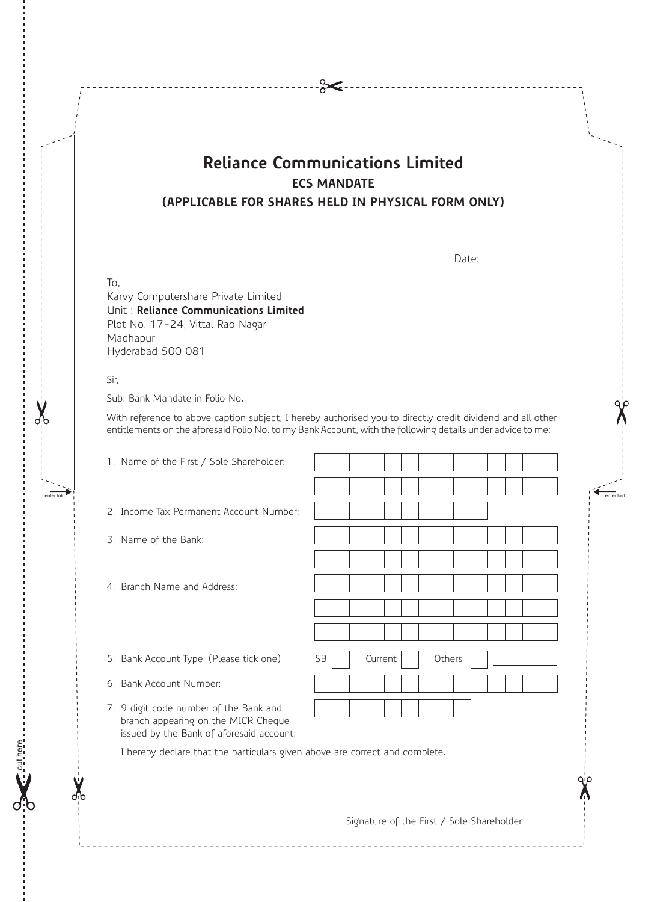# Reliance Communications Limited

## ECS MANDATE

## (APPLICABLE FOR SHARES HELD IN PHYSICAL FORM ONLY)

Date:

To,
Karvy Computershare Private Limited
Unit : **Reliance Communications Limited**
Plot No. 17-24, Vittal Rao Nagar
Madhapur
Hyderabad 500 081

Sir,

Sub: Bank Mandate in Folio No. ______________________

With reference to above caption subject, I hereby authorised you to directly credit dividend and all other entitlements on the aforesaid Folio No. to my Bank Account, with the following details under advice to me:

1. Name of the First / Sole Shareholder:
2. Income Tax Permanent Account Number:
3. Name of the Bank:
4. Branch Name and Address:
5. Bank Account Type: (Please tick one) SB ☐ Current ☐ Others ☐ __________
6. Bank Account Number:
7. 9 digit code number of the Bank and branch appearing on the MICR Cheque issued by the Bank of aforesaid account:

I hereby declare that the particulars given above are correct and complete.

______________________________
Signature of the First / Sole Shareholder

center fold

cut here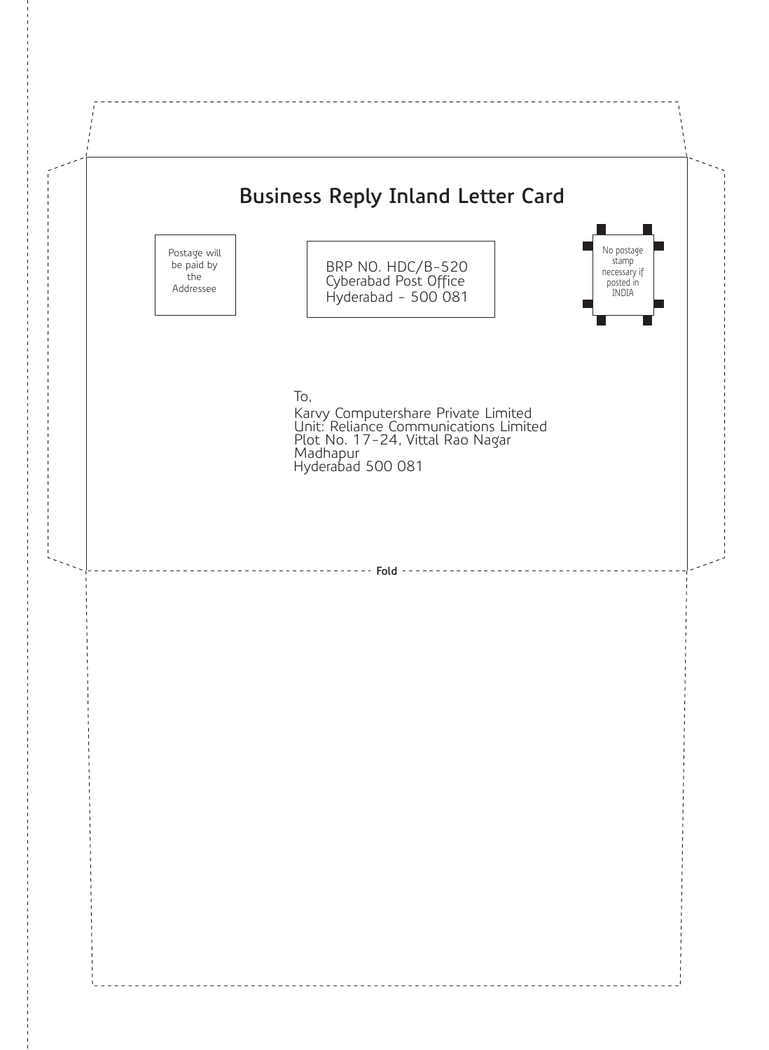# Business Reply Inland Letter Card

Postage will be paid by the Addressee

BRP NO. HDC/B-520
Cyberabad Post Office
Hyderabad - 500 081

No postage stamp necessary if posted in INDIA

To,
Karvy Computershare Private Limited
Unit: Reliance Communications Limited
Plot No. 17-24, Vittal Rao Nagar
Madhapur
Hyderabad 500 081

Fold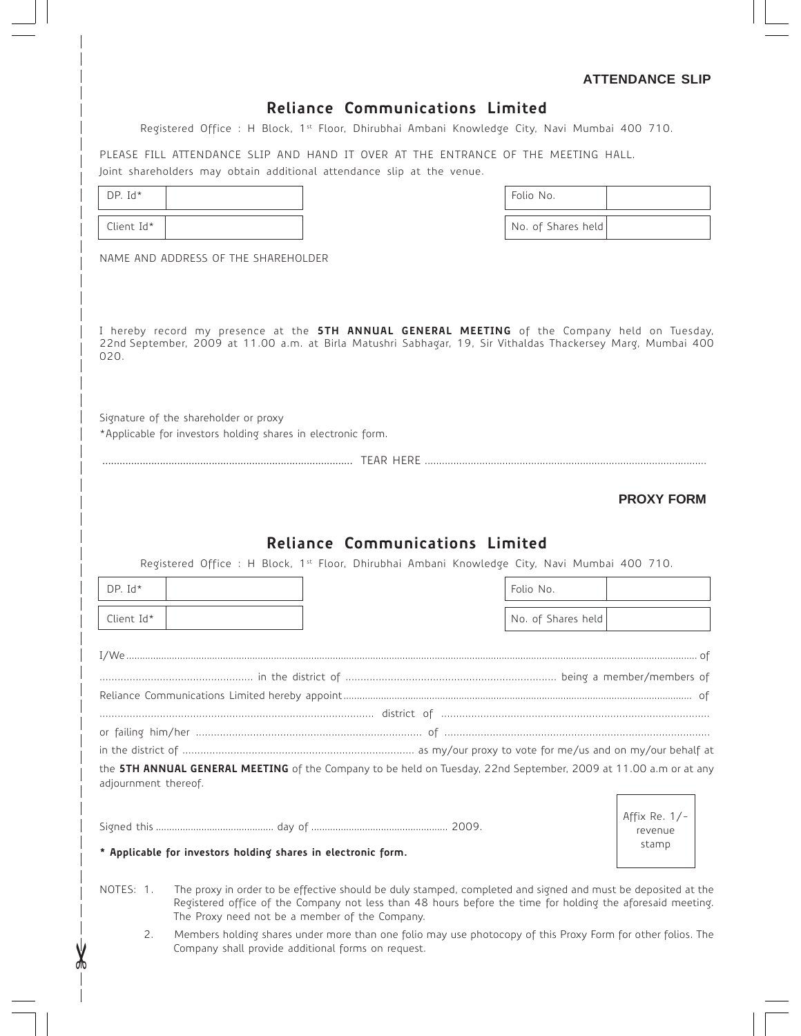**ATTENDANCE SLIP**

## Reliance Communications Limited

Registered Office : H Block, 1st Floor, Dhirubhai Ambani Knowledge City, Navi Mumbai 400 710.

PLEASE FILL ATTENDANCE SLIP AND HAND IT OVER AT THE ENTRANCE OF THE MEETING HALL.

Joint shareholders may obtain additional attendance slip at the venue.

| | | | | |
|---|---|---|---|---|
| DP. Id* | | | Folio No. | |
| Client Id* | | | No. of Shares held | |

NAME AND ADDRESS OF THE SHAREHOLDER

I hereby record my presence at the **5TH ANNUAL GENERAL MEETING** of the Company held on Tuesday, 22nd September, 2009 at 11.00 a.m. at Birla Matushri Sabhagar, 19, Sir Vithaldas Thackersey Marg, Mumbai 400 020.

Signature of the shareholder or proxy

*Applicable for investors holding shares in electronic form.

........................................................................................ TEAR HERE ........................................................................................

**PROXY FORM**

## Reliance Communications Limited

Registered Office : H Block, 1st Floor, Dhirubhai Ambani Knowledge City, Navi Mumbai 400 710.

| | | | | |
|---|---|---|---|---|
| DP. Id* | | | Folio No. | |
| Client Id* | | | No. of Shares held | |

I/We.............................................................................................................................................................. of

.................................................. in the district of ..................................................................... being a member/members of

Reliance Communications Limited hereby appoint.............................................................................................................. of

.......................................................................................... district of ..........................................................................................

or failing him/her .......................................................................... of ..........................................................................................

in the district of ............................................................................ as my/our proxy to vote for me/us and on my/our behalf at

the **5TH ANNUAL GENERAL MEETING** of the Company to be held on Tuesday, 22nd September, 2009 at 11.00 a.m or at any adjournment thereof.

Signed this ........................................... day of .................................................. 2009.

Affix Re. 1/- revenue stamp

**\* Applicable for investors holding shares in electronic form.**

NOTES:

1. The proxy in order to be effective should be duly stamped, completed and signed and must be deposited at the Registered office of the Company not less than 48 hours before the time for holding the aforesaid meeting. The Proxy need not be a member of the Company.
2. Members holding shares under more than one folio may use photocopy of this Proxy Form for other folios. The Company shall provide additional forms on request.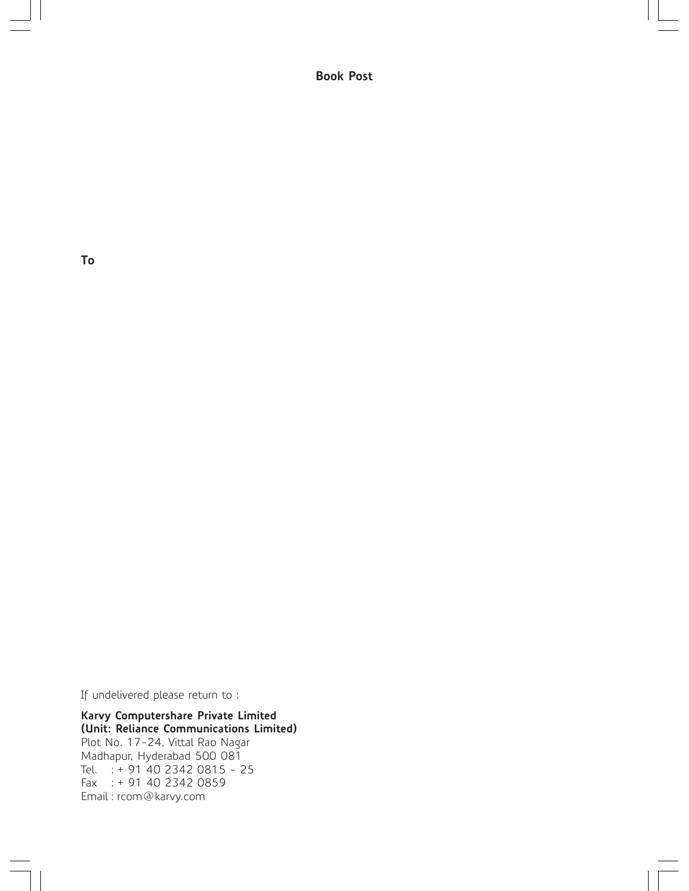**Book Post**

**To**

If undelivered please return to :

**Karvy Computershare Private Limited**
**(Unit: Reliance Communications Limited)**
Plot No. 17-24, Vittal Rao Nagar
Madhapur, Hyderabad 500 081
Tel. : + 91 40 2342 0815 - 25
Fax : + 91 40 2342 0859
Email : rcom@karvy.com